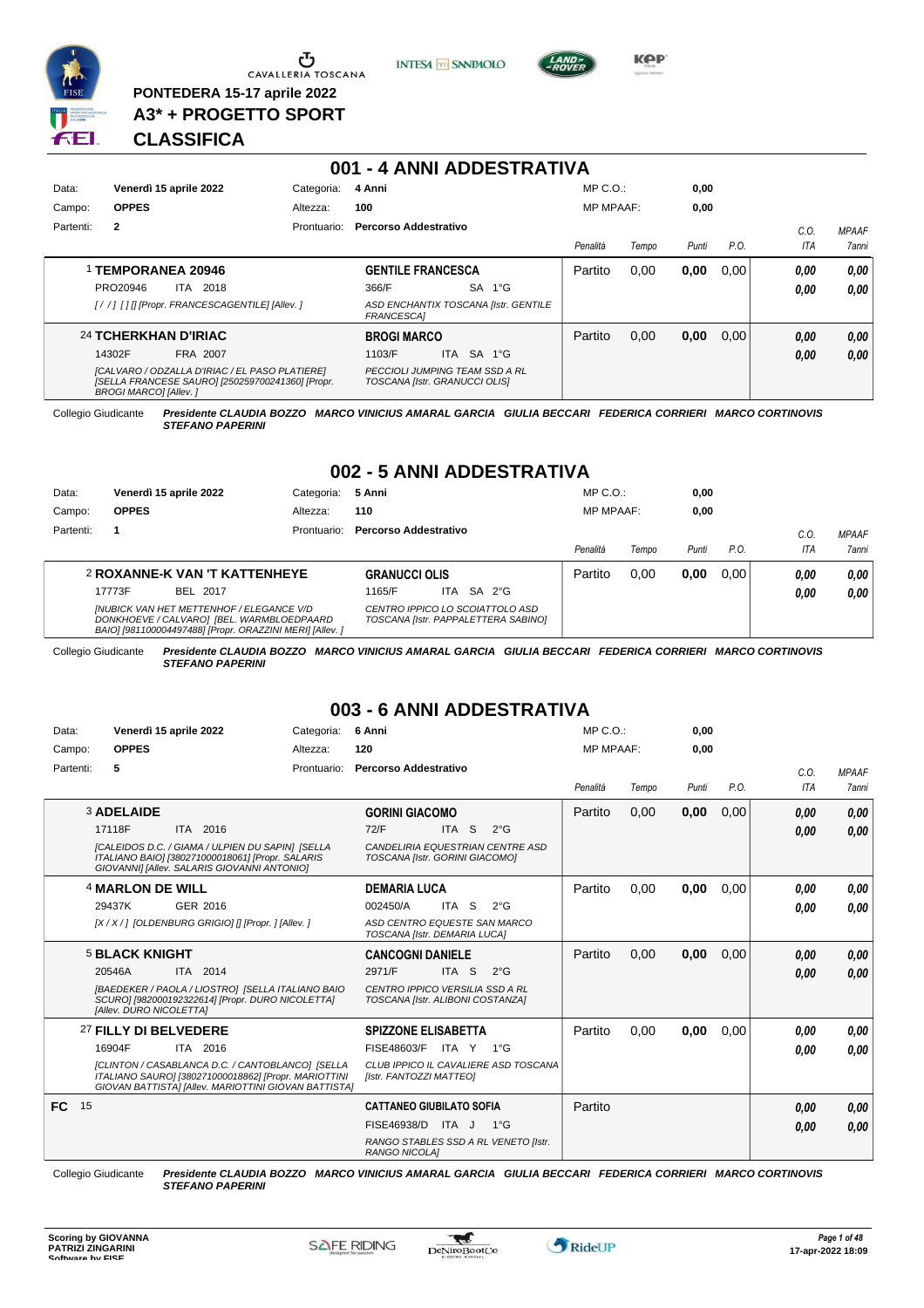PONTEDERA 15-17 aprile 2022

**A3* + PROGETTO SPORT**

**CLASSIFICA**

## 001 - 4 ANNI ADDESTRATIVA

Data: **Venerdì 15 aprile 2022** Categoria: **4 Anni** MP C.O.: **0,00**
Campo: **OPPES** Altezza: **100** MP MPAAF: **0,00**
Partenti: **2** Prontuario: **Percorso Addestrativo**

| | Cavallo | Cavaliere | Penalità | Tempo | Punti | P.O. | C.O. ITA | MPAAF 7anni |
|---|---|---|---|---|---|---|---|---|
| | 1 **TEMPORANEA 20946**<br>PRO20946 ITA 2018<br>*[ / / ] [ ] [] [Propr. FRANCESCAGENTILE] [Allev. ]* | **GENTILE FRANCESCA**<br>366/F SA 1°G<br>*ASD ENCHANTIX TOSCANA [Istr. GENTILE FRANCESCA]* | Partito | 0,00 | **0,00** | 0,00 | ***0,00***<br>***0,00*** | ***0,00***<br>***0,00*** |
| | 24 **TCHERKHAN D'IRIAC**<br>14302F FRA 2007<br>*[CALVARO / ODZALLA D'IRIAC / EL PASO PLATIERE] [SELLA FRANCESE SAURO] [250259700241360] [Propr. BROGI MARCO] [Allev. ]* | **BROGI MARCO**<br>1103/F ITA SA 1°G<br>*PECCIOLI JUMPING TEAM SSD A RL TOSCANA [Istr. GRANUCCI OLIS]* | Partito | 0,00 | **0,00** | 0,00 | ***0,00***<br>***0,00*** | ***0,00***<br>***0,00*** |

Collegio Giudicante ***Presidente CLAUDIA BOZZO MARCO VINICIUS AMARAL GARCIA GIULIA BECCARI FEDERICA CORRIERI MARCO CORTINOVIS STEFANO PAPERINI***

## 002 - 5 ANNI ADDESTRATIVA

Data: **Venerdì 15 aprile 2022** Categoria: **5 Anni** MP C.O.: **0,00**
Campo: **OPPES** Altezza: **110** MP MPAAF: **0,00**
Partenti: **1** Prontuario: **Percorso Addestrativo**

| | Cavallo | Cavaliere | Penalità | Tempo | Punti | P.O. | C.O. ITA | MPAAF 7anni |
|---|---|---|---|---|---|---|---|---|
| | 2 **ROXANNE-K VAN 'T KATTENHEYE**<br>17773F BEL 2017<br>*[NUBICK VAN HET METTENHOF / ELEGANCE V/D DONKHOEVE / CALVARO] [BEL. WARMBLOEDPAARD BAIO] [981100004497488] [Propr. ORAZZINI MERI] [Allev. ]* | **GRANUCCI OLIS**<br>1165/F ITA SA 2°G<br>*CENTRO IPPICO LO SCOIATTOLO ASD TOSCANA [Istr. PAPPALETTERA SABINO]* | Partito | 0,00 | **0,00** | 0,00 | ***0,00***<br>***0,00*** | ***0,00***<br>***0,00*** |

Collegio Giudicante ***Presidente CLAUDIA BOZZO MARCO VINICIUS AMARAL GARCIA GIULIA BECCARI FEDERICA CORRIERI MARCO CORTINOVIS STEFANO PAPERINI***

## 003 - 6 ANNI ADDESTRATIVA

Data: **Venerdì 15 aprile 2022** Categoria: **6 Anni** MP C.O.: **0,00**
Campo: **OPPES** Altezza: **120** MP MPAAF: **0,00**
Partenti: **5** Prontuario: **Percorso Addestrativo**

| | Cavallo | Cavaliere | Penalità | Tempo | Punti | P.O. | C.O. ITA | MPAAF 7anni |
|---|---|---|---|---|---|---|---|---|
| | 3 **ADELAIDE**<br>17118F ITA 2016<br>*[CALEIDOS D.C. / GIAMA / ULPIEN DU SAPIN] [SELLA ITALIANO BAIO] [380271000018061] [Propr. SALARIS GIOVANNI] [Allev. SALARIS GIOVANNI ANTONIO]* | **GORINI GIACOMO**<br>72/F ITA S 2°G<br>*CANDELIRIA EQUESTRIAN CENTRE ASD TOSCANA [Istr. GORINI GIACOMO]* | Partito | 0,00 | **0,00** | 0,00 | ***0,00***<br>***0,00*** | ***0,00***<br>***0,00*** |
| | 4 **MARLON DE WILL**<br>29437K GER 2016<br>*[X / X / ] [OLDENBURG GRIGIO] [] [Propr. ] [Allev. ]* | **DEMARIA LUCA**<br>002450/A ITA S 2°G<br>*ASD CENTRO EQUESTE SAN MARCO TOSCANA [Istr. DEMARIA LUCA]* | Partito | 0,00 | **0,00** | 0,00 | ***0,00***<br>***0,00*** | ***0,00***<br>***0,00*** |
| | 5 **BLACK KNIGHT**<br>20546A ITA 2014<br>*[BAEDEKER / PAOLA / LIOSTRO] [SELLA ITALIANO BAIO SCURO] [982000192322614] [Propr. DURO NICOLETTA] [Allev. DURO NICOLETTA]* | **CANCOGNI DANIELE**<br>2971/F ITA S 2°G<br>*CENTRO IPPICO VERSILIA SSD A RL TOSCANA [Istr. ALIBONI COSTANZA]* | Partito | 0,00 | **0,00** | 0,00 | ***0,00***<br>***0,00*** | ***0,00***<br>***0,00*** |
| | 27 **FILLY DI BELVEDERE**<br>16904F ITA 2016<br>*[CLINTON / CASABLANCA D.C. / CANTOBLANCO] [SELLA ITALIANO SAURO] [380271000018862] [Propr. MARIOTTINI GIOVAN BATTISTA] [Allev. MARIOTTINI GIOVAN BATTISTA]* | **SPIZZONE ELISABETTA**<br>FISE48603/F ITA Y 1°G<br>*CLUB IPPICO IL CAVALIERE ASD TOSCANA [Istr. FANTOZZI MATTEO]* | Partito | 0,00 | **0,00** | 0,00 | ***0,00***<br>***0,00*** | ***0,00***<br>***0,00*** |
| **FC** | 15 | **CATTANEO GIUBILATO SOFIA**<br>FISE46938/D ITA J 1°G<br>*RANGO STABLES SSD A RL VENETO [Istr. RANGO NICOLA]* | Partito | | | | ***0,00***<br>***0,00*** | ***0,00***<br>***0,00*** |

Collegio Giudicante ***Presidente CLAUDIA BOZZO MARCO VINICIUS AMARAL GARCIA GIULIA BECCARI FEDERICA CORRIERI MARCO CORTINOVIS STEFANO PAPERINI***

**Scoring by GIOVANNA PATRIZI ZINGARINI**
**17-apr-2022 18:09**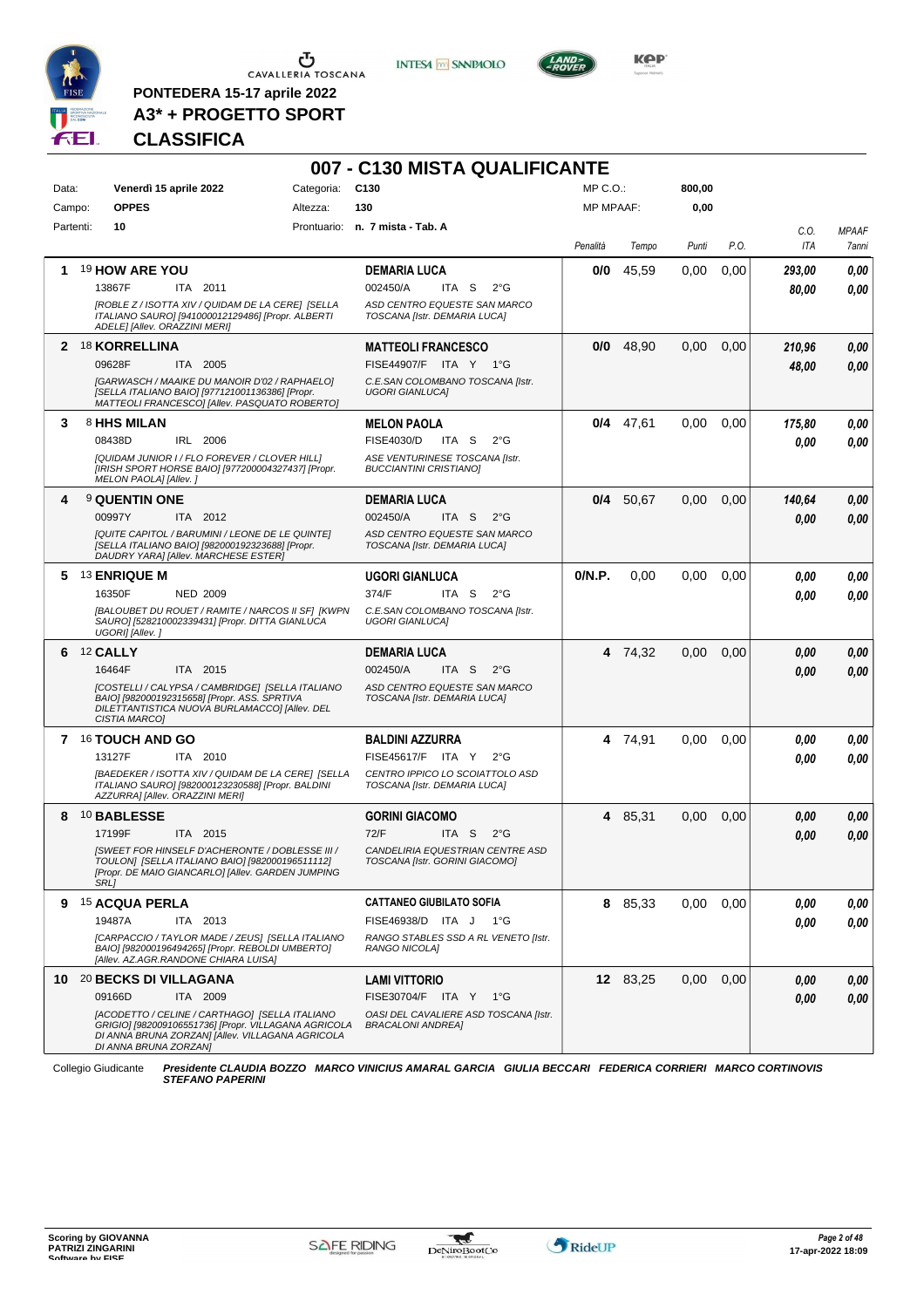PONTEDERA 15-17 aprile 2022

**A3* + PROGETTO SPORT**

**CLASSIFICA**

# 007 - C130 MISTA QUALIFICANTE

| | | | | | |
|---|---|---|---|---|---|
| Data: | **Venerdì 15 aprile 2022** | Categoria: | **C130** | MP C.O.: | **800,00** |
| Campo: | **OPPES** | Altezza: | **130** | MP MPAAF: | **0,00** |
| Partenti: | **10** | Prontuario: | **n. 7 mista - Tab. A** | | |

| | Cavallo | Cavaliere | Penalità | Tempo | Punti | P.O. | C.O. ITA | MPAAF 7anni |
|---|---|---|---|---|---|---|---|---|
| **1** | 19 **HOW ARE YOU** 13867F ITA 2011 *[ROBLE Z / ISOTTA XIV / QUIDAM DE LA CERE] [SELLA ITALIANO SAURO] [941000012129486] [Propr. ALBERTI ADELE] [Allev. ORAZZINI MERI]* | **DEMARIA LUCA** 002450/A ITA S 2°G *ASD CENTRO EQUESTE SAN MARCO TOSCANA [Istr. DEMARIA LUCA]* | **0/0** | 45,59 | 0,00 | 0,00 | ***293,00*** ***80,00*** | ***0,00*** ***0,00*** |
| **2** | 18 **KORRELLINA** 09628F ITA 2005 *[GARWASCH / MAAIKE DU MANOIR D'02 / RAPHAELO] [SELLA ITALIANO BAIO] [977121001136386] [Propr. MATTEOLI FRANCESCO] [Allev. PASQUATO ROBERTO]* | **MATTEOLI FRANCESCO** FISE44907/F ITA Y 1°G *C.E.SAN COLOMBANO TOSCANA [Istr. UGORI GIANLUCA]* | **0/0** | 48,90 | 0,00 | 0,00 | ***210,96*** ***48,00*** | ***0,00*** ***0,00*** |
| **3** | 8 **HHS MILAN** 08438D IRL 2006 *[QUIDAM JUNIOR I / FLO FOREVER / CLOVER HILL] [IRISH SPORT HORSE BAIO] [977200004327437] [Propr. MELON PAOLA] [Allev. ]* | **MELON PAOLA** FISE4030/D ITA S 2°G *ASE VENTURINESE TOSCANA [Istr. BUCCIANTINI CRISTIANO]* | **0/4** | 47,61 | 0,00 | 0,00 | ***175,80*** ***0,00*** | ***0,00*** ***0,00*** |
| **4** | 9 **QUENTIN ONE** 00997Y ITA 2012 *[QUITE CAPITOL / BARUMINI / LEONE DE LE QUINTE] [SELLA ITALIANO BAIO] [982000192323688] [Propr. DAUDRY YARA] [Allev. MARCHESE ESTER]* | **DEMARIA LUCA** 002450/A ITA S 2°G *ASD CENTRO EQUESTE SAN MARCO TOSCANA [Istr. DEMARIA LUCA]* | **0/4** | 50,67 | 0,00 | 0,00 | ***140,64*** ***0,00*** | ***0,00*** ***0,00*** |
| **5** | 13 **ENRIQUE M** 16350F NED 2009 *[BALOUBET DU ROUET / RAMITE / NARCOS II SF] [KWPN SAURO] [528210002339431] [Propr. DITTA GIANLUCA UGORI] [Allev. ]* | **UGORI GIANLUCA** 374/F ITA S 2°G *C.E.SAN COLOMBANO TOSCANA [Istr. UGORI GIANLUCA]* | **0/N.P.** | 0,00 | 0,00 | 0,00 | ***0,00*** ***0,00*** | ***0,00*** ***0,00*** |
| **6** | 12 **CALLY** 16464F ITA 2015 *[COSTELLI / CALYPSA / CAMBRIDGE] [SELLA ITALIANO BAIO] [982000192315658] [Propr. ASS. SPRTIVA DILETTANTISTICA NUOVA BURLAMACCO] [Allev. DEL CISTIA MARCO]* | **DEMARIA LUCA** 002450/A ITA S 2°G *ASD CENTRO EQUESTE SAN MARCO TOSCANA [Istr. DEMARIA LUCA]* | **4** | 74,32 | 0,00 | 0,00 | ***0,00*** ***0,00*** | ***0,00*** ***0,00*** |
| **7** | 16 **TOUCH AND GO** 13127F ITA 2010 *[BAEDEKER / ISOTTA XIV / QUIDAM DE LA CERE] [SELLA ITALIANO SAURO] [982000123230588] [Propr. BALDINI AZZURRA] [Allev. ORAZZINI MERI]* | **BALDINI AZZURRA** FISE45617/F ITA Y 2°G *CENTRO IPPICO LO SCOIATTOLO ASD TOSCANA [Istr. DEMARIA LUCA]* | **4** | 74,91 | 0,00 | 0,00 | ***0,00*** ***0,00*** | ***0,00*** ***0,00*** |
| **8** | 10 **BABLESSE** 17199F ITA 2015 *[SWEET FOR HINSELF D'ACHERONTE / DOBLESSE III / TOULON] [SELLA ITALIANO BAIO] [982000196511112] [Propr. DE MAIO GIANCARLO] [Allev. GARDEN JUMPING SRL]* | **GORINI GIACOMO** 72/F ITA S 2°G *CANDELIRIA EQUESTRIAN CENTRE ASD TOSCANA [Istr. GORINI GIACOMO]* | **4** | 85,31 | 0,00 | 0,00 | ***0,00*** ***0,00*** | ***0,00*** ***0,00*** |
| **9** | 15 **ACQUA PERLA** 19487A ITA 2013 *[CARPACCIO / TAYLOR MADE / ZEUS] [SELLA ITALIANO BAIO] [982000196494265] [Propr. REBOLDI UMBERTO] [Allev. AZ.AGR.RANDONE CHIARA LUISA]* | **CATTANEO GIUBILATO SOFIA** FISE46938/D ITA J 1°G *RANGO STABLES SSD A RL VENETO [Istr. RANGO NICOLA]* | **8** | 85,33 | 0,00 | 0,00 | ***0,00*** ***0,00*** | ***0,00*** ***0,00*** |
| **10** | 20 **BECKS DI VILLAGANA** 09166D ITA 2009 *[ACODETTO / CELINE / CARTHAGO] [SELLA ITALIANO GRIGIO] [982009106551736] [Propr. VILLAGANA AGRICOLA DI ANNA BRUNA ZORZAN] [Allev. VILLAGANA AGRICOLA DI ANNA BRUNA ZORZAN]* | **LAMI VITTORIO** FISE30704/F ITA Y 1°G *OASI DEL CAVALIERE ASD TOSCANA [Istr. BRACALONI ANDREA]* | **12** | 83,25 | 0,00 | 0,00 | ***0,00*** ***0,00*** | ***0,00*** ***0,00*** |

Collegio Giudicante ***Presidente CLAUDIA BOZZO MARCO VINICIUS AMARAL GARCIA GIULIA BECCARI FEDERICA CORRIERI MARCO CORTINOVIS STEFANO PAPERINI***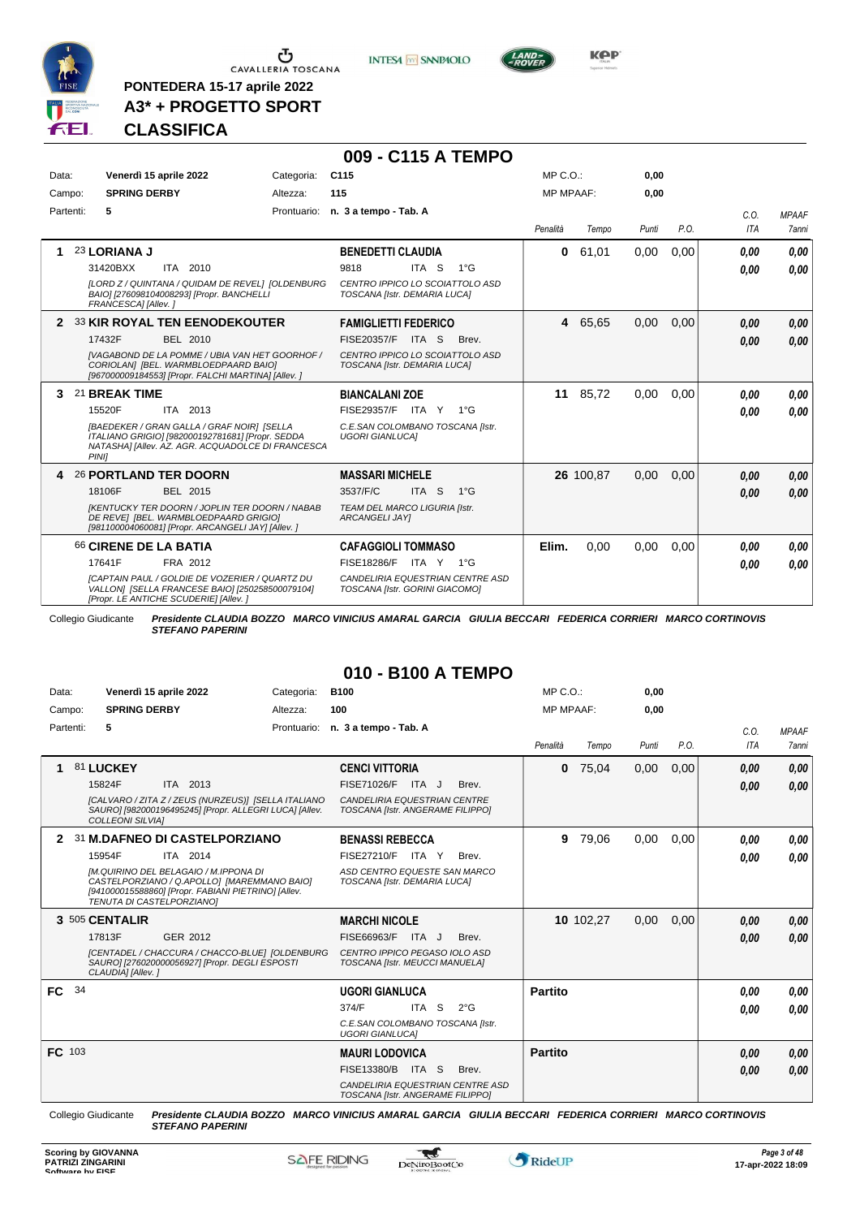CAVALLERIA TOSCANA

**PONTEDERA 15-17 aprile 2022**

**A3* + PROGETTO SPORT**

**CLASSIFICA**

## 009 - C115 A TEMPO

| | | | | | | | |
|---|---|---|---|---|---|---|---|
| Data: | **Venerdì 15 aprile 2022** | Categoria: | **C115** | MP C.O.: | **0,00** | | |
| Campo: | **SPRING DERBY** | Altezza: | **115** | MP MPAAF: | **0,00** | | |
| Partenti: | **5** | Prontuario: | **n. 3 a tempo - Tab. A** | | | | |

| Pos. | Cavallo | Cavaliere | Penalità | Tempo | Punti | P.O. | C.O. ITA | MPAAF 7anni |
|---|---|---|---|---|---|---|---|---|
| **1** | 23 **LORIANA J**<br>31420BXX ITA 2010<br>*[LORD Z / QUINTANA / QUIDAM DE REVEL] [OLDENBURG BAIO] [276098104008293] [Propr. BANCHELLI FRANCESCA] [Allev. ]* | **BENEDETTI CLAUDIA**<br>9818 ITA S 1°G<br>*CENTRO IPPICO LO SCOIATTOLO ASD TOSCANA [Istr. DEMARIA LUCA]* | **0** | 61,01 | 0,00 | 0,00 | ***0,00***<br>***0,00*** | ***0,00***<br>***0,00*** |
| **2** | 33 **KIR ROYAL TEN EENODEKOUTER**<br>17432F BEL 2010<br>*[VAGABOND DE LA POMME / UBIA VAN HET GOORHOF / CORIOLAN] [BEL. WARMBLOEDPAARD BAIO] [967000009184553] [Propr. FALCHI MARTINA] [Allev. ]* | **FAMIGLIETTI FEDERICO**<br>FISE20357/F ITA S Brev.<br>*CENTRO IPPICO LO SCOIATTOLO ASD TOSCANA [Istr. DEMARIA LUCA]* | **4** | 65,65 | 0,00 | 0,00 | ***0,00***<br>***0,00*** | ***0,00***<br>***0,00*** |
| **3** | 21 **BREAK TIME**<br>15520F ITA 2013<br>*[BAEDEKER / GRAN GALLA / GRAF NOIR] [SELLA ITALIANO GRIGIO] [982000192781681] [Propr. SEDDA NATASHA] [Allev. AZ. AGR. ACQUADOLCE DI FRANCESCA PINI]* | **BIANCALANI ZOE**<br>FISE29357/F ITA Y 1°G<br>*C.E.SAN COLOMBANO TOSCANA [Istr. UGORI GIANLUCA]* | **11** | 85,72 | 0,00 | 0,00 | ***0,00***<br>***0,00*** | ***0,00***<br>***0,00*** |
| **4** | 26 **PORTLAND TER DOORN**<br>18106F BEL 2015<br>*[KENTUCKY TER DOORN / JOPLIN TER DOORN / NABAB DE REVE] [BEL. WARMBLOEDPAARD GRIGIO] [981100004060081] [Propr. ARCANGELI JAY] [Allev. ]* | **MASSARI MICHELE**<br>3537/F/C ITA S 1°G<br>*TEAM DEL MARCO LIGURIA [Istr. ARCANGELI JAY]* | **26** | 100,87 | 0,00 | 0,00 | ***0,00***<br>***0,00*** | ***0,00***<br>***0,00*** |
| | 66 **CIRENE DE LA BATIA**<br>17641F FRA 2012<br>*[CAPTAIN PAUL / GOLDIE DE VOZERIER / QUARTZ DU VALLON] [SELLA FRANCESE BAIO] [250258500079104] [Propr. LE ANTICHE SCUDERIE] [Allev. ]* | **CAFAGGIOLI TOMMASO**<br>FISE18286/F ITA Y 1°G<br>*CANDELIRIA EQUESTRIAN CENTRE ASD TOSCANA [Istr. GORINI GIACOMO]* | **Elim.** | 0,00 | 0,00 | 0,00 | ***0,00***<br>***0,00*** | ***0,00***<br>***0,00*** |

Collegio Giudicante *Presidente CLAUDIA BOZZO MARCO VINICIUS AMARAL GARCIA GIULIA BECCARI FEDERICA CORRIERI MARCO CORTINOVIS STEFANO PAPERINI*

## 010 - B100 A TEMPO

| | | | | | | | |
|---|---|---|---|---|---|---|---|
| Data: | **Venerdì 15 aprile 2022** | Categoria: | **B100** | MP C.O.: | **0,00** | | |
| Campo: | **SPRING DERBY** | Altezza: | **100** | MP MPAAF: | **0,00** | | |
| Partenti: | **5** | Prontuario: | **n. 3 a tempo - Tab. A** | | | | |

| Pos. | Cavallo | Cavaliere | Penalità | Tempo | Punti | P.O. | C.O. ITA | MPAAF 7anni |
|---|---|---|---|---|---|---|---|---|
| **1** | 81 **LUCKEY**<br>15824F ITA 2013<br>*[CALVARO / ZITA Z / ZEUS (NURZEUS)] [SELLA ITALIANO SAURO] [982000196495245] [Propr. ALLEGRI LUCA] [Allev. COLLEONI SILVIA]* | **CENCI VITTORIA**<br>FISE71026/F ITA J Brev.<br>*CANDELIRIA EQUESTRIAN CENTRE TOSCANA [Istr. ANGERAME FILIPPO]* | **0** | 75,04 | 0,00 | 0,00 | ***0,00***<br>***0,00*** | ***0,00***<br>***0,00*** |
| **2** | 31 **M.DAFNEO DI CASTELPORZIANO**<br>15954F ITA 2014<br>*[M.QUIRINO DEL BELAGAIO / M.IPPONA DI CASTELPORZIANO / Q.APOLLO] [MAREMMANO BAIO] [941000015588860] [Propr. FABIANI PIETRINO] [Allev. TENUTA DI CASTELPORZIANO]* | **BENASSI REBECCA**<br>FISE27210/F ITA Y Brev.<br>*ASD CENTRO EQUESTE SAN MARCO TOSCANA [Istr. DEMARIA LUCA]* | **9** | 79,06 | 0,00 | 0,00 | ***0,00***<br>***0,00*** | ***0,00***<br>***0,00*** |
| **3** | 505 **CENTALIR**<br>17813F GER 2012<br>*[CENTADEL / CHACCURA / CHACCO-BLUE] [OLDENBURG SAURO] [276020000056927] [Propr. DEGLI ESPOSTI CLAUDIA] [Allev. ]* | **MARCHI NICOLE**<br>FISE66963/F ITA J Brev.<br>*CENTRO IPPICO PEGASO IOLO ASD TOSCANA [Istr. MEUCCI MANUELA]* | **10** | 102,27 | 0,00 | 0,00 | ***0,00***<br>***0,00*** | ***0,00***<br>***0,00*** |
| **FC** | 34 | **UGORI GIANLUCA**<br>374/F ITA S 2°G<br>*C.E.SAN COLOMBANO TOSCANA [Istr. UGORI GIANLUCA]* | **Partito** | | | | ***0,00***<br>***0,00*** | ***0,00***<br>***0,00*** |
| **FC** | 103 | **MAURI LODOVICA**<br>FISE13380/B ITA S Brev.<br>*CANDELIRIA EQUESTRIAN CENTRE ASD TOSCANA [Istr. ANGERAME FILIPPO]* | **Partito** | | | | ***0,00***<br>***0,00*** | ***0,00***<br>***0,00*** |

Collegio Giudicante *Presidente CLAUDIA BOZZO MARCO VINICIUS AMARAL GARCIA GIULIA BECCARI FEDERICA CORRIERI MARCO CORTINOVIS STEFANO PAPERINI*

**Scoring by GIOVANNA PATRIZI ZINGARINI Software by FISE**

*17-apr-2022 18:09*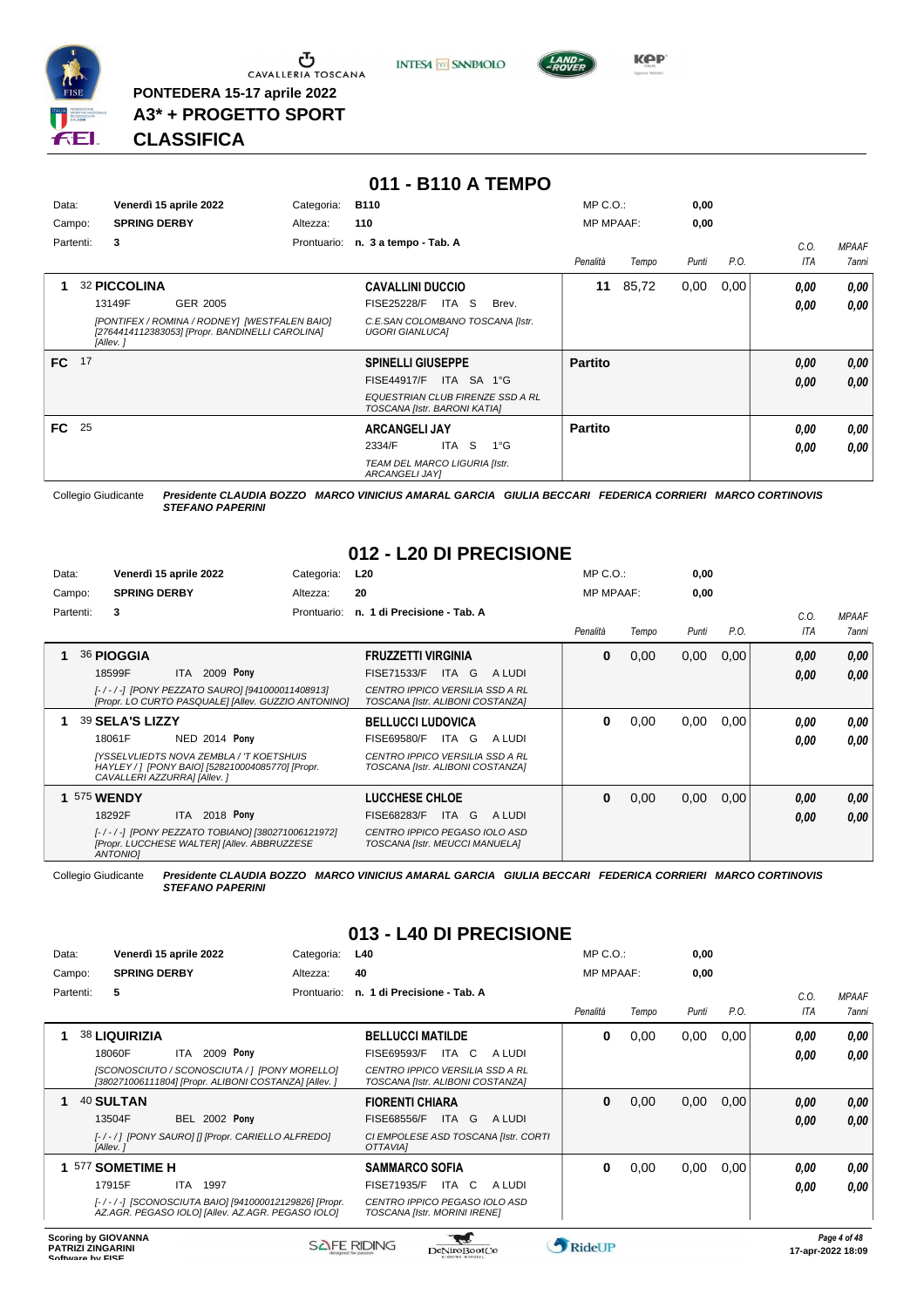PONTEDERA 15-17 aprile 2022

**A3* + PROGETTO SPORT**

**CLASSIFICA**

## 011 - B110 A TEMPO

| | | | | | |
|---|---|---|---|---|---|
| Data: | **Venerdì 15 aprile 2022** | Categoria: | **B110** | MP C.O.: | **0,00** |
| Campo: | **SPRING DERBY** | Altezza: | **110** | MP MPAAF: | **0,00** |
| Partenti: | **3** | Prontuario: | **n. 3 a tempo - Tab. A** | | |

| Cl. | N. | Cavallo | Cavaliere | Penalità | Tempo | Punti | P.O. | C.O. ITA | MPAAF 7anni |
|---|---|---|---|---|---|---|---|---|---|
| 1 | 32 | **PICCOLINA** 13149F GER 2005 *[PONTIFEX / ROMINA / RODNEY] [WESTFALEN BAIO] [276441412383053] [Propr. BANDINELLI CAROLINA] [Allev. ]* | **CAVALLINI DUCCIO** FISE25228/F ITA S Brev. *C.E.SAN COLOMBANO TOSCANA [Istr. UGORI GIANLUCA]* | 11 | 85,72 | 0,00 | 0,00 | 0,00 / 0,00 | 0,00 / 0,00 |
| FC | 17 | | **SPINELLI GIUSEPPE** FISE44917/F ITA SA 1°G *EQUESTRIAN CLUB FIRENZE SSD A RL TOSCANA [Istr. BARONI KATIA]* | Partito | | | | 0,00 / 0,00 | 0,00 / 0,00 |
| FC | 25 | | **ARCANGELI JAY** 2334/F ITA S 1°G *TEAM DEL MARCO LIGURIA [Istr. ARCANGELI JAY]* | Partito | | | | 0,00 / 0,00 | 0,00 / 0,00 |

Collegio Giudicante *Presidente CLAUDIA BOZZO MARCO VINICIUS AMARAL GARCIA GIULIA BECCARI FEDERICA CORRIERI MARCO CORTINOVIS STEFANO PAPERINI*

## 012 - L20 DI PRECISIONE

| | | | | | |
|---|---|---|---|---|---|
| Data: | **Venerdì 15 aprile 2022** | Categoria: | **L20** | MP C.O.: | **0,00** |
| Campo: | **SPRING DERBY** | Altezza: | **20** | MP MPAAF: | **0,00** |
| Partenti: | **3** | Prontuario: | **n. 1 di Precisione - Tab. A** | | |

| Cl. | N. | Cavallo | Cavaliere | Penalità | Tempo | Punti | P.O. | C.O. ITA | MPAAF 7anni |
|---|---|---|---|---|---|---|---|---|---|
| 1 | 36 | **PIOGGIA** 18599F ITA 2009 **Pony** *[-/-/-] [PONY PEZZATO SAURO] [941000011408913] [Propr. LO CURTO PASQUALE] [Allev. GUZZIO ANTONINO]* | **FRUZZETTI VIRGINIA** FISE71533/F ITA G A LUDI *CENTRO IPPICO VERSILIA SSD A RL TOSCANA [Istr. ALIBONI COSTANZA]* | 0 | 0,00 | 0,00 | 0,00 | 0,00 / 0,00 | 0,00 / 0,00 |
| 1 | 39 | **SELA'S LIZZY** 18061F NED 2014 **Pony** *[YSSELVLIEDTS NOVA ZEMBLA / 'T KOETSHUIS HAYLEY / ] [PONY BAIO] [528210004085770] [Propr. CAVALLERI AZZURRA] [Allev. ]* | **BELLUCCI LUDOVICA** FISE69580/F ITA G A LUDI *CENTRO IPPICO VERSILIA SSD A RL TOSCANA [Istr. ALIBONI COSTANZA]* | 0 | 0,00 | 0,00 | 0,00 | 0,00 / 0,00 | 0,00 / 0,00 |
| 1 | 575 | **WENDY** 18292F ITA 2018 **Pony** *[-/-/-] [PONY PEZZATO TOBIANO] [380271006121972] [Propr. LUCCHESE WALTER] [Allev. ABBRUZZESE ANTONIO]* | **LUCCHESE CHLOE** FISE68283/F ITA G A LUDI *CENTRO IPPICO PEGASO IOLO ASD TOSCANA [Istr. MEUCCI MANUELA]* | 0 | 0,00 | 0,00 | 0,00 | 0,00 / 0,00 | 0,00 / 0,00 |

Collegio Giudicante *Presidente CLAUDIA BOZZO MARCO VINICIUS AMARAL GARCIA GIULIA BECCARI FEDERICA CORRIERI MARCO CORTINOVIS STEFANO PAPERINI*

## 013 - L40 DI PRECISIONE

| | | | | | |
|---|---|---|---|---|---|
| Data: | **Venerdì 15 aprile 2022** | Categoria: | **L40** | MP C.O.: | **0,00** |
| Campo: | **SPRING DERBY** | Altezza: | **40** | MP MPAAF: | **0,00** |
| Partenti: | **5** | Prontuario: | **n. 1 di Precisione - Tab. A** | | |

| Cl. | N. | Cavallo | Cavaliere | Penalità | Tempo | Punti | P.O. | C.O. ITA | MPAAF 7anni |
|---|---|---|---|---|---|---|---|---|---|
| 1 | 38 | **LIQUIRIZIA** 18060F ITA 2009 **Pony** *[SCONOSCIUTO / SCONOSCIUTA / ] [PONY MORELLO] [380271006111804] [Propr. ALIBONI COSTANZA] [Allev. ]* | **BELLUCCI MATILDE** FISE69593/F ITA C A LUDI *CENTRO IPPICO VERSILIA SSD A RL TOSCANA [Istr. ALIBONI COSTANZA]* | 0 | 0,00 | 0,00 | 0,00 | 0,00 / 0,00 | 0,00 / 0,00 |
| 1 | 40 | **SULTAN** 13504F BEL 2002 **Pony** *[-/-/] [PONY SAURO] [] [Propr. CARIELLO ALFREDO] [Allev. ]* | **FIORENTI CHIARA** FISE68556/F ITA G A LUDI *CI EMPOLESE ASD TOSCANA [Istr. CORTI OTTAVIA]* | 0 | 0,00 | 0,00 | 0,00 | 0,00 / 0,00 | 0,00 / 0,00 |
| 1 | 577 | **SOMETIME H** 17915F ITA 1997 *[-/-/] [SCONOSCIUTA BAIO] [941000012129826] [Propr. AZ.AGR. PEGASO IOLO] [Allev. AZ.AGR. PEGASO IOLO]* | **SAMMARCO SOFIA** FISE71935/F ITA C A LUDI *CENTRO IPPICO PEGASO IOLO ASD TOSCANA [Istr. MORINI IRENE]* | 0 | 0,00 | 0,00 | 0,00 | 0,00 / 0,00 | 0,00 / 0,00 |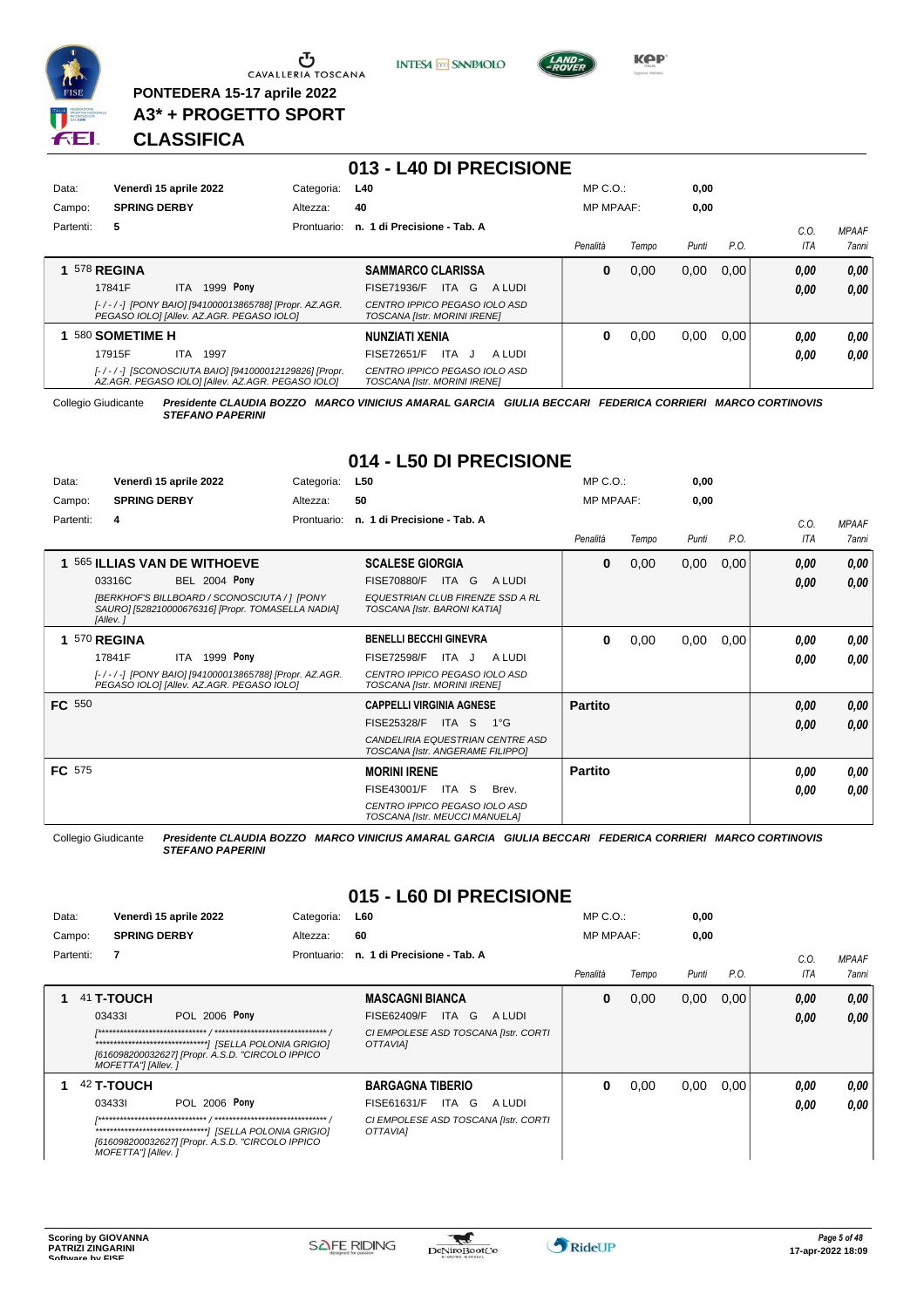PONTEDERA 15-17 aprile 2022

A3* + PROGETTO SPORT

**CLASSIFICA**

## 013 - L40 DI PRECISIONE

| | | | | | |
|---|---|---|---|---|---|
| Data: | Venerdì 15 aprile 2022 | Categoria: | L40 | MP C.O.: | 0,00 |
| Campo: | SPRING DERBY | Altezza: | 40 | MP MPAAF: | 0,00 |
| Partenti: | 5 | Prontuario: | n. 1 di Precisione - Tab. A | | |

| Pos. | Cavallo | Cavaliere | Penalità | Tempo | Punti | P.O. | C.O. ITA | MPAAF 7anni |
|---|---|---|---|---|---|---|---|---|
| 1 | 578 **REGINA** 17841F ITA 1999 **Pony** *[-/-/-] [PONY BAIO] [941000013865788] [Propr. AZ.AGR. PEGASO IOLO] [Allev. AZ.AGR. PEGASO IOLO]* | **SAMMARCO CLARISSA** FISE71936/F ITA G A LUDI *CENTRO IPPICO PEGASO IOLO ASD TOSCANA [Istr. MORINI IRENE]* | 0 | 0,00 | 0,00 | 0,00 | 0,00 / 0,00 | 0,00 / 0,00 |
| 1 | 580 **SOMETIME H** 17915F ITA 1997 *[-/-/-] [SCONOSCIUTA BAIO] [941000012129826] [Propr. AZ.AGR. PEGASO IOLO] [Allev. AZ.AGR. PEGASO IOLO]* | **NUNZIATI XENIA** FISE72651/F ITA J A LUDI *CENTRO IPPICO PEGASO IOLO ASD TOSCANA [Istr. MORINI IRENE]* | 0 | 0,00 | 0,00 | 0,00 | 0,00 / 0,00 | 0,00 / 0,00 |

Collegio Giudicante *Presidente CLAUDIA BOZZO MARCO VINICIUS AMARAL GARCIA GIULIA BECCARI FEDERICA CORRIERI MARCO CORTINOVIS STEFANO PAPERINI*

## 014 - L50 DI PRECISIONE

| | | | | | |
|---|---|---|---|---|---|
| Data: | Venerdì 15 aprile 2022 | Categoria: | L50 | MP C.O.: | 0,00 |
| Campo: | SPRING DERBY | Altezza: | 50 | MP MPAAF: | 0,00 |
| Partenti: | 4 | Prontuario: | n. 1 di Precisione - Tab. A | | |

| Pos. | Cavallo | Cavaliere | Penalità | Tempo | Punti | P.O. | C.O. ITA | MPAAF 7anni |
|---|---|---|---|---|---|---|---|---|
| 1 | 565 **ILLIAS VAN DE WITHOEVE** 03316C BEL 2004 **Pony** *[BERKHOF'S BILLBOARD / SCONOSCIUTA / ] [PONY SAURO] [528210000676316] [Propr. TOMASELLA NADIA] [Allev. ]* | **SCALESE GIORGIA** FISE70880/F ITA G A LUDI *EQUESTRIAN CLUB FIRENZE SSD A RL TOSCANA [Istr. BARONI KATIA]* | 0 | 0,00 | 0,00 | 0,00 | 0,00 / 0,00 | 0,00 / 0,00 |
| 1 | 570 **REGINA** 17841F ITA 1999 **Pony** *[-/-/-] [PONY BAIO] [941000013865788] [Propr. AZ.AGR. PEGASO IOLO] [Allev. AZ.AGR. PEGASO IOLO]* | **BENELLI BECCHI GINEVRA** FISE72598/F ITA J A LUDI *CENTRO IPPICO PEGASO IOLO ASD TOSCANA [Istr. MORINI IRENE]* | 0 | 0,00 | 0,00 | 0,00 | 0,00 / 0,00 | 0,00 / 0,00 |
| FC | 550 | **CAPPELLI VIRGINIA AGNESE** FISE25328/F ITA S 1°G *CANDELIRIA EQUESTRIAN CENTRE ASD TOSCANA [Istr. ANGERAME FILIPPO]* | Partito | | | | 0,00 / 0,00 | 0,00 / 0,00 |
| FC | 575 | **MORINI IRENE** FISE43001/F ITA S Brev. *CENTRO IPPICO PEGASO IOLO ASD TOSCANA [Istr. MEUCCI MANUELA]* | Partito | | | | 0,00 / 0,00 | 0,00 / 0,00 |

Collegio Giudicante *Presidente CLAUDIA BOZZO MARCO VINICIUS AMARAL GARCIA GIULIA BECCARI FEDERICA CORRIERI MARCO CORTINOVIS STEFANO PAPERINI*

## 015 - L60 DI PRECISIONE

| | | | | | |
|---|---|---|---|---|---|
| Data: | Venerdì 15 aprile 2022 | Categoria: | L60 | MP C.O.: | 0,00 |
| Campo: | SPRING DERBY | Altezza: | 60 | MP MPAAF: | 0,00 |
| Partenti: | 7 | Prontuario: | n. 1 di Precisione - Tab. A | | |

| Pos. | Cavallo | Cavaliere | Penalità | Tempo | Punti | P.O. | C.O. ITA | MPAAF 7anni |
|---|---|---|---|---|---|---|---|---|
| 1 | 41 **T-TOUCH** 03433I POL 2006 **Pony** *[****************************** / ******************************* / *******************************] [SELLA POLONIA GRIGIO] [616098200032627] [Propr. A.S.D. "CIRCOLO IPPICO MOFETTA"] [Allev. ]* | **MASCAGNI BIANCA** FISE62409/F ITA G A LUDI *CI EMPOLESE ASD TOSCANA [Istr. CORTI OTTAVIA]* | 0 | 0,00 | 0,00 | 0,00 | 0,00 / 0,00 | 0,00 / 0,00 |
| 1 | 42 **T-TOUCH** 03433I POL 2006 **Pony** *[****************************** / ******************************* / *******************************] [SELLA POLONIA GRIGIO] [616098200032627] [Propr. A.S.D. "CIRCOLO IPPICO MOFETTA"] [Allev. ]* | **BARGAGNA TIBERIO** FISE61631/F ITA G A LUDI *CI EMPOLESE ASD TOSCANA [Istr. CORTI OTTAVIA]* | 0 | 0,00 | 0,00 | 0,00 | 0,00 / 0,00 | 0,00 / 0,00 |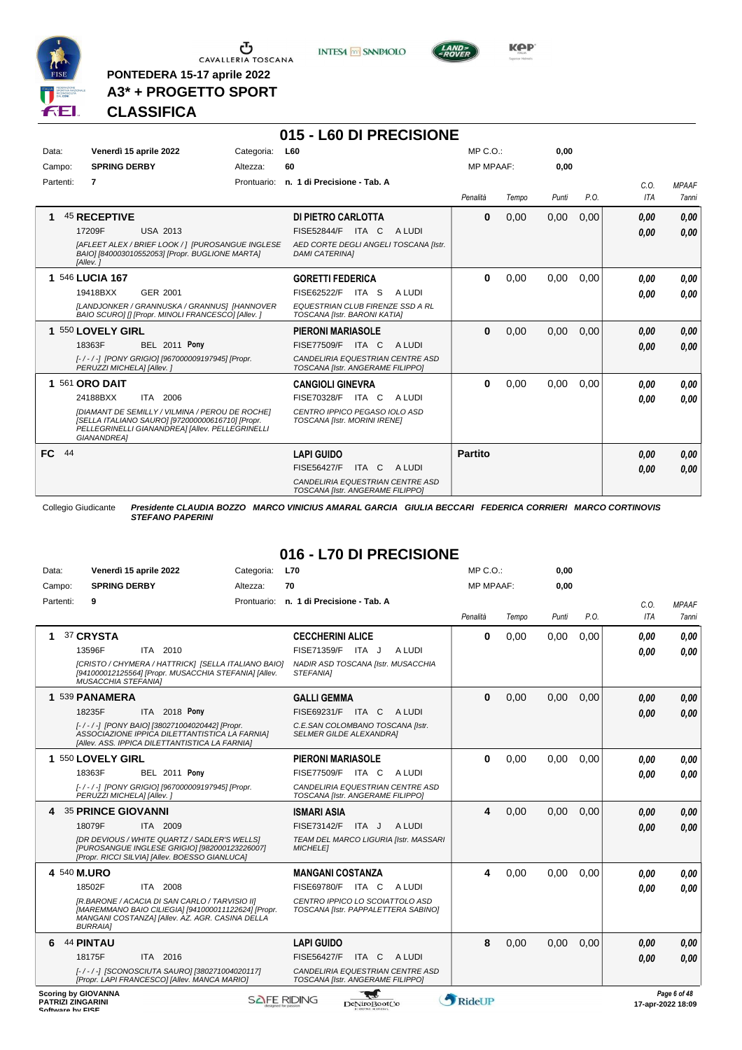**PONTEDERA 15-17 aprile 2022**

**A3* + PROGETTO SPORT**

**CLASSIFICA**

## 015 - L60 DI PRECISIONE

| Data: | Venerdì 15 aprile 2022 | Categoria: | L60 | MP C.O.: | 0,00 |
|---|---|---|---|---|---|
| Campo: | SPRING DERBY | Altezza: | 60 | MP MPAAF: | 0,00 |
| Partenti: | 7 | Prontuario: | n. 1 di Precisione - Tab. A | | |

| Pos | Cavallo | Cavaliere | Penalità | Tempo | Punti | P.O. | C.O. ITA | MPAAF 7anni |
|---|---|---|---|---|---|---|---|---|
| 1 | 45 **RECEPTIVE** 17209F USA 2013 *[AFLEET ALEX / BRIEF LOOK / ] [PUROSANGUE INGLESE BAIO] [840003010552053] [Propr. BUGLIONE MARTA] [Allev. ]* | **DI PIETRO CARLOTTA** FISE52844/F ITA C A LUDI *AED CORTE DEGLI ANGELI TOSCANA [Istr. DAMI CATERINA]* | 0 | 0,00 | 0,00 | 0,00 | 0,00 / 0,00 | 0,00 / 0,00 |
| 1 | 546 **LUCIA 167** 19418BXX GER 2001 *[LANDJONKER / GRANNUSKA / GRANNUS] [HANNOVER BAIO SCURO] [] [Propr. MINOLI FRANCESCO] [Allev. ]* | **GORETTI FEDERICA** FISE62522/F ITA S A LUDI *EQUESTRIAN CLUB FIRENZE SSD A RL TOSCANA [Istr. BARONI KATIA]* | 0 | 0,00 | 0,00 | 0,00 | 0,00 / 0,00 | 0,00 / 0,00 |
| 1 | 550 **LOVELY GIRL** 18363F BEL 2011 **Pony** *[- / - / -] [PONY GRIGIO] [967000009197945] [Propr. PERUZZI MICHELA] [Allev. ]* | **PIERONI MARIASOLE** FISE77509/F ITA C A LUDI *CANDELIRIA EQUESTRIAN CENTRE ASD TOSCANA [Istr. ANGERAME FILIPPO]* | 0 | 0,00 | 0,00 | 0,00 | 0,00 / 0,00 | 0,00 / 0,00 |
| 1 | 561 **ORO DAIT** 24188BXX ITA 2006 *[DIAMANT DE SEMILLY / VILMINA / PEROU DE ROCHE] [SELLA ITALIANO SAURO] [972000000616710] [Propr. PELLEGRINELLI GIANANDREA] [Allev. PELLEGRINELLI GIANANDREA]* | **CANGIOLI GINEVRA** FISE70328/F ITA C A LUDI *CENTRO IPPICO PEGASO IOLO ASD TOSCANA [Istr. MORINI IRENE]* | 0 | 0,00 | 0,00 | 0,00 | 0,00 / 0,00 | 0,00 / 0,00 |
| FC | 44 | **LAPI GUIDO** FISE56427/F ITA C A LUDI *CANDELIRIA EQUESTRIAN CENTRE ASD TOSCANA [Istr. ANGERAME FILIPPO]* | **Partito** | | | | 0,00 / 0,00 | 0,00 / 0,00 |

Collegio Giudicante *Presidente CLAUDIA BOZZO MARCO VINICIUS AMARAL GARCIA GIULIA BECCARI FEDERICA CORRIERI MARCO CORTINOVIS STEFANO PAPERINI*

## 016 - L70 DI PRECISIONE

| Data: | Venerdì 15 aprile 2022 | Categoria: | L70 | MP C.O.: | 0,00 |
|---|---|---|---|---|---|
| Campo: | SPRING DERBY | Altezza: | 70 | MP MPAAF: | 0,00 |
| Partenti: | 9 | Prontuario: | n. 1 di Precisione - Tab. A | | |

| Pos | Cavallo | Cavaliere | Penalità | Tempo | Punti | P.O. | C.O. ITA | MPAAF 7anni |
|---|---|---|---|---|---|---|---|---|
| 1 | 37 **CRYSTA** 13596F ITA 2010 *[CRISTO / CHYMERA / HATTRICK] [SELLA ITALIANO BAIO] [941000012125564] [Propr. MUSACCHIA STEFANIA] [Allev. MUSACCHIA STEFANIA]* | **CECCHERINI ALICE** FISE71359/F ITA J A LUDI *NADIR ASD TOSCANA [Istr. MUSACCHIA STEFANIA]* | 0 | 0,00 | 0,00 | 0,00 | 0,00 / 0,00 | 0,00 / 0,00 |
| 1 | 539 **PANAMERA** 18235F ITA 2018 **Pony** *[- / - / -] [PONY BAIO] [380271004020442] [Propr. ASSOCIAZIONE IPPICA DILETTANTISTICA LA FARNIA] [Allev. ASS. IPPICA DILETTANTISTICA LA FARNIA]* | **GALLI GEMMA** FISE69231/F ITA C A LUDI *C.E.SAN COLOMBANO TOSCANA [Istr. SELMER GILDE ALEXANDRA]* | 0 | 0,00 | 0,00 | 0,00 | 0,00 / 0,00 | 0,00 / 0,00 |
| 1 | 550 **LOVELY GIRL** 18363F BEL 2011 **Pony** *[- / - / -] [PONY GRIGIO] [967000009197945] [Propr. PERUZZI MICHELA] [Allev. ]* | **PIERONI MARIASOLE** FISE77509/F ITA C A LUDI *CANDELIRIA EQUESTRIAN CENTRE ASD TOSCANA [Istr. ANGERAME FILIPPO]* | 0 | 0,00 | 0,00 | 0,00 | 0,00 / 0,00 | 0,00 / 0,00 |
| 4 | 35 **PRINCE GIOVANNI** 18079F ITA 2009 *[DR DEVIOUS / WHITE QUARTZ / SADLER'S WELLS] [PUROSANGUE INGLESE GRIGIO] [982000123226007] [Propr. RICCI SILVIA] [Allev. BOESSO GIANLUCA]* | **ISMARI ASIA** FISE73142/F ITA J A LUDI *TEAM DEL MARCO LIGURIA [Istr. MASSARI MICHELE]* | 4 | 0,00 | 0,00 | 0,00 | 0,00 / 0,00 | 0,00 / 0,00 |
| 4 | 540 **M.URO** 18502F ITA 2008 *[R.BARONE / ACACIA DI SAN CARLO / TARVISIO II] [MAREMMANO BAIO CILIEGIA] [941000011122624] [Propr. MANGANI COSTANZA] [Allev. AZ. AGR. CASINA DELLA BURRAIA]* | **MANGANI COSTANZA** FISE69780/F ITA C A LUDI *CENTRO IPPICO LO SCOIATTOLO ASD TOSCANA [Istr. PAPPALETTERA SABINO]* | 4 | 0,00 | 0,00 | 0,00 | 0,00 / 0,00 | 0,00 / 0,00 |
| 6 | 44 **PINTAU** 18175F ITA 2016 *[- / - / -] [SCONOSCIUTA SAURO] [380271004020117] [Propr. LAPI FRANCESCO] [Allev. MANCA MARIO]* | **LAPI GUIDO** FISE56427/F ITA C A LUDI *CANDELIRIA EQUESTRIAN CENTRE ASD TOSCANA [Istr. ANGERAME FILIPPO]* | 8 | 0,00 | 0,00 | 0,00 | 0,00 / 0,00 | 0,00 / 0,00 |

Scoring by GIOVANNA PATRIZI ZINGARINI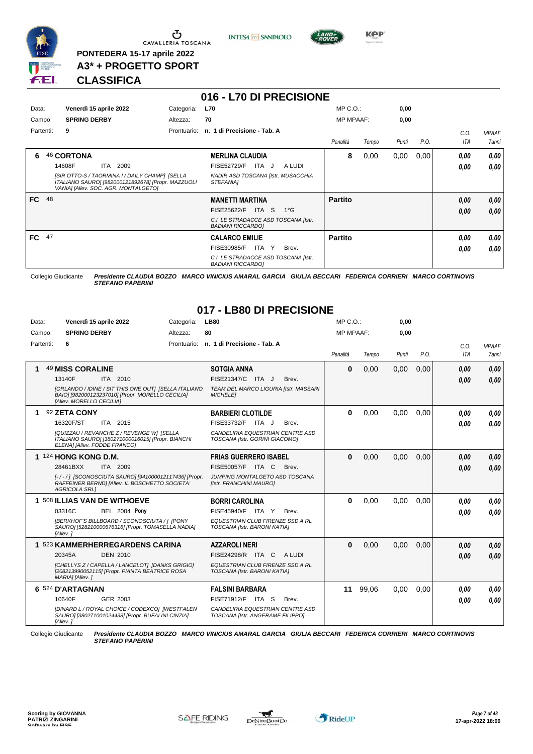**PONTEDERA 15-17 aprile 2022**

**A3* + PROGETTO SPORT**

**CLASSIFICA**

## 016 - L70 DI PRECISIONE

| | | | | | |
|---|---|---|---|---|---|
| Data: | **Venerdì 15 aprile 2022** | Categoria: | **L70** | MP C.O.: | **0,00** |
| Campo: | **SPRING DERBY** | Altezza: | **70** | MP MPAAF: | **0,00** |
| Partenti: | **9** | Prontuario: | **n. 1 di Precisione - Tab. A** | | |

| Cl. | Cavallo | Cavaliere | Penalità | Tempo | Punti | P.O. | C.O. ITA | MPAAF 7anni |
|---|---|---|---|---|---|---|---|---|
| 6 | 46 **CORTONA** 14608F ITA 2009 *[SIR OTTO-S / TAORMINA I / DAILY CHAMP] [SELLA ITALIANO SAURO] [982000121892678] [Propr. MAZZUOLI VANIA] [Allev. SOC. AGR. MONTALGETO]* | **MERLINA CLAUDIA** FISE52729/F ITA J A LUDI *NADIR ASD TOSCANA [Istr. MUSACCHIA STEFANIA]* | **8** | 0,00 | 0,00 | 0,00 | ***0,00*** ***0,00*** | ***0,00*** ***0,00*** |
| FC | 48 | **MANETTI MARTINA** FISE25622/F ITA S 1°G *C.I. LE STRADACCE ASD TOSCANA [Istr. BADIANI RICCARDO]* | **Partito** | | | | ***0,00*** ***0,00*** | ***0,00*** ***0,00*** |
| FC | 47 | **CALARCO EMILIE** FISE30985/F ITA Y Brev. *C.I. LE STRADACCE ASD TOSCANA [Istr. BADIANI RICCARDO]* | **Partito** | | | | ***0,00*** ***0,00*** | ***0,00*** ***0,00*** |

Collegio Giudicante ***Presidente CLAUDIA BOZZO MARCO VINICIUS AMARAL GARCIA GIULIA BECCARI FEDERICA CORRIERI MARCO CORTINOVIS STEFANO PAPERINI***

## 017 - LB80 DI PRECISIONE

| | | | | | |
|---|---|---|---|---|---|
| Data: | **Venerdì 15 aprile 2022** | Categoria: | **LB80** | MP C.O.: | **0,00** |
| Campo: | **SPRING DERBY** | Altezza: | **80** | MP MPAAF: | **0,00** |
| Partenti: | **6** | Prontuario: | **n. 1 di Precisione - Tab. A** | | |

| Cl. | Cavallo | Cavaliere | Penalità | Tempo | Punti | P.O. | C.O. ITA | MPAAF 7anni |
|---|---|---|---|---|---|---|---|---|
| 1 | 49 **MISS CORALINE** 13140F ITA 2010 *[ORLANDO / IDINE / SIT THIS ONE OUT] [SELLA ITALIANO BAIO] [982000123237010] [Propr. MORELLO CECILIA] [Allev. MORELLO CECILIA]* | **SOTGIA ANNA** FISE21347/C ITA J Brev. *TEAM DEL MARCO LIGURIA [Istr. MASSARI MICHELE]* | **0** | 0,00 | 0,00 | 0,00 | ***0,00*** ***0,00*** | ***0,00*** ***0,00*** |
| 1 | 92 **ZETA CONY** 16320F/ST ITA 2015 *[QUIZZAU / REVANCHE Z / REVENGE W] [SELLA ITALIANO SAURO] [380271000016015] [Propr. BIANCHI ELENA] [Allev. FODDE FRANCO]* | **BARBIERI CLOTILDE** FISE33732/F ITA J Brev. *CANDELIRIA EQUESTRIAN CENTRE ASD TOSCANA [Istr. GORINI GIACOMO]* | **0** | 0,00 | 0,00 | 0,00 | ***0,00*** ***0,00*** | ***0,00*** ***0,00*** |
| 1 | 124 **HONG KONG D.M.** 28461BXX ITA 2009 *[- / - / ] [SCONOSCIUTA SAURO] [941000012117436] [Propr. RAFFEINER BERND] [Allev. IL BOSCHETTO SOCIETA' AGRICOLA SRL]* | **FRIAS GUERRERO ISABEL** FISE50057/F ITA C Brev. *JUMPING MONTALGETO ASD TOSCANA [Istr. FRANCHINI MAURO]* | **0** | 0,00 | 0,00 | 0,00 | ***0,00*** ***0,00*** | ***0,00*** ***0,00*** |
| 1 | 508 **ILLIAS VAN DE WITHOEVE** 03316C BEL 2004 **Pony** *[BERKHOF'S BILLBOARD / SCONOSCIUTA / ] [PONY SAURO] [528210000676316] [Propr. TOMASELLA NADIA] [Allev. ]* | **BORRI CAROLINA** FISE45940/F ITA Y Brev. *EQUESTRIAN CLUB FIRENZE SSD A RL TOSCANA [Istr. BARONI KATIA]* | **0** | 0,00 | 0,00 | 0,00 | ***0,00*** ***0,00*** | ***0,00*** ***0,00*** |
| 1 | 523 **KAMMERHERREGARDENS CARINA** 20345A DEN 2010 *[CHELLYS Z / CAPELLA / LANCELOT] [DANKS GRIGIO] [208213990052115] [Propr. PIANTA BEATRICE ROSA MARIA] [Allev. ]* | **AZZAROLI NERI** FISE24298/R ITA C A LUDI *EQUESTRIAN CLUB FIRENZE SSD A RL TOSCANA [Istr. BARONI KATIA]* | **0** | 0,00 | 0,00 | 0,00 | ***0,00*** ***0,00*** | ***0,00*** ***0,00*** |
| 6 | 524 **D'ARTAGNAN** 10640F GER 2003 *[DINARD L / ROYAL CHOICE / CODEXCO] [WESTFALEN SAURO] [380271001024438] [Propr. BUFALINI CINZIA] [Allev. ]* | **FALSINI BARBARA** FISE71912/F ITA S Brev. *CANDELIRIA EQUESTRIAN CENTRE ASD TOSCANA [Istr. ANGERAME FILIPPO]* | **11** | 99,06 | 0,00 | 0,00 | ***0,00*** ***0,00*** | ***0,00*** ***0,00*** |

Collegio Giudicante ***Presidente CLAUDIA BOZZO MARCO VINICIUS AMARAL GARCIA GIULIA BECCARI FEDERICA CORRIERI MARCO CORTINOVIS STEFANO PAPERINI***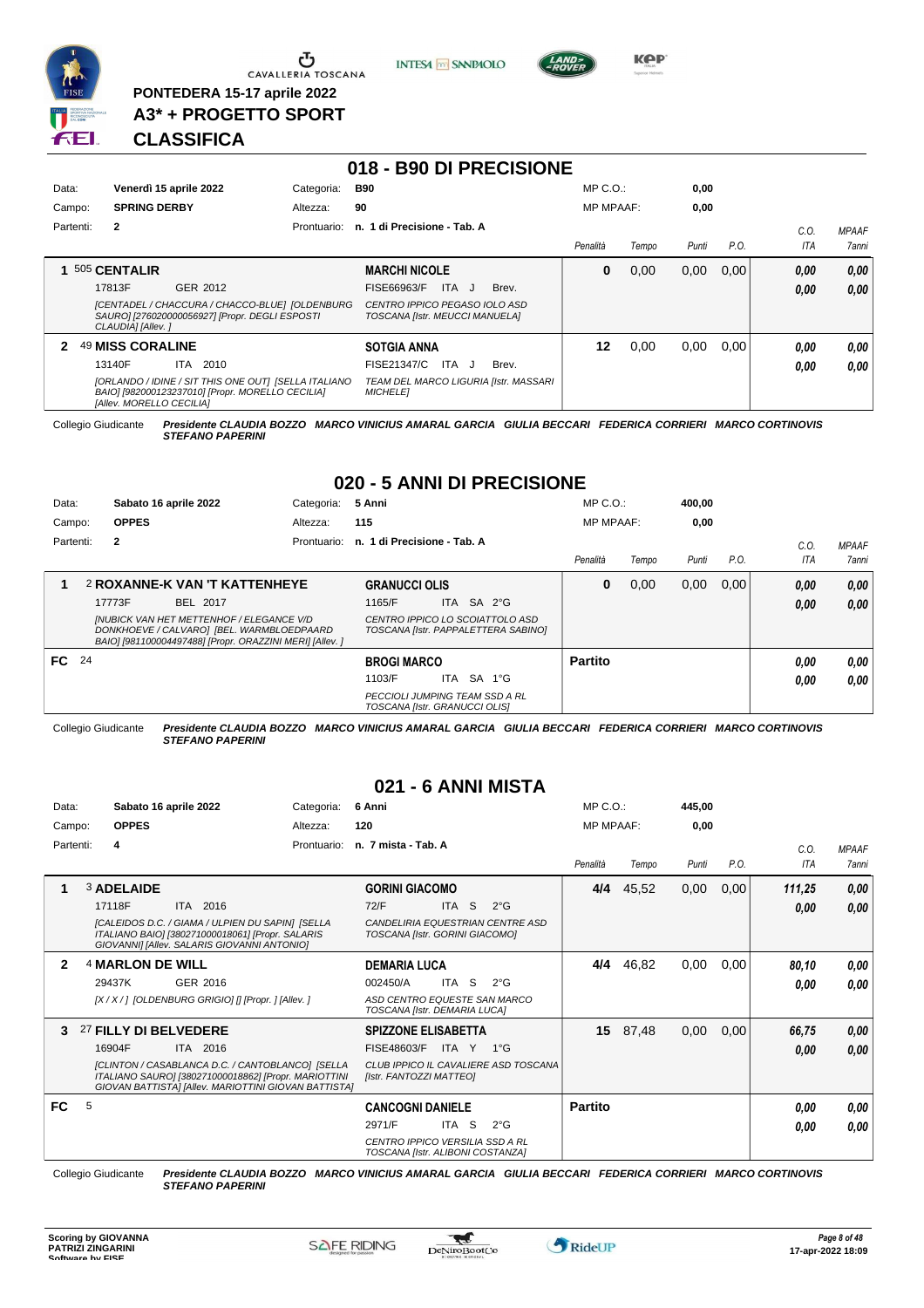PONTEDERA 15-17 aprile 2022

A3* + PROGETTO SPORT

CLASSIFICA

## 018 - B90 DI PRECISIONE

| Data: | Venerdì 15 aprile 2022 | Categoria: | B90 | MP C.O.: | 0,00 |
|---|---|---|---|---|---|
| Campo: | SPRING DERBY | Altezza: | 90 | MP MPAAF: | 0,00 |
| Partenti: | 2 | Prontuario: | n. 1 di Precisione - Tab. A | | |

| | Cavallo | Cavaliere | Penalità | Tempo | Punti | P.O. | C.O. ITA | MPAAF 7anni |
|---|---|---|---|---|---|---|---|---|
| 1 | 505 **CENTALIR**<br>17813F GER 2012<br>*[CENTADEL / CHACCURA / CHACCO-BLUE] [OLDENBURG SAURO] [276020000056927] [Propr. DEGLI ESPOSTI CLAUDIA] [Allev. ]* | **MARCHI NICOLE**<br>FISE66963/F ITA J Brev.<br>*CENTRO IPPICO PEGASO IOLO ASD TOSCANA [Istr. MEUCCI MANUELA]* | 0 | 0,00 | 0,00 | 0,00 | 0,00<br>0,00 | 0,00<br>0,00 |
| 2 | 49 **MISS CORALINE**<br>13140F ITA 2010<br>*[ORLANDO / IDINE / SIT THIS ONE OUT] [SELLA ITALIANO BAIO] [982000123237010] [Propr. MORELLO CECILIA] [Allev. MORELLO CECILIA]* | **SOTGIA ANNA**<br>FISE21347/C ITA J Brev.<br>*TEAM DEL MARCO LIGURIA [Istr. MASSARI MICHELE]* | 12 | 0,00 | 0,00 | 0,00 | 0,00<br>0,00 | 0,00<br>0,00 |

Collegio Giudicante *Presidente CLAUDIA BOZZO MARCO VINICIUS AMARAL GARCIA GIULIA BECCARI FEDERICA CORRIERI MARCO CORTINOVIS STEFANO PAPERINI*

## 020 - 5 ANNI DI PRECISIONE

| Data: | Sabato 16 aprile 2022 | Categoria: | 5 Anni | MP C.O.: | 400,00 |
|---|---|---|---|---|---|
| Campo: | OPPES | Altezza: | 115 | MP MPAAF: | 0,00 |
| Partenti: | 2 | Prontuario: | n. 1 di Precisione - Tab. A | | |

| | Cavallo | Cavaliere | Penalità | Tempo | Punti | P.O. | C.O. ITA | MPAAF 7anni |
|---|---|---|---|---|---|---|---|---|
| 1 | 2 **ROXANNE-K VAN 'T KATTENHEYE**<br>17773F BEL 2017<br>*[NUBICK VAN HET METTENHOF / ELEGANCE V/D DONKHOEVE / CALVARO] [BEL. WARMBLOEDPAARD BAIO] [981100004497488] [Propr. ORAZZINI MERI] [Allev. ]* | **GRANUCCI OLIS**<br>1165/F ITA SA 2°G<br>*CENTRO IPPICO LO SCOIATTOLO ASD TOSCANA [Istr. PAPPALETTERA SABINO]* | 0 | 0,00 | 0,00 | 0,00 | 0,00<br>0,00 | 0,00<br>0,00 |
| FC | 24 | **BROGI MARCO**<br>1103/F ITA SA 1°G<br>*PECCIOLI JUMPING TEAM SSD A RL TOSCANA [Istr. GRANUCCI OLIS]* | Partito | | | | 0,00<br>0,00 | 0,00<br>0,00 |

Collegio Giudicante *Presidente CLAUDIA BOZZO MARCO VINICIUS AMARAL GARCIA GIULIA BECCARI FEDERICA CORRIERI MARCO CORTINOVIS STEFANO PAPERINI*

## 021 - 6 ANNI MISTA

| Data: | Sabato 16 aprile 2022 | Categoria: | 6 Anni | MP C.O.: | 445,00 |
|---|---|---|---|---|---|
| Campo: | OPPES | Altezza: | 120 | MP MPAAF: | 0,00 |
| Partenti: | 4 | Prontuario: | n. 7 mista - Tab. A | | |

| | Cavallo | Cavaliere | Penalità | Tempo | Punti | P.O. | C.O. ITA | MPAAF 7anni |
|---|---|---|---|---|---|---|---|---|
| 1 | 3 **ADELAIDE**<br>17118F ITA 2016<br>*[CALEIDOS D.C. / GIAMA / ULPIEN DU SAPIN] [SELLA ITALIANO BAIO] [380271000018061] [Propr. SALARIS GIOVANNI] [Allev. SALARIS GIOVANNI ANTONIO]* | **GORINI GIACOMO**<br>72/F ITA S 2°G<br>*CANDELIRIA EQUESTRIAN CENTRE ASD TOSCANA [Istr. GORINI GIACOMO]* | 4/4 | 45,52 | 0,00 | 0,00 | 111,25<br>0,00 | 0,00<br>0,00 |
| 2 | 4 **MARLON DE WILL**<br>29437K GER 2016<br>*[X / X / ] [OLDENBURG GRIGIO] [] [Propr. ] [Allev. ]* | **DEMARIA LUCA**<br>002450/A ITA S 2°G<br>*ASD CENTRO EQUESTE SAN MARCO TOSCANA [Istr. DEMARIA LUCA]* | 4/4 | 46,82 | 0,00 | 0,00 | 80,10<br>0,00 | 0,00<br>0,00 |
| 3 | 27 **FILLY DI BELVEDERE**<br>16904F ITA 2016<br>*[CLINTON / CASABLANCA D.C. / CANTOBLANCO] [SELLA ITALIANO SAURO] [380271000018862] [Propr. MARIOTTINI GIOVAN BATTISTA] [Allev. MARIOTTINI GIOVAN BATTISTA]* | **SPIZZONE ELISABETTA**<br>FISE48603/F ITA Y 1°G<br>*CLUB IPPICO IL CAVALIERE ASD TOSCANA [Istr. FANTOZZI MATTEO]* | 15 | 87,48 | 0,00 | 0,00 | 66,75<br>0,00 | 0,00<br>0,00 |
| FC | 5 | **CANCOGNI DANIELE**<br>2971/F ITA S 2°G<br>*CENTRO IPPICO VERSILIA SSD A RL TOSCANA [Istr. ALIBONI COSTANZA]* | Partito | | | | 0,00<br>0,00 | 0,00<br>0,00 |

Collegio Giudicante *Presidente CLAUDIA BOZZO MARCO VINICIUS AMARAL GARCIA GIULIA BECCARI FEDERICA CORRIERI MARCO CORTINOVIS STEFANO PAPERINI*

Scoring by GIOVANNA PATRIZI ZINGARINI
Software by FISE

17-apr-2022 18:09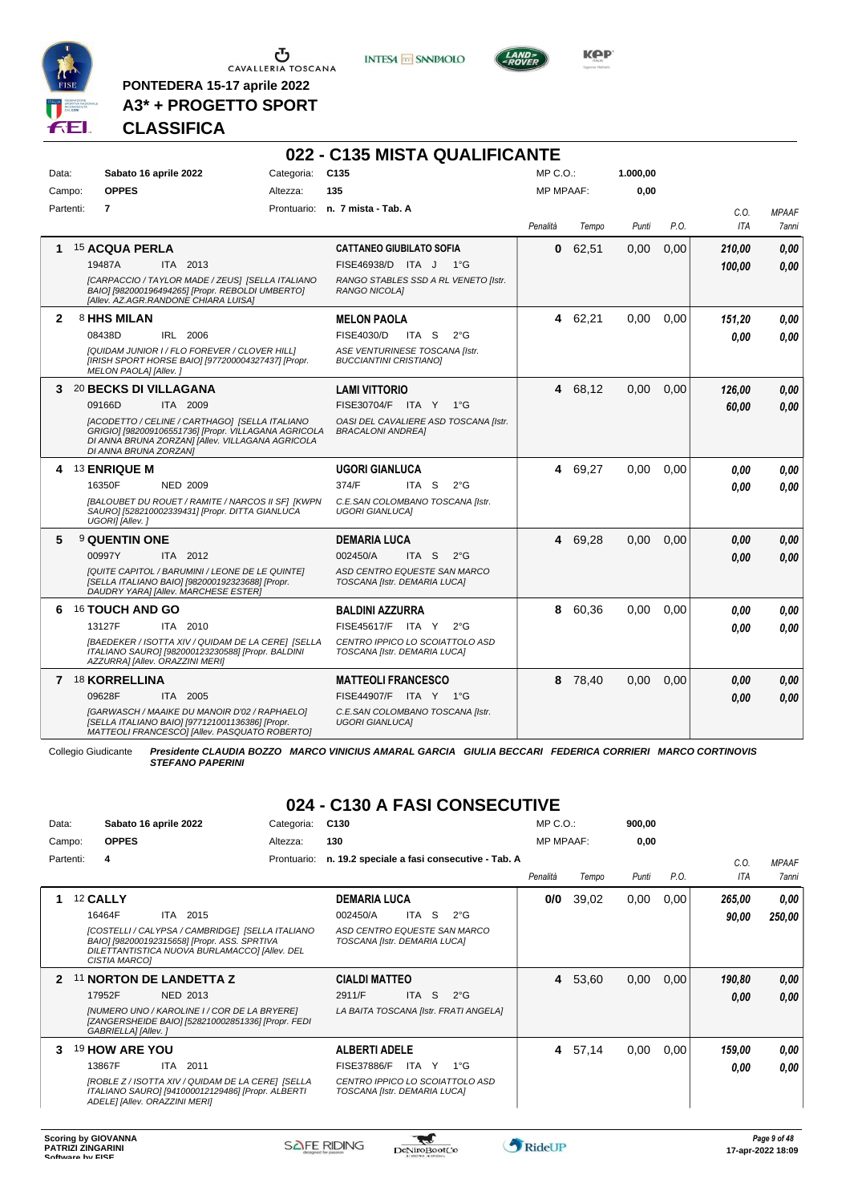PONTEDERA 15-17 aprile 2022

A3* + PROGETTO SPORT

# CLASSIFICA

## 022 - C135 MISTA QUALIFICANTE

| Data: | Sabato 16 aprile 2022 | Categoria: | C135 | MP C.O.: | 1.000,00 |
|---|---|---|---|---|---|
| Campo: | OPPES | Altezza: | 135 | MP MPAAF: | 0,00 |
| Partenti: | 7 | Prontuario: | n. 7 mista - Tab. A | | |

| | Cavallo | Cavaliere | Penalità | Tempo | Punti | P.O. | C.O. ITA | MPAAF 7anni |
|---|---|---|---|---|---|---|---|---|
| 1 | 15 **ACQUA PERLA** 19487A ITA 2013 *[CARPACCIO / TAYLOR MADE / ZEUS] [SELLA ITALIANO BAIO] [982000196494265] [Propr. REBOLDI UMBERTO] [Allev. AZ.AGR.RANDONE CHIARA LUISA]* | **CATTANEO GIUBILATO SOFIA** FISE46938/D ITA J 1°G *RANGO STABLES SSD A RL VENETO [Istr. RANGO NICOLA]* | 0 | 62,51 | 0,00 | 0,00 | 210,00 / 100,00 | 0,00 / 0,00 |
| 2 | 8 **HHS MILAN** 08438D IRL 2006 *[QUIDAM JUNIOR I / FLO FOREVER / CLOVER HILL] [IRISH SPORT HORSE BAIO] [977200004327437] [Propr. MELON PAOLA] [Allev. ]* | **MELON PAOLA** FISE4030/D ITA S 2°G *ASE VENTURINESE TOSCANA [Istr. BUCCIANTINI CRISTIANO]* | 4 | 62,21 | 0,00 | 0,00 | 151,20 / 0,00 | 0,00 / 0,00 |
| 3 | 20 **BECKS DI VILLAGANA** 09166D ITA 2009 *[ACODETTO / CELINE / CARTHAGO] [SELLA ITALIANO GRIGIO] [982009106551736] [Propr. VILLAGANA AGRICOLA DI ANNA BRUNA ZORZAN] [Allev. VILLAGANA AGRICOLA DI ANNA BRUNA ZORZAN]* | **LAMI VITTORIO** FISE30704/F ITA Y 1°G *OASI DEL CAVALIERE ASD TOSCANA [Istr. BRACALONI ANDREA]* | 4 | 68,12 | 0,00 | 0,00 | 126,00 / 60,00 | 0,00 / 0,00 |
| 4 | 13 **ENRIQUE M** 16350F NED 2009 *[BALOUBET DU ROUET / RAMITE / NARCOS II SF] [KWPN SAURO] [528210002339431] [Propr. DITTA GIANLUCA UGORI] [Allev. ]* | **UGORI GIANLUCA** 374/F ITA S 2°G *C.E.SAN COLOMBANO TOSCANA [Istr. UGORI GIANLUCA]* | 4 | 69,27 | 0,00 | 0,00 | 0,00 / 0,00 | 0,00 / 0,00 |
| 5 | 9 **QUENTIN ONE** 00997Y ITA 2012 *[QUITE CAPITOL / BARUMINI / LEONE DE LE QUINTE] [SELLA ITALIANO BAIO] [982000192323688] [Propr. DAUDRY YARA] [Allev. MARCHESE ESTER]* | **DEMARIA LUCA** 002450/A ITA S 2°G *ASD CENTRO EQUESTE SAN MARCO TOSCANA [Istr. DEMARIA LUCA]* | 4 | 69,28 | 0,00 | 0,00 | 0,00 / 0,00 | 0,00 / 0,00 |
| 6 | 16 **TOUCH AND GO** 13127F ITA 2010 *[BAEDEKER / ISOTTA XIV / QUIDAM DE LA CERE] [SELLA ITALIANO SAURO] [982000123230588] [Propr. BALDINI AZZURRA] [Allev. ORAZZINI MERI]* | **BALDINI AZZURRA** FISE45617/F ITA Y 2°G *CENTRO IPPICO LO SCOIATTOLO ASD TOSCANA [Istr. DEMARIA LUCA]* | 8 | 60,36 | 0,00 | 0,00 | 0,00 / 0,00 | 0,00 / 0,00 |
| 7 | 18 **KORRELLINA** 09628F ITA 2005 *[GARWASCH / MAAIKE DU MANOIR D'02 / RAPHAELO] [SELLA ITALIANO BAIO] [977121001136386] [Propr. MATTEOLI FRANCESCO] [Allev. PASQUATO ROBERTO]* | **MATTEOLI FRANCESCO** FISE44907/F ITA Y 1°G *C.E.SAN COLOMBANO TOSCANA [Istr. UGORI GIANLUCA]* | 8 | 78,40 | 0,00 | 0,00 | 0,00 / 0,00 | 0,00 / 0,00 |

Collegio Giudicante *Presidente CLAUDIA BOZZO MARCO VINICIUS AMARAL GARCIA GIULIA BECCARI FEDERICA CORRIERI MARCO CORTINOVIS STEFANO PAPERINI*

## 024 - C130 A FASI CONSECUTIVE

| Data: | Sabato 16 aprile 2022 | Categoria: | C130 | MP C.O.: | 900,00 |
|---|---|---|---|---|---|
| Campo: | OPPES | Altezza: | 130 | MP MPAAF: | 0,00 |
| Partenti: | 4 | Prontuario: | n. 19.2 speciale a fasi consecutive - Tab. A | | |

| | Cavallo | Cavaliere | Penalità | Tempo | Punti | P.O. | C.O. ITA | MPAAF 7anni |
|---|---|---|---|---|---|---|---|---|
| 1 | 12 **CALLY** 16464F ITA 2015 *[COSTELLI / CALYPSA / CAMBRIDGE] [SELLA ITALIANO BAIO] [982000192315658] [Propr. ASS. SPRTIVA DILETTANTISTICA NUOVA BURLAMACCO] [Allev. DEL CISTIA MARCO]* | **DEMARIA LUCA** 002450/A ITA S 2°G *ASD CENTRO EQUESTE SAN MARCO TOSCANA [Istr. DEMARIA LUCA]* | 0/0 | 39,02 | 0,00 | 0,00 | 265,00 / 90,00 | 0,00 / 250,00 |
| 2 | 11 **NORTON DE LANDETTA Z** 17952F NED 2013 *[NUMERO UNO / KAROLINE I / COR DE LA BRYERE] [ZANGERSHEIDE BAIO] [528210002851336] [Propr. FEDI GABRIELLA] [Allev. ]* | **CIALDI MATTEO** 2911/F ITA S 2°G *LA BAITA TOSCANA [Istr. FRATI ANGELA]* | 4 | 53,60 | 0,00 | 0,00 | 190,80 / 0,00 | 0,00 / 0,00 |
| 3 | 19 **HOW ARE YOU** 13867F ITA 2011 *[ROBLE Z / ISOTTA XIV / QUIDAM DE LA CERE] [SELLA ITALIANO SAURO] [941000012129486] [Propr. ALBERTI ADELE] [Allev. ORAZZINI MERI]* | **ALBERTI ADELE** FISE37886/F ITA Y 1°G *CENTRO IPPICO LO SCOIATTOLO ASD TOSCANA [Istr. DEMARIA LUCA]* | 4 | 57,14 | 0,00 | 0,00 | 159,00 / 0,00 | 0,00 / 0,00 |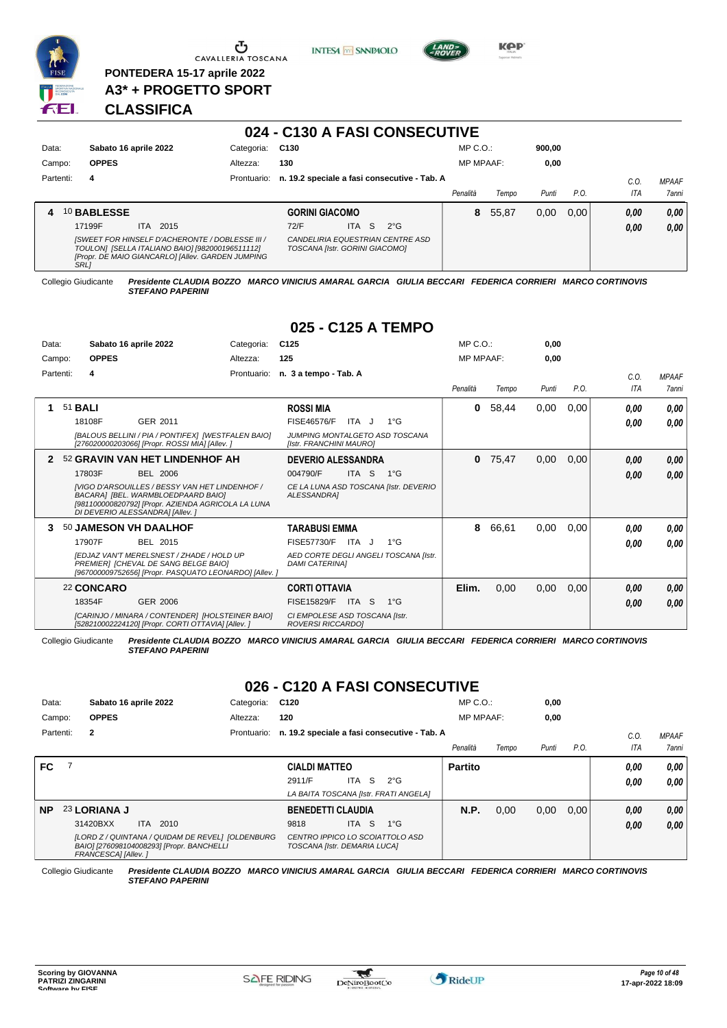PONTEDERA 15-17 aprile 2022

**A3* + PROGETTO SPORT**

**CLASSIFICA**

## 024 - C130 A FASI CONSECUTIVE

Data: Sabato 16 aprile 2022 | Categoria: C130 | MP C.O.: 900,00
Campo: OPPES | Altezza: 130 | MP MPAAF: 0,00
Partenti: 4 | Prontuario: n. 19.2 speciale a fasi consecutive - Tab. A

| | Cavallo | Cavaliere | Penalità | Tempo | Punti | P.O. | C.O. ITA | MPAAF 7anni |
|---|---|---|---|---|---|---|---|---|
| 4 | 10 **BABLESSE** 17199F ITA 2015 *[SWEET FOR HINSELF D'ACHERONTE / DOBLESSE III / TOULON] [SELLA ITALIANO BAIO] [982000196511112] [Propr. DE MAIO GIANCARLO] [Allev. GARDEN JUMPING SRL]* | **GORINI GIACOMO** 72/F ITA S 2°G *CANDELIRIA EQUESTRIAN CENTRE ASD TOSCANA [Istr. GORINI GIACOMO]* | 8 | 55,87 | 0,00 | 0,00 | 0,00 0,00 | 0,00 0,00 |

Collegio Giudicante *Presidente CLAUDIA BOZZO MARCO VINICIUS AMARAL GARCIA GIULIA BECCARI FEDERICA CORRIERI MARCO CORTINOVIS STEFANO PAPERINI*

## 025 - C125 A TEMPO

Data: Sabato 16 aprile 2022 | Categoria: C125 | MP C.O.: 0,00
Campo: OPPES | Altezza: 125 | MP MPAAF: 0,00
Partenti: 4 | Prontuario: n. 3 a tempo - Tab. A

| | Cavallo | Cavaliere | Penalità | Tempo | Punti | P.O. | C.O. ITA | MPAAF 7anni |
|---|---|---|---|---|---|---|---|---|
| 1 | 51 **BALI** 18108F GER 2011 *[BALOUS BELLINI / PIA / PONTIFEX] [WESTFALEN BAIO] [276020000203066] [Propr. ROSSI MIA] [Allev. ]* | **ROSSI MIA** FISE46576/F ITA J 1°G *JUMPING MONTALGETO ASD TOSCANA [Istr. FRANCHINI MAURO]* | 0 | 58,44 | 0,00 | 0,00 | 0,00 0,00 | 0,00 0,00 |
| 2 | 52 **GRAVIN VAN HET LINDENHOF AH** 17803F BEL 2006 *[VIGO D'ARSOUILLES / BESSY VAN HET LINDENHOF / BACARA] [BEL. WARMBLOEDPAARD BAIO] [981100000820792] [Propr. AZIENDA AGRICOLA LA LUNA DI DEVERIO ALESSANDRA] [Allev. ]* | **DEVERIO ALESSANDRA** 004790/F ITA S 1°G *CE LA LUNA ASD TOSCANA [Istr. DEVERIO ALESSANDRA]* | 0 | 75,47 | 0,00 | 0,00 | 0,00 0,00 | 0,00 0,00 |
| 3 | 50 **JAMESON VH DAALHOF** 17907F BEL 2015 *[EDJAZ VAN'T MERELSNEST / ZHADE / HOLD UP PREMIER] [CHEVAL DE SANG BELGE BAIO] [967000009752656] [Propr. PASQUATO LEONARDO] [Allev. ]* | **TARABUSI EMMA** FISE57730/F ITA J 1°G *AED CORTE DEGLI ANGELI TOSCANA [Istr. DAMI CATERINA]* | 8 | 66,61 | 0,00 | 0,00 | 0,00 0,00 | 0,00 0,00 |
| | 22 **CONCARO** 18354F GER 2006 *[CARINJO / MINARA / CONTENDER] [HOLSTEINER BAIO] [528210002224120] [Propr. CORTI OTTAVIA] [Allev. ]* | **CORTI OTTAVIA** FISE15829/F ITA S 1°G *CI EMPOLESE ASD TOSCANA [Istr. ROVERSI RICCARDO]* | Elim. | 0,00 | 0,00 | 0,00 | 0,00 0,00 | 0,00 0,00 |

Collegio Giudicante *Presidente CLAUDIA BOZZO MARCO VINICIUS AMARAL GARCIA GIULIA BECCARI FEDERICA CORRIERI MARCO CORTINOVIS STEFANO PAPERINI*

## 026 - C120 A FASI CONSECUTIVE

Data: Sabato 16 aprile 2022 | Categoria: C120 | MP C.O.: 0,00
Campo: OPPES | Altezza: 120 | MP MPAAF: 0,00
Partenti: 2 | Prontuario: n. 19.2 speciale a fasi consecutive - Tab. A

| | Cavallo | Cavaliere | Penalità | Tempo | Punti | P.O. | C.O. ITA | MPAAF 7anni |
|---|---|---|---|---|---|---|---|---|
| FC | 7 | **CIALDI MATTEO** 2911/F ITA S 2°G *LA BAITA TOSCANA [Istr. FRATI ANGELA]* | Partito | | | | 0,00 0,00 | 0,00 0,00 |
| NP | 23 **LORIANA J** 31420BXX ITA 2010 *[LORD Z / QUINTANA / QUIDAM DE REVEL] [OLDENBURG BAIO] [276098104008293] [Propr. BANCHELLI FRANCESCA] [Allev. ]* | **BENEDETTI CLAUDIA** 9818 ITA S 1°G *CENTRO IPPICO LO SCOIATTOLO ASD TOSCANA [Istr. DEMARIA LUCA]* | N.P. | 0,00 | 0,00 | 0,00 | 0,00 0,00 | 0,00 0,00 |

Collegio Giudicante *Presidente CLAUDIA BOZZO MARCO VINICIUS AMARAL GARCIA GIULIA BECCARI FEDERICA CORRIERI MARCO CORTINOVIS STEFANO PAPERINI*

Scoring by GIOVANNA PATRIZI ZINGARINI
Software by FISE

17-apr-2022 18:09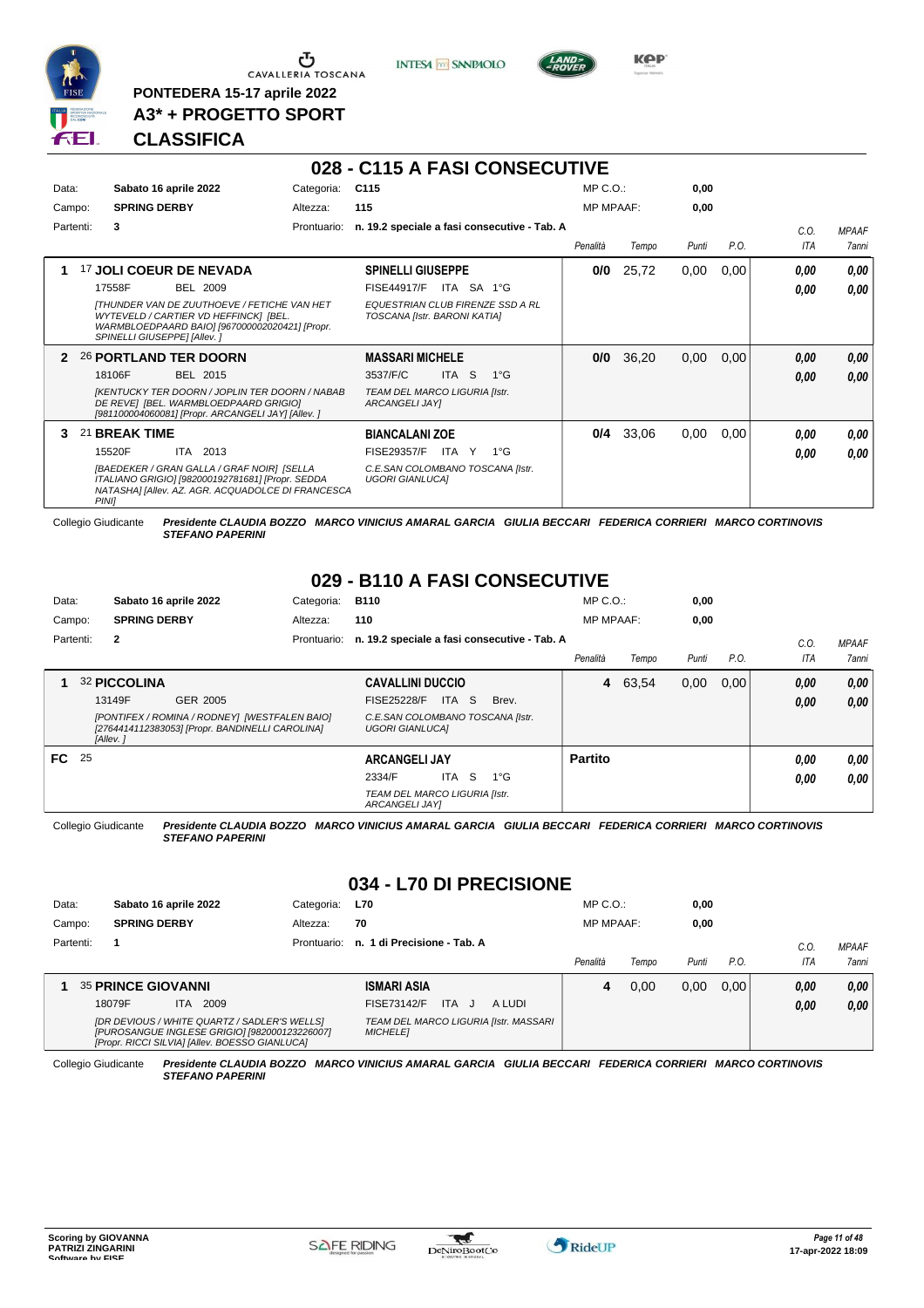PONTEDERA 15-17 aprile 2022

**A3* + PROGETTO SPORT**

**CLASSIFICA**

## 028 - C115 A FASI CONSECUTIVE

Data: **Sabato 16 aprile 2022** Categoria: **C115** MP C.O.: **0,00**

Campo: **SPRING DERBY** Altezza: **115** MP MPAAF: **0,00**

Partenti: **3** Prontuario: **n. 19.2 speciale a fasi consecutive - Tab. A**

| | Cavallo | Cavaliere | Penalità | Tempo | Punti | P.O. | C.O. ITA | MPAAF 7anni |
|---|---|---|---|---|---|---|---|---|
| 1 | 17 **JOLI COEUR DE NEVADA**<br>17558F BEL 2009<br>*[THUNDER VAN DE ZUUTHOEVE / FETICHE VAN HET WYTEVELD / CARTIER VD HEFFINCK] [BEL. WARMBLOEDPAARD BAIO] [967000002020421] [Propr. SPINELLI GIUSEPPE] [Allev. ]* | **SPINELLI GIUSEPPE**<br>FISE44917/F ITA SA 1°G<br>*EQUESTRIAN CLUB FIRENZE SSD A RL TOSCANA [Istr. BARONI KATIA]* | **0/0** | 25,72 | 0,00 | 0,00 | *0,00*<br>*0,00* | *0,00*<br>*0,00* |
| 2 | 26 **PORTLAND TER DOORN**<br>18106F BEL 2015<br>*[KENTUCKY TER DOORN / JOPLIN TER DOORN / NABAB DE REVE] [BEL. WARMBLOEDPAARD GRIGIO] [981100004060081] [Propr. ARCANGELI JAY] [Allev. ]* | **MASSARI MICHELE**<br>3537/F/C ITA S 1°G<br>*TEAM DEL MARCO LIGURIA [Istr. ARCANGELI JAY]* | **0/0** | 36,20 | 0,00 | 0,00 | *0,00*<br>*0,00* | *0,00*<br>*0,00* |
| 3 | 21 **BREAK TIME**<br>15520F ITA 2013<br>*[BAEDEKER / GRAN GALLA / GRAF NOIR] [SELLA ITALIANO GRIGIO] [982000192781681] [Propr. SEDDA NATASHA] [Allev. AZ. AGR. ACQUADOLCE DI FRANCESCA PINI]* | **BIANCALANI ZOE**<br>FISE29357/F ITA Y 1°G<br>*C.E.SAN COLOMBANO TOSCANA [Istr. UGORI GIANLUCA]* | **0/4** | 33,06 | 0,00 | 0,00 | *0,00*<br>*0,00* | *0,00*<br>*0,00* |

Collegio Giudicante ***Presidente CLAUDIA BOZZO MARCO VINICIUS AMARAL GARCIA GIULIA BECCARI FEDERICA CORRIERI MARCO CORTINOVIS STEFANO PAPERINI***

## 029 - B110 A FASI CONSECUTIVE

Data: **Sabato 16 aprile 2022** Categoria: **B110** MP C.O.: **0,00**

Campo: **SPRING DERBY** Altezza: **110** MP MPAAF: **0,00**

Partenti: **2** Prontuario: **n. 19.2 speciale a fasi consecutive - Tab. A**

| | Cavallo | Cavaliere | Penalità | Tempo | Punti | P.O. | C.O. ITA | MPAAF 7anni |
|---|---|---|---|---|---|---|---|---|
| 1 | 32 **PICCOLINA**<br>13149F GER 2005<br>*[PONTIFEX / ROMINA / RODNEY] [WESTFALEN BAIO] [276441411238305 3] [Propr. BANDINELLI CAROLINA] [Allev. ]* | **CAVALLINI DUCCIO**<br>FISE25228/F ITA S Brev.<br>*C.E.SAN COLOMBANO TOSCANA [Istr. UGORI GIANLUCA]* | **4** | 63,54 | 0,00 | 0,00 | *0,00*<br>*0,00* | *0,00*<br>*0,00* |
| FC | 25 | **ARCANGELI JAY**<br>2334/F ITA S 1°G<br>*TEAM DEL MARCO LIGURIA [Istr. ARCANGELI JAY]* | **Partito** | | | | *0,00*<br>*0,00* | *0,00*<br>*0,00* |

Collegio Giudicante ***Presidente CLAUDIA BOZZO MARCO VINICIUS AMARAL GARCIA GIULIA BECCARI FEDERICA CORRIERI MARCO CORTINOVIS STEFANO PAPERINI***

## 034 - L70 DI PRECISIONE

Data: **Sabato 16 aprile 2022** Categoria: **L70** MP C.O.: **0,00**

Campo: **SPRING DERBY** Altezza: **70** MP MPAAF: **0,00**

Partenti: **1** Prontuario: **n. 1 di Precisione - Tab. A**

| | Cavallo | Cavaliere | Penalità | Tempo | Punti | P.O. | C.O. ITA | MPAAF 7anni |
|---|---|---|---|---|---|---|---|---|
| 1 | 35 **PRINCE GIOVANNI**<br>18079F ITA 2009<br>*[DR DEVIOUS / WHITE QUARTZ / SADLER'S WELLS] [PUROSANGUE INGLESE GRIGIO] [982000123226007] [Propr. RICCI SILVIA] [Allev. BOESSO GIANLUCA]* | **ISMARI ASIA**<br>FISE73142/F ITA J A LUDI<br>*TEAM DEL MARCO LIGURIA [Istr. MASSARI MICHELE]* | **4** | 0,00 | 0,00 | 0,00 | *0,00*<br>*0,00* | *0,00*<br>*0,00* |

Collegio Giudicante ***Presidente CLAUDIA BOZZO MARCO VINICIUS AMARAL GARCIA GIULIA BECCARI FEDERICA CORRIERI MARCO CORTINOVIS STEFANO PAPERINI***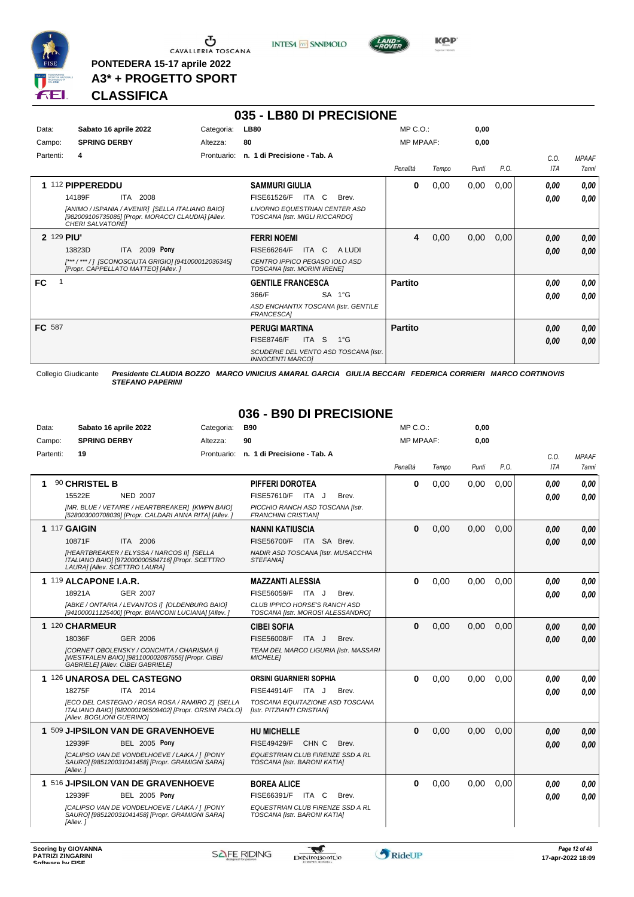PONTEDERA 15-17 aprile 2022
A3* + PROGETTO SPORT
**CLASSIFICA**

## 035 - LB80 DI PRECISIONE

| | | | | | |
|---|---|---|---|---|---|
| Data: | Sabato 16 aprile 2022 | Categoria: | LB80 | MP C.O.: | 0,00 |
| Campo: | SPRING DERBY | Altezza: | 80 | MP MPAAF: | 0,00 |
| Partenti: | 4 | Prontuario: | n. 1 di Precisione - Tab. A | | |

| Cl. | Cavallo | Cavaliere | Penalità | Tempo | Punti | P.O. | C.O. ITA | MPAAF 7anni |
|---|---|---|---|---|---|---|---|---|
| 1 | 112 **PIPPEREDDU** 14189F ITA 2008 *[ANIMO / ISPANIA / AVENIR] [SELLA ITALIANO BAIO] [982009106735085] [Propr. MORACCI CLAUDIA] [Allev. CHERI SALVATORE]* | **SAMMURI GIULIA** FISE61526/F ITA C Brev. *LIVORNO EQUESTRIAN CENTER ASD TOSCANA [Istr. MIGLI RICCARDO]* | 0 | 0,00 | 0,00 | 0,00 | 0,00 / 0,00 | 0,00 / 0,00 |
| 2 | 129 **PIU'** 13823D ITA 2009 **Pony** *[*** / *** / ] [SCONOSCIUTA GRIGIO] [941000012036345] [Propr. CAPPELLATO MATTEO] [Allev. ]* | **FERRI NOEMI** FISE66264/F ITA C A LUDI *CENTRO IPPICO PEGASO IOLO ASD TOSCANA [Istr. MORINI IRENE]* | 4 | 0,00 | 0,00 | 0,00 | 0,00 / 0,00 | 0,00 / 0,00 |
| FC | 1 | **GENTILE FRANCESCA** 366/F SA 1°G *ASD ENCHANTIX TOSCANA [Istr. GENTILE FRANCESCA]* | Partito | | | | 0,00 / 0,00 | 0,00 / 0,00 |
| FC | 587 | **PERUGI MARTINA** FISE8746/F ITA S 1°G *SCUDERIE DEL VENTO ASD TOSCANA [Istr. INNOCENTI MARCO]* | Partito | | | | 0,00 / 0,00 | 0,00 / 0,00 |

Collegio Giudicante *Presidente CLAUDIA BOZZO MARCO VINICIUS AMARAL GARCIA GIULIA BECCARI FEDERICA CORRIERI MARCO CORTINOVIS STEFANO PAPERINI*

## 036 - B90 DI PRECISIONE

| | | | | | |
|---|---|---|---|---|---|
| Data: | Sabato 16 aprile 2022 | Categoria: | B90 | MP C.O.: | 0,00 |
| Campo: | SPRING DERBY | Altezza: | 90 | MP MPAAF: | 0,00 |
| Partenti: | 19 | Prontuario: | n. 1 di Precisione - Tab. A | | |

| Cl. | Cavallo | Cavaliere | Penalità | Tempo | Punti | P.O. | C.O. ITA | MPAAF 7anni |
|---|---|---|---|---|---|---|---|---|
| 1 | 90 **CHRISTEL B** 15522E NED 2007 *[MR. BLUE / VETAIRE / HEARTBREAKER] [KWPN BAIO] [528003000708039] [Propr. CALDARI ANNA RITA] [Allev. ]* | **PIFFERI DOROTEA** FISE57610/F ITA J Brev. *PICCHIO RANCH ASD TOSCANA [Istr. FRANCHINI CRISTIAN]* | 0 | 0,00 | 0,00 | 0,00 | 0,00 / 0,00 | 0,00 / 0,00 |
| 1 | 117 **GAIGIN** 10871F ITA 2006 *[HEARTBREAKER / ELYSSA / NARCOS II] [SELLA ITALIANO BAIO] [972000000584716] [Propr. SCETTRO LAURA] [Allev. SCETTRO LAURA]* | **NANNI KATIUSCIA** FISE56700/F ITA SA Brev. *NADIR ASD TOSCANA [Istr. MUSACCHIA STEFANIA]* | 0 | 0,00 | 0,00 | 0,00 | 0,00 / 0,00 | 0,00 / 0,00 |
| 1 | 119 **ALCAPONE I.A.R.** 18921A GER 2007 *[ABKE / ONTARIA / LEVANTOS I] [OLDENBURG BAIO] [941000011125400] [Propr. BIANCONI LUCIANA] [Allev. ]* | **MAZZANTI ALESSIA** FISE56059/F ITA J Brev. *CLUB IPPICO HORSE'S RANCH ASD TOSCANA [Istr. MOROSI ALESSANDRO]* | 0 | 0,00 | 0,00 | 0,00 | 0,00 / 0,00 | 0,00 / 0,00 |
| 1 | 120 **CHARMEUR** 18036F GER 2006 *[CORNET OBOLENSKY / CONCHITA / CHARISMA I] [WESTFALEN BAIO] [981100002087555] [Propr. CIBEI GABRIELE] [Allev. CIBEI GABRIELE]* | **CIBEI SOFIA** FISE56008/F ITA J Brev. *TEAM DEL MARCO LIGURIA [Istr. MASSARI MICHELE]* | 0 | 0,00 | 0,00 | 0,00 | 0,00 / 0,00 | 0,00 / 0,00 |
| 1 | 126 **UNAROSA DEL CASTEGNO** 18275F ITA 2014 *[ECO DEL CASTEGNO / ROSA ROSA / RAMIRO Z] [SELLA ITALIANO BAIO] [982000196509402] [Propr. ORSINI PAOLO] [Allev. BOGLIONI GUERINO]* | **ORSINI GUARNIERI SOPHIA** FISE44914/F ITA J Brev. *TOSCANA EQUITAZIONE ASD TOSCANA [Istr. PITZIANTI CRISTIAN]* | 0 | 0,00 | 0,00 | 0,00 | 0,00 / 0,00 | 0,00 / 0,00 |
| 1 | 509 **J-IPSILON VAN DE GRAVENHOEVE** 12939F BEL 2005 **Pony** *[CALIPSO VAN DE VONDELHOEVE / LAIKA / ] [PONY SAURO] [985120031041458] [Propr. GRAMIGNI SARA] [Allev. ]* | **HU MICHELLE** FISE49429/F CHN C Brev. *EQUESTRIAN CLUB FIRENZE SSD A RL TOSCANA [Istr. BARONI KATIA]* | 0 | 0,00 | 0,00 | 0,00 | 0,00 / 0,00 | 0,00 / 0,00 |
| 1 | 516 **J-IPSILON VAN DE GRAVENHOEVE** 12939F BEL 2005 **Pony** *[CALIPSO VAN DE VONDELHOEVE / LAIKA / ] [PONY SAURO] [985120031041458] [Propr. GRAMIGNI SARA] [Allev. ]* | **BOREA ALICE** FISE66391/F ITA C Brev. *EQUESTRIAN CLUB FIRENZE SSD A RL TOSCANA [Istr. BARONI KATIA]* | 0 | 0,00 | 0,00 | 0,00 | 0,00 / 0,00 | 0,00 / 0,00 |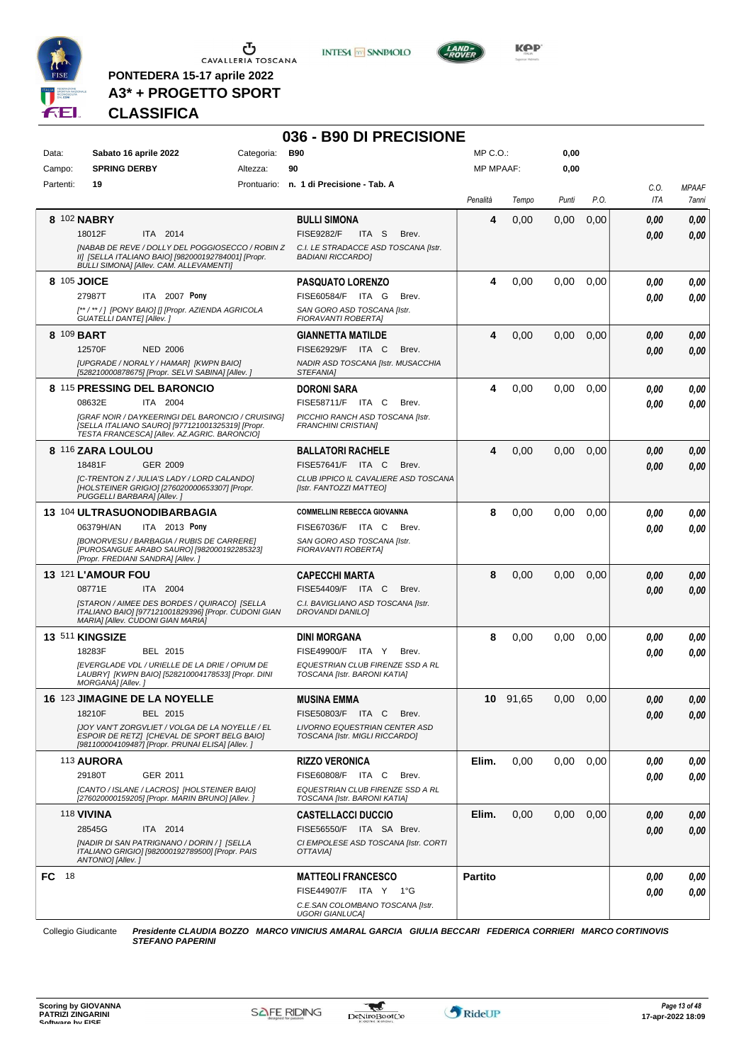PONTEDERA 15-17 aprile 2022

**A3* + PROGETTO SPORT**

**CLASSIFICA**

# 036 - B90 DI PRECISIONE

| Data: | Sabato 16 aprile 2022 | Categoria: | B90 | MP C.O.: | 0,00 |
|---|---|---|---|---|---|
| Campo: | SPRING DERBY | Altezza: | 90 | MP MPAAF: | 0,00 |
| Partenti: | 19 | Prontuario: | n. 1 di Precisione - Tab. A | | |

| Cl. | N. | Cavallo | Cavaliere | Penalità | Tempo | Punti | P.O. | C.O. ITA | MPAAF 7anni |
|---|---|---|---|---|---|---|---|---|---|
| 8 | 102 | **NABRY**<br>18012F ITA 2014<br>*[NABAB DE REVE / DOLLY DEL POGGIOSECCO / ROBIN Z II] [SELLA ITALIANO BAIO] [982000192784001] [Propr. BULLI SIMONA] [Allev. CAM. ALLEVAMENTI]* | **BULLI SIMONA**<br>FISE9282/F ITA S Brev.<br>*C.I. LE STRADACCE ASD TOSCANA [Istr. BADIANI RICCARDO]* | 4 | 0,00 | 0,00 | 0,00 | 0,00<br>0,00 | 0,00<br>0,00 |
| 8 | 105 | **JOICE**<br>27987T ITA 2007 **Pony**<br>*[** / ** / ] [PONY BAIO] [] [Propr. AZIENDA AGRICOLA GUASTELLI DANTE] [Allev. ]* | **PASQUATO LORENZO**<br>FISE60584/F ITA G Brev.<br>*SAN GORO ASD TOSCANA [Istr. FIORAVANTI ROBERTA]* | 4 | 0,00 | 0,00 | 0,00 | 0,00<br>0,00 | 0,00<br>0,00 |
| 8 | 109 | **BART**<br>12570F NED 2006<br>*[UPGRADE / NORALY / HAMAR] [KWPN BAIO] [528210000878675] [Propr. SELVI SABINA] [Allev. ]* | **GIANNETTA MATILDE**<br>FISE62929/F ITA C Brev.<br>*NADIR ASD TOSCANA [Istr. MUSACCHIA STEFANIA]* | 4 | 0,00 | 0,00 | 0,00 | 0,00<br>0,00 | 0,00<br>0,00 |
| 8 | 115 | **PRESSING DEL BARONCIO**<br>08632E ITA 2004<br>*[GRAF NOIR / DAYKEERINGI DEL BARONCIO / CRUISING] [SELLA ITALIANO SAURO] [977121001325319] [Propr. TESTA FRANCESCA] [Allev. AZ.AGRIC. BARONCIO]* | **DORONI SARA**<br>FISE58711/F ITA C Brev.<br>*PICCHIO RANCH ASD TOSCANA [Istr. FRANCHINI CRISTIAN]* | 4 | 0,00 | 0,00 | 0,00 | 0,00<br>0,00 | 0,00<br>0,00 |
| 8 | 116 | **ZARA LOULOU**<br>18481F GER 2009<br>*[C-TRENTON Z / JULIA'S LADY / LORD CALANDO] [HOLSTEINER GRIGIO] [276020000653307] [Propr. PUGGELLI BARBARA] [Allev. ]* | **BALLATORI RACHELE**<br>FISE57641/F ITA C Brev.<br>*CLUB IPPICO IL CAVALIERE ASD TOSCANA [Istr. FANTOZZI MATTEO]* | 4 | 0,00 | 0,00 | 0,00 | 0,00<br>0,00 | 0,00<br>0,00 |
| 13 | 104 | **ULTRASUONODIBARBAGIA**<br>06379H/AN ITA 2013 **Pony**<br>*[BONORVESU / BARBAGIA / RUBIS DE CARRERE] [PUROSANGUE ARABO SAURO] [982000192285323] [Propr. FREDIANI SANDRA] [Allev. ]* | **COMMELLINI REBECCA GIOVANNA**<br>FISE67036/F ITA C Brev.<br>*SAN GORO ASD TOSCANA [Istr. FIORAVANTI ROBERTA]* | 8 | 0,00 | 0,00 | 0,00 | 0,00<br>0,00 | 0,00<br>0,00 |
| 13 | 121 | **L'AMOUR FOU**<br>08771E ITA 2004<br>*[STARON / AIMEE DES BORDES / QUIRACO] [SELLA ITALIANO BAIO] [977121001829396] [Propr. CUDONI GIAN MARIA] [Allev. CUDONI GIAN MARIA]* | **CAPECCHI MARTA**<br>FISE54409/F ITA C Brev.<br>*C.I. BAVIGLIANO ASD TOSCANA [Istr. DROVANDI DANILO]* | 8 | 0,00 | 0,00 | 0,00 | 0,00<br>0,00 | 0,00<br>0,00 |
| 13 | 511 | **KINGSIZE**<br>18283F BEL 2015<br>*[EVERGLADE VDL / URIELLE DE LA DRIE / OPIUM DE LAUBRY] [KWPN BAIO] [528210004178533] [Propr. DINI MORGANA] [Allev. ]* | **DINI MORGANA**<br>FISE49900/F ITA Y Brev.<br>*EQUESTRIAN CLUB FIRENZE SSD A RL TOSCANA [Istr. BARONI KATIA]* | 8 | 0,00 | 0,00 | 0,00 | 0,00<br>0,00 | 0,00<br>0,00 |
| 16 | 123 | **JIMAGINE DE LA NOYELLE**<br>18210F BEL 2015<br>*[JOY VAN'T ZORGVLIET / VOLGA DE LA NOYELLE / EL ESPOIR DE RETZ] [CHEVAL DE SPORT BELG BAIO] [981100004109487] [Propr. PRUNAI ELISA] [Allev. ]* | **MUSINA EMMA**<br>FISE50803/F ITA C Brev.<br>*LIVORNO EQUESTRIAN CENTER ASD TOSCANA [Istr. MIGLI RICCARDO]* | 10 | 91,65 | 0,00 | 0,00 | 0,00<br>0,00 | 0,00<br>0,00 |
| | 113 | **AURORA**<br>29180T GER 2011<br>*[CANTO / ISLANE / LACROS] [HOLSTEINER BAIO] [276020000159205] [Propr. MARIN BRUNO] [Allev. ]* | **RIZZO VERONICA**<br>FISE60808/F ITA C Brev.<br>*EQUESTRIAN CLUB FIRENZE SSD A RL TOSCANA [Istr. BARONI KATIA]* | Elim. | 0,00 | 0,00 | 0,00 | 0,00<br>0,00 | 0,00<br>0,00 |
| | 118 | **VIVINA**<br>28545G ITA 2014<br>*[NADIR DI SAN PATRIGNANO / DORIN / ] [SELLA ITALIANO GRIGIO] [982000192789500] [Propr. PAIS ANTONIO] [Allev. ]* | **CASTELLACCI DUCCIO**<br>FISE56550/F ITA SA Brev.<br>*CI EMPOLESE ASD TOSCANA [Istr. CORTI OTTAVIA]* | Elim. | 0,00 | 0,00 | 0,00 | 0,00<br>0,00 | 0,00<br>0,00 |
| FC | 18 | | **MATTEOLI FRANCESCO**<br>FISE44907/F ITA Y 1°G<br>*C.E.SAN COLOMBANO TOSCANA [Istr. UGORI GIANLUCA]* | Partito | | | | 0,00<br>0,00 | 0,00<br>0,00 |

Collegio Giudicante *Presidente CLAUDIA BOZZO MARCO VINICIUS AMARAL GARCIA GIULIA BECCARI FEDERICA CORRIERI MARCO CORTINOVIS STEFANO PAPERINI*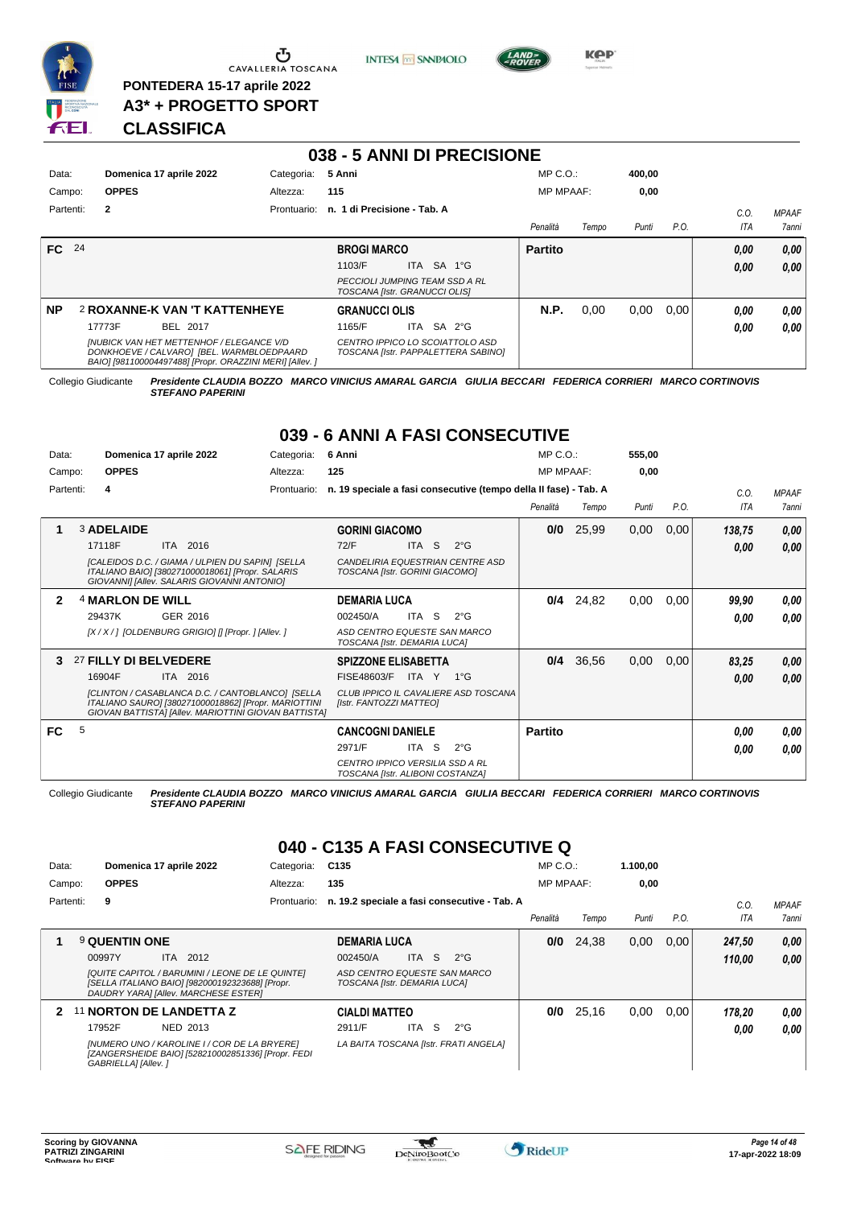PONTEDERA 15-17 aprile 2022
**A3* + PROGETTO SPORT**
**CLASSIFICA**

## 038 - 5 ANNI DI PRECISIONE

| | | | |
|---|---|---|---|
| Data: | Domenica 17 aprile 2022 | Categoria: | 5 Anni |
| Campo: | OPPES | Altezza: | 115 |
| Partenti: | 2 | Prontuario: | n. 1 di Precisione - Tab. A |

MP C.O.: 400,00 — MP MPAAF: 0,00

| Pos. | Cavallo | Cavaliere | Penalità | Tempo | Punti | P.O. | C.O. ITA | MPAAF 7anni |
|---|---|---|---|---|---|---|---|---|
| FC | 24 | **BROGI MARCO** 1103/F ITA SA 1°G *PECCIOLI JUMPING TEAM SSD A RL TOSCANA [Istr. GRANUCCI OLIS]* | **Partito** | | | | 0,00 / 0,00 | 0,00 / 0,00 |
| NP | 2 **ROXANNE-K VAN 'T KATTENHEYE** 17773F BEL 2017 *[NUBICK VAN HET METTENHOF / ELEGANCE V/D DONKHOEVE / CALVARO] [BEL. WARMBLOEDPAARD BAIO] [981100004497488] [Propr. ORAZZINI MERI] [Allev. ]* | **GRANUCCI OLIS** 1165/F ITA SA 2°G *CENTRO IPPICO LO SCOIATTOLO ASD TOSCANA [Istr. PAPPALETTERA SABINO]* | **N.P.** | 0,00 | 0,00 | 0,00 | 0,00 / 0,00 | 0,00 / 0,00 |

Collegio Giudicante *Presidente CLAUDIA BOZZO MARCO VINICIUS AMARAL GARCIA GIULIA BECCARI FEDERICA CORRIERI MARCO CORTINOVIS STEFANO PAPERINI*

## 039 - 6 ANNI A FASI CONSECUTIVE

| | | | |
|---|---|---|---|
| Data: | Domenica 17 aprile 2022 | Categoria: | 6 Anni |
| Campo: | OPPES | Altezza: | 125 |
| Partenti: | 4 | Prontuario: | n. 19 speciale a fasi consecutive (tempo della II fase) - Tab. A |

MP C.O.: 555,00 — MP MPAAF: 0,00

| Pos. | Cavallo | Cavaliere | Penalità | Tempo | Punti | P.O. | C.O. ITA | MPAAF 7anni |
|---|---|---|---|---|---|---|---|---|
| 1 | 3 **ADELAIDE** 17118F ITA 2016 *[CALEIDOS D.C. / GIAMA / ULPIEN DU SAPIN] [SELLA ITALIANO BAIO] [380271000018061] [Propr. SALARIS GIOVANNI] [Allev. SALARIS GIOVANNI ANTONIO]* | **GORINI GIACOMO** 72/F ITA S 2°G *CANDELIRIA EQUESTRIAN CENTRE ASD TOSCANA [Istr. GORINI GIACOMO]* | **0/0** | 25,99 | 0,00 | 0,00 | 138,75 / 0,00 | 0,00 / 0,00 |
| 2 | 4 **MARLON DE WILL** 29437K GER 2016 *[X / X / ] [OLDENBURG GRIGIO] [] [Propr. ] [Allev. ]* | **DEMARIA LUCA** 002450/A ITA S 2°G *ASD CENTRO EQUESTE SAN MARCO TOSCANA [Istr. DEMARIA LUCA]* | **0/4** | 24,82 | 0,00 | 0,00 | 99,90 / 0,00 | 0,00 / 0,00 |
| 3 | 27 **FILLY DI BELVEDERE** 16904F ITA 2016 *[CLINTON / CASABLANCA D.C. / CANTOBLANCO] [SELLA ITALIANO SAURO] [380271000018862] [Propr. MARIOTTINI GIOVAN BATTISTA] [Allev. MARIOTTINI GIOVAN BATTISTA]* | **SPIZZONE ELISABETTA** FISE48603/F ITA Y 1°G *CLUB IPPICO IL CAVALIERE ASD TOSCANA [Istr. FANTOZZI MATTEO]* | **0/4** | 36,56 | 0,00 | 0,00 | 83,25 / 0,00 | 0,00 / 0,00 |
| FC | 5 | **CANCOGNI DANIELE** 2971/F ITA S 2°G *CENTRO IPPICO VERSILIA SSD A RL TOSCANA [Istr. ALIBONI COSTANZA]* | **Partito** | | | | 0,00 / 0,00 | 0,00 / 0,00 |

Collegio Giudicante *Presidente CLAUDIA BOZZO MARCO VINICIUS AMARAL GARCIA GIULIA BECCARI FEDERICA CORRIERI MARCO CORTINOVIS STEFANO PAPERINI*

## 040 - C135 A FASI CONSECUTIVE Q

| | | | |
|---|---|---|---|
| Data: | Domenica 17 aprile 2022 | Categoria: | C135 |
| Campo: | OPPES | Altezza: | 135 |
| Partenti: | 9 | Prontuario: | n. 19.2 speciale a fasi consecutive - Tab. A |

MP C.O.: 1.100,00 — MP MPAAF: 0,00

| Pos. | Cavallo | Cavaliere | Penalità | Tempo | Punti | P.O. | C.O. ITA | MPAAF 7anni |
|---|---|---|---|---|---|---|---|---|
| 1 | 9 **QUENTIN ONE** 00997Y ITA 2012 *[QUITE CAPITOL / BARUMINI / LEONE DE LE QUINTE] [SELLA ITALIANO BAIO] [982000192323688] [Propr. DAUDRY YARA] [Allev. MARCHESE ESTER]* | **DEMARIA LUCA** 002450/A ITA S 2°G *ASD CENTRO EQUESTE SAN MARCO TOSCANA [Istr. DEMARIA LUCA]* | **0/0** | 24,38 | 0,00 | 0,00 | 247,50 / 110,00 | 0,00 / 0,00 |
| 2 | 11 **NORTON DE LANDETTA Z** 17952F NED 2013 *[NUMERO UNO / KAROLINE I / COR DE LA BRYERE] [ZANGERSHEIDE BAIO] [528210002851336] [Propr. FEDI GABRIELLA] [Allev. ]* | **CIALDI MATTEO** 2911/F ITA S 2°G *LA BAITA TOSCANA [Istr. FRATI ANGELA]* | **0/0** | 25,16 | 0,00 | 0,00 | 178,20 / 0,00 | 0,00 / 0,00 |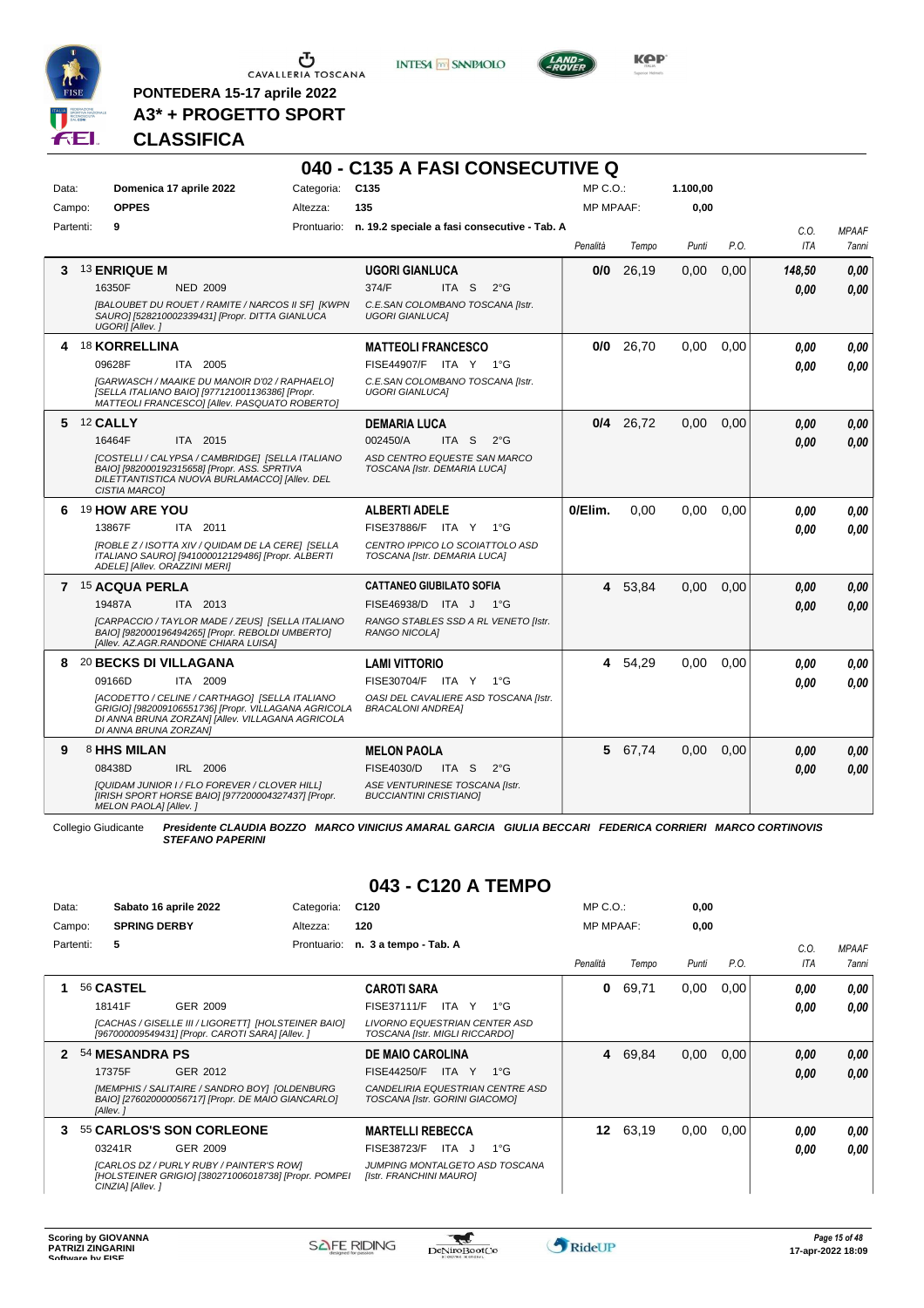PONTEDERA 15-17 aprile 2022

**A3\* + PROGETTO SPORT**

**CLASSIFICA**

## 040 - C135 A FASI CONSECUTIVE Q

| | | | | | |
|---|---|---|---|---|---|
| Data: | Domenica 17 aprile 2022 | Categoria: | C135 | MP C.O.: | 1.100,00 |
| Campo: | OPPES | Altezza: | 135 | MP MPAAF: | 0,00 |
| Partenti: | 9 | Prontuario: | n. 19.2 speciale a fasi consecutive - Tab. A | | |

| | Cavallo | Cavaliere | Penalità | Tempo | Punti | P.O. | C.O. ITA | MPAAF 7anni |
|---|---|---|---|---|---|---|---|---|
| 3 | 13 **ENRIQUE M** 16350F NED 2009 *[BALOUBET DU ROUET / RAMITE / NARCOS II SF] [KWPN SAURO] [528210002339431] [Propr. DITTA GIANLUCA UGORI] [Allev. ]* | **UGORI GIANLUCA** 374/F ITA S 2°G *C.E.SAN COLOMBANO TOSCANA [Istr. UGORI GIANLUCA]* | 0/0 | 26,19 | 0,00 | 0,00 | 148,50 / 0,00 | 0,00 / 0,00 |
| 4 | 18 **KORRELLINA** 09628F ITA 2005 *[GARWASCH / MAAIKE DU MANOIR D'02 / RAPHAELO] [SELLA ITALIANO BAIO] [977121001136386] [Propr. MATTEOLI FRANCESCO] [Allev. PASQUATO ROBERTO]* | **MATTEOLI FRANCESCO** FISE44907/F ITA Y 1°G *C.E.SAN COLOMBANO TOSCANA [Istr. UGORI GIANLUCA]* | 0/0 | 26,70 | 0,00 | 0,00 | 0,00 / 0,00 | 0,00 / 0,00 |
| 5 | 12 **CALLY** 16464F ITA 2015 *[COSTELLI / CALYPSA / CAMBRIDGE] [SELLA ITALIANO BAIO] [982000192315658] [Propr. ASS. SPRTIVA DILETTANTISTICA NUOVA BURLAMACCO] [Allev. DEL CISTIA MARCO]* | **DEMARIA LUCA** 002450/A ITA S 2°G *ASD CENTRO EQUESTE SAN MARCO TOSCANA [Istr. DEMARIA LUCA]* | 0/4 | 26,72 | 0,00 | 0,00 | 0,00 / 0,00 | 0,00 / 0,00 |
| 6 | 19 **HOW ARE YOU** 13867F ITA 2011 *[ROBLE Z / ISOTTA XIV / QUIDAM DE LA CERE] [SELLA ITALIANO SAURO] [941000012129486] [Propr. ALBERTI ADELE] [Allev. ORAZZINI MERI]* | **ALBERTI ADELE** FISE37886/F ITA Y 1°G *CENTRO IPPICO LO SCOIATTOLO ASD TOSCANA [Istr. DEMARIA LUCA]* | 0/Elim. | 0,00 | 0,00 | 0,00 | 0,00 / 0,00 | 0,00 / 0,00 |
| 7 | 15 **ACQUA PERLA** 19487A ITA 2013 *[CARPACCIO / TAYLOR MADE / ZEUS] [SELLA ITALIANO BAIO] [982000196494265] [Propr. REBOLDI UMBERTO] [Allev. AZ.AGR.RANDONE CHIARA LUISA]* | **CATTANEO GIUBILATO SOFIA** FISE46938/D ITA J 1°G *RANGO STABLES SSD A RL VENETO [Istr. RANGO NICOLA]* | 4 | 53,84 | 0,00 | 0,00 | 0,00 / 0,00 | 0,00 / 0,00 |
| 8 | 20 **BECKS DI VILLAGANA** 09166D ITA 2009 *[ACODETTO / CELINE / CARTHAGO] [SELLA ITALIANO GRIGIO] [982000106551736] [Propr. VILLAGANA AGRICOLA DI ANNA BRUNA ZORZAN] [Allev. VILLAGANA AGRICOLA DI ANNA BRUNA ZORZAN]* | **LAMI VITTORIO** FISE30704/F ITA Y 1°G *OASI DEL CAVALIERE ASD TOSCANA [Istr. BRACALONI ANDREA]* | 4 | 54,29 | 0,00 | 0,00 | 0,00 / 0,00 | 0,00 / 0,00 |
| 9 | 8 **HHS MILAN** 08438D IRL 2006 *[QUIDAM JUNIOR I / FLO FOREVER / CLOVER HILL] [IRISH SPORT HORSE BAIO] [977200004327437] [Propr. MELON PAOLA] [Allev. ]* | **MELON PAOLA** FISE4030/D ITA S 2°G *ASE VENTURINESE TOSCANA [Istr. BUCCIANTINI CRISTIANO]* | 5 | 67,74 | 0,00 | 0,00 | 0,00 / 0,00 | 0,00 / 0,00 |

Collegio Giudicante *Presidente CLAUDIA BOZZO MARCO VINICIUS AMARAL GARCIA GIULIA BECCARI FEDERICA CORRIERI MARCO CORTINOVIS STEFANO PAPERINI*

## 043 - C120 A TEMPO

| | | | | | |
|---|---|---|---|---|---|
| Data: | Sabato 16 aprile 2022 | Categoria: | C120 | MP C.O.: | 0,00 |
| Campo: | SPRING DERBY | Altezza: | 120 | MP MPAAF: | 0,00 |
| Partenti: | 5 | Prontuario: | n. 3 a tempo - Tab. A | | |

| | Cavallo | Cavaliere | Penalità | Tempo | Punti | P.O. | C.O. ITA | MPAAF 7anni |
|---|---|---|---|---|---|---|---|---|
| 1 | 56 **CASTEL** 18141F GER 2009 *[CACHAS / GISELLE III / LIGORETT] [HOLSTEINER BAIO] [967000009549431] [Propr. CAROTI SARA] [Allev. ]* | **CAROTI SARA** FISE37111/F ITA Y 1°G *LIVORNO EQUESTRIAN CENTER ASD TOSCANA [Istr. MIGLI RICCARDO]* | 0 | 69,71 | 0,00 | 0,00 | 0,00 / 0,00 | 0,00 / 0,00 |
| 2 | 54 **MESANDRA PS** 17375F GER 2012 *[MEMPHIS / SALITAIRE / SANDRO BOY] [OLDENBURG BAIO] [276020000056717] [Propr. DE MAIO GIANCARLO] [Allev. ]* | **DE MAIO CAROLINA** FISE44250/F ITA Y 1°G *CANDELIRIA EQUESTRIAN CENTRE ASD TOSCANA [Istr. GORINI GIACOMO]* | 4 | 69,84 | 0,00 | 0,00 | 0,00 / 0,00 | 0,00 / 0,00 |
| 3 | 55 **CARLOS'S SON CORLEONE** 03241R GER 2009 *[CARLOS DZ / PURLY RUBY / PAINTER'S ROW] [HOLSTEINER GRIGIO] [380271006018738] [Propr. POMPEI CINZIA] [Allev. ]* | **MARTELLI REBECCA** FISE38723/F ITA J 1°G *JUMPING MONTALGETO ASD TOSCANA [Istr. FRANCHINI MAURO]* | 12 | 63,19 | 0,00 | 0,00 | 0,00 / 0,00 | 0,00 / 0,00 |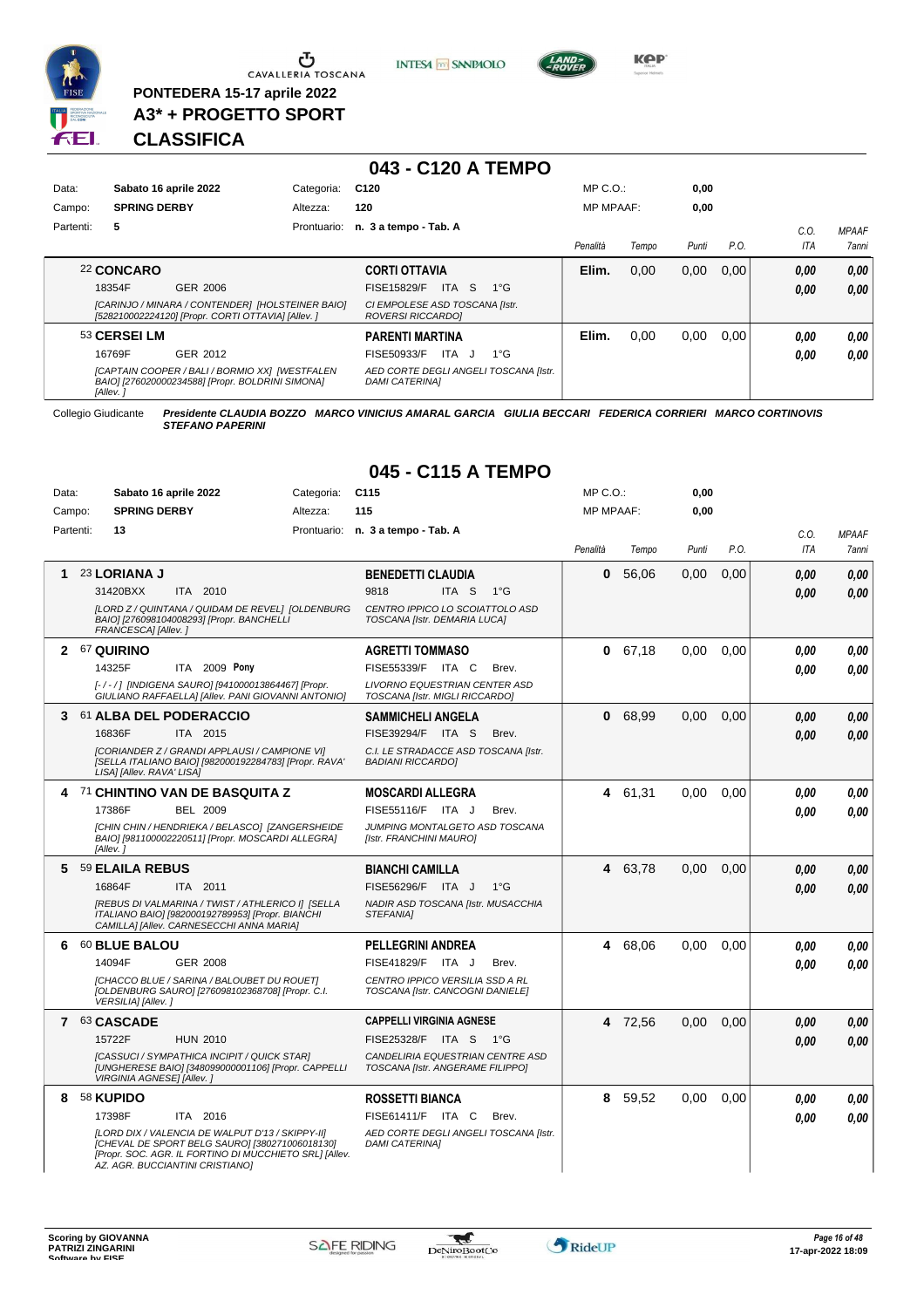PONTEDERA 15-17 aprile 2022

**A3* + PROGETTO SPORT**

**CLASSIFICA**

## 043 - C120 A TEMPO

| Data: | Sabato 16 aprile 2022 | Categoria: | C120 | MP C.O.: | 0,00 |
|---|---|---|---|---|---|
| Campo: | SPRING DERBY | Altezza: | 120 | MP MPAAF: | 0,00 |
| Partenti: | 5 | Prontuario: | n. 3 a tempo - Tab. A | | |

| | Cavallo | Cavaliere | Penalità | Tempo | Punti | P.O. | C.O. ITA | MPAAF 7anni |
|---|---|---|---|---|---|---|---|---|
| | 22 **CONCARO** 18354F GER 2006 *[CARINJO / MINARA / CONTENDER] [HOLSTEINER BAIO] [528210002224120] [Propr. CORTI OTTAVIA] [Allev. ]* | **CORTI OTTAVIA** FISE15829/F ITA S 1°G *CI EMPOLESE ASD TOSCANA [Istr. ROVERSI RICCARDO]* | **Elim.** | 0,00 | 0,00 | 0,00 | **0,00** **0,00** | **0,00** **0,00** |
| | 53 **CERSEI LM** 16769F GER 2012 *[CAPTAIN COOPER / BALI / BORMIO XX] [WESTFALEN BAIO] [276020000234588] [Propr. BOLDRINI SIMONA] [Allev. ]* | **PARENTI MARTINA** FISE50933/F ITA J 1°G *AED CORTE DEGLI ANGELI TOSCANA [Istr. DAMI CATERINA]* | **Elim.** | 0,00 | 0,00 | 0,00 | **0,00** **0,00** | **0,00** **0,00** |

Collegio Giudicante *Presidente CLAUDIA BOZZO MARCO VINICIUS AMARAL GARCIA GIULIA BECCARI FEDERICA CORRIERI MARCO CORTINOVIS STEFANO PAPERINI*

## 045 - C115 A TEMPO

| Data: | Sabato 16 aprile 2022 | Categoria: | C115 | MP C.O.: | 0,00 |
|---|---|---|---|---|---|
| Campo: | SPRING DERBY | Altezza: | 115 | MP MPAAF: | 0,00 |
| Partenti: | 13 | Prontuario: | n. 3 a tempo - Tab. A | | |

| | Cavallo | Cavaliere | Penalità | Tempo | Punti | P.O. | C.O. ITA | MPAAF 7anni |
|---|---|---|---|---|---|---|---|---|
| 1 | 23 **LORIANA J** 31420BXX ITA 2010 *[LORD Z / QUINTANA / QUIDAM DE REVEL] [OLDENBURG BAIO] [276098104008293] [Propr. BANCHELLI FRANCESCA] [Allev. ]* | **BENEDETTI CLAUDIA** 9818 ITA S 1°G *CENTRO IPPICO LO SCOIATTOLO ASD TOSCANA [Istr. DEMARIA LUCA]* | **0** | 56,06 | 0,00 | 0,00 | **0,00** **0,00** | **0,00** **0,00** |
| 2 | 67 **QUIRINO** 14325F ITA 2009 **Pony** *[- / - / ] [INDIGENA SAURO] [941000013864467] [Propr. GIULIANO RAFFAELLA] [Allev. PANI GIOVANNI ANTONIO]* | **AGRETTI TOMMASO** FISE55339/F ITA C Brev. *LIVORNO EQUESTRIAN CENTER ASD TOSCANA [Istr. MIGLI RICCARDO]* | **0** | 67,18 | 0,00 | 0,00 | **0,00** **0,00** | **0,00** **0,00** |
| 3 | 61 **ALBA DEL PODERACCIO** 16836F ITA 2015 *[CORIANDER Z / GRANDI APPLAUSI / CAMPIONE VI] [SELLA ITALIANO BAIO] [982000192284783] [Propr. RAVA' LISA] [Allev. RAVA' LISA]* | **SAMMICHELI ANGELA** FISE39294/F ITA S Brev. *C.I. LE STRADACCE ASD TOSCANA [Istr. BADIANI RICCARDO]* | **0** | 68,99 | 0,00 | 0,00 | **0,00** **0,00** | **0,00** **0,00** |
| 4 | 71 **CHINTINO VAN DE BASQUITA Z** 17386F BEL 2009 *[CHIN CHIN / HENDRIEKA / BELASCO] [ZANGERSHEIDE BAIO] [981100002220511] [Propr. MOSCARDI ALLEGRA] [Allev. ]* | **MOSCARDI ALLEGRA** FISE55116/F ITA J Brev. *JUMPING MONTALGETO ASD TOSCANA [Istr. FRANCHINI MAURO]* | **4** | 61,31 | 0,00 | 0,00 | **0,00** **0,00** | **0,00** **0,00** |
| 5 | 59 **ELAILA REBUS** 16864F ITA 2011 *[REBUS DI VALMARINA / TWIST / ATHLERICO I] [SELLA ITALIANO BAIO] [982000192789953] [Propr. BIANCHI CAMILLA] [Allev. CARNESECCHI ANNA MARIA]* | **BIANCHI CAMILLA** FISE56296/F ITA J 1°G *NADIR ASD TOSCANA [Istr. MUSACCHIA STEFANIA]* | **4** | 63,78 | 0,00 | 0,00 | **0,00** **0,00** | **0,00** **0,00** |
| 6 | 60 **BLUE BALOU** 14094F GER 2008 *[CHACCO BLUE / SARINA / BALOUBET DU ROUET] [OLDENBURG SAURO] [276098102368708] [Propr. C.I. VERSILIA] [Allev. ]* | **PELLEGRINI ANDREA** FISE41829/F ITA J Brev. *CENTRO IPPICO VERSILIA SSD A RL TOSCANA [Istr. CANCOGNI DANIELE]* | **4** | 68,06 | 0,00 | 0,00 | **0,00** **0,00** | **0,00** **0,00** |
| 7 | 63 **CASCADE** 15722F HUN 2010 *[CASSUCI / SYMPATHICA INCIPIT / QUICK STAR] [UNGHERESE BAIO] [348099000001106] [Propr. CAPPELLI VIRGINIA AGNESE] [Allev. ]* | **CAPPELLI VIRGINIA AGNESE** FISE25328/F ITA S 1°G *CANDELIRIA EQUESTRIAN CENTRE ASD TOSCANA [Istr. ANGERAME FILIPPO]* | **4** | 72,56 | 0,00 | 0,00 | **0,00** **0,00** | **0,00** **0,00** |
| 8 | 58 **KUPIDO** 17398F ITA 2016 *[LORD DIX / VALENCIA DE WALPUT D'13 / SKIPPY-II] [CHEVAL DE SPORT BELG SAURO] [380271006018130] [Propr. SOC. AGR. IL FORTINO DI MUCCHIETO SRL] [Allev. AZ. AGR. BUCCIANTINI CRISTIANO]* | **ROSSETTI BIANCA** FISE61411/F ITA C Brev. *AED CORTE DEGLI ANGELI TOSCANA [Istr. DAMI CATERINA]* | **8** | 59,52 | 0,00 | 0,00 | **0,00** **0,00** | **0,00** **0,00** |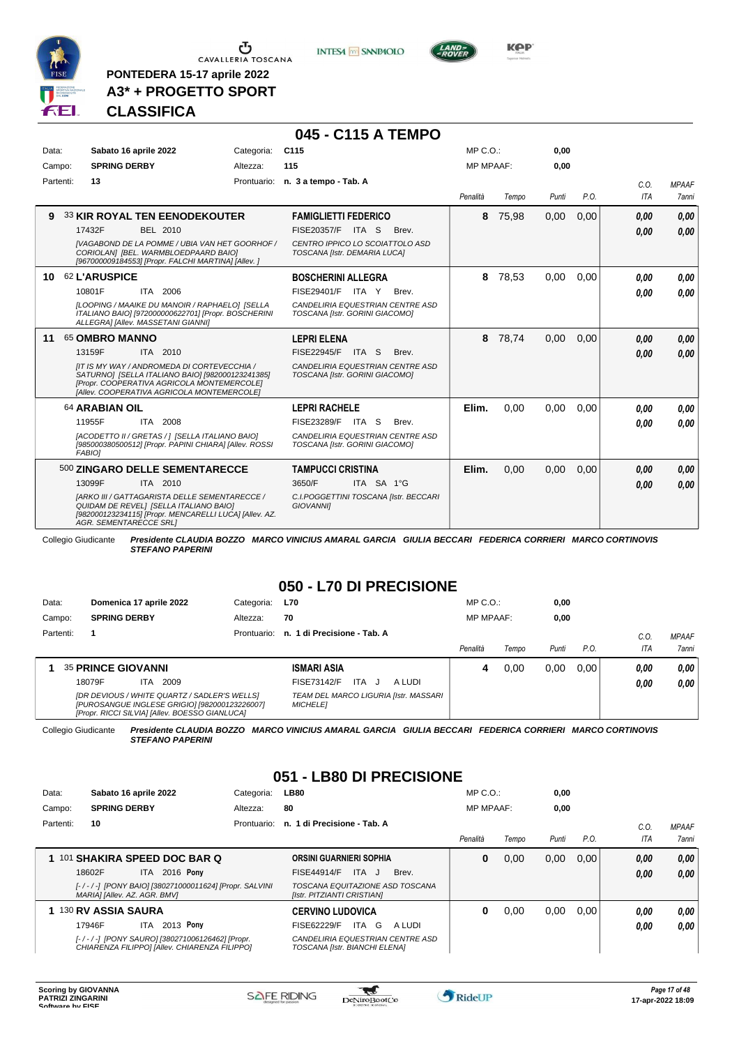PONTEDERA 15-17 aprile 2022

A3* + PROGETTO SPORT

CLASSIFICA

## 045 - C115 A TEMPO

Data: Sabato 16 aprile 2022 | Categoria: C115 | MP C.O.: 0,00
Campo: SPRING DERBY | Altezza: 115 | MP MPAAF: 0,00
Partenti: 13 | Prontuario: n. 3 a tempo - Tab. A

| | Cavallo | Cavaliere | Penalità | Tempo | Punti | P.O. | C.O. ITA | MPAAF 7anni |
|---|---|---|---|---|---|---|---|---|
| 9 | 33 **KIR ROYAL TEN EENODEKOUTER** 17432F BEL 2010 *[VAGABOND DE LA POMME / UBIA VAN HET GOORHOF / CORIOLAN] [BEL. WARMBLOEDPAARD BAIO] [967000009184553] [Propr. FALCHI MARTINA] [Allev. ]* | **FAMIGLIETTI FEDERICO** FISE20357/F ITA S Brev. *CENTRO IPPICO LO SCOIATTOLO ASD TOSCANA [Istr. DEMARIA LUCA]* | 8 | 75,98 | 0,00 | 0,00 | 0,00 / 0,00 | 0,00 / 0,00 |
| 10 | 62 **L'ARUSPICE** 10801F ITA 2006 *[LOOPING / MAAIKE DU MANOIR / RAPHAELO] [SELLA ITALIANO BAIO] [972000000622701] [Propr. BOSCHERINI ALLEGRA] [Allev. MASSETANI GIANNI]* | **BOSCHERINI ALLEGRA** FISE29401/F ITA Y Brev. *CANDELIRIA EQUESTRIAN CENTRE ASD TOSCANA [Istr. GORINI GIACOMO]* | 8 | 78,53 | 0,00 | 0,00 | 0,00 / 0,00 | 0,00 / 0,00 |
| 11 | 65 **OMBRO MANNO** 13159F ITA 2010 *[IT IS MY WAY / ANDROMEDA DI CORTEVECCHIA / SATURNO] [SELLA ITALIANO BAIO] [982000123241385] [Propr. COOPERATIVA AGRICOLA MONTEMERCOLE] [Allev. COOPERATIVA AGRICOLA MONTEMERCOLE]* | **LEPRI ELENA** FISE22945/F ITA S Brev. *CANDELIRIA EQUESTRIAN CENTRE ASD TOSCANA [Istr. GORINI GIACOMO]* | 8 | 78,74 | 0,00 | 0,00 | 0,00 / 0,00 | 0,00 / 0,00 |
| | 64 **ARABIAN OIL** 11955F ITA 2008 *[ACODETTO II / GRETAS / ] [SELLA ITALIANO BAIO] [985000380500512] [Propr. PAPINI CHIARA] [Allev. ROSSI FABIO]* | **LEPRI RACHELE** FISE23289/F ITA S Brev. *CANDELIRIA EQUESTRIAN CENTRE ASD TOSCANA [Istr. GORINI GIACOMO]* | Elim. | 0,00 | 0,00 | 0,00 | 0,00 / 0,00 | 0,00 / 0,00 |
| | 500 **ZINGARO DELLE SEMENTARECCE** 13099F ITA 2010 *[ARKO III / GATTAGARISTA DELLE SEMENTARECCE / QUIDAM DE REVEL] [SELLA ITALIANO BAIO] [982000123234115] [Propr. MENCARELLI LUCA] [Allev. AZ. AGR. SEMENTARECCE SRL]* | **TAMPUCCI CRISTINA** 3650/F ITA SA 1°G *C.I.POGGETTINI TOSCANA [Istr. BECCARI GIOVANNI]* | Elim. | 0,00 | 0,00 | 0,00 | 0,00 / 0,00 | 0,00 / 0,00 |

Collegio Giudicante *Presidente CLAUDIA BOZZO MARCO VINICIUS AMARAL GARCIA GIULIA BECCARI FEDERICA CORRIERI MARCO CORTINOVIS STEFANO PAPERINI*

## 050 - L70 DI PRECISIONE

Data: Domenica 17 aprile 2022 | Categoria: L70 | MP C.O.: 0,00
Campo: SPRING DERBY | Altezza: 70 | MP MPAAF: 0,00
Partenti: 1 | Prontuario: n. 1 di Precisione - Tab. A

| | Cavallo | Cavaliere | Penalità | Tempo | Punti | P.O. | C.O. ITA | MPAAF 7anni |
|---|---|---|---|---|---|---|---|---|
| 1 | 35 **PRINCE GIOVANNI** 18079F ITA 2009 *[DR DEVIOUS / WHITE QUARTZ / SADLER'S WELLS] [PUROSANGUE INGLESE GRIGIO] [982000123226007] [Propr. RICCI SILVIA] [Allev. BOESSO GIANLUCA]* | **ISMARI ASIA** FISE73142/F ITA J A LUDI *TEAM DEL MARCO LIGURIA [Istr. MASSARI MICHELE]* | 4 | 0,00 | 0,00 | 0,00 | 0,00 / 0,00 | 0,00 / 0,00 |

Collegio Giudicante *Presidente CLAUDIA BOZZO MARCO VINICIUS AMARAL GARCIA GIULIA BECCARI FEDERICA CORRIERI MARCO CORTINOVIS STEFANO PAPERINI*

## 051 - LB80 DI PRECISIONE

Data: Sabato 16 aprile 2022 | Categoria: LB80 | MP C.O.: 0,00
Campo: SPRING DERBY | Altezza: 80 | MP MPAAF: 0,00
Partenti: 10 | Prontuario: n. 1 di Precisione - Tab. A

| | Cavallo | Cavaliere | Penalità | Tempo | Punti | P.O. | C.O. ITA | MPAAF 7anni |
|---|---|---|---|---|---|---|---|---|
| 1 | 101 **SHAKIRA SPEED DOC BAR Q** 18602F ITA 2016 **Pony** *[- / - / -] [PONY BAIO] [380271000011624] [Propr. SALVINI MARIA] [Allev. AZ. AGR. BMV]* | **ORSINI GUARNIERI SOPHIA** FISE44914/F ITA J Brev. *TOSCANA EQUITAZIONE ASD TOSCANA [Istr. PITZIANTI CRISTIAN]* | 0 | 0,00 | 0,00 | 0,00 | 0,00 / 0,00 | 0,00 / 0,00 |
| 1 | 130 **RV ASSIA SAURA** 17946F ITA 2013 **Pony** *[- / - / -] [PONY SAURO] [380271006126462] [Propr. CHIARENZA FILIPPO] [Allev. CHIARENZA FILIPPO]* | **CERVINO LUDOVICA** FISE62229/F ITA G A LUDI *CANDELIRIA EQUESTRIAN CENTRE ASD TOSCANA [Istr. BIANCHI ELENA]* | 0 | 0,00 | 0,00 | 0,00 | 0,00 / 0,00 | 0,00 / 0,00 |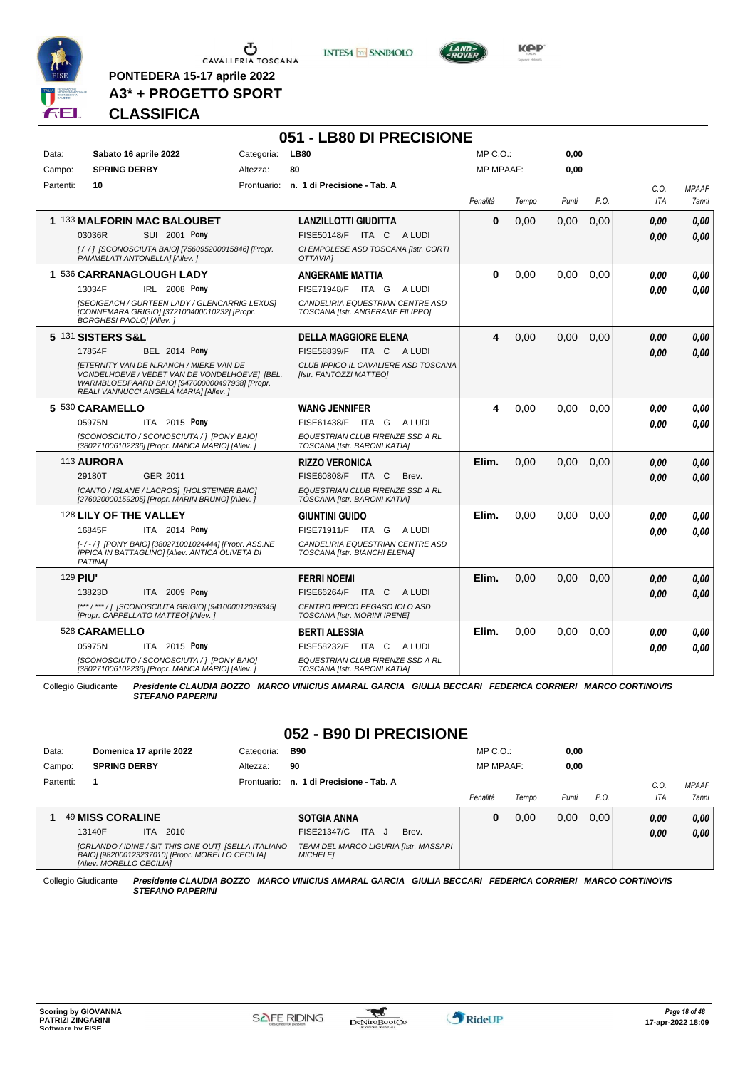PONTEDERA 15-17 aprile 2022

A3* + PROGETTO SPORT

**CLASSIFICA**

## 051 - LB80 DI PRECISIONE

| | | | | | |
|---|---|---|---|---|---|
| Data: | Sabato 16 aprile 2022 | Categoria: | LB80 | MP C.O.: | 0,00 |
| Campo: | SPRING DERBY | Altezza: | 80 | MP MPAAF: | 0,00 |
| Partenti: | 10 | Prontuario: | n. 1 di Precisione - Tab. A | | |

| Cl. | Cavallo | Cavaliere | Penalità | Tempo | Punti | P.O. | C.O. ITA | MPAAF 7anni |
|---|---|---|---|---|---|---|---|---|
| 1 | 133 **MALFORIN MAC BALOUBET** 03036R SUI 2001 Pony *[/ /] [SCONOSCIUTA BAIO] [756095200015846] [Propr. PAMMELATI ANTONELLA] [Allev. ]* | **LANZILLOTTI GIUDITTA** FISE50148/F ITA C A LUDI *CI EMPOLESE ASD TOSCANA [Istr. CORTI OTTAVIA]* | 0 | 0,00 | 0,00 | 0,00 | 0,00 / 0,00 | 0,00 / 0,00 |
| 1 | 536 **CARRANAGLOUGH LADY** 13034F IRL 2008 Pony *[SEOIGEACH / GURTEEN LADY / GLENCARRIG LEXUS] [CONNEMARA GRIGIO] [372100400010232] [Propr. BORGHESI PAOLO] [Allev. ]* | **ANGERAME MATTIA** FISE71948/F ITA G A LUDI *CANDELIRIA EQUESTRIAN CENTRE ASD TOSCANA [Istr. ANGERAME FILIPPO]* | 0 | 0,00 | 0,00 | 0,00 | 0,00 / 0,00 | 0,00 / 0,00 |
| 5 | 131 **SISTERS S&L** 17854F BEL 2014 Pony *[ETERNITY VAN DE N.RANCH / MIEKE VAN DE VONDELHOEVE / VEDET VAN DE VONDELHOEVE] [BEL. WARMBLOEDPAARD BAIO] [947000000497938] [Propr. REALI VANNUCCI ANGELA MARIA] [Allev. ]* | **DELLA MAGGIORE ELENA** FISE58839/F ITA C A LUDI *CLUB IPPICO IL CAVALIERE ASD TOSCANA [Istr. FANTOZZI MATTEO]* | 4 | 0,00 | 0,00 | 0,00 | 0,00 / 0,00 | 0,00 / 0,00 |
| 5 | 530 **CARAMELLO** 05975N ITA 2015 Pony *[SCONOSCIUTO / SCONOSCIUTA / ] [PONY BAIO] [380271006102236] [Propr. MANCA MARIO] [Allev. ]* | **WANG JENNIFER** FISE61438/F ITA G A LUDI *EQUESTRIAN CLUB FIRENZE SSD A RL TOSCANA [Istr. BARONI KATIA]* | 4 | 0,00 | 0,00 | 0,00 | 0,00 / 0,00 | 0,00 / 0,00 |
| | 113 **AURORA** 29180T GER 2011 *[CANTO / ISLANE / LACROS] [HOLSTEINER BAIO] [276020000159205] [Propr. MARIN BRUNO] [Allev. ]* | **RIZZO VERONICA** FISE60808/F ITA C Brev. *EQUESTRIAN CLUB FIRENZE SSD A RL TOSCANA [Istr. BARONI KATIA]* | Elim. | 0,00 | 0,00 | 0,00 | 0,00 / 0,00 | 0,00 / 0,00 |
| | 128 **LILY OF THE VALLEY** 16845F ITA 2014 Pony *[- / - / ] [PONY BAIO] [380271001024444] [Propr. ASS.NE IPPICA IN BATTAGLINO] [Allev. ANTICA OLIVETA DI PATINA]* | **GIUNTINI GUIDO** FISE71911/F ITA G A LUDI *CANDELIRIA EQUESTRIAN CENTRE ASD TOSCANA [Istr. BIANCHI ELENA]* | Elim. | 0,00 | 0,00 | 0,00 | 0,00 / 0,00 | 0,00 / 0,00 |
| | 129 **PIU'** 13823D ITA 2009 Pony *[*** / *** / ] [SCONOSCIUTA GRIGIO] [941000012036345] [Propr. CAPPELLATO MATTEO] [Allev. ]* | **FERRI NOEMI** FISE66264/F ITA C A LUDI *CENTRO IPPICO PEGASO IOLO ASD TOSCANA [Istr. MORINI IRENE]* | Elim. | 0,00 | 0,00 | 0,00 | 0,00 / 0,00 | 0,00 / 0,00 |
| | 528 **CARAMELLO** 05975N ITA 2015 Pony *[SCONOSCIUTO / SCONOSCIUTA / ] [PONY BAIO] [380271006102236] [Propr. MANCA MARIO] [Allev. ]* | **BERTI ALESSIA** FISE58232/F ITA C A LUDI *EQUESTRIAN CLUB FIRENZE SSD A RL TOSCANA [Istr. BARONI KATIA]* | Elim. | 0,00 | 0,00 | 0,00 | 0,00 / 0,00 | 0,00 / 0,00 |

Collegio Giudicante *Presidente CLAUDIA BOZZO MARCO VINICIUS AMARAL GARCIA GIULIA BECCARI FEDERICA CORRIERI MARCO CORTINOVIS STEFANO PAPERINI*

## 052 - B90 DI PRECISIONE

| | | | | | |
|---|---|---|---|---|---|
| Data: | Domenica 17 aprile 2022 | Categoria: | B90 | MP C.O.: | 0,00 |
| Campo: | SPRING DERBY | Altezza: | 90 | MP MPAAF: | 0,00 |
| Partenti: | 1 | Prontuario: | n. 1 di Precisione - Tab. A | | |

| Cl. | Cavallo | Cavaliere | Penalità | Tempo | Punti | P.O. | C.O. ITA | MPAAF 7anni |
|---|---|---|---|---|---|---|---|---|
| 1 | 49 **MISS CORALINE** 13140F ITA 2010 *[ORLANDO / IDINE / SIT THIS ONE OUT] [SELLA ITALIANO BAIO] [982000123237010] [Propr. MORELLO CECILIA] [Allev. MORELLO CECILIA]* | **SOTGIA ANNA** FISE21347/C ITA J Brev. *TEAM DEL MARCO LIGURIA [Istr. MASSARI MICHELE]* | 0 | 0,00 | 0,00 | 0,00 | 0,00 / 0,00 | 0,00 / 0,00 |

Collegio Giudicante *Presidente CLAUDIA BOZZO MARCO VINICIUS AMARAL GARCIA GIULIA BECCARI FEDERICA CORRIERI MARCO CORTINOVIS STEFANO PAPERINI*

Scoring by GIOVANNA PATRIZI ZINGARINI
Software by FISE

17-apr-2022 18:09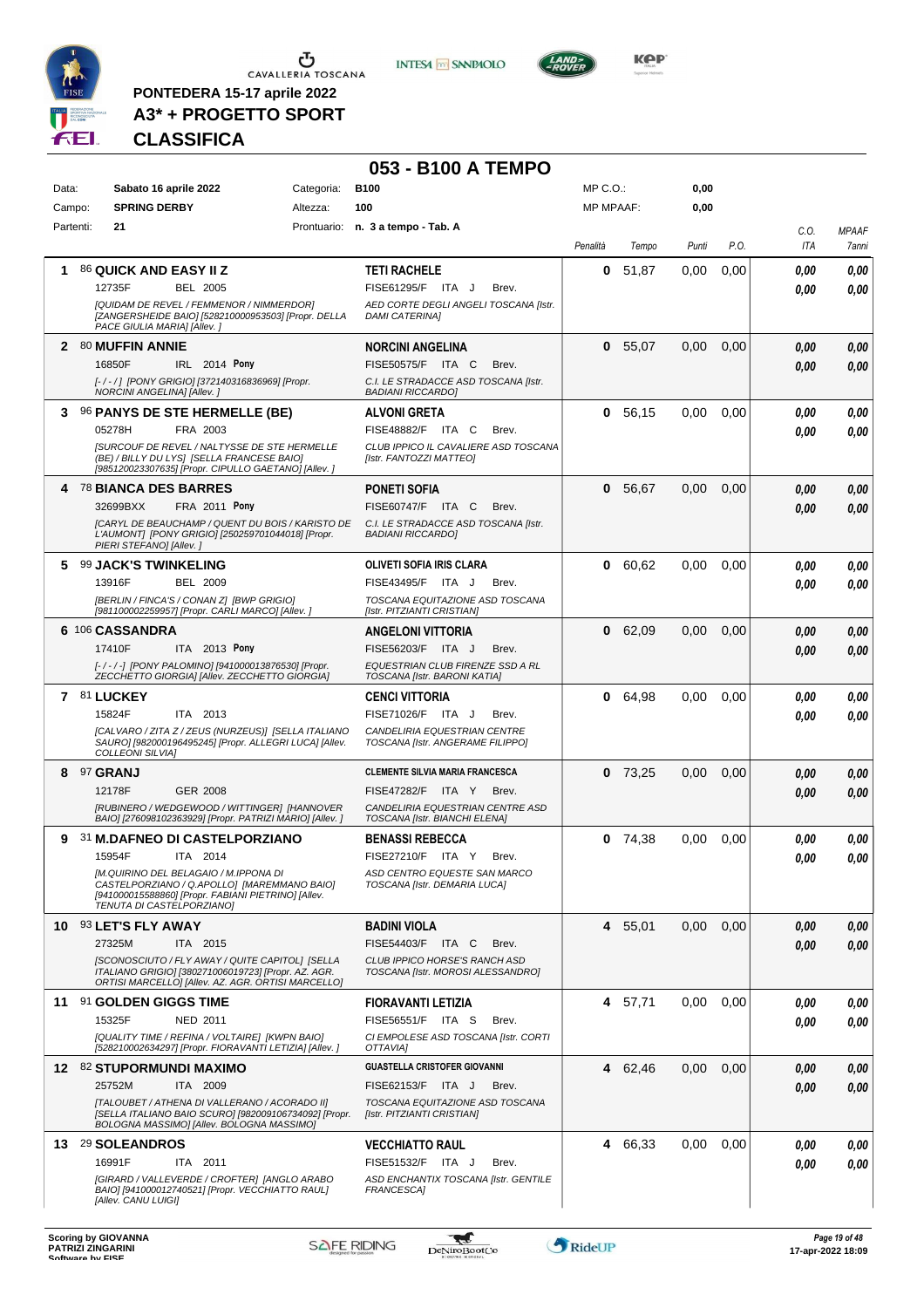PONTEDERA 15-17 aprile 2022
A3* + PROGETTO SPORT
**CLASSIFICA**

# 053 - B100 A TEMPO

| | | | | | |
|---|---|---|---|---|---|
| Data: | Sabato 16 aprile 2022 | Categoria: | B100 | MP C.O.: | 0,00 |
| Campo: | SPRING DERBY | Altezza: | 100 | MP MPAAF: | 0,00 |
| Partenti: | 21 | Prontuario: | n. 3 a tempo - Tab. A | | |

| Pos. | Cavallo | Cavaliere | Penalità | Tempo | Punti | P.O. | C.O. ITA | MPAAF 7anni |
|---|---|---|---|---|---|---|---|---|
| 1 | 86 **QUICK AND EASY II Z** 12735F BEL 2005 *[QUIDAM DE REVEL / FEMMENOR / NIMMERDOR] [ZANGERSHEIDE BAIO] [528210000953503] [Propr. DELLA PACE GIULIA MARIA] [Allev. ]* | **TETI RACHELE** FISE61295/F ITA J Brev. *AED CORTE DEGLI ANGELI TOSCANA [Istr. DAMI CATERINA]* | 0 | 51,87 | 0,00 | 0,00 | 0,00 / 0,00 | 0,00 / 0,00 |
| 2 | 80 **MUFFIN ANNIE** 16850F IRL 2014 **Pony** *[-/-/] [PONY GRIGIO] [372140316836969] [Propr. NORCINI ANGELINA] [Allev. ]* | **NORCINI ANGELINA** FISE50575/F ITA C Brev. *C.I. LE STRADACCE ASD TOSCANA [Istr. BADIANI RICCARDO]* | 0 | 55,07 | 0,00 | 0,00 | 0,00 / 0,00 | 0,00 / 0,00 |
| 3 | 96 **PANYS DE STE HERMELLE (BE)** 05278H FRA 2003 *[SURCOUF DE REVEL / NALTYSSE DE STE HERMELLE (BE) / BILLY DU LYS] [SELLA FRANCESE BAIO] [985120023307635] [Propr. CIPULLO GAETANO] [Allev. ]* | **ALVONI GRETA** FISE48882/F ITA C Brev. *CLUB IPPICO IL CAVALIERE ASD TOSCANA [Istr. FANTOZZI MATTEO]* | 0 | 56,15 | 0,00 | 0,00 | 0,00 / 0,00 | 0,00 / 0,00 |
| 4 | 78 **BIANCA DES BARRES** 32699BXX FRA 2011 **Pony** *[CARYL DE BEAUCHAMP / QUENT DU BOIS / KARISTO DE L'AUMONT] [PONY GRIGIO] [250259701044018] [Propr. PIERI STEFANO] [Allev. ]* | **PONETI SOFIA** FISE60747/F ITA C Brev. *C.I. LE STRADACCE ASD TOSCANA [Istr. BADIANI RICCARDO]* | 0 | 56,67 | 0,00 | 0,00 | 0,00 / 0,00 | 0,00 / 0,00 |
| 5 | 99 **JACK'S TWINKELING** 13916F BEL 2009 *[BERLIN / FINCA'S / CONAN Z] [BWP GRIGIO] [981100002259957] [Propr. CARLI MARCO] [Allev. ]* | **OLIVETI SOFIA IRIS CLARA** FISE43495/F ITA J Brev. *TOSCANA EQUITAZIONE ASD TOSCANA [Istr. PITZIANTI CRISTIAN]* | 0 | 60,62 | 0,00 | 0,00 | 0,00 / 0,00 | 0,00 / 0,00 |
| 6 | 106 **CASSANDRA** 17410F ITA 2013 **Pony** *[-/-/-] [PONY PALOMINO] [941000013876530] [Propr. ZECCHETTO GIORGIA] [Allev. ZECCHETTO GIORGIA]* | **ANGELONI VITTORIA** FISE56203/F ITA J Brev. *EQUESTRIAN CLUB FIRENZE SSD A RL TOSCANA [Istr. BARONI KATIA]* | 0 | 62,09 | 0,00 | 0,00 | 0,00 / 0,00 | 0,00 / 0,00 |
| 7 | 81 **LUCKEY** 15824F ITA 2013 *[CALVARO / ZITA Z / ZEUS (NURZEUS)] [SELLA ITALIANO SAURO] [982000196495245] [Propr. ALLEGRI LUCA] [Allev. COLLEONI SILVIA]* | **CENCI VITTORIA** FISE71026/F ITA J Brev. *CANDELIRIA EQUESTRIAN CENTRE TOSCANA [Istr. ANGERAME FILIPPO]* | 0 | 64,98 | 0,00 | 0,00 | 0,00 / 0,00 | 0,00 / 0,00 |
| 8 | 97 **GRANJ** 12178F GER 2008 *[RUBINERO / WEDGEWOOD / WITTINGER] [HANNOVER BAIO] [276098102363929] [Propr. PATRIZI MARIO] [Allev. ]* | **CLEMENTE SILVIA MARIA FRANCESCA** FISE47282/F ITA Y Brev. *CANDELIRIA EQUESTRIAN CENTRE ASD TOSCANA [Istr. BIANCHI ELENA]* | 0 | 73,25 | 0,00 | 0,00 | 0,00 / 0,00 | 0,00 / 0,00 |
| 9 | 31 **M.DAFNEO DI CASTELPORZIANO** 15954F ITA 2014 *[M.QUIRINO DEL BELAGAIO / M.IPPONA DI CASTELPORZIANO / Q.APOLLO] [MAREMMANO BAIO] [941000015588860] [Propr. FABIANI PIETRINO] [Allev. TENUTA DI CASTELPORZIANO]* | **BENASSI REBECCA** FISE27210/F ITA Y Brev. *ASD CENTRO EQUESTE SAN MARCO TOSCANA [Istr. DEMARIA LUCA]* | 0 | 74,38 | 0,00 | 0,00 | 0,00 / 0,00 | 0,00 / 0,00 |
| 10 | 93 **LET'S FLY AWAY** 27325M ITA 2015 *[SCONOSCIUTO / FLY AWAY / QUITE CAPITOL] [SELLA ITALIANO GRIGIO] [380271006019723] [Propr. AZ. AGR. ORTISI MARCELLO] [Allev. AZ. AGR. ORTISI MARCELLO]* | **BADINI VIOLA** FISE54403/F ITA C Brev. *CLUB IPPICO HORSE'S RANCH ASD TOSCANA [Istr. MOROSI ALESSANDRO]* | 4 | 55,01 | 0,00 | 0,00 | 0,00 / 0,00 | 0,00 / 0,00 |
| 11 | 91 **GOLDEN GIGGS TIME** 15325F NED 2011 *[QUALITY TIME / REFINA / VOLTAIRE] [KWPN BAIO] [528210002634297] [Propr. FIORAVANTI LETIZIA] [Allev. ]* | **FIORAVANTI LETIZIA** FISE56551/F ITA S Brev. *CI EMPOLESE ASD TOSCANA [Istr. CORTI OTTAVIA]* | 4 | 57,71 | 0,00 | 0,00 | 0,00 / 0,00 | 0,00 / 0,00 |
| 12 | 82 **STUPORMUNDI MAXIMO** 25752M ITA 2009 *[TALOUBET / ATHENA DI VALLERANO / ACORADO II] [SELLA ITALIANO BAIO SCURO] [982009106734092] [Propr. BOLOGNA MASSIMO] [Allev. BOLOGNA MASSIMO]* | **GUASTELLA CRISTOFER GIOVANNI** FISE62153/F ITA J Brev. *TOSCANA EQUITAZIONE ASD TOSCANA [Istr. PITZIANTI CRISTIAN]* | 4 | 62,46 | 0,00 | 0,00 | 0,00 / 0,00 | 0,00 / 0,00 |
| 13 | 29 **SOLEANDROS** 16991F ITA 2011 *[GIRARD / VALLEVERDE / CROFTER] [ANGLO ARABO BAIO] [941000012740521] [Propr. VECCHIATTO RAUL] [Allev. CANU LUIGI]* | **VECCHIATTO RAUL** FISE51532/F ITA J Brev. *ASD ENCHANTIX TOSCANA [Istr. GENTILE FRANCESCA]* | 4 | 66,33 | 0,00 | 0,00 | 0,00 / 0,00 | 0,00 / 0,00 |

Scoring by GIOVANNA PATRIZI ZINGARINI
Software by FISE
17-apr-2022 18:09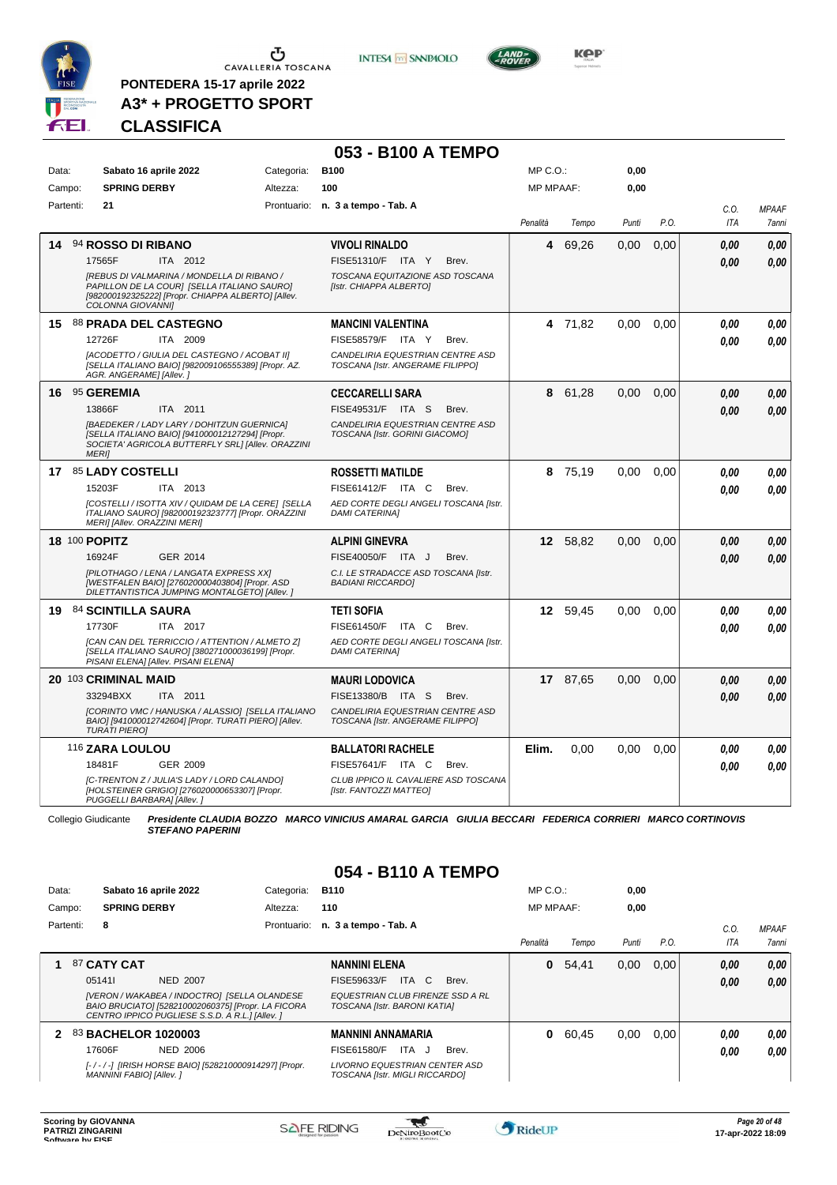PONTEDERA 15-17 aprile 2022

**A3* + PROGETTO SPORT**

**CLASSIFICA**

## 053 - B100 A TEMPO

| Data: | Sabato 16 aprile 2022 | Categoria: | B100 | MP C.O.: | 0,00 |
|---|---|---|---|---|---|
| Campo: | SPRING DERBY | Altezza: | 100 | MP MPAAF: | 0,00 |
| Partenti: | 21 | Prontuario: | n. 3 a tempo - Tab. A | | |

| Pos. | Cavallo | Cavaliere | Penalità | Tempo | Punti | P.O. | C.O. ITA | MPAAF 7anni |
|---|---|---|---|---|---|---|---|---|
| 14 | 94 **ROSSO DI RIBANO** 17565F ITA 2012 *[REBUS DI VALMARINA / MONDELLA DI RIBANO / PAPILLON DE LA COUR] [SELLA ITALIANO SAURO] [982000192325222] [Propr. CHIAPPA ALBERTO] [Allev. COLONNA GIOVANNI]* | **VIVOLI RINALDO** FISE51310/F ITA Y Brev. *TOSCANA EQUITAZIONE ASD TOSCANA [Istr. CHIAPPA ALBERTO]* | 4 | 69,26 | 0,00 | 0,00 | 0,00 / 0,00 | 0,00 / 0,00 |
| 15 | 88 **PRADA DEL CASTEGNO** 12726F ITA 2009 *[ACODETTO / GIULIA DEL CASTEGNO / ACOBAT II] [SELLA ITALIANO BAIO] [982009106555389] [Propr. AZ. AGR. ANGERAME] [Allev. ]* | **MANCINI VALENTINA** FISE58579/F ITA Y Brev. *CANDELIRIA EQUESTRIAN CENTRE ASD TOSCANA [Istr. ANGERAME FILIPPO]* | 4 | 71,82 | 0,00 | 0,00 | 0,00 / 0,00 | 0,00 / 0,00 |
| 16 | 95 **GEREMIA** 13866F ITA 2011 *[BAEDEKER / LADY LARY / DOHITZUN GUERNICA] [SELLA ITALIANO BAIO] [941000012127294] [Propr. SOCIETA' AGRICOLA BUTTERFLY SRL] [Allev. ORAZZINI MERI]* | **CECCARELLI SARA** FISE49531/F ITA S Brev. *CANDELIRIA EQUESTRIAN CENTRE ASD TOSCANA [Istr. GORINI GIACOMO]* | 8 | 61,28 | 0,00 | 0,00 | 0,00 / 0,00 | 0,00 / 0,00 |
| 17 | 85 **LADY COSTELLI** 15203F ITA 2013 *[COSTELLI / ISOTTA XIV / QUIDAM DE LA CERE] [SELLA ITALIANO SAURO] [982000192323777] [Propr. ORAZZINI MERI] [Allev. ORAZZINI MERI]* | **ROSSETTI MATILDE** FISE61412/F ITA C Brev. *AED CORTE DEGLI ANGELI TOSCANA [Istr. DAMI CATERINA]* | 8 | 75,19 | 0,00 | 0,00 | 0,00 / 0,00 | 0,00 / 0,00 |
| 18 | 100 **POPITZ** 16924F GER 2014 *[PILOTHAGO / LENA / LANGATA EXPRESS XX] [WESTFALEN BAIO] [276020000403804] [Propr. ASD DILETTANTISTICA JUMPING MONTALGETO] [Allev. ]* | **ALPINI GINEVRA** FISE40050/F ITA J Brev. *C.I. LE STRADACCE ASD TOSCANA [Istr. BADIANI RICCARDO]* | 12 | 58,82 | 0,00 | 0,00 | 0,00 / 0,00 | 0,00 / 0,00 |
| 19 | 84 **SCINTILLA SAURA** 17730F ITA 2017 *[CAN CAN DEL TERRICCIO / ATTENTION / ALMETO Z] [SELLA ITALIANO SAURO] [380271000036199] [Propr. PISANI ELENA] [Allev. PISANI ELENA]* | **TETI SOFIA** FISE61450/F ITA C Brev. *AED CORTE DEGLI ANGELI TOSCANA [Istr. DAMI CATERINA]* | 12 | 59,45 | 0,00 | 0,00 | 0,00 / 0,00 | 0,00 / 0,00 |
| 20 | 103 **CRIMINAL MAID** 33294BXX ITA 2011 *[CORINTO VMC / HANUSKA / ALASSIO] [SELLA ITALIANO BAIO] [941000012742604] [Propr. TURATI PIERO] [Allev. TURATI PIERO]* | **MAURI LODOVICA** FISE13380/B ITA S Brev. *CANDELIRIA EQUESTRIAN CENTRE ASD TOSCANA [Istr. ANGERAME FILIPPO]* | 17 | 87,65 | 0,00 | 0,00 | 0,00 / 0,00 | 0,00 / 0,00 |
| | 116 **ZARA LOULOU** 18481F GER 2009 *[C-TRENTON Z / JULIA'S LADY / LORD CALANDO] [HOLSTEINER GRIGIO] [276020000653307] [Propr. PUGGELLI BARBARA] [Allev. ]* | **BALLATORI RACHELE** FISE57641/F ITA C Brev. *CLUB IPPICO IL CAVALIERE ASD TOSCANA [Istr. FANTOZZI MATTEO]* | Elim. | 0,00 | 0,00 | 0,00 | 0,00 / 0,00 | 0,00 / 0,00 |

Collegio Giudicante *Presidente CLAUDIA BOZZO MARCO VINICIUS AMARAL GARCIA GIULIA BECCARI FEDERICA CORRIERI MARCO CORTINOVIS STEFANO PAPERINI*

## 054 - B110 A TEMPO

| Data: | Sabato 16 aprile 2022 | Categoria: | B110 | MP C.O.: | 0,00 |
|---|---|---|---|---|---|
| Campo: | SPRING DERBY | Altezza: | 110 | MP MPAAF: | 0,00 |
| Partenti: | 8 | Prontuario: | n. 3 a tempo - Tab. A | | |

| Pos. | Cavallo | Cavaliere | Penalità | Tempo | Punti | P.O. | C.O. ITA | MPAAF 7anni |
|---|---|---|---|---|---|---|---|---|
| 1 | 87 **CATY CAT** 05141I NED 2007 *[VERON / WAKABEA / INDOCTRO] [SELLA OLANDESE BAIO BRUCIATO] [528210002060375] [Propr. LA FICORA CENTRO IPPICO PUGLIESE S.S.D. A R.L.] [Allev. ]* | **NANNINI ELENA** FISE59633/F ITA C Brev. *EQUESTRIAN CLUB FIRENZE SSD A RL TOSCANA [Istr. BARONI KATIA]* | 0 | 54,41 | 0,00 | 0,00 | 0,00 / 0,00 | 0,00 / 0,00 |
| 2 | 83 **BACHELOR 1020003** 17606F NED 2006 *[- / - / -] [IRISH HORSE BAIO] [528210000914297] [Propr. MANNINI FABIO] [Allev. ]* | **MANNINI ANNAMARIA** FISE61580/F ITA J Brev. *LIVORNO EQUESTRIAN CENTER ASD TOSCANA [Istr. MIGLI RICCARDO]* | 0 | 60,45 | 0,00 | 0,00 | 0,00 / 0,00 | 0,00 / 0,00 |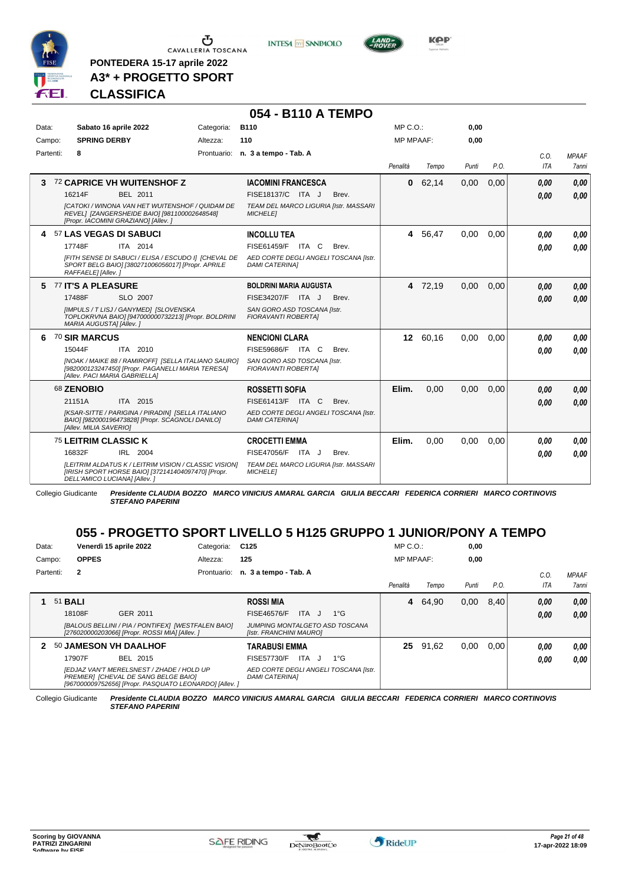PONTEDERA 15-17 aprile 2022

**A3* + PROGETTO SPORT**

**CLASSIFICA**

## 054 - B110 A TEMPO

| | | | | | |
|---|---|---|---|---|---|
| Data: | **Sabato 16 aprile 2022** | Categoria: | **B110** | MP C.O.: | **0,00** |
| Campo: | **SPRING DERBY** | Altezza: | **110** | MP MPAAF: | **0,00** |
| Partenti: | **8** | Prontuario: | **n. 3 a tempo - Tab. A** | | |

| Cl. | Cavallo | Cavaliere | Penalità | Tempo | Punti | P.O. | C.O. ITA | MPAAF 7anni |
|---|---|---|---|---|---|---|---|---|
| 3 | 72 **CAPRICE VH WUITENSHOF Z** 16214F BEL 2011 *[CATOKI / WINONA VAN HET WUITENSHOF / QUIDAM DE REVEL] [ZANGERSHEIDE BAIO] [981100002648548] [Propr. IACOMINI GRAZIANO] [Allev. ]* | **IACOMINI FRANCESCA** FISE18137/C ITA J Brev. *TEAM DEL MARCO LIGURIA [Istr. MASSARI MICHELE]* | **0** | 62,14 | 0,00 | 0,00 | **0,00** **0,00** | **0,00** **0,00** |
| 4 | 57 **LAS VEGAS DI SABUCI** 17748F ITA 2014 *[FITH SENSE DI SABUCI / ELISA / ESCUDO I] [CHEVAL DE SPORT BELG BAIO] [380271006056017] [Propr. APRILE RAFFAELE] [Allev. ]* | **INCOLLU TEA** FISE61459/F ITA C Brev. *AED CORTE DEGLI ANGELI TOSCANA [Istr. DAMI CATERINA]* | **4** | 56,47 | 0,00 | 0,00 | **0,00** **0,00** | **0,00** **0,00** |
| 5 | 77 **IT'S A PLEASURE** 17488F SLO 2007 *[IMPULS / T LISJ / GANYMED] [SLOVENSKA TOPLOKRVNA BAIO] [947000000732213] [Propr. BOLDRINI MARIA AUGUSTA] [Allev. ]* | **BOLDRINI MARIA AUGUSTA** FISE34207/F ITA J Brev. *SAN GORO ASD TOSCANA [Istr. FIORAVANTI ROBERTA]* | **4** | 72,19 | 0,00 | 0,00 | **0,00** **0,00** | **0,00** **0,00** |
| 6 | 70 **SIR MARCUS** 15044F ITA 2010 *[NOAK / MAIKE 88 / RAMIROFF] [SELLA ITALIANO SAURO] [982000123247450] [Propr. PAGANELLI MARIA TERESA] [Allev. PACI MARIA GABRIELLA]* | **NENCIONI CLARA** FISE59686/F ITA C Brev. *SAN GORO ASD TOSCANA [Istr. FIORAVANTI ROBERTA]* | **12** | 60,16 | 0,00 | 0,00 | **0,00** **0,00** | **0,00** **0,00** |
| | 68 **ZENOBIO** 21151A ITA 2015 *[KSAR-SITTE / PARIGINA / PIRADIN] [SELLA ITALIANO BAIO] [982000196473828] [Propr. SCAGNOLI DANILO] [Allev. MILIA SAVERIO]* | **ROSSETTI SOFIA** FISE61413/F ITA C Brev. *AED CORTE DEGLI ANGELI TOSCANA [Istr. DAMI CATERINA]* | **Elim.** | 0,00 | 0,00 | 0,00 | **0,00** **0,00** | **0,00** **0,00** |
| | 75 **LEITRIM CLASSIC K** 16832F IRL 2004 *[LEITRIM ALDATUS K / LEITRIM VISION / CLASSIC VISION] [IRISH SPORT HORSE BAIO] [372141404097470] [Propr. DELL'AMICO LUCIANA] [Allev. ]* | **CROCETTI EMMA** FISE47056/F ITA J Brev. *TEAM DEL MARCO LIGURIA [Istr. MASSARI MICHELE]* | **Elim.** | 0,00 | 0,00 | 0,00 | **0,00** **0,00** | **0,00** **0,00** |

Collegio Giudicante *Presidente CLAUDIA BOZZO MARCO VINICIUS AMARAL GARCIA GIULIA BECCARI FEDERICA CORRIERI MARCO CORTINOVIS STEFANO PAPERINI*

## 055 - PROGETTO SPORT LIVELLO 5 H125 GRUPPO 1 JUNIOR/PONY A TEMPO

| | | | | | |
|---|---|---|---|---|---|
| Data: | **Venerdì 15 aprile 2022** | Categoria: | **C125** | MP C.O.: | **0,00** |
| Campo: | **OPPES** | Altezza: | **125** | MP MPAAF: | **0,00** |
| Partenti: | **2** | Prontuario: | **n. 3 a tempo - Tab. A** | | |

| Cl. | Cavallo | Cavaliere | Penalità | Tempo | Punti | P.O. | C.O. ITA | MPAAF 7anni |
|---|---|---|---|---|---|---|---|---|
| 1 | 51 **BALI** 18108F GER 2011 *[BALOUS BELLINI / PIA / PONTIFEX] [WESTFALEN BAIO] [276020000203066] [Propr. ROSSI MIA] [Allev. ]* | **ROSSI MIA** FISE46576/F ITA J 1°G *JUMPING MONTALGETO ASD TOSCANA [Istr. FRANCHINI MAURO]* | **4** | 64,90 | 0,00 | 8,40 | **0,00** **0,00** | **0,00** **0,00** |
| 2 | 50 **JAMESON VH DAALHOF** 17907F BEL 2015 *[EDJAZ VAN'T MERELSNEST / ZHADE / HOLD UP PREMIER] [CHEVAL DE SANG BELGE BAIO] [967000009752656] [Propr. PASQUATO LEONARDO] [Allev. ]* | **TARABUSI EMMA** FISE57730/F ITA J 1°G *AED CORTE DEGLI ANGELI TOSCANA [Istr. DAMI CATERINA]* | **25** | 91,62 | 0,00 | 0,00 | **0,00** **0,00** | **0,00** **0,00** |

Collegio Giudicante *Presidente CLAUDIA BOZZO MARCO VINICIUS AMARAL GARCIA GIULIA BECCARI FEDERICA CORRIERI MARCO CORTINOVIS STEFANO PAPERINI*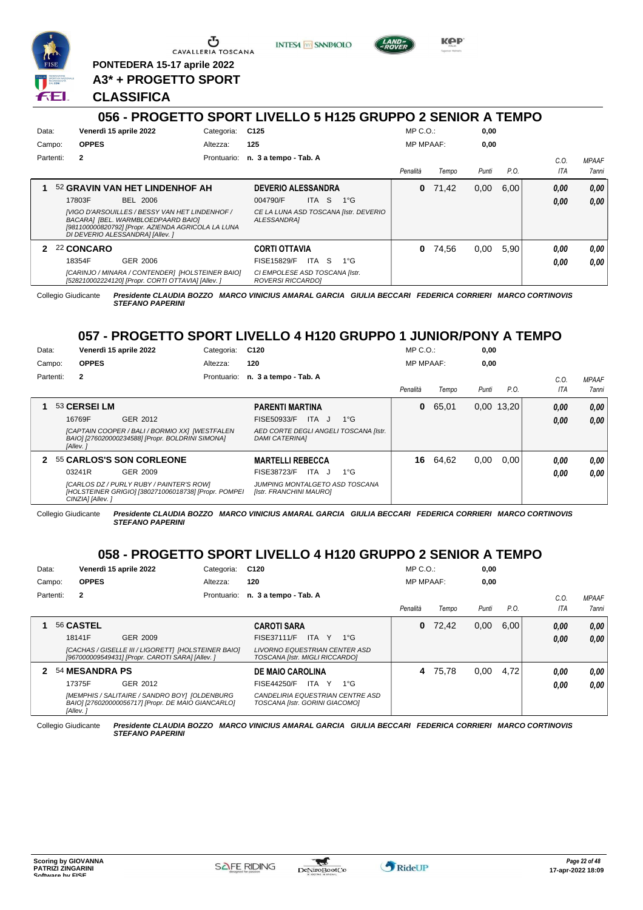PONTEDERA 15-17 aprile 2022

**A3* + PROGETTO SPORT**

**CLASSIFICA**

## 056 - PROGETTO SPORT LIVELLO 5 H125 GRUPPO 2 SENIOR A TEMPO

Data: **Venerdì 15 aprile 2022** Categoria: **C125** MP C.O.: **0,00**
Campo: **OPPES** Altezza: **125** MP MPAAF: **0,00**
Partenti: **2** Prontuario: **n. 3 a tempo - Tab. A**

| | Cavallo | Cavaliere | Penalità | Tempo | Punti | P.O. | C.O. ITA | MPAAF 7anni |
|---|---|---|---|---|---|---|---|---|
| 1 | 52 **GRAVIN VAN HET LINDENHOF AH** 17803F BEL 2006 *[VIGO D'ARSOUILLES / BESSY VAN HET LINDENHOF / BACARA] [BEL. WARMBLOEDPAARD BAIO] [981100000820792] [Propr. AZIENDA AGRICOLA LA LUNA DI DEVERIO ALESSANDRA] [Allev. ]* | **DEVERIO ALESSANDRA** 004790/F ITA S 1°G *CE LA LUNA ASD TOSCANA [Istr. DEVERIO ALESSANDRA]* | 0 | 71,42 | 0,00 | 6,00 | 0,00 / 0,00 | 0,00 / 0,00 |
| 2 | 22 **CONCARO** 18354F GER 2006 *[CARINJO / MINARA / CONTENDER] [HOLSTEINER BAIO] [528210002224120] [Propr. CORTI OTTAVIA] [Allev. ]* | **CORTI OTTAVIA** FISE15829/F ITA S 1°G *CI EMPOLESE ASD TOSCANA [Istr. ROVERSI RICCARDO]* | 0 | 74,56 | 0,00 | 5,90 | 0,00 / 0,00 | 0,00 / 0,00 |

Collegio Giudicante *Presidente CLAUDIA BOZZO MARCO VINICIUS AMARAL GARCIA GIULIA BECCARI FEDERICA CORRIERI MARCO CORTINOVIS STEFANO PAPERINI*

## 057 - PROGETTO SPORT LIVELLO 4 H120 GRUPPO 1 JUNIOR/PONY A TEMPO

Data: **Venerdì 15 aprile 2022** Categoria: **C120** MP C.O.: **0,00**
Campo: **OPPES** Altezza: **120** MP MPAAF: **0,00**
Partenti: **2** Prontuario: **n. 3 a tempo - Tab. A**

| | Cavallo | Cavaliere | Penalità | Tempo | Punti | P.O. | C.O. ITA | MPAAF 7anni |
|---|---|---|---|---|---|---|---|---|
| 1 | 53 **CERSEI LM** 16769F GER 2012 *[CAPTAIN COOPER / BALI / BORMIO XX] [WESTFALEN BAIO] [276020000234588] [Propr. BOLDRINI SIMONA] [Allev. ]* | **PARENTI MARTINA** FISE50933/F ITA J 1°G *AED CORTE DEGLI ANGELI TOSCANA [Istr. DAMI CATERINA]* | 0 | 65,01 | 0,00 | 13,20 | 0,00 / 0,00 | 0,00 / 0,00 |
| 2 | 55 **CARLOS'S SON CORLEONE** 03241R GER 2009 *[CARLOS DZ / PURLY RUBY / PAINTER'S ROW] [HOLSTEINER GRIGIO] [380271006018738] [Propr. POMPEI CINZIA] [Allev. ]* | **MARTELLI REBECCA** FISE38723/F ITA J 1°G *JUMPING MONTALGETO ASD TOSCANA [Istr. FRANCHINI MAURO]* | 16 | 64,62 | 0,00 | 0,00 | 0,00 / 0,00 | 0,00 / 0,00 |

Collegio Giudicante *Presidente CLAUDIA BOZZO MARCO VINICIUS AMARAL GARCIA GIULIA BECCARI FEDERICA CORRIERI MARCO CORTINOVIS STEFANO PAPERINI*

## 058 - PROGETTO SPORT LIVELLO 4 H120 GRUPPO 2 SENIOR A TEMPO

Data: **Venerdì 15 aprile 2022** Categoria: **C120** MP C.O.: **0,00**
Campo: **OPPES** Altezza: **120** MP MPAAF: **0,00**
Partenti: **2** Prontuario: **n. 3 a tempo - Tab. A**

| | Cavallo | Cavaliere | Penalità | Tempo | Punti | P.O. | C.O. ITA | MPAAF 7anni |
|---|---|---|---|---|---|---|---|---|
| 1 | 56 **CASTEL** 18141F GER 2009 *[CACHAS / GISELLE III / LIGORETT] [HOLSTEINER BAIO] [967000009549431] [Propr. CAROTI SARA] [Allev. ]* | **CAROTI SARA** FISE37111/F ITA Y 1°G *LIVORNO EQUESTRIAN CENTER ASD TOSCANA [Istr. MIGLI RICCARDO]* | 0 | 72,42 | 0,00 | 6,00 | 0,00 / 0,00 | 0,00 / 0,00 |
| 2 | 54 **MESANDRA PS** 17375F GER 2012 *[MEMPHIS / SALITAIRE / SANDRO BOY] [OLDENBURG BAIO] [276020000056717] [Propr. DE MAIO GIANCARLO] [Allev. ]* | **DE MAIO CAROLINA** FISE44250/F ITA Y 1°G *CANDELIRIA EQUESTRIAN CENTRE ASD TOSCANA [Istr. GORINI GIACOMO]* | 4 | 75,78 | 0,00 | 4,72 | 0,00 / 0,00 | 0,00 / 0,00 |

Collegio Giudicante *Presidente CLAUDIA BOZZO MARCO VINICIUS AMARAL GARCIA GIULIA BECCARI FEDERICA CORRIERI MARCO CORTINOVIS STEFANO PAPERINI*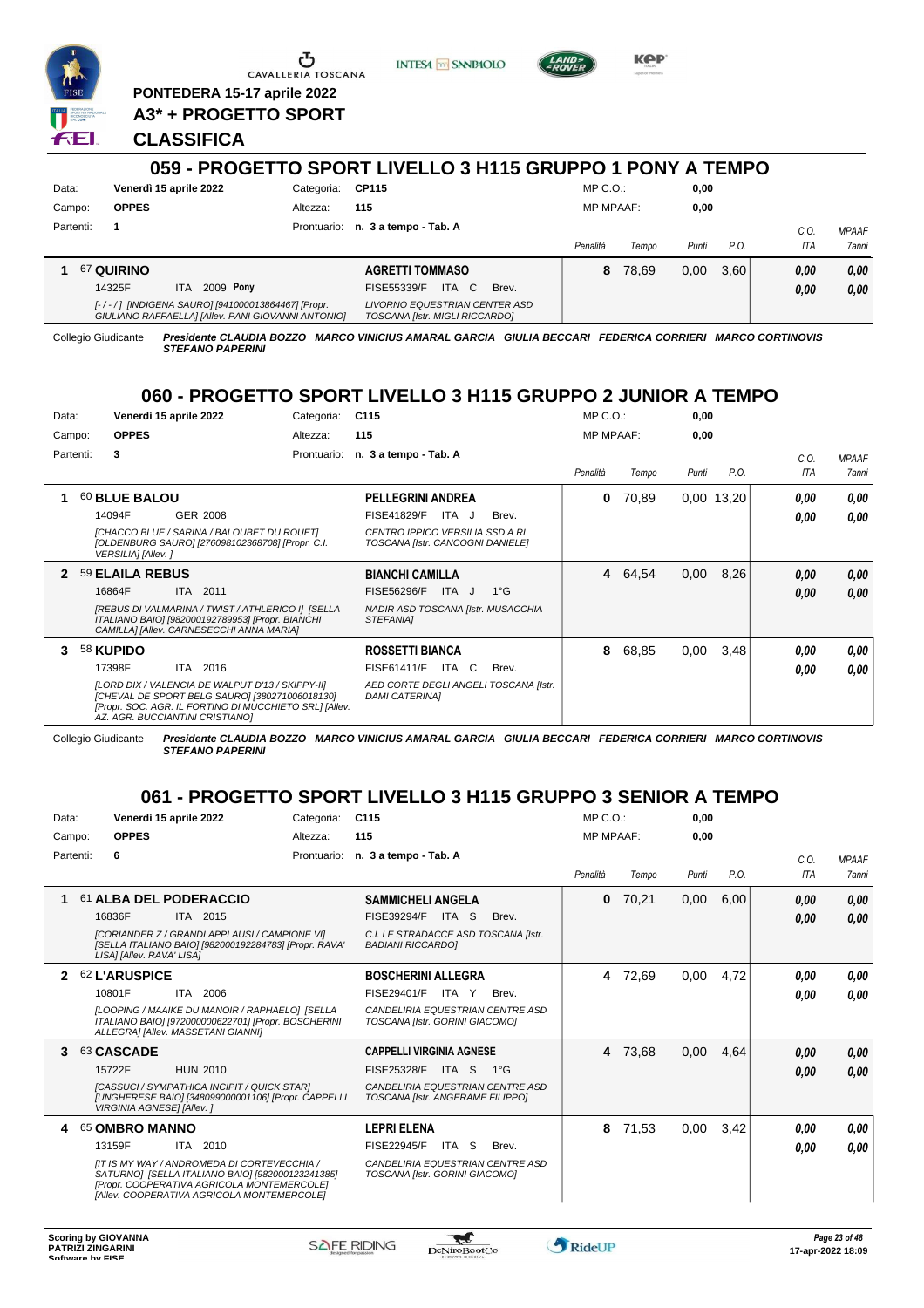PONTEDERA 15-17 aprile 2022

A3* + PROGETTO SPORT

CLASSIFICA

## 059 - PROGETTO SPORT LIVELLO 3 H115 GRUPPO 1 PONY A TEMPO

Data: Venerdì 15 aprile 2022 | Categoria: CP115 | MP C.O.: 0,00
Campo: OPPES | Altezza: 115 | MP MPAAF: 0,00
Partenti: 1 | Prontuario: n. 3 a tempo - Tab. A

| | Cavallo | Cavaliere | Penalità | Tempo | Punti | P.O. | C.O. ITA | MPAAF 7anni |
|---|---|---|---|---|---|---|---|---|
| 1 | 67 **QUIRINO** 14325F ITA 2009 **Pony** [- / - / ] [INDIGENA SAURO] [941000013864467] [Propr. GIULIANO RAFFAELLA] [Allev. PANI GIOVANNI ANTONIO] | **AGRETTI TOMMASO** FISE55339/F ITA C Brev. LIVORNO EQUESTRIAN CENTER ASD TOSCANA [Istr. MIGLI RICCARDO] | 8 | 78,69 | 0,00 | 3,60 | 0,00 0,00 | 0,00 0,00 |

Collegio Giudicante *Presidente CLAUDIA BOZZO MARCO VINICIUS AMARAL GARCIA GIULIA BECCARI FEDERICA CORRIERI MARCO CORTINOVIS STEFANO PAPERINI*

## 060 - PROGETTO SPORT LIVELLO 3 H115 GRUPPO 2 JUNIOR A TEMPO

Data: Venerdì 15 aprile 2022 | Categoria: C115 | MP C.O.: 0,00
Campo: OPPES | Altezza: 115 | MP MPAAF: 0,00
Partenti: 3 | Prontuario: n. 3 a tempo - Tab. A

| | Cavallo | Cavaliere | Penalità | Tempo | Punti | P.O. | C.O. ITA | MPAAF 7anni |
|---|---|---|---|---|---|---|---|---|
| 1 | 60 **BLUE BALOU** 14094F GER 2008 [CHACCO BLUE / SARINA / BALOUBET DU ROUET] [OLDENBURG SAURO] [276098102368708] [Propr. C.I. VERSILIA] [Allev. ] | **PELLEGRINI ANDREA** FISE41829/F ITA J Brev. CENTRO IPPICO VERSILIA SSD A RL TOSCANA [Istr. CANCOGNI DANIELE] | 0 | 70,89 | 0,00 | 13,20 | 0,00 0,00 | 0,00 0,00 |
| 2 | 59 **ELAILA REBUS** 16864F ITA 2011 [REBUS DI VALMARINA / TWIST / ATHLERICO I] [SELLA ITALIANO BAIO] [982000192789953] [Propr. BIANCHI CAMILLA] [Allev. CARNESECCHI ANNA MARIA] | **BIANCHI CAMILLA** FISE56296/F ITA J 1°G NADIR ASD TOSCANA [Istr. MUSACCHIA STEFANIA] | 4 | 64,54 | 0,00 | 8,26 | 0,00 0,00 | 0,00 0,00 |
| 3 | 58 **KUPIDO** 17398F ITA 2016 [LORD DIX / VALENCIA DE WALPUT D'13 / SKIPPY-II] [CHEVAL DE SPORT BELG SAURO] [380271006018130] [Propr. SOC. AGR. IL FORTINO DI MUCCHIETO SRL] [Allev. AZ. AGR. BUCCIANTINI CRISTIANO] | **ROSSETTI BIANCA** FISE61411/F ITA C Brev. AED CORTE DEGLI ANGELI TOSCANA [Istr. DAMI CATERINA] | 8 | 68,85 | 0,00 | 3,48 | 0,00 0,00 | 0,00 0,00 |

Collegio Giudicante *Presidente CLAUDIA BOZZO MARCO VINICIUS AMARAL GARCIA GIULIA BECCARI FEDERICA CORRIERI MARCO CORTINOVIS STEFANO PAPERINI*

## 061 - PROGETTO SPORT LIVELLO 3 H115 GRUPPO 3 SENIOR A TEMPO

Data: Venerdì 15 aprile 2022 | Categoria: C115 | MP C.O.: 0,00
Campo: OPPES | Altezza: 115 | MP MPAAF: 0,00
Partenti: 6 | Prontuario: n. 3 a tempo - Tab. A

| | Cavallo | Cavaliere | Penalità | Tempo | Punti | P.O. | C.O. ITA | MPAAF 7anni |
|---|---|---|---|---|---|---|---|---|
| 1 | 61 **ALBA DEL PODERACCIO** 16836F ITA 2015 [CORIANDER Z / GRANDI APPLAUSI / CAMPIONE VI] [SELLA ITALIANO BAIO] [982000192284783] [Propr. RAVA' LISA] [Allev. RAVA' LISA] | **SAMMICHELI ANGELA** FISE39294/F ITA S Brev. C.I. LE STRADACCE ASD TOSCANA [Istr. BADIANI RICCARDO] | 0 | 70,21 | 0,00 | 6,00 | 0,00 0,00 | 0,00 0,00 |
| 2 | 62 **L'ARUSPICE** 10801F ITA 2006 [LOOPING / MAAIKE DU MANOIR / RAPHAELO] [SELLA ITALIANO BAIO] [972000000622701] [Propr. BOSCHERINI ALLEGRA] [Allev. MASSETANI GIANNI] | **BOSCHERINI ALLEGRA** FISE29401/F ITA Y Brev. CANDELIRIA EQUESTRIAN CENTRE ASD TOSCANA [Istr. GORINI GIACOMO] | 4 | 72,69 | 0,00 | 4,72 | 0,00 0,00 | 0,00 0,00 |
| 3 | 63 **CASCADE** 15722F HUN 2010 [CASSUCI / SYMPATHICA INCIPIT / QUICK STAR] [UNGHERESE BAIO] [348099000001106] [Propr. CAPPELLI VIRGINIA AGNESE] [Allev. ] | **CAPPELLI VIRGINIA AGNESE** FISE25328/F ITA S 1°G CANDELIRIA EQUESTRIAN CENTRE ASD TOSCANA [Istr. ANGERAME FILIPPO] | 4 | 73,68 | 0,00 | 4,64 | 0,00 0,00 | 0,00 0,00 |
| 4 | 65 **OMBRO MANNO** 13159F ITA 2010 [IT IS MY WAY / ANDROMEDA DI CORTEVECCHIA / SATURNO] [SELLA ITALIANO BAIO] [982000123241385] [Propr. COOPERATIVA AGRICOLA MONTEMERCOLE] [Allev. COOPERATIVA AGRICOLA MONTEMERCOLE] | **LEPRI ELENA** FISE22945/F ITA S Brev. CANDELIRIA EQUESTRIAN CENTRE ASD TOSCANA [Istr. GORINI GIACOMO] | 8 | 71,53 | 0,00 | 3,42 | 0,00 0,00 | 0,00 0,00 |

Scoring by GIOVANNA PATRIZI ZINGARINI

17-apr-2022 18:09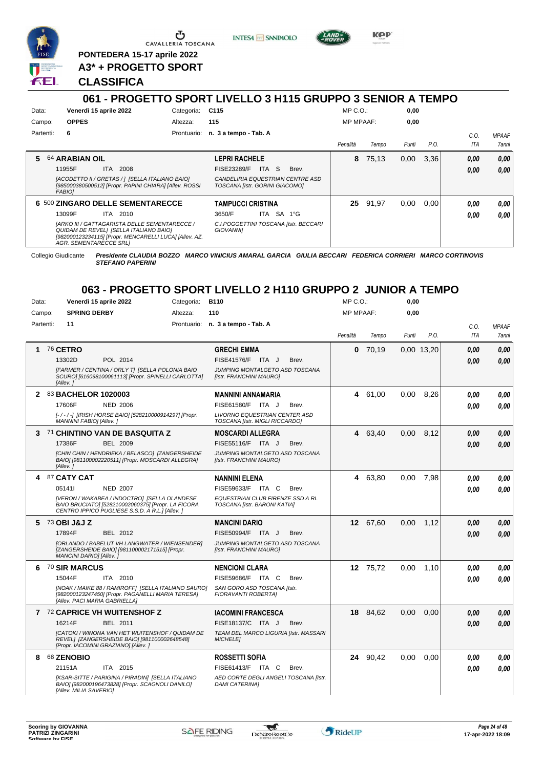CAVALLERIA TOSCANA

**PONTEDERA 15-17 aprile 2022**

**A3* + PROGETTO SPORT**

**CLASSIFICA**

## 061 - PROGETTO SPORT LIVELLO 3 H115 GRUPPO 3 SENIOR A TEMPO

| | | | | | |
|---|---|---|---|---|---|
| Data: | Venerdì 15 aprile 2022 | Categoria: | C115 | MP C.O.: | 0,00 |
| Campo: | OPPES | Altezza: | 115 | MP MPAAF: | 0,00 |
| Partenti: | 6 | Prontuario: | n. 3 a tempo - Tab. A | | |

| Cl. | Cavallo | Cavaliere | Penalità | Tempo | Punti | P.O. | C.O. ITA | MPAAF 7anni |
|---|---|---|---|---|---|---|---|---|
| 5 | 64 **ARABIAN OIL**<br>11955F ITA 2008<br>*[ACODETTO II / GRETAS / ] [SELLA ITALIANO BAIO] [985000380500512] [Propr. PAPINI CHIARA] [Allev. ROSSI FABIO]* | **LEPRI RACHELE**<br>FISE23289/F ITA S Brev.<br>*CANDELIRIA EQUESTRIAN CENTRE ASD TOSCANA [Istr. GORINI GIACOMO]* | 8 | 75,13 | 0,00 | 3,36 | 0,00<br>0,00 | 0,00<br>0,00 |
| 6 | 500 **ZINGARO DELLE SEMENTARECCE**<br>13099F ITA 2010<br>*[ARKO III / GATTAGARISTA DELLE SEMENTARECCE / QUIDAM DE REVEL] [SELLA ITALIANO BAIO] [982000123234115] [Propr. MENCARELLI LUCA] [Allev. AZ. AGR. SEMENTARECCE SRL]* | **TAMPUCCI CRISTINA**<br>3650/F ITA SA 1°G<br>*C.I.POGGETTINI TOSCANA [Istr. BECCARI GIOVANNI]* | 25 | 91,97 | 0,00 | 0,00 | 0,00<br>0,00 | 0,00<br>0,00 |

Collegio Giudicante *Presidente CLAUDIA BOZZO MARCO VINICIUS AMARAL GARCIA GIULIA BECCARI FEDERICA CORRIERI MARCO CORTINOVIS STEFANO PAPERINI*

## 063 - PROGETTO SPORT LIVELLO 2 H110 GRUPPO 2 JUNIOR A TEMPO

| | | | | | |
|---|---|---|---|---|---|
| Data: | Venerdì 15 aprile 2022 | Categoria: | B110 | MP C.O.: | 0,00 |
| Campo: | SPRING DERBY | Altezza: | 110 | MP MPAAF: | 0,00 |
| Partenti: | 11 | Prontuario: | n. 3 a tempo - Tab. A | | |

| Cl. | Cavallo | Cavaliere | Penalità | Tempo | Punti | P.O. | C.O. ITA | MPAAF 7anni |
|---|---|---|---|---|---|---|---|---|
| 1 | 76 **CETRO**<br>13302D POL 2014<br>*[FARMER / CENTINA / ORLY T] [SELLA POLONIA BAIO SCURO] [616098100061113] [Propr. SPINELLI CARLOTTA] [Allev. ]* | **GRECHI EMMA**<br>FISE41576/F ITA J Brev.<br>*JUMPING MONTALGETO ASD TOSCANA [Istr. FRANCHINI MAURO]* | 0 | 70,19 | 0,00 | 13,20 | 0,00<br>0,00 | 0,00<br>0,00 |
| 2 | 83 **BACHELOR 1020003**<br>17606F NED 2006<br>*[- / - / -] [IRISH HORSE BAIO] [528210000914297] [Propr. MANNINI FABIO] [Allev. ]* | **MANNINI ANNAMARIA**<br>FISE61580/F ITA J Brev.<br>*LIVORNO EQUESTRIAN CENTER ASD TOSCANA [Istr. MIGLI RICCARDO]* | 4 | 61,00 | 0,00 | 8,26 | 0,00<br>0,00 | 0,00<br>0,00 |
| 3 | 71 **CHINTON VAN DE BASQUITA Z**<br>17386F BEL 2009<br>*[CHIN CHIN / HENDRIEKA / BELASCO] [ZANGERSHEIDE BAIO] [981100002220511] [Propr. MOSCARDI ALLEGRA] [Allev. ]* | **MOSCARDI ALLEGRA**<br>FISE55116/F ITA J Brev.<br>*JUMPING MONTALGETO ASD TOSCANA [Istr. FRANCHINI MAURO]* | 4 | 63,40 | 0,00 | 8,12 | 0,00<br>0,00 | 0,00<br>0,00 |
| 4 | 87 **CATY CAT**<br>05141I NED 2007<br>*[VERON / WAKABEA / INDOCTRO] [SELLA OLANDESE BAIO BRUCIATO] [528210002060375] [Propr. LA FICORA CENTRO IPPICO PUGLIESE S.S.D. A R.L.] [Allev. ]* | **NANNINI ELENA**<br>FISE59633/F ITA C Brev.<br>*EQUESTRIAN CLUB FIRENZE SSD A RL TOSCANA [Istr. BARONI KATIA]* | 4 | 63,80 | 0,00 | 7,98 | 0,00<br>0,00 | 0,00<br>0,00 |
| 5 | 73 **OBI J&J Z**<br>17894F BEL 2012<br>*[ORLANDO / BABELUT VH LANGWATER / WIENSENDER] [ZANGERSHEIDE BAIO] [981100002171515] [Propr. MANCINI DARIO] [Allev. ]* | **MANCINI DARIO**<br>FISE50994/F ITA J Brev.<br>*JUMPING MONTALGETO ASD TOSCANA [Istr. FRANCHINI MAURO]* | 12 | 67,60 | 0,00 | 1,12 | 0,00<br>0,00 | 0,00<br>0,00 |
| 6 | 70 **SIR MARCUS**<br>15044F ITA 2010<br>*[NOAK / MAIKE 88 / RAMIROFF] [SELLA ITALIANO SAURO] [982000123247450] [Propr. PAGANELLI MARIA TERESA] [Allev. PACI MARIA GABRIELLA]* | **NENCIONI CLARA**<br>FISE59686/F ITA C Brev.<br>*SAN GORO ASD TOSCANA [Istr. FIORAVANTI ROBERTA]* | 12 | 75,72 | 0,00 | 1,10 | 0,00<br>0,00 | 0,00<br>0,00 |
| 7 | 72 **CAPRICE VH WUITENSHOF Z**<br>16214F BEL 2011<br>*[CATOKI / WINONA VAN HET WUITENSHOF / QUIDAM DE REVEL] [ZANGERSHEIDE BAIO] [981100002648548] [Propr. IACOMINI GRAZIANO] [Allev. ]* | **IACOMINI FRANCESCA**<br>FISE18137/C ITA J Brev.<br>*TEAM DEL MARCO LIGURIA [Istr. MASSARI MICHELE]* | 18 | 84,62 | 0,00 | 0,00 | 0,00<br>0,00 | 0,00<br>0,00 |
| 8 | 68 **ZENOBIO**<br>21151A ITA 2015<br>*[KSAR-SITTE / PARIGINA / PIRADIN] [SELLA ITALIANO BAIO] [982000196473828] [Propr. SCAGNOLI DANILO] [Allev. MILIA SAVERIO]* | **ROSSETTI SOFIA**<br>FISE61413/F ITA C Brev.<br>*AED CORTE DEGLI ANGELI TOSCANA [Istr. DAMI CATERINA]* | 24 | 90,42 | 0,00 | 0,00 | 0,00<br>0,00 | 0,00<br>0,00 |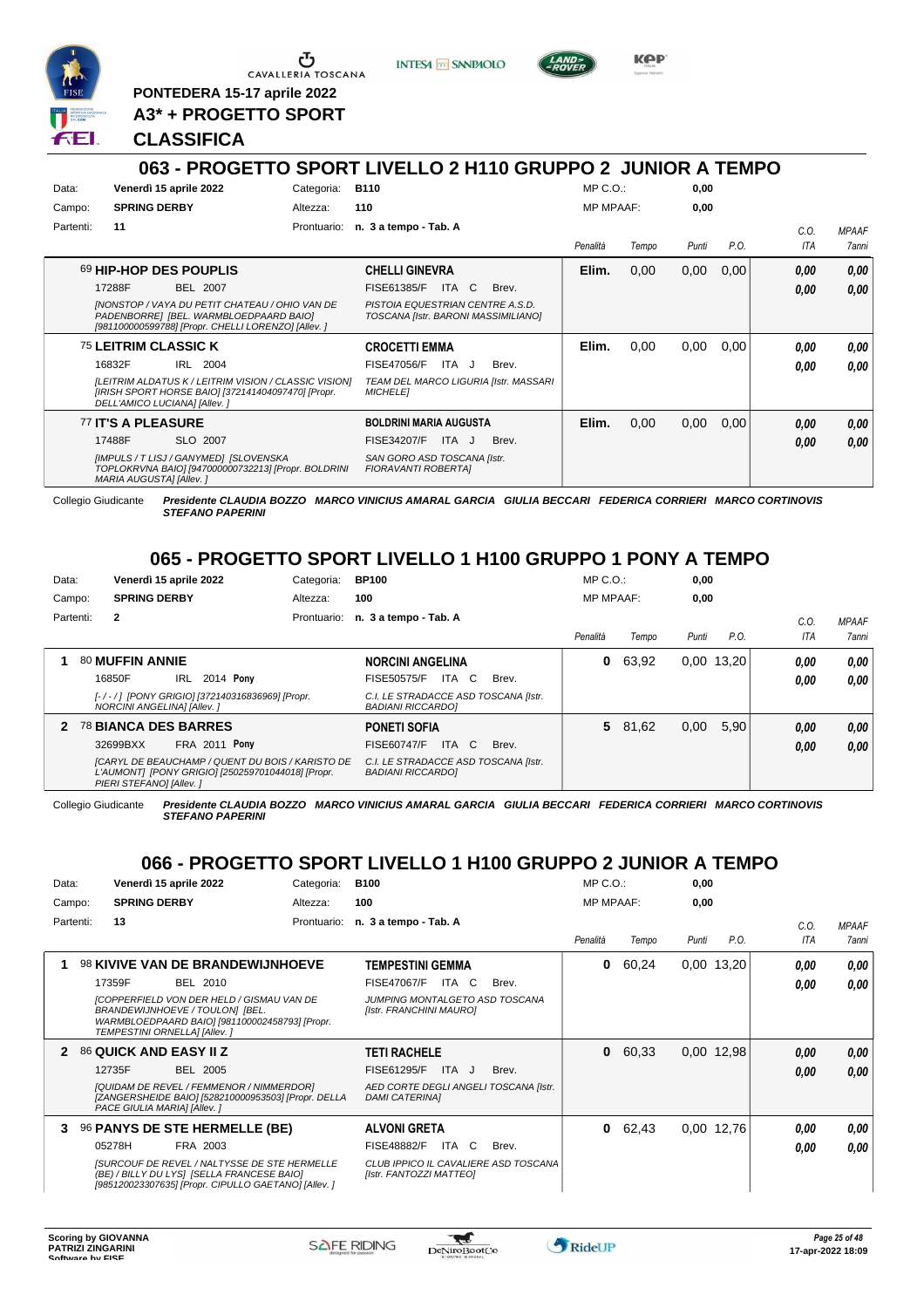PONTEDERA 15-17 aprile 2022

A3* + PROGETTO SPORT

**CLASSIFICA**

## 063 - PROGETTO SPORT LIVELLO 2 H110 GRUPPO 2 JUNIOR A TEMPO

Data: Venerdì 15 aprile 2022 — Categoria: B110 — MP C.O.: 0,00
Campo: SPRING DERBY — Altezza: 110 — MP MPAAF: 0,00
Partenti: 11 — Prontuario: n. 3 a tempo - Tab. A

| | Cavallo | Cavaliere | Penalità | Tempo | Punti | P.O. | C.O. ITA | MPAAF 7anni |
|---|---|---|---|---|---|---|---|---|
| | 69 **HIP-HOP DES POUPLIS** 17288F BEL 2007 *[NONSTOP / VAYA DU PETIT CHATEAU / OHIO VAN DE PADENBORRE] [BEL. WARMBLOEDPAARD BAIO] [981100000599788] [Propr. CHELLI LORENZO] [Allev. ]* | **CHELLI GINEVRA** FISE61385/F ITA C Brev. *PISTOIA EQUESTRIAN CENTRE A.S.D. TOSCANA [Istr. BARONI MASSIMILIANO]* | Elim. | 0,00 | 0,00 | 0,00 | 0,00 / 0,00 | 0,00 / 0,00 |
| | 75 **LEITRIM CLASSIC K** 16832F IRL 2004 *[LEITRIM ALDATUS K / LEITRIM VISION / CLASSIC VISION] [IRISH SPORT HORSE BAIO] [372141404097470] [Propr. DELL'AMICO LUCIANA] [Allev. ]* | **CROCETTI EMMA** FISE47056/F ITA J Brev. *TEAM DEL MARCO LIGURIA [Istr. MASSARI MICHELE]* | Elim. | 0,00 | 0,00 | 0,00 | 0,00 / 0,00 | 0,00 / 0,00 |
| | 77 **IT'S A PLEASURE** 17488F SLO 2007 *[IMPULS / T LISJ / GANYMED] [SLOVENSKA TOPLOKRVNA BAIO] [947000000732213] [Propr. BOLDRINI MARIA AUGUSTA] [Allev. ]* | **BOLDRINI MARIA AUGUSTA** FISE34207/F ITA J Brev. *SAN GORO ASD TOSCANA [Istr. FIORAVANTI ROBERTA]* | Elim. | 0,00 | 0,00 | 0,00 | 0,00 / 0,00 | 0,00 / 0,00 |

Collegio Giudicante *Presidente CLAUDIA BOZZO MARCO VINICIUS AMARAL GARCIA GIULIA BECCARI FEDERICA CORRIERI MARCO CORTINOVIS STEFANO PAPERINI*

## 065 - PROGETTO SPORT LIVELLO 1 H100 GRUPPO 1 PONY A TEMPO

Data: Venerdì 15 aprile 2022 — Categoria: BP100 — MP C.O.: 0,00
Campo: SPRING DERBY — Altezza: 100 — MP MPAAF: 0,00
Partenti: 2 — Prontuario: n. 3 a tempo - Tab. A

| | Cavallo | Cavaliere | Penalità | Tempo | Punti | P.O. | C.O. ITA | MPAAF 7anni |
|---|---|---|---|---|---|---|---|---|
| 1 | 80 **MUFFIN ANNIE** 16850F IRL 2014 **Pony** *[- / - / ] [PONY GRIGIO] [372140316836969] [Propr. NORCINI ANGELINA] [Allev. ]* | **NORCINI ANGELINA** FISE50575/F ITA C Brev. *C.I. LE STRADACCE ASD TOSCANA [Istr. BADIANI RICCARDO]* | 0 | 63,92 | 0,00 | 13,20 | 0,00 / 0,00 | 0,00 / 0,00 |
| 2 | 78 **BIANCA DES BARRES** 32699BXX FRA 2011 **Pony** *[CARYL DE BEAUCHAMP / QUENT DU BOIS / KARISTO DE L'AUMONT] [PONY GRIGIO] [250259701044018] [Propr. PIERI STEFANO] [Allev. ]* | **PONETI SOFIA** FISE60747/F ITA C Brev. *C.I. LE STRADACCE ASD TOSCANA [Istr. BADIANI RICCARDO]* | 5 | 81,62 | 0,00 | 5,90 | 0,00 / 0,00 | 0,00 / 0,00 |

Collegio Giudicante *Presidente CLAUDIA BOZZO MARCO VINICIUS AMARAL GARCIA GIULIA BECCARI FEDERICA CORRIERI MARCO CORTINOVIS STEFANO PAPERINI*

## 066 - PROGETTO SPORT LIVELLO 1 H100 GRUPPO 2 JUNIOR A TEMPO

Data: Venerdì 15 aprile 2022 — Categoria: B100 — MP C.O.: 0,00
Campo: SPRING DERBY — Altezza: 100 — MP MPAAF: 0,00
Partenti: 13 — Prontuario: n. 3 a tempo - Tab. A

| | Cavallo | Cavaliere | Penalità | Tempo | Punti | P.O. | C.O. ITA | MPAAF 7anni |
|---|---|---|---|---|---|---|---|---|
| 1 | 98 **KIVIVE VAN DE BRANDEWIJNHOEVE** 17359F BEL 2010 *[COPPERFIELD VON DER HELD / GISMAU VAN DE BRANDEWIJNHOEVE / TOULON] [BEL. WARMBLOEDPAARD BAIO] [981100002458793] [Propr. TEMPESTINI ORNELLA] [Allev. ]* | **TEMPESTINI GEMMA** FISE47067/F ITA C Brev. *JUMPING MONTALGETO ASD TOSCANA [Istr. FRANCHINI MAURO]* | 0 | 60,24 | 0,00 | 13,20 | 0,00 / 0,00 | 0,00 / 0,00 |
| 2 | 86 **QUICK AND EASY II Z** 12735F BEL 2005 *[QUIDAM DE REVEL / FEMMENOR / NIMMERDOR] [ZANGERSHEIDE BAIO] [528210000953503] [Propr. DELLA PACE GIULIA MARIA] [Allev. ]* | **TETI RACHELE** FISE61295/F ITA J Brev. *AED CORTE DEGLI ANGELI TOSCANA [Istr. DAMI CATERINA]* | 0 | 60,33 | 0,00 | 12,98 | 0,00 / 0,00 | 0,00 / 0,00 |
| 3 | 96 **PANYS DE STE HERMELLE (BE)** 05278H FRA 2003 *[SURCOUF DE REVEL / NALTYSSE DE STE HERMELLE (BE) / BILLY DU LYS] [SELLA FRANCESE BAIO] [985120023307635] [Propr. CIPULLO GAETANO] [Allev. ]* | **ALVONI GRETA** FISE48882/F ITA C Brev. *CLUB IPPICO IL CAVALIERE ASD TOSCANA [Istr. FANTOZZI MATTEO]* | 0 | 62,43 | 0,00 | 12,76 | 0,00 / 0,00 | 0,00 / 0,00 |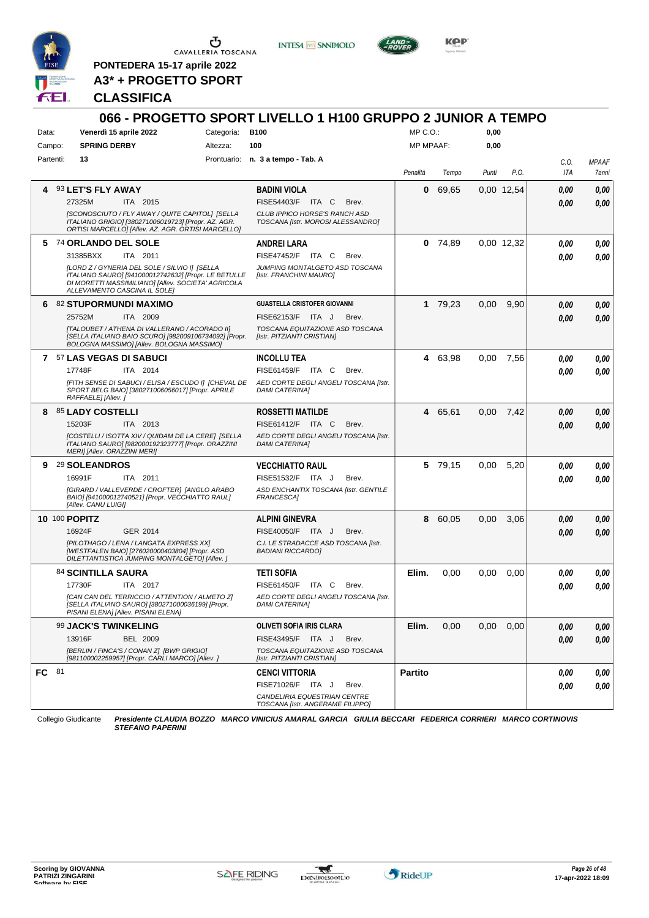PONTEDERA 15-17 aprile 2022

**A3* + PROGETTO SPORT**

**CLASSIFICA**

## 066 - PROGETTO SPORT LIVELLO 1 H100 GRUPPO 2 JUNIOR A TEMPO

| Data: | Venerdì 15 aprile 2022 | Categoria: | B100 | MP C.O.: | 0,00 |
|---|---|---|---|---|---|
| Campo: | SPRING DERBY | Altezza: | 100 | MP MPAAF: | 0,00 |
| Partenti: | 13 | Prontuario: | n. 3 a tempo - Tab. A | | |

| Cl. | Cavallo | Cavaliere | Penalità | Tempo | Punti | P.O. | C.O. ITA | MPAAF 7anni |
|---|---|---|---|---|---|---|---|---|
| 4 | 93 **LET'S FLY AWAY**<br>27325M ITA 2015<br>*[SCONOSCIUTO / FLY AWAY / QUITE CAPITOL] [SELLA ITALIANO GRIGIO] [380271006019723] [Propr. AZ. AGR. ORTISI MARCELLO] [Allev. AZ. AGR. ORTISI MARCELLO]* | **BADINI VIOLA**<br>FISE54403/F ITA C Brev.<br>*CLUB IPPICO HORSE'S RANCH ASD TOSCANA [Istr. MOROSI ALESSANDRO]* | 0 | 69,65 | 0,00 | 12,54 | 0,00<br>0,00 | 0,00<br>0,00 |
| 5 | 74 **ORLANDO DEL SOLE**<br>31385BXX ITA 2011<br>*[LORD Z / GYNERIA DEL SOLE / SILVIO I] [SELLA ITALIANO SAURO] [941000012742632] [Propr. LE BETULLE DI MORETTI MASSIMILIANO] [Allev. SOCIETA' AGRICOLA ALLEVAMENTO CASCINA IL SOLE]* | **ANDREI LARA**<br>FISE47452/F ITA C Brev.<br>*JUMPING MONTALGETO ASD TOSCANA [Istr. FRANCHINI MAURO]* | 0 | 74,89 | 0,00 | 12,32 | 0,00<br>0,00 | 0,00<br>0,00 |
| 6 | 82 **STUPORMUNDI MAXIMO**<br>25752M ITA 2009<br>*[TALOUBET / ATHENA DI VALLERANO / ACORADO II] [SELLA ITALIANO BAIO SCURO] [982009106734092] [Propr. BOLOGNA MASSIMO] [Allev. BOLOGNA MASSIMO]* | **GUASTELLA CRISTOFER GIOVANNI**<br>FISE62153/F ITA J Brev.<br>*TOSCANA EQUITAZIONE ASD TOSCANA [Istr. PITZIANTI CRISTIAN]* | 1 | 79,23 | 0,00 | 9,90 | 0,00<br>0,00 | 0,00<br>0,00 |
| 7 | 57 **LAS VEGAS DI SABUCI**<br>17748F ITA 2014<br>*[FITH SENSE DI SABUCI / ELISA / ESCUDO I] [CHEVAL DE SPORT BELG BAIO] [380271006056017] [Propr. APRILE RAFFAELE] [Allev. ]* | **INCOLLU TEA**<br>FISE61459/F ITA C Brev.<br>*AED CORTE DEGLI ANGELI TOSCANA [Istr. DAMI CATERINA]* | 4 | 63,98 | 0,00 | 7,56 | 0,00<br>0,00 | 0,00<br>0,00 |
| 8 | 85 **LADY COSTELLI**<br>15203F ITA 2013<br>*[COSTELLI / ISOTTA XIV / QUIDAM DE LA CERE] [SELLA ITALIANO SAURO] [982000192323777] [Propr. ORAZZINI MERI] [Allev. ORAZZINI MERI]* | **ROSSETTI MATILDE**<br>FISE61412/F ITA C Brev.<br>*AED CORTE DEGLI ANGELI TOSCANA [Istr. DAMI CATERINA]* | 4 | 65,61 | 0,00 | 7,42 | 0,00<br>0,00 | 0,00<br>0,00 |
| 9 | 29 **SOLEANDROS**<br>16991F ITA 2011<br>*[GIRARD / VALLEVERDE / CROFTER] [ANGLO ARABO BAIO] [941000012740521] [Propr. VECCHIATTO RAUL] [Allev. CANU LUIGI]* | **VECCHIATTO RAUL**<br>FISE51532/F ITA J Brev.<br>*ASD ENCHANTIX TOSCANA [Istr. GENTILE FRANCESCA]* | 5 | 79,15 | 0,00 | 5,20 | 0,00<br>0,00 | 0,00<br>0,00 |
| 10 | 100 **POPITZ**<br>16924F GER 2014<br>*[PILOTHAGO / LENA / LANGATA EXPRESS XX] [WESTFALEN BAIO] [276020000403804] [Propr. ASD DILETTANTISTICA JUMPING MONTALGETO] [Allev. ]* | **ALPINI GINEVRA**<br>FISE40050/F ITA J Brev.<br>*C.I. LE STRADACCE ASD TOSCANA [Istr. BADIANI RICCARDO]* | 8 | 60,05 | 0,00 | 3,06 | 0,00<br>0,00 | 0,00<br>0,00 |
| | 84 **SCINTILLA SAURA**<br>17730F ITA 2017<br>*[CAN CAN DEL TERRICCIO / ATTENTION / ALMETO Z] [SELLA ITALIANO SAURO] [380271000036199] [Propr. PISANI ELENA] [Allev. PISANI ELENA]* | **TETI SOFIA**<br>FISE61450/F ITA C Brev.<br>*AED CORTE DEGLI ANGELI TOSCANA [Istr. DAMI CATERINA]* | Elim. | 0,00 | 0,00 | 0,00 | 0,00<br>0,00 | 0,00<br>0,00 |
| | 99 **JACK'S TWINKELING**<br>13916F BEL 2009<br>*[BERLIN / FINCA'S / CONAN Z] [BWP GRIGIO] [981100002259957] [Propr. CARLI MARCO] [Allev. ]* | **OLIVETI SOFIA IRIS CLARA**<br>FISE43495/F ITA J Brev.<br>*TOSCANA EQUITAZIONE ASD TOSCANA [Istr. PITZIANTI CRISTIAN]* | Elim. | 0,00 | 0,00 | 0,00 | 0,00<br>0,00 | 0,00<br>0,00 |
| FC | 81 | **CENCI VITTORIA**<br>FISE71026/F ITA J Brev.<br>*CANDELIRIA EQUESTRIAN CENTRE TOSCANA [Istr. ANGERAME FILIPPO]* | Partito | | | | 0,00<br>0,00 | 0,00<br>0,00 |

Collegio Giudicante *Presidente CLAUDIA BOZZO MARCO VINICIUS AMARAL GARCIA GIULIA BECCARI FEDERICA CORRIERI MARCO CORTINOVIS STEFANO PAPERINI*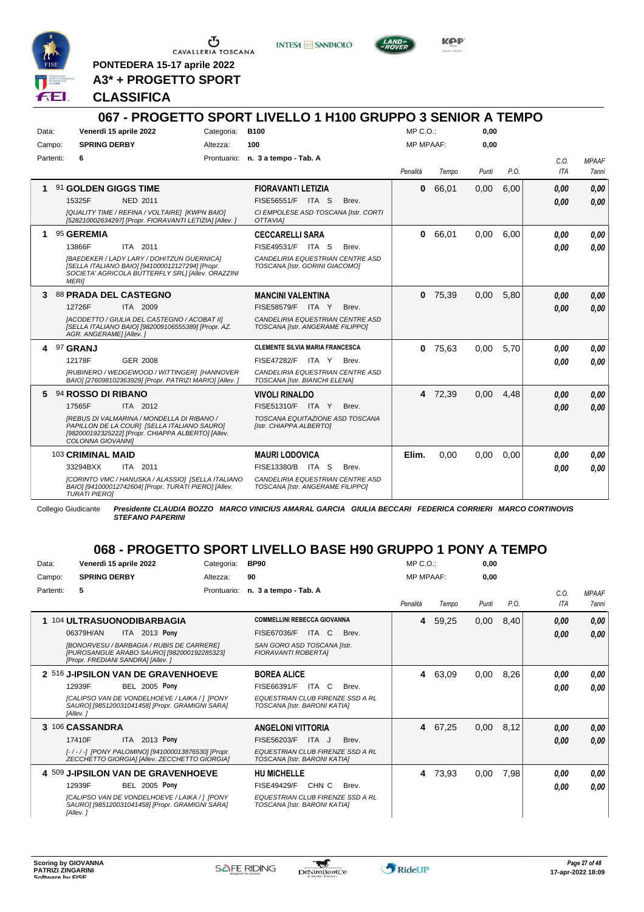PONTEDERA 15-17 aprile 2022

**A3* + PROGETTO SPORT**

**CLASSIFICA**

## 067 - PROGETTO SPORT LIVELLO 1 H100 GRUPPO 3 SENIOR A TEMPO

Data: **Venerdì 15 aprile 2022** Categoria: **B100** MP C.O.: **0,00**

Campo: **SPRING DERBY** Altezza: **100** MP MPAAF: **0,00**

Partenti: **6** Prontuario: **n. 3 a tempo - Tab. A**

| | Cavallo | Cavaliere | Penalità | Tempo | Punti | P.O. | C.O. ITA | MPAAF 7anni |
|---|---|---|---|---|---|---|---|---|
| 1 | 91 **GOLDEN GIGGS TIME** 15325F NED 2011 *[QUALITY TIME / REFINA / VOLTAIRE] [KWPN BAIO] [528210002634297] [Propr. FIORAVANTI LETIZIA] [Allev. ]* | **FIORAVANTI LETIZIA** FISE56551/F ITA S Brev. *CI EMPOLESE ASD TOSCANA [Istr. CORTI OTTAVIA]* | 0 | 66,01 | 0,00 | 6,00 | 0,00 / 0,00 | 0,00 / 0,00 |
| 1 | 95 **GEREMIA** 13866F ITA 2011 *[BAEDEKER / LADY LARY / DOHITZUN GUERNICA] [SELLA ITALIANO BAIO] [941000012127294] [Propr. SOCIETA' AGRICOLA BUTTERFLY SRL] [Allev. ORAZZINI MERI]* | **CECCARELLI SARA** FISE49531/F ITA S Brev. *CANDELIRIA EQUESTRIAN CENTRE ASD TOSCANA [Istr. GORINI GIACOMO]* | 0 | 66,01 | 0,00 | 6,00 | 0,00 / 0,00 | 0,00 / 0,00 |
| 3 | 88 **PRADA DEL CASTEGNO** 12726F ITA 2009 *[ACODETTO / GIULIA DEL CASTEGNO / ACOBAT II] [SELLA ITALIANO BAIO] [982009106555389] [Propr. AZ. AGR. ANGERAME] [Allev. ]* | **MANCINI VALENTINA** FISE58579/F ITA Y Brev. *CANDELIRIA EQUESTRIAN CENTRE ASD TOSCANA [Istr. ANGERAME FILIPPO]* | 0 | 75,39 | 0,00 | 5,80 | 0,00 / 0,00 | 0,00 / 0,00 |
| 4 | 97 **GRANJ** 12178F GER 2008 *[RUBINERO / WEDGEWOOD / WITTINGER] [HANNOVER BAIO] [276098102363929] [Propr. PATRIZI MARIO] [Allev. ]* | **CLEMENTE SILVIA MARIA FRANCESCA** FISE47282/F ITA Y Brev. *CANDELIRIA EQUESTRIAN CENTRE ASD TOSCANA [Istr. BIANCHI ELENA]* | 0 | 75,63 | 0,00 | 5,70 | 0,00 / 0,00 | 0,00 / 0,00 |
| 5 | 94 **ROSSO DI RIBANO** 17565F ITA 2012 *[REBUS DI VALMARINA / MONDELLA DI RIBANO / PAPILLON DE LA COUR] [SELLA ITALIANO SAURO] [982000192325222] [Propr. CHIAPPA ALBERTO] [Allev. COLONNA GIOVANNI]* | **VIVOLI RINALDO** FISE51310/F ITA Y Brev. *TOSCANA EQUITAZIONE ASD TOSCANA [Istr. CHIAPPA ALBERTO]* | 4 | 72,39 | 0,00 | 4,48 | 0,00 / 0,00 | 0,00 / 0,00 |
| | 103 **CRIMINAL MAID** 33294BXX ITA 2011 *[CORINTO VMC / HANUSKA / ALASSIO] [SELLA ITALIANO BAIO] [941000012742604] [Propr. TURATI PIERO] [Allev. TURATI PIERO]* | **MAURI LODOVICA** FISE13380/B ITA S Brev. *CANDELIRIA EQUESTRIAN CENTRE ASD TOSCANA [Istr. ANGERAME FILIPPO]* | Elim. | 0,00 | 0,00 | 0,00 | 0,00 / 0,00 | 0,00 / 0,00 |

Collegio Giudicante *Presidente CLAUDIA BOZZO MARCO VINICIUS AMARAL GARCIA GIULIA BECCARI FEDERICA CORRIERI MARCO CORTINOVIS STEFANO PAPERINI*

## 068 - PROGETTO SPORT LIVELLO BASE H90 GRUPPO 1 PONY A TEMPO

Data: **Venerdì 15 aprile 2022** Categoria: **BP90** MP C.O.: **0,00**

Campo: **SPRING DERBY** Altezza: **90** MP MPAAF: **0,00**

Partenti: **5** Prontuario: **n. 3 a tempo - Tab. A**

| | Cavallo | Cavaliere | Penalità | Tempo | Punti | P.O. | C.O. ITA | MPAAF 7anni |
|---|---|---|---|---|---|---|---|---|
| 1 | 104 **ULTRASUONODIBARBAGIA** 06379H/AN ITA 2013 **Pony** *[BONORVESU / BARBAGIA / RUBIS DE CARRERE] [PUROSANGUE ARABO SAURO] [982000192285323] [Propr. FREDIANI SANDRA] [Allev. ]* | **COMMELLINI REBECCA GIOVANNA** FISE67036/F ITA C Brev. *SAN GORO ASD TOSCANA [Istr. FIORAVANTI ROBERTA]* | 4 | 59,25 | 0,00 | 8,40 | 0,00 / 0,00 | 0,00 / 0,00 |
| 2 | 516 **J-IPSILON VAN DE GRAVENHOEVE** 12939F BEL 2005 **Pony** *[CALIPSO VAN DE VONDELHOEVE / LAIKA / ] [PONY SAURO] [985120031041458] [Propr. GRAMIGNI SARA] [Allev. ]* | **BOREA ALICE** FISE66391/F ITA C Brev. *EQUESTRIAN CLUB FIRENZE SSD A RL TOSCANA [Istr. BARONI KATIA]* | 4 | 63,09 | 0,00 | 8,26 | 0,00 / 0,00 | 0,00 / 0,00 |
| 3 | 106 **CASSANDRA** 17410F ITA 2013 **Pony** *[- / - / -] [PONY PALOMINO] [941000013876530] [Propr. ZECCHETTO GIORGIA] [Allev. ZECCHETTO GIORGIA]* | **ANGELONI VITTORIA** FISE56203/F ITA J Brev. *EQUESTRIAN CLUB FIRENZE SSD A RL TOSCANA [Istr. BARONI KATIA]* | 4 | 67,25 | 0,00 | 8,12 | 0,00 / 0,00 | 0,00 / 0,00 |
| 4 | 509 **J-IPSILON VAN DE GRAVENHOEVE** 12939F BEL 2005 **Pony** *[CALIPSO VAN DE VONDELHOEVE / LAIKA / ] [PONY SAURO] [985120031041458] [Propr. GRAMIGNI SARA] [Allev. ]* | **HU MICHELLE** FISE49429/F CHN C Brev. *EQUESTRIAN CLUB FIRENZE SSD A RL TOSCANA [Istr. BARONI KATIA]* | 4 | 73,93 | 0,00 | 7,98 | 0,00 / 0,00 | 0,00 / 0,00 |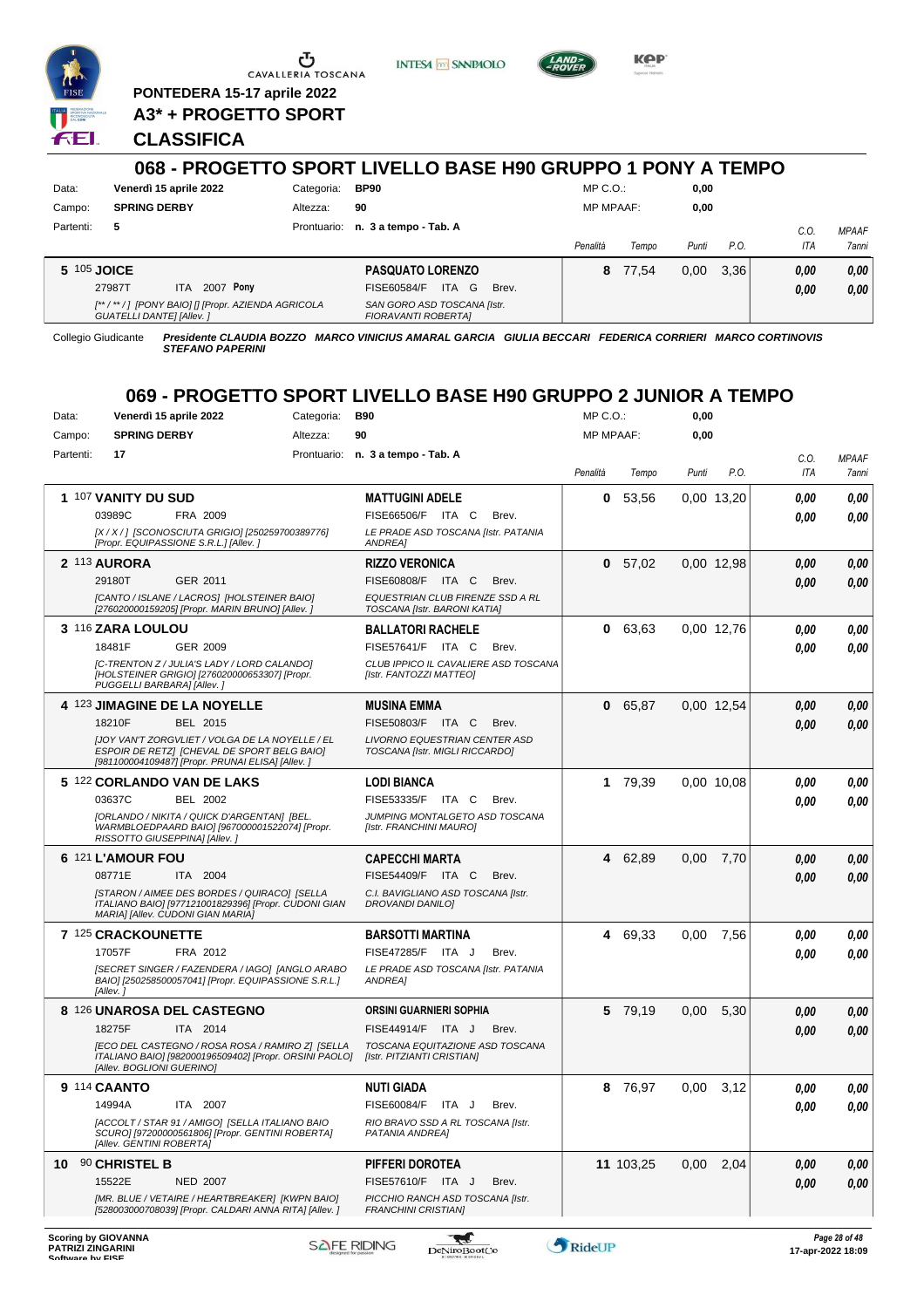PONTEDERA 15-17 aprile 2022

**A3\* + PROGETTO SPORT**

**CLASSIFICA**

## 068 - PROGETTO SPORT LIVELLO BASE H90 GRUPPO 1 PONY A TEMPO

Data: **Venerdì 15 aprile 2022** | Categoria: **BP90** | MP C.O.: **0,00**
Campo: **SPRING DERBY** | Altezza: **90** | MP MPAAF: **0,00**
Partenti: **5** | Prontuario: **n. 3 a tempo - Tab. A**

| Cl. | Cavallo | Cavaliere | Penalità | Tempo | Punti | P.O. | C.O. ITA | MPAAF 7anni |
|---|---|---|---|---|---|---|---|---|
| 5 | 105 **JOICE** 27987T ITA 2007 **Pony** *[\*\* / \*\* / ] [PONY BAIO] [] [Propr. AZIENDA AGRICOLA GUATELLI DANTE] [Allev. ]* | **PASQUATO LORENZO** FISE60584/F ITA G Brev. *SAN GORO ASD TOSCANA [Istr. FIORAVANTI ROBERTA]* | 8 | 77,54 | 0,00 | 3,36 | 0,00 / 0,00 | 0,00 / 0,00 |

Collegio Giudicante *Presidente CLAUDIA BOZZO MARCO VINICIUS AMARAL GARCIA GIULIA BECCARI FEDERICA CORRIERI MARCO CORTINOVIS STEFANO PAPERINI*

## 069 - PROGETTO SPORT LIVELLO BASE H90 GRUPPO 2 JUNIOR A TEMPO

Data: **Venerdì 15 aprile 2022** | Categoria: **B90** | MP C.O.: **0,00**
Campo: **SPRING DERBY** | Altezza: **90** | MP MPAAF: **0,00**
Partenti: **17** | Prontuario: **n. 3 a tempo - Tab. A**

| Cl. | Cavallo | Cavaliere | Penalità | Tempo | Punti | P.O. | C.O. ITA | MPAAF 7anni |
|---|---|---|---|---|---|---|---|---|
| 1 | 107 **VANITY DU SUD** 03989C FRA 2009 *[X / X / ] [SCONOSCIUTA GRIGIO] [250259700389776] [Propr. EQUIPASSIONE S.R.L.] [Allev. ]* | **MATTUGINI ADELE** FISE66506/F ITA C Brev. *LE PRADE ASD TOSCANA [Istr. PATANIA ANDREA]* | 0 | 53,56 | 0,00 | 13,20 | 0,00 / 0,00 | 0,00 / 0,00 |
| 2 | 113 **AURORA** 29180T GER 2011 *[CANTO / ISLANE / LACROS] [HOLSTEINER BAIO] [276020000159205] [Propr. MARIN BRUNO] [Allev. ]* | **RIZZO VERONICA** FISE60808/F ITA C Brev. *EQUESTRIAN CLUB FIRENZE SSD A RL TOSCANA [Istr. BARONI KATIA]* | 0 | 57,02 | 0,00 | 12,98 | 0,00 / 0,00 | 0,00 / 0,00 |
| 3 | 116 **ZARA LOULOU** 18481F GER 2009 *[C-TRENTON Z / JULIA'S LADY / LORD CALANDO] [HOLSTEINER GRIGIO] [276020000653307] [Propr. PUGGELLI BARBARA] [Allev. ]* | **BALLATORI RACHELE** FISE57641/F ITA C Brev. *CLUB IPPICO IL CAVALIERE ASD TOSCANA [Istr. FANTOZZI MATTEO]* | 0 | 63,63 | 0,00 | 12,76 | 0,00 / 0,00 | 0,00 / 0,00 |
| 4 | 123 **JIMAGINE DE LA NOYELLE** 18210F BEL 2015 *[JOY VAN'T ZORGVLIET / VOLGA DE LA NOYELLE / EL ESPOIR DE RETZ] [CHEVAL DE SPORT BELG BAIO] [981100004109487] [Propr. PRUNAI ELISA] [Allev. ]* | **MUSINA EMMA** FISE50803/F ITA C Brev. *LIVORNO EQUESTRIAN CENTER ASD TOSCANA [Istr. MIGLI RICCARDO]* | 0 | 65,87 | 0,00 | 12,54 | 0,00 / 0,00 | 0,00 / 0,00 |
| 5 | 122 **CORLANDO VAN DE LAKS** 03637C BEL 2002 *[ORLANDO / NIKITA / QUICK D'ARGENTAN] [BEL. WARMBLOEDPAARD BAIO] [967000001522074] [Propr. RISSOTTO GIUSEPPINA] [Allev. ]* | **LODI BIANCA** FISE53335/F ITA C Brev. *JUMPING MONTALGETO ASD TOSCANA [Istr. FRANCHINI MAURO]* | 1 | 79,39 | 0,00 | 10,08 | 0,00 / 0,00 | 0,00 / 0,00 |
| 6 | 121 **L'AMOUR FOU** 08771E ITA 2004 *[STARON / AIMEE DES BORDES / QUIRACO] [SELLA ITALIANO BAIO] [977121001829396] [Propr. CUDONI GIAN MARIA] [Allev. CUDONI GIAN MARIA]* | **CAPECCHI MARTA** FISE54409/F ITA C Brev. *C.I. BAVIGLIANO ASD TOSCANA [Istr. DROVANDI DANILO]* | 4 | 62,89 | 0,00 | 7,70 | 0,00 / 0,00 | 0,00 / 0,00 |
| 7 | 125 **CRACKOUNETTE** 17057F FRA 2012 *[SECRET SINGER / FAZENDERA / IAGO] [ANGLO ARABO BAIO] [250258500057041] [Propr. EQUIPASSIONE S.R.L.] [Allev. ]* | **BARSOTTI MARTINA** FISE47285/F ITA J Brev. *LE PRADE ASD TOSCANA [Istr. PATANIA ANDREA]* | 4 | 69,33 | 0,00 | 7,56 | 0,00 / 0,00 | 0,00 / 0,00 |
| 8 | 126 **UNAROSA DEL CASTEGNO** 18275F ITA 2014 *[ECO DEL CASTEGNO / ROSA ROSA / RAMIRO Z] [SELLA ITALIANO BAIO] [982000196509402] [Propr. ORSINI PAOLO] [Allev. BOGLIONI GUERINO]* | **ORSINI GUARNIERI SOPHIA** FISE44914/F ITA J Brev. *TOSCANA EQUITAZIONE ASD TOSCANA [Istr. PITZIANTI CRISTIAN]* | 5 | 79,19 | 0,00 | 5,30 | 0,00 / 0,00 | 0,00 / 0,00 |
| 9 | 114 **CAANTO** 14994A ITA 2007 *[ACCOLT / STAR 91 / AMIGO] [SELLA ITALIANO BAIO SCURO] [97200000561806] [Propr. GENTINI ROBERTA] [Allev. GENTINI ROBERTA]* | **NUTI GIADA** FISE60084/F ITA J Brev. *RIO BRAVO SSD A RL TOSCANA [Istr. PATANIA ANDREA]* | 8 | 76,97 | 0,00 | 3,12 | 0,00 / 0,00 | 0,00 / 0,00 |
| 10 | 90 **CHRISTEL B** 15522E NED 2007 *[MR. BLUE / VETANIE / HEARTBREAKER] [KWPN BAIO] [528003000708039] [Propr. CALDARI ANNA RITA] [Allev. ]* | **PIFFERI DOROTEA** FISE57610/F ITA J Brev. *PICCHIO RANCH ASD TOSCANA [Istr. FRANCHINI CRISTIAN]* | 11 | 103,25 | 0,00 | 2,04 | 0,00 / 0,00 | 0,00 / 0,00 |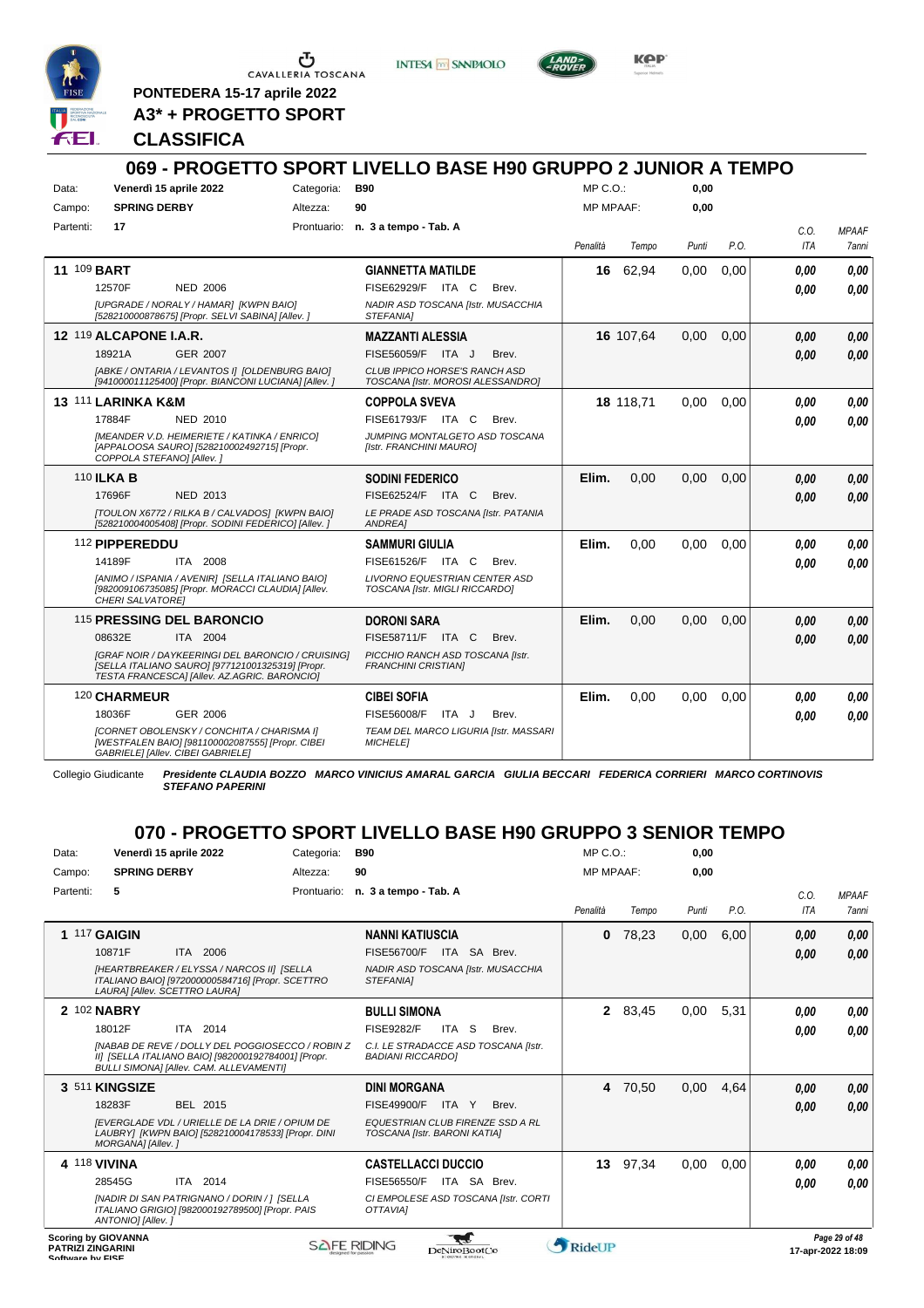CAVALLERIA TOSCANA

**PONTEDERA 15-17 aprile 2022**

**A3* + PROGETTO SPORT**

**CLASSIFICA**

## 069 - PROGETTO SPORT LIVELLO BASE H90 GRUPPO 2 JUNIOR A TEMPO

Data: **Venerdì 15 aprile 2022** Categoria: **B90** MP C.O.: **0,00**

Campo: **SPRING DERBY** Altezza: **90** MP MPAAF: **0,00**

Partenti: **17** Prontuario: **n. 3 a tempo - Tab. A**

| | Cavallo | Cavaliere | Penalità | Tempo | Punti | P.O. | C.O. ITA | MPAAF 7anni |
|---|---|---|---|---|---|---|---|---|
| 11 | 109 **BART** 12570F NED 2006 [UPGRADE / NORALY / HAMAR] [KWPN BAIO] [528210000878675] [Propr. SELVI SABINA] [Allev. ] | **GIANNETTA MATILDE** FISE62929/F ITA C Brev. NADIR ASD TOSCANA [Istr. MUSACCHIA STEFANIA] | **16** | 62,94 | 0,00 | 0,00 | **0,00** **0,00** | **0,00** **0,00** |
| 12 | 119 **ALCAPONE I.A.R.** 18921A GER 2007 [ABKE / ONTARIA / LEVANTOS I] [OLDENBURG BAIO] [941000011125400] [Propr. BIANCONI LUCIANA] [Allev. ] | **MAZZANTI ALESSIA** FISE56059/F ITA J Brev. CLUB IPPICO HORSE'S RANCH ASD TOSCANA [Istr. MOROSI ALESSANDRO] | **16** | 107,64 | 0,00 | 0,00 | **0,00** **0,00** | **0,00** **0,00** |
| 13 | 111 **LARINKA K&M** 17884F NED 2010 [MEANDER V.D. HEIMERIETE / KATINKA / ENRICO] [APPALOOSA SAURO] [528210002492715] [Propr. COPPOLA STEFANO] [Allev. ] | **COPPOLA SVEVA** FISE61793/F ITA C Brev. JUMPING MONTALGETO ASD TOSCANA [Istr. FRANCHINI MAURO] | **18** | 118,71 | 0,00 | 0,00 | **0,00** **0,00** | **0,00** **0,00** |
| | 110 **ILKA B** 17696F NED 2013 [TOULON X6772 / RILKA B / CALVADOS] [KWPN BAIO] [528210004005408] [Propr. SODINI FEDERICO] [Allev. ] | **SODINI FEDERICO** FISE62524/F ITA C Brev. LE PRADE ASD TOSCANA [Istr. PATANIA ANDREA] | **Elim.** | 0,00 | 0,00 | 0,00 | **0,00** **0,00** | **0,00** **0,00** |
| | 112 **PIPPEREDDU** 14189F ITA 2008 [ANIMO / ISPANIA / AVENIR] [SELLA ITALIANO BAIO] [982009106735085] [Propr. MORACCI CLAUDIA] [Allev. CHERI SALVATORE] | **SAMMURI GIULIA** FISE61526/F ITA C Brev. LIVORNO EQUESTRIAN CENTER ASD TOSCANA [Istr. MIGLI RICCARDO] | **Elim.** | 0,00 | 0,00 | 0,00 | **0,00** **0,00** | **0,00** **0,00** |
| | 115 **PRESSING DEL BARONCIO** 08632E ITA 2004 [GRAF NOIR / DAYKEERINGI DEL BARONCIO / CRUISING] [SELLA ITALIANO SAURO] [977121001325319] [Propr. TESTA FRANCESCA] [Allev. AZ.AGRIC. BARONCIO] | **DORONI SARA** FISE58711/F ITA C Brev. PICCHIO RANCH ASD TOSCANA [Istr. FRANCHINI CRISTIAN] | **Elim.** | 0,00 | 0,00 | 0,00 | **0,00** **0,00** | **0,00** **0,00** |
| | 120 **CHARMEUR** 18036F GER 2006 [CORNET OBOLENSKY / CONCHITA / CHARISMA I] [WESTFALEN BAIO] [981100002087555] [Propr. CIBEI GABRIELE] [Allev. CIBEI GABRIELE] | **CIBEI SOFIA** FISE56008/F ITA J Brev. TEAM DEL MARCO LIGURIA [Istr. MASSARI MICHELE] | **Elim.** | 0,00 | 0,00 | 0,00 | **0,00** **0,00** | **0,00** **0,00** |

Collegio Giudicante *Presidente CLAUDIA BOZZO MARCO VINICIUS AMARAL GARCIA GIULIA BECCARI FEDERICA CORRIERI MARCO CORTINOVIS STEFANO PAPERINI*

## 070 - PROGETTO SPORT LIVELLO BASE H90 GRUPPO 3 SENIOR TEMPO

Data: **Venerdì 15 aprile 2022** Categoria: **B90** MP C.O.: **0,00**

Campo: **SPRING DERBY** Altezza: **90** MP MPAAF: **0,00**

Partenti: **5** Prontuario: **n. 3 a tempo - Tab. A**

| | Cavallo | Cavaliere | Penalità | Tempo | Punti | P.O. | C.O. ITA | MPAAF 7anni |
|---|---|---|---|---|---|---|---|---|
| 1 | 117 **GAIGIN** 10871F ITA 2006 [HEARTBREAKER / ELYSSA / NARCOS II] [SELLA ITALIANO BAIO] [972000000584716] [Propr. SCETTRO LAURA] [Allev. SCETTRO LAURA] | **NANNI KATIUSCIA** FISE56700/F ITA SA Brev. NADIR ASD TOSCANA [Istr. MUSACCHIA STEFANIA] | **0** | 78,23 | 0,00 | 6,00 | **0,00** **0,00** | **0,00** **0,00** |
| 2 | 102 **NABRY** 18012F ITA 2014 [NABAB DE REVE / DOLLY DEL POGGIOSECCO / ROBIN Z II] [SELLA ITALIANO BAIO] [982000192784001] [Propr. BULLI SIMONA] [Allev. CAM. ALLEVAMENTI] | **BULLI SIMONA** FISE9282/F ITA S Brev. C.I. LE STRADACCE ASD TOSCANA [Istr. BADIANI RICCARDO] | **2** | 83,45 | 0,00 | 5,31 | **0,00** **0,00** | **0,00** **0,00** |
| 3 | 511 **KINGSIZE** 18283F BEL 2015 [EVERGLADE VDL / URIELLE DE LA DRIE / OPIUM DE LAUBRY] [KWPN BAIO] [528210004178533] [Propr. DINI MORGANA] [Allev. ] | **DINI MORGANA** FISE49900/F ITA Y Brev. EQUESTRIAN CLUB FIRENZE SSD A RL TOSCANA [Istr. BARONI KATIA] | **4** | 70,50 | 0,00 | 4,64 | **0,00** **0,00** | **0,00** **0,00** |
| 4 | 118 **VIVINA** 28545G ITA 2014 [NADIR DI SAN PATRIGNANO / DORIN / ] [SELLA ITALIANO GRIGIO] [982000192789500] [Propr. PAIS ANTONIO] [Allev. ] | **CASTELLACCI DUCCIO** FISE56550/F ITA SA Brev. CI EMPOLESE ASD TOSCANA [Istr. CORTI OTTAVIA] | **13** | 97,34 | 0,00 | 0,00 | **0,00** **0,00** | **0,00** **0,00** |

Scoring by GIOVANNA PATRIZI ZINGARINI

17-apr-2022 18:09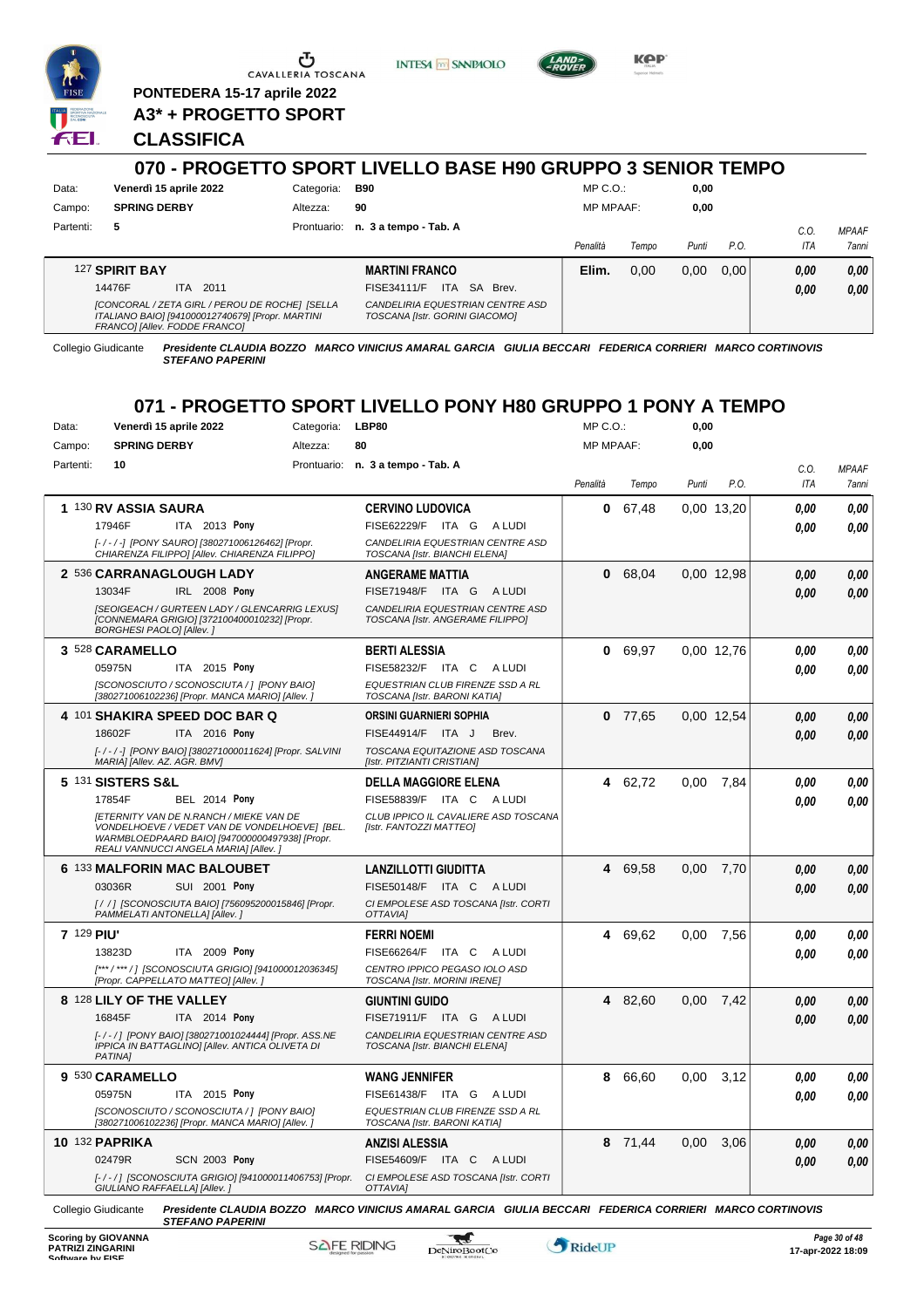PONTEDERA 15-17 aprile 2022

**A3* + PROGETTO SPORT**

## CLASSIFICA

## 070 - PROGETTO SPORT LIVELLO BASE H90 GRUPPO 3 SENIOR TEMPO

| | | | | | |
|---|---|---|---|---|---|
| Data: | **Venerdì 15 aprile 2022** | Categoria: | **B90** | MP C.O.: | **0,00** |
| Campo: | **SPRING DERBY** | Altezza: | **90** | MP MPAAF: | **0,00** |
| Partenti: | **5** | Prontuario: | **n. 3 a tempo - Tab. A** | | |

| Cavallo | Cavaliere | Penalità | Tempo | Punti | P.O. | C.O. ITA | MPAAF 7anni |
|---|---|---|---|---|---|---|---|
| 127 **SPIRIT BAY** 14476F ITA 2011 *[CONCORAL / ZETA GIRL / PEROU DE ROCHE] [SELLA ITALIANO BAIO] [941000012740679] [Propr. MARTINI FRANCO] [Allev. FODDE FRANCO]* | **MARTINI FRANCO** FISE34111/F ITA SA Brev. *CANDELIRIA EQUESTRIAN CENTRE ASD TOSCANA [Istr. GORINI GIACOMO]* | **Elim.** | 0,00 | 0,00 | 0,00 | **0,00** **0,00** | **0,00** **0,00** |

Collegio Giudicante *Presidente CLAUDIA BOZZO MARCO VINICIUS AMARAL GARCIA GIULIA BECCARI FEDERICA CORRIERI MARCO CORTINOVIS STEFANO PAPERINI*

## 071 - PROGETTO SPORT LIVELLO PONY H80 GRUPPO 1 PONY A TEMPO

| | | | | | |
|---|---|---|---|---|---|
| Data: | **Venerdì 15 aprile 2022** | Categoria: | **LBP80** | MP C.O.: | **0,00** |
| Campo: | **SPRING DERBY** | Altezza: | **80** | MP MPAAF: | **0,00** |
| Partenti: | **10** | Prontuario: | **n. 3 a tempo - Tab. A** | | |

| Cl. | Cavallo | Cavaliere | Penalità | Tempo | Punti | P.O. | C.O. ITA | MPAAF 7anni |
|---|---|---|---|---|---|---|---|---|
| 1 | 130 **RV ASSIA SAURA** 17946F ITA 2013 **Pony** *[-/-/-] [PONY SAURO] [380271006126462] [Propr. CHIARENZA FILIPPO] [Allev. CHIARENZA FILIPPO]* | **CERVINO LUDOVICA** FISE62229/F ITA G A LUDI *CANDELIRIA EQUESTRIAN CENTRE ASD TOSCANA [Istr. BIANCHI ELENA]* | **0** | 67,48 | 0,00 | 13,20 | **0,00** **0,00** | **0,00** **0,00** |
| 2 | 536 **CARRANAGLOUGH LADY** 13034F IRL 2008 **Pony** *[SEOIGEACH / GURTEEN LADY / GLENCARRIG LEXUS] [CONNEMARA GRIGIO] [372100400010232] [Propr. BORGHESI PAOLO] [Allev. ]* | **ANGERAME MATTIA** FISE71948/F ITA G A LUDI *CANDELIRIA EQUESTRIAN CENTRE ASD TOSCANA [Istr. ANGERAME FILIPPO]* | **0** | 68,04 | 0,00 | 12,98 | **0,00** **0,00** | **0,00** **0,00** |
| 3 | 528 **CARAMELLO** 05975N ITA 2015 **Pony** *[SCONOSCIUTO / SCONOSCIUTA / ] [PONY BAIO] [380271006102236] [Propr. MANCA MARIO] [Allev. ]* | **BERTI ALESSIA** FISE58232/F ITA C A LUDI *EQUESTRIAN CLUB FIRENZE SSD A RL TOSCANA [Istr. BARONI KATIA]* | **0** | 69,97 | 0,00 | 12,76 | **0,00** **0,00** | **0,00** **0,00** |
| 4 | 101 **SHAKIRA SPEED DOC BAR Q** 18602F ITA 2016 **Pony** *[-/-/-] [PONY BAIO] [380271000011624] [Propr. SALVINI MARIA] [Allev. AZ. AGR. BMV]* | **ORSINI GUARNIERI SOPHIA** FISE44914/F ITA J Brev. *TOSCANA EQUITAZIONE ASD TOSCANA [Istr. PITZIANTI CRISTIAN]* | **0** | 77,65 | 0,00 | 12,54 | **0,00** **0,00** | **0,00** **0,00** |
| 5 | 131 **SISTERS S&L** 17854F BEL 2014 **Pony** *[ETERNITY VAN DE N.RANCH / MIEKE VAN DE VONDELHOEVE / VEDET VAN DE VONDELHOEVE] [BEL. WARMBLOEDPAARD BAIO] [947000000497938] [Propr. REALI VANNUCCI ANGELA MARIA] [Allev. ]* | **DELLA MAGGIORE ELENA** FISE58839/F ITA C A LUDI *CLUB IPPICO IL CAVALIERE ASD TOSCANA [Istr. FANTOZZI MATTEO]* | **4** | 62,72 | 0,00 | 7,84 | **0,00** **0,00** | **0,00** **0,00** |
| 6 | 133 **MALFORIN MAC BALOUBET** 03036R SUI 2001 **Pony** *[/ /] [SCONOSCIUTA BAIO] [756095200015846] [Propr. PAMMELATI ANTONELLA] [Allev. ]* | **LANZILLOTTI GIUDITTA** FISE50148/F ITA C A LUDI *CI EMPOLESE ASD TOSCANA [Istr. CORTI OTTAVIA]* | **4** | 69,58 | 0,00 | 7,70 | **0,00** **0,00** | **0,00** **0,00** |
| 7 | 129 **PIU'** 13823D ITA 2009 **Pony** *[*** / *** / ] [SCONOSCIUTA GRIGIO] [941000012036345] [Propr. CAPPELLATO MATTEO] [Allev. ]* | **FERRI NOEMI** FISE66264/F ITA C A LUDI *CENTRO IPPICO PEGASO IOLO ASD TOSCANA [Istr. MORINI IRENE]* | **4** | 69,62 | 0,00 | 7,56 | **0,00** **0,00** | **0,00** **0,00** |
| 8 | 128 **LILY OF THE VALLEY** 16845F ITA 2014 **Pony** *[-/-/] [PONY BAIO] [380271001024444] [Propr. ASS.NE IPPICA IN BATTAGLINO] [Allev. ANTICA OLIVETA DI PATINA]* | **GIUNTINI GUIDO** FISE71911/F ITA G A LUDI *CANDELIRIA EQUESTRIAN CENTRE ASD TOSCANA [Istr. BIANCHI ELENA]* | **4** | 82,60 | 0,00 | 7,42 | **0,00** **0,00** | **0,00** **0,00** |
| 9 | 530 **CARAMELLO** 05975N ITA 2015 **Pony** *[SCONOSCIUTO / SCONOSCIUTA / ] [PONY BAIO] [380271006102236] [Propr. MANCA MARIO] [Allev. ]* | **WANG JENNIFER** FISE61438/F ITA G A LUDI *EQUESTRIAN CLUB FIRENZE SSD A RL TOSCANA [Istr. BARONI KATIA]* | **8** | 66,60 | 0,00 | 3,12 | **0,00** **0,00** | **0,00** **0,00** |
| 10 | 132 **PAPRIKA** 02479R SCN 2003 **Pony** *[-/-/] [SCONOSCIUTA GRIGIO] [941000011406753] [Propr. GIULIANO RAFFAELLA] [Allev. ]* | **ANZISI ALESSIA** FISE54609/F ITA C A LUDI *CI EMPOLESE ASD TOSCANA [Istr. CORTI OTTAVIA]* | **8** | 71,44 | 0,00 | 3,06 | **0,00** **0,00** | **0,00** **0,00** |

Collegio Giudicante *Presidente CLAUDIA BOZZO MARCO VINICIUS AMARAL GARCIA GIULIA BECCARI FEDERICA CORRIERI MARCO CORTINOVIS STEFANO PAPERINI*

**Scoring by GIOVANNA PATRIZI ZINGARINI**
**Software by FISE**

*17-apr-2022 18:09*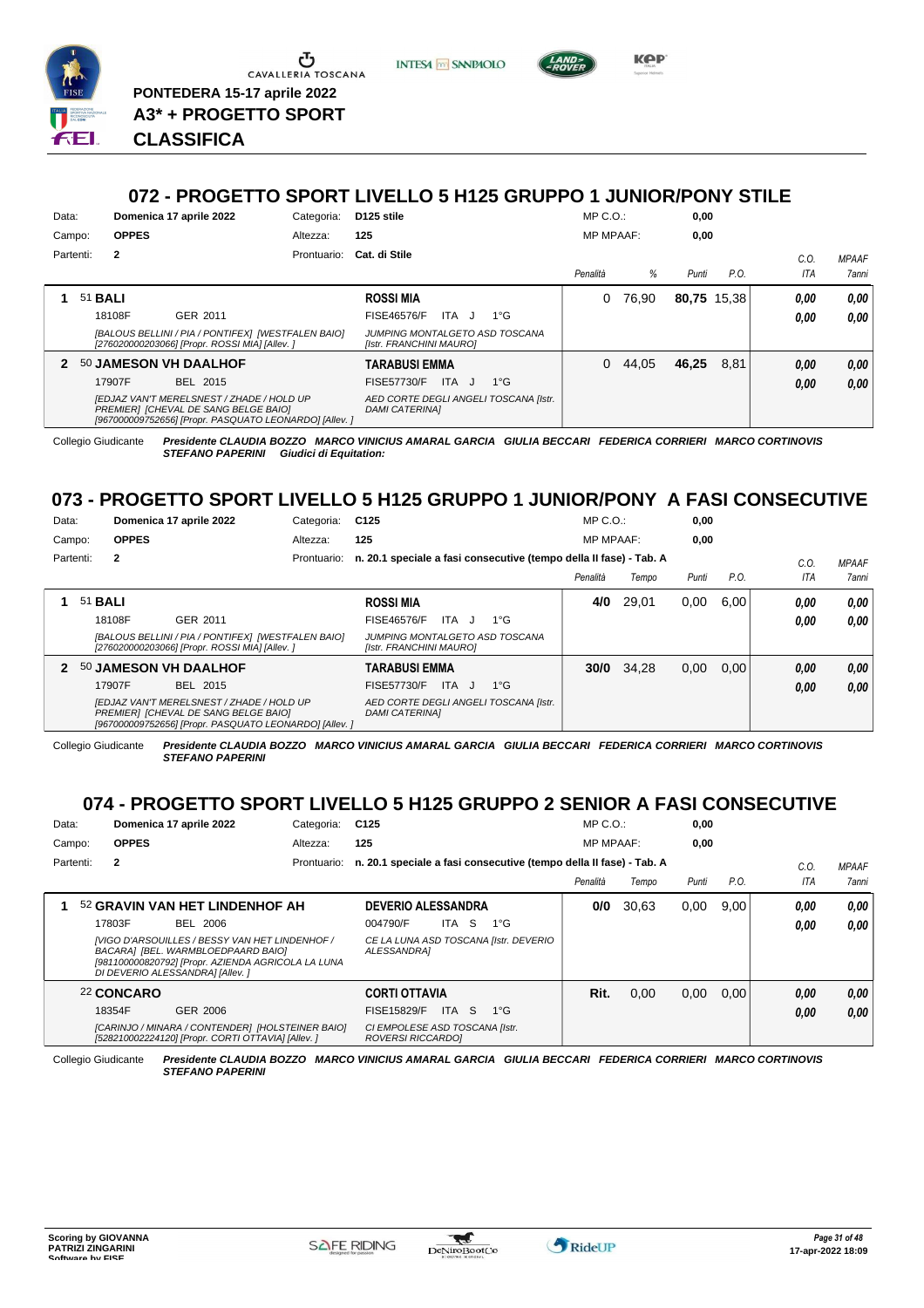PONTEDERA 15-17 aprile 2022

A3* + PROGETTO SPORT

**CLASSIFICA**

## 072 - PROGETTO SPORT LIVELLO 5 H125 GRUPPO 1 JUNIOR/PONY STILE

Data: **Domenica 17 aprile 2022** Categoria: **D125 stile** MP C.O.: **0,00**
Campo: **OPPES** Altezza: **125** MP MPAAF: **0,00**
Partenti: **2** Prontuario: **Cat. di Stile**

| | Cavallo | Cavaliere | Penalità | % | Punti | P.O. | C.O. ITA | MPAAF 7anni |
|---|---|---|---|---|---|---|---|---|
| 1 | 51 **BALI** 18108F GER 2011 *[BALOUS BELLINI / PIA / PONTIFEX] [WESTFALEN BAIO] [276020000203066] [Propr. ROSSI MIA] [Allev. ]* | **ROSSI MIA** FISE46576/F ITA J 1°G *JUMPING MONTALGETO ASD TOSCANA [Istr. FRANCHINI MAURO]* | 0 | 76,90 | 80,75 | 15,38 | 0,00 / 0,00 | 0,00 / 0,00 |
| 2 | 50 **JAMESON VH DAALHOF** 17907F BEL 2015 *[EDJAZ VAN'T MERELSNEST / ZHADE / HOLD UP PREMIER] [CHEVAL DE SANG BELGE BAIO] [967000009752656] [Propr. PASQUATO LEONARDO] [Allev. ]* | **TARABUSI EMMA** FISE57730/F ITA J 1°G *AED CORTE DEGLI ANGELI TOSCANA [Istr. DAMI CATERINA]* | 0 | 44,05 | 46,25 | 8,81 | 0,00 / 0,00 | 0,00 / 0,00 |

Collegio Giudicante *Presidente CLAUDIA BOZZO MARCO VINICIUS AMARAL GARCIA GIULIA BECCARI FEDERICA CORRIERI MARCO CORTINOVIS STEFANO PAPERINI Giudici di Equitation:*

## 073 - PROGETTO SPORT LIVELLO 5 H125 GRUPPO 1 JUNIOR/PONY A FASI CONSECUTIVE

Data: **Domenica 17 aprile 2022** Categoria: **C125** MP C.O.: **0,00**
Campo: **OPPES** Altezza: **125** MP MPAAF: **0,00**
Partenti: **2** Prontuario: **n. 20.1 speciale a fasi consecutive (tempo della II fase) - Tab. A**

| | Cavallo | Cavaliere | Penalità | Tempo | Punti | P.O. | C.O. ITA | MPAAF 7anni |
|---|---|---|---|---|---|---|---|---|
| 1 | 51 **BALI** 18108F GER 2011 *[BALOUS BELLINI / PIA / PONTIFEX] [WESTFALEN BAIO] [276020000203066] [Propr. ROSSI MIA] [Allev. ]* | **ROSSI MIA** FISE46576/F ITA J 1°G *JUMPING MONTALGETO ASD TOSCANA [Istr. FRANCHINI MAURO]* | **4/0** | 29,01 | 0,00 | 6,00 | 0,00 / 0,00 | 0,00 / 0,00 |
| 2 | 50 **JAMESON VH DAALHOF** 17907F BEL 2015 *[EDJAZ VAN'T MERELSNEST / ZHADE / HOLD UP PREMIER] [CHEVAL DE SANG BELGE BAIO] [967000009752656] [Propr. PASQUATO LEONARDO] [Allev. ]* | **TARABUSI EMMA** FISE57730/F ITA J 1°G *AED CORTE DEGLI ANGELI TOSCANA [Istr. DAMI CATERINA]* | **30/0** | 34,28 | 0,00 | 0,00 | 0,00 / 0,00 | 0,00 / 0,00 |

Collegio Giudicante *Presidente CLAUDIA BOZZO MARCO VINICIUS AMARAL GARCIA GIULIA BECCARI FEDERICA CORRIERI MARCO CORTINOVIS STEFANO PAPERINI*

## 074 - PROGETTO SPORT LIVELLO 5 H125 GRUPPO 2 SENIOR A FASI CONSECUTIVE

Data: **Domenica 17 aprile 2022** Categoria: **C125** MP C.O.: **0,00**
Campo: **OPPES** Altezza: **125** MP MPAAF: **0,00**
Partenti: **2** Prontuario: **n. 20.1 speciale a fasi consecutive (tempo della II fase) - Tab. A**

| | Cavallo | Cavaliere | Penalità | Tempo | Punti | P.O. | C.O. ITA | MPAAF 7anni |
|---|---|---|---|---|---|---|---|---|
| 1 | 52 **GRAVIN VAN HET LINDENHOF AH** 17803F BEL 2006 *[VIGO D'ARSOUILLES / BESSY VAN HET LINDENHOF / BACARA] [BEL. WARMBLOEDPAARD BAIO] [981100000820792] [Propr. AZIENDA AGRICOLA LA LUNA DI DEVERIO ALESSANDRA] [Allev. ]* | **DEVERIO ALESSANDRA** 004790/F ITA S 1°G *CE LA LUNA ASD TOSCANA [Istr. DEVERIO ALESSANDRA]* | **0/0** | 30,63 | 0,00 | 9,00 | 0,00 / 0,00 | 0,00 / 0,00 |
| | 22 **CONCARO** 18354F GER 2006 *[CARINJO / MINARA / CONTENDER] [HOLSTEINER BAIO] [528210002224120] [Propr. CORTI OTTAVIA] [Allev. ]* | **CORTI OTTAVIA** FISE15829/F ITA S 1°G *CI EMPOLESE ASD TOSCANA [Istr. ROVERSI RICCARDO]* | **Rit.** | 0,00 | 0,00 | 0,00 | 0,00 / 0,00 | 0,00 / 0,00 |

Collegio Giudicante *Presidente CLAUDIA BOZZO MARCO VINICIUS AMARAL GARCIA GIULIA BECCARI FEDERICA CORRIERI MARCO CORTINOVIS STEFANO PAPERINI*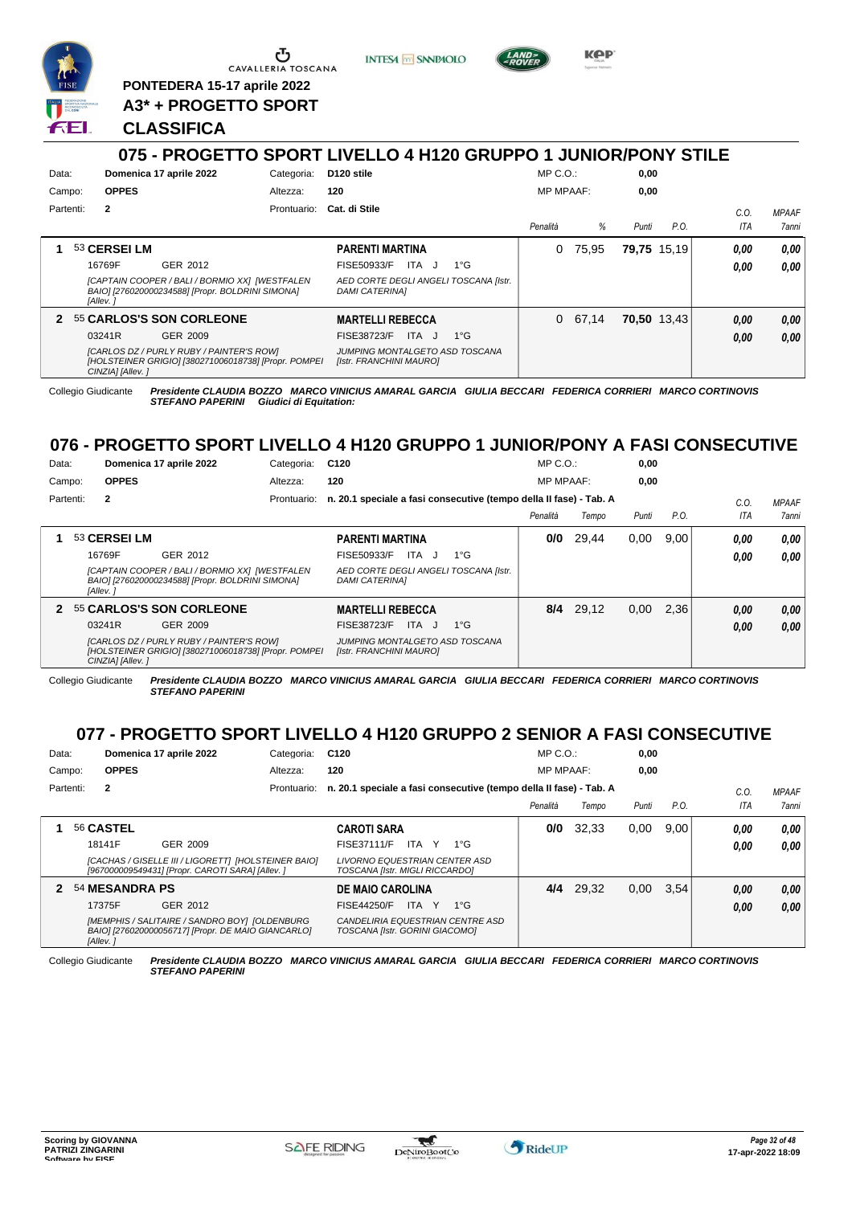PONTEDERA 15-17 aprile 2022

**A3* + PROGETTO SPORT**

**CLASSIFICA**

## 075 - PROGETTO SPORT LIVELLO 4 H120 GRUPPO 1 JUNIOR/PONY STILE

Data: **Domenica 17 aprile 2022** Categoria: **D120 stile** MP C.O.: **0,00**
Campo: **OPPES** Altezza: **120** MP MPAAF: **0,00**
Partenti: **2** Prontuario: **Cat. di Stile**

| | Cavallo | Cavaliere | Penalità | % | Punti | P.O. | C.O. ITA | MPAAF 7anni |
|---|---|---|---|---|---|---|---|---|
| 1 | 53 **CERSEI LM**<br>16769F GER 2012<br>*[CAPTAIN COOPER / BALI / BORMIO XX] [WESTFALEN BAIO] [276020000234588] [Propr. BOLDRINI SIMONA] [Allev. ]* | **PARENTI MARTINA**<br>FISE50933/F ITA J 1°G<br>*AED CORTE DEGLI ANGELI TOSCANA [Istr. DAMI CATERINA]* | 0 | 75,95 | **79,75** | 15,19 | **0,00**<br>**0,00** | **0,00**<br>**0,00** |
| 2 | 55 **CARLOS'S SON CORLEONE**<br>03241R GER 2009<br>*[CARLOS DZ / PURLY RUBY / PAINTER'S ROW] [HOLSTEINER GRIGIO] [380271006018738] [Propr. POMPEI CINZIA] [Allev. ]* | **MARTELLI REBECCA**<br>FISE38723/F ITA J 1°G<br>*JUMPING MONTALGETO ASD TOSCANA [Istr. FRANCHINI MAURO]* | 0 | 67,14 | **70,50** | 13,43 | **0,00**<br>**0,00** | **0,00**<br>**0,00** |

Collegio Giudicante *Presidente CLAUDIA BOZZO MARCO VINICIUS AMARAL GARCIA GIULIA BECCARI FEDERICA CORRIERI MARCO CORTINOVIS STEFANO PAPERINI Giudici di Equitation:*

## 076 - PROGETTO SPORT LIVELLO 4 H120 GRUPPO 1 JUNIOR/PONY A FASI CONSECUTIVE

Data: **Domenica 17 aprile 2022** Categoria: **C120** MP C.O.: **0,00**
Campo: **OPPES** Altezza: **120** MP MPAAF: **0,00**
Partenti: **2** Prontuario: **n. 20.1 speciale a fasi consecutive (tempo della II fase) - Tab. A**

| | Cavallo | Cavaliere | Penalità | Tempo | Punti | P.O. | C.O. ITA | MPAAF 7anni |
|---|---|---|---|---|---|---|---|---|
| 1 | 53 **CERSEI LM**<br>16769F GER 2012<br>*[CAPTAIN COOPER / BALI / BORMIO XX] [WESTFALEN BAIO] [276020000234588] [Propr. BOLDRINI SIMONA] [Allev. ]* | **PARENTI MARTINA**<br>FISE50933/F ITA J 1°G<br>*AED CORTE DEGLI ANGELI TOSCANA [Istr. DAMI CATERINA]* | **0/0** | 29,44 | 0,00 | 9,00 | **0,00**<br>**0,00** | **0,00**<br>**0,00** |
| 2 | 55 **CARLOS'S SON CORLEONE**<br>03241R GER 2009<br>*[CARLOS DZ / PURLY RUBY / PAINTER'S ROW] [HOLSTEINER GRIGIO] [380271006018738] [Propr. POMPEI CINZIA] [Allev. ]* | **MARTELLI REBECCA**<br>FISE38723/F ITA J 1°G<br>*JUMPING MONTALGETO ASD TOSCANA [Istr. FRANCHINI MAURO]* | **8/4** | 29,12 | 0,00 | 2,36 | **0,00**<br>**0,00** | **0,00**<br>**0,00** |

Collegio Giudicante *Presidente CLAUDIA BOZZO MARCO VINICIUS AMARAL GARCIA GIULIA BECCARI FEDERICA CORRIERI MARCO CORTINOVIS STEFANO PAPERINI*

## 077 - PROGETTO SPORT LIVELLO 4 H120 GRUPPO 2 SENIOR A FASI CONSECUTIVE

Data: **Domenica 17 aprile 2022** Categoria: **C120** MP C.O.: **0,00**
Campo: **OPPES** Altezza: **120** MP MPAAF: **0,00**
Partenti: **2** Prontuario: **n. 20.1 speciale a fasi consecutive (tempo della II fase) - Tab. A**

| | Cavallo | Cavaliere | Penalità | Tempo | Punti | P.O. | C.O. ITA | MPAAF 7anni |
|---|---|---|---|---|---|---|---|---|
| 1 | 56 **CASTEL**<br>18141F GER 2009<br>*[CACHAS / GISELLE III / LIGORETT] [HOLSTEINER BAIO] [967000009549431] [Propr. CAROTI SARA] [Allev. ]* | **CAROTI SARA**<br>FISE37111/F ITA Y 1°G<br>*LIVORNO EQUESTRIAN CENTER ASD TOSCANA [Istr. MIGLI RICCARDO]* | **0/0** | 32,33 | 0,00 | 9,00 | **0,00**<br>**0,00** | **0,00**<br>**0,00** |
| 2 | 54 **MESANDRA PS**<br>17375F GER 2012<br>*[MEMPHIS / SALITAIRE / SANDRO BOY] [OLDENBURG BAIO] [276020000056717] [Propr. DE MAIO GIANCARLO] [Allev. ]* | **DE MAIO CAROLINA**<br>FISE44250/F ITA Y 1°G<br>*CANDELIRIA EQUESTRIAN CENTRE ASD TOSCANA [Istr. GORINI GIACOMO]* | **4/4** | 29,32 | 0,00 | 3,54 | **0,00**<br>**0,00** | **0,00**<br>**0,00** |

Collegio Giudicante *Presidente CLAUDIA BOZZO MARCO VINICIUS AMARAL GARCIA GIULIA BECCARI FEDERICA CORRIERI MARCO CORTINOVIS STEFANO PAPERINI*

Scoring by GIOVANNA PATRIZI ZINGARINI
Software by FISE

17-apr-2022 18:09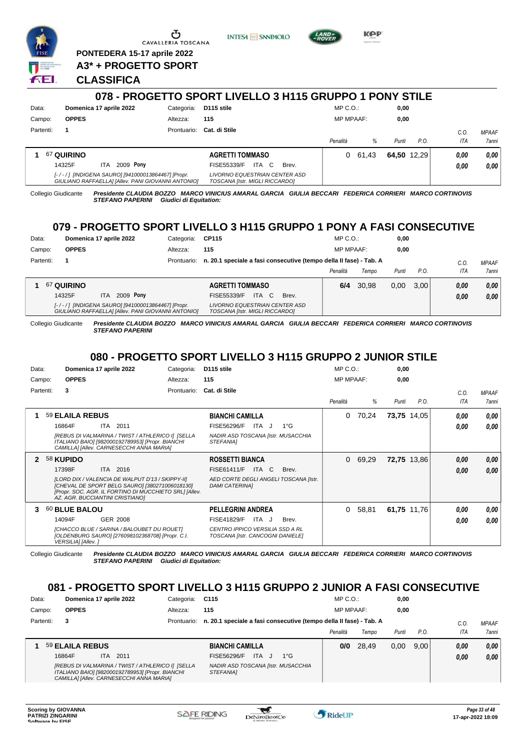PONTEDERA 15-17 aprile 2022

**A3* + PROGETTO SPORT**

**CLASSIFICA**

## 078 - PROGETTO SPORT LIVELLO 3 H115 GRUPPO 1 PONY STILE

Data: **Domenica 17 aprile 2022** Categoria: **D115 stile** MP C.O.: **0,00**
Campo: **OPPES** Altezza: **115** MP MPAAF: **0,00**
Partenti: **1** Prontuario: **Cat. di Stile**

| | Cavallo | Cavaliere | Penalità | % | Punti | P.O. | C.O. ITA | MPAAF 7anni |
|---|---|---|---|---|---|---|---|---|
| 1 | 67 **QUIRINO** 14325F ITA 2009 **Pony** *[-/-/] [INDIGENA SAURO] [941000013864467] [Propr. GIULIANO RAFFAELLA] [Allev. PANI GIOVANNI ANTONIO]* | **AGRETTI TOMMASO** FISE55339/F ITA C Brev. *LIVORNO EQUESTRIAN CENTER ASD TOSCANA [Istr. MIGLI RICCARDO]* | 0 | 61,43 | **64,50** | 12,29 | **0,00** **0,00** | **0,00** **0,00** |

Collegio Giudicante *Presidente CLAUDIA BOZZO MARCO VINICIUS AMARAL GARCIA GIULIA BECCARI FEDERICA CORRIERI MARCO CORTINOVIS STEFANO PAPERINI Giudici di Equitation:*

## 079 - PROGETTO SPORT LIVELLO 3 H115 GRUPPO 1 PONY A FASI CONSECUTIVE

Data: **Domenica 17 aprile 2022** Categoria: **CP115** MP C.O.: **0,00**
Campo: **OPPES** Altezza: **115** MP MPAAF: **0,00**
Partenti: **1** Prontuario: **n. 20.1 speciale a fasi consecutive (tempo della II fase) - Tab. A**

| | Cavallo | Cavaliere | Penalità | Tempo | Punti | P.O. | C.O. ITA | MPAAF 7anni |
|---|---|---|---|---|---|---|---|---|
| 1 | 67 **QUIRINO** 14325F ITA 2009 **Pony** *[-/-/] [INDIGENA SAURO] [941000013864467] [Propr. GIULIANO RAFFAELLA] [Allev. PANI GIOVANNI ANTONIO]* | **AGRETTI TOMMASO** FISE55339/F ITA C Brev. *LIVORNO EQUESTRIAN CENTER ASD TOSCANA [Istr. MIGLI RICCARDO]* | **6/4** | 30,98 | 0,00 | 3,00 | **0,00** **0,00** | **0,00** **0,00** |

Collegio Giudicante *Presidente CLAUDIA BOZZO MARCO VINICIUS AMARAL GARCIA GIULIA BECCARI FEDERICA CORRIERI MARCO CORTINOVIS STEFANO PAPERINI*

## 080 - PROGETTO SPORT LIVELLO 3 H115 GRUPPO 2 JUNIOR STILE

Data: **Domenica 17 aprile 2022** Categoria: **D115 stile** MP C.O.: **0,00**
Campo: **OPPES** Altezza: **115** MP MPAAF: **0,00**
Partenti: **3** Prontuario: **Cat. di Stile**

| | Cavallo | Cavaliere | Penalità | % | Punti | P.O. | C.O. ITA | MPAAF 7anni |
|---|---|---|---|---|---|---|---|---|
| 1 | 59 **ELAILA REBUS** 16864F ITA 2011 *[REBUS DI VALMARINA / TWIST / ATHLERICO I] [SELLA ITALIANO BAIO] [982000192789953] [Propr. BIANCHI CAMILLA] [Allev. CARNESECCHI ANNA MARIA]* | **BIANCHI CAMILLA** FISE56296/F ITA J 1°G *NADIR ASD TOSCANA [Istr. MUSACCHIA STEFANIA]* | 0 | 70,24 | **73,75** | 14,05 | **0,00** **0,00** | **0,00** **0,00** |
| 2 | 58 **KUPIDO** 17398F ITA 2016 *[LORD DIX / VALENCIA DE WALPUT D'13 / SKIPPY-II] [CHEVAL DE SPORT BELG SAURO] [380271006018130] [Propr. SOC. AGR. IL FORTINO DI MUCCHIETO SRL] [Allev. AZ. AGR. BUCCIANTINI CRISTIANO]* | **ROSSETTI BIANCA** FISE61411/F ITA C Brev. *AED CORTE DEGLI ANGELI TOSCANA [Istr. DAMI CATERINA]* | 0 | 69,29 | **72,75** | 13,86 | **0,00** **0,00** | **0,00** **0,00** |
| 3 | 60 **BLUE BALOU** 14094F GER 2008 *[CHACCO BLUE / SARINA / BALOUBET DU ROUET] [OLDENBURG SAURO] [276098102368708] [Propr. C.I. VERSILIA] [Allev. ]* | **PELLEGRINI ANDREA** FISE41829/F ITA J Brev. *CENTRO IPPICO VERSILIA SSD A RL TOSCANA [Istr. CANCOGNI DANIELE]* | 0 | 58,81 | **61,75** | 11,76 | **0,00** **0,00** | **0,00** **0,00** |

Collegio Giudicante *Presidente CLAUDIA BOZZO MARCO VINICIUS AMARAL GARCIA GIULIA BECCARI FEDERICA CORRIERI MARCO CORTINOVIS STEFANO PAPERINI Giudici di Equitation:*

## 081 - PROGETTO SPORT LIVELLO 3 H115 GRUPPO 2 JUNIOR A FASI CONSECUTIVE

Data: **Domenica 17 aprile 2022** Categoria: **C115** MP C.O.: **0,00**
Campo: **OPPES** Altezza: **115** MP MPAAF: **0,00**
Partenti: **3** Prontuario: **n. 20.1 speciale a fasi consecutive (tempo della II fase) - Tab. A**

| | Cavallo | Cavaliere | Penalità | Tempo | Punti | P.O. | C.O. ITA | MPAAF 7anni |
|---|---|---|---|---|---|---|---|---|
| 1 | 59 **ELAILA REBUS** 16864F ITA 2011 *[REBUS DI VALMARINA / TWIST / ATHLERICO I] [SELLA ITALIANO BAIO] [982000192789953] [Propr. BIANCHI CAMILLA] [Allev. CARNESECCHI ANNA MARIA]* | **BIANCHI CAMILLA** FISE56296/F ITA J 1°G *NADIR ASD TOSCANA [Istr. MUSACCHIA STEFANIA]* | **0/0** | 28,49 | 0,00 | 9,00 | **0,00** **0,00** | **0,00** **0,00** |

Scoring by GIOVANNA PATRIZI ZINGARINI

17-apr-2022 18:09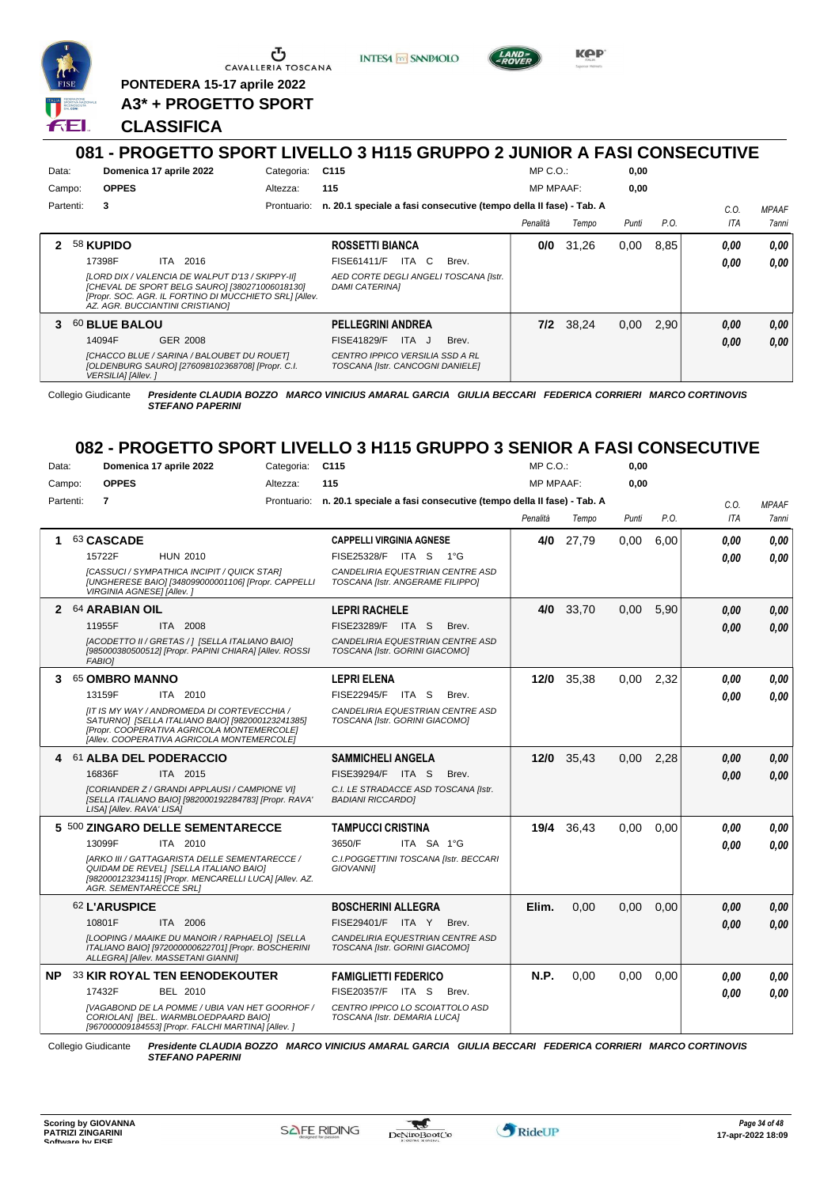PONTEDERA 15-17 aprile 2022

**A3* + PROGETTO SPORT**

**CLASSIFICA**

## 081 - PROGETTO SPORT LIVELLO 3 H115 GRUPPO 2 JUNIOR A FASI CONSECUTIVE

Data: **Domenica 17 aprile 2022** Categoria: **C115** MP C.O.: **0,00**
Campo: **OPPES** Altezza: **115** MP MPAAF: **0,00**
Partenti: **3** Prontuario: **n. 20.1 speciale a fasi consecutive (tempo della II fase) - Tab. A**

| | Cavallo | Cavaliere | Penalità | Tempo | Punti | P.O. | C.O. ITA | MPAAF 7anni |
|---|---|---|---|---|---|---|---|---|
| 2 | 58 **KUPIDO** 17398F ITA 2016 *[LORD DIX / VALENCIA DE WALPUT D'13 / SKIPPY-II] [CHEVAL DE SPORT BELG SAURO] [380271006018130] [Propr. SOC. AGR. IL FORTINO DI MUCCHIETO SRL] [Allev. AZ. AGR. BUCCIANTINI CRISTIANO]* | **ROSSETTI BIANCA** FISE61411/F ITA C Brev. *AED CORTE DEGLI ANGELI TOSCANA [Istr. DAMI CATERINA]* | **0/0** | 31,26 | 0,00 | 8,85 | *0,00* *0,00* | *0,00* *0,00* |
| 3 | 60 **BLUE BALOU** 14094F GER 2008 *[CHACCO BLUE / SARINA / BALOUBET DU ROUET] [OLDENBURG SAURO] [276098102368708] [Propr. C.I. VERSILIA] [Allev. ]* | **PELLEGRINI ANDREA** FISE41829/F ITA J Brev. *CENTRO IPPICO VERSILIA SSD A RL TOSCANA [Istr. CANCOGNI DANIELE]* | **7/2** | 38,24 | 0,00 | 2,90 | *0,00* *0,00* | *0,00* *0,00* |

Collegio Giudicante ***Presidente CLAUDIA BOZZO MARCO VINICIUS AMARAL GARCIA GIULIA BECCARI FEDERICA CORRIERI MARCO CORTINOVIS STEFANO PAPERINI***

## 082 - PROGETTO SPORT LIVELLO 3 H115 GRUPPO 3 SENIOR A FASI CONSECUTIVE

Data: **Domenica 17 aprile 2022** Categoria: **C115** MP C.O.: **0,00**
Campo: **OPPES** Altezza: **115** MP MPAAF: **0,00**
Partenti: **7** Prontuario: **n. 20.1 speciale a fasi consecutive (tempo della II fase) - Tab. A**

| | Cavallo | Cavaliere | Penalità | Tempo | Punti | P.O. | C.O. ITA | MPAAF 7anni |
|---|---|---|---|---|---|---|---|---|
| 1 | 63 **CASCADE** 15722F HUN 2010 *[CASSUCI / SYMPATHICA INCIPIT / QUICK STAR] [UNGHERESE BAIO] [348099000001106] [Propr. CAPPELLI VIRGINIA AGNESE] [Allev. ]* | **CAPPELLI VIRGINIA AGNESE** FISE25328/F ITA S 1°G *CANDELIRIA EQUESTRIAN CENTRE ASD TOSCANA [Istr. ANGERAME FILIPPO]* | **4/0** | 27,79 | 0,00 | 6,00 | *0,00* *0,00* | *0,00* *0,00* |
| 2 | 64 **ARABIAN OIL** 11955F ITA 2008 *[ACODETTO II / GRETAS / ] [SELLA ITALIANO BAIO] [985000380500512] [Propr. PAPINI CHIARA] [Allev. ROSSI FABIO]* | **LEPRI RACHELE** FISE23289/F ITA S Brev. *CANDELIRIA EQUESTRIAN CENTRE ASD TOSCANA [Istr. GORINI GIACOMO]* | **4/0** | 33,70 | 0,00 | 5,90 | *0,00* *0,00* | *0,00* *0,00* |
| 3 | 65 **OMBRO MANNO** 13159F ITA 2010 *[IT IS MY WAY / ANDROMEDA DI CORTEVECCHIA / SATURNO] [SELLA ITALIANO BAIO] [982000123241385] [Propr. COOPERATIVA AGRICOLA MONTEMERCOLE] [Allev. COOPERATIVA AGRICOLA MONTEMERCOLE]* | **LEPRI ELENA** FISE22945/F ITA S Brev. *CANDELIRIA EQUESTRIAN CENTRE ASD TOSCANA [Istr. GORINI GIACOMO]* | **12/0** | 35,38 | 0,00 | 2,32 | *0,00* *0,00* | *0,00* *0,00* |
| 4 | 61 **ALBA DEL PODERACCIO** 16836F ITA 2015 *[CORIANDER Z / GRANDI APPLAUSI / CAMPIONE VI] [SELLA ITALIANO BAIO] [982000192284783] [Propr. RAVA' LISA] [Allev. RAVA' LISA]* | **SAMMICHELI ANGELA** FISE39294/F ITA S Brev. *C.I. LE STRADACCE ASD TOSCANA [Istr. BADIANI RICCARDO]* | **12/0** | 35,43 | 0,00 | 2,28 | *0,00* *0,00* | *0,00* *0,00* |
| 5 | 500 **ZINGARO DELLE SEMENTARECCE** 13099F ITA 2010 *[ARKO III / GATTAGARISTA DELLE SEMENTARECCE / QUIDAM DE REVEL] [SELLA ITALIANO BAIO] [982000123234115] [Propr. MENCARELLI LUCA] [Allev. AZ. AGR. SEMENTARECCE SRL]* | **TAMPUCCI CRISTINA** 3650/F ITA SA 1°G *C.I.POGGETTINI TOSCANA [Istr. BECCARI GIOVANNI]* | **19/4** | 36,43 | 0,00 | 0,00 | *0,00* *0,00* | *0,00* *0,00* |
| | 62 **L'ARUSPICE** 10801F ITA 2006 *[LOOPING / MAAIKE DU MANOIR / RAPHAELO] [SELLA ITALIANO BAIO] [972000000622701] [Propr. BOSCHERINI ALLEGRA] [Allev. MASSETANI GIANNI]* | **BOSCHERINI ALLEGRA** FISE29401/F ITA Y Brev. *CANDELIRIA EQUESTRIAN CENTRE ASD TOSCANA [Istr. GORINI GIACOMO]* | **Elim.** | 0,00 | 0,00 | 0,00 | *0,00* *0,00* | *0,00* *0,00* |
| NP | 33 **KIR ROYAL TEN EENODEKOUTER** 17432F BEL 2010 *[VAGABOND DE LA POMME / UBIA VAN HET GOORHOF / CORIOLAN] [BEL. WARMBLOEDPAARD BAIO] [967000009184553] [Propr. FALCHI MARTINA] [Allev. ]* | **FAMIGLIETTI FEDERICO** FISE20357/F ITA S Brev. *CENTRO IPPICO LO SCOIATTOLO ASD TOSCANA [Istr. DEMARIA LUCA]* | **N.P.** | 0,00 | 0,00 | 0,00 | *0,00* *0,00* | *0,00* *0,00* |

Collegio Giudicante ***Presidente CLAUDIA BOZZO MARCO VINICIUS AMARAL GARCIA GIULIA BECCARI FEDERICA CORRIERI MARCO CORTINOVIS STEFANO PAPERINI***

**Scoring by GIOVANNA PATRIZI ZINGARINI**

*17-apr-2022 18:09*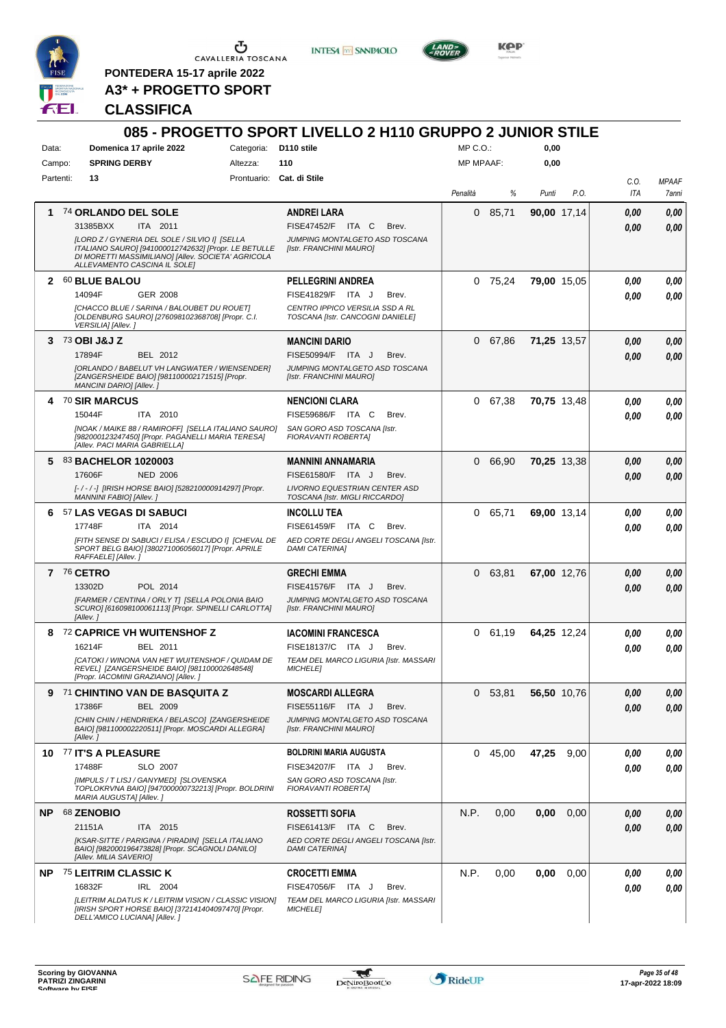PONTEDERA 15-17 aprile 2022

A3* + PROGETTO SPORT

CLASSIFICA

# 085 - PROGETTO SPORT LIVELLO 2 H110 GRUPPO 2 JUNIOR STILE

Data: Domenica 17 aprile 2022 Categoria: D110 stile MP C.O.: 0,00

Campo: SPRING DERBY Altezza: 110 MP MPAAF: 0,00

Partenti: 13 Prontuario: Cat. di Stile

| | Cavallo | Cavaliere | Penalità | % | Punti | P.O. | C.O. ITA | MPAAF 7anni |
|---|---|---|---|---|---|---|---|---|
| 1 | 74 **ORLANDO DEL SOLE** 31385BXX ITA 2011 *[LORD Z / GYNERIA DEL SOLE / SILVIO I] [SELLA ITALIANO SAURO] [941000012742632] [Propr. LE BETULLE DI MORETTI MASSIMILIANO] [Allev. SOCIETA' AGRICOLA ALLEVAMENTO CASCINA IL SOLE]* | **ANDREI LARA** FISE47452/F ITA C Brev. *JUMPING MONTALGETO ASD TOSCANA [Istr. FRANCHINI MAURO]* | 0 | 85,71 | **90,00** | 17,14 | 0,00 / 0,00 | 0,00 / 0,00 |
| 2 | 60 **BLUE BALOU** 14094F GER 2008 *[CHACCO BLUE / SARINA / BALOUBET DU ROUET] [OLDENBURG SAURO] [276098102368708] [Propr. C.I. VERSILIA] [Allev. ]* | **PELLEGRINI ANDREA** FISE41829/F ITA J Brev. *CENTRO IPPICO VERSILIA SSD A RL TOSCANA [Istr. CANCOGNI DANIELE]* | 0 | 75,24 | **79,00** | 15,05 | 0,00 / 0,00 | 0,00 / 0,00 |
| 3 | 73 **OBI J&J Z** 17894F BEL 2012 *[ORLANDO / BABELUT VH LANGWATER / WIENSENDER] [ZANGERSHEIDE BAIO] [981100002171515] [Propr. MANCINI DARIO] [Allev. ]* | **MANCINI DARIO** FISE50994/F ITA J Brev. *JUMPING MONTALGETO ASD TOSCANA [Istr. FRANCHINI MAURO]* | 0 | 67,86 | **71,25** | 13,57 | 0,00 / 0,00 | 0,00 / 0,00 |
| 4 | 70 **SIR MARCUS** 15044F ITA 2010 *[NOAK / MAIKE 88 / RAMIROFF] [SELLA ITALIANO SAURO] [982000123247450] [Propr. PAGANELLI MARIA TERESA] [Allev. PACI MARIA GABRIELLA]* | **NENCIONI CLARA** FISE59686/F ITA C Brev. *SAN GORO ASD TOSCANA [Istr. FIORAVANTI ROBERTA]* | 0 | 67,38 | **70,75** | 13,48 | 0,00 / 0,00 | 0,00 / 0,00 |
| 5 | 83 **BACHELOR 1020003** 17606F NED 2006 *[- / - / -] [IRISH HORSE BAIO] [528210000914297] [Propr. MANNINI FABIO] [Allev. ]* | **MANNINI ANNAMARIA** FISE61580/F ITA J Brev. *LIVORNO EQUESTRIAN CENTER ASD TOSCANA [Istr. MIGLI RICCARDO]* | 0 | 66,90 | **70,25** | 13,38 | 0,00 / 0,00 | 0,00 / 0,00 |
| 6 | 57 **LAS VEGAS DI SABUCI** 17748F ITA 2014 *[FITH SENSE DI SABUCI / ELISA / ESCUDO I] [CHEVAL DE SPORT BELG BAIO] [380271006056017] [Propr. APRILE RAFFAELE] [Allev. ]* | **INCOLLU TEA** FISE61459/F ITA C Brev. *AED CORTE DEGLI ANGELI TOSCANA [Istr. DAMI CATERINA]* | 0 | 65,71 | **69,00** | 13,14 | 0,00 / 0,00 | 0,00 / 0,00 |
| 7 | 76 **CETRO** 13302D POL 2014 *[FARMER / CENTINA / ORLY T] [SELLA POLONIA BAIO SCURO] [616098100061113] [Propr. SPINELLI CARLOTTA] [Allev. ]* | **GRECHI EMMA** FISE41576/F ITA J Brev. *JUMPING MONTALGETO ASD TOSCANA [Istr. FRANCHINI MAURO]* | 0 | 63,81 | **67,00** | 12,76 | 0,00 / 0,00 | 0,00 / 0,00 |
| 8 | 72 **CAPRICE VH WUITENSHOF Z** 16214F BEL 2011 *[CATOKI / WINONA VAN HET WUITENSHOF / QUIDAM DE REVEL] [ZANGERSHEIDE BAIO] [981100002648548] [Propr. IACOMINI GRAZIANO] [Allev. ]* | **IACOMINI FRANCESCA** FISE18137/C ITA J Brev. *TEAM DEL MARCO LIGURIA [Istr. MASSARI MICHELE]* | 0 | 61,19 | **64,25** | 12,24 | 0,00 / 0,00 | 0,00 / 0,00 |
| 9 | 71 **CHINTINO VAN DE BASQUITA Z** 17386F BEL 2009 *[CHIN CHIN / HENDRIEKA / BELASCO] [ZANGERSHEIDE BAIO] [981100002220511] [Propr. MOSCARDI ALLEGRA] [Allev. ]* | **MOSCARDI ALLEGRA** FISE55116/F ITA J Brev. *JUMPING MONTALGETO ASD TOSCANA [Istr. FRANCHINI MAURO]* | 0 | 53,81 | **56,50** | 10,76 | 0,00 / 0,00 | 0,00 / 0,00 |
| 10 | 77 **IT'S A PLEASURE** 17488F SLO 2007 *[IMPULS / T LISJ / GANYMED] [SLOVENSKA TOPLOKRVNA BAIO] [947000000732213] [Propr. BOLDRINI MARIA AUGUSTA] [Allev. ]* | **BOLDRINI MARIA AUGUSTA** FISE34207/F ITA J Brev. *SAN GORO ASD TOSCANA [Istr. FIORAVANTI ROBERTA]* | 0 | 45,00 | **47,25** | 9,00 | 0,00 / 0,00 | 0,00 / 0,00 |
| NP | 68 **ZENOBIO** 21151A ITA 2015 *[KSAR-SITTE / PARIGINA / PIRADIN] [SELLA ITALIANO BAIO] [982000196473828] [Propr. SCAGNOLI DANILO] [Allev. MILIA SAVERIO]* | **ROSSETTI SOFIA** FISE61413/F ITA C Brev. *AED CORTE DEGLI ANGELI TOSCANA [Istr. DAMI CATERINA]* | N.P. | 0,00 | **0,00** | 0,00 | 0,00 / 0,00 | 0,00 / 0,00 |
| NP | 75 **LEITRIM CLASSIC K** 16832F IRL 2004 *[LEITRIM ALDATUS K / LEITRIM VISION / CLASSIC VISION] [IRISH SPORT HORSE BAIO] [372141404097470] [Propr. DELL'AMICO LUCIANA] [Allev. ]* | **CROCETTI EMMA** FISE47056/F ITA J Brev. *TEAM DEL MARCO LIGURIA [Istr. MASSARI MICHELE]* | N.P. | 0,00 | **0,00** | 0,00 | 0,00 / 0,00 | 0,00 / 0,00 |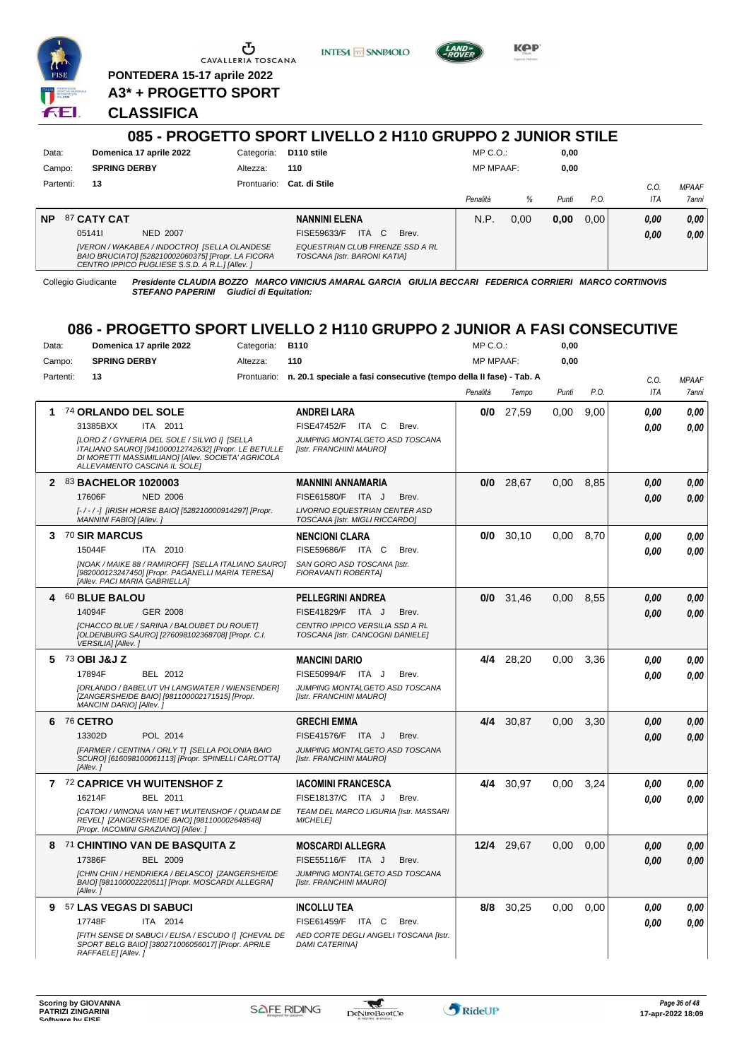PONTEDERA 15-17 aprile 2022

**A3* + PROGETTO SPORT**

**CLASSIFICA**

## 085 - PROGETTO SPORT LIVELLO 2 H110 GRUPPO 2 JUNIOR STILE

| | | | | | |
|---|---|---|---|---|---|
| Data: | **Domenica 17 aprile 2022** | Categoria: | **D110 stile** | MP C.O.: | **0,00** |
| Campo: | **SPRING DERBY** | Altezza: | **110** | MP MPAAF: | **0,00** |
| Partenti: | **13** | Prontuario: | **Cat. di Stile** | | |

| | Cavallo | Cavaliere | Penalità | % | Punti | P.O. | C.O. ITA | MPAAF 7anni |
|---|---|---|---|---|---|---|---|---|
| **NP** | 87 **CATY CAT** 05141I NED 2007 *[VERON / WAKABEA / INDOCTRO] [SELLA OLANDESE BAIO BRUCIATO] [528210002060375] [Propr. LA FICORA CENTRO IPPICO PUGLIESE S.S.D. A R.L.] [Allev. ]* | **NANNINI ELENA** FISE59633/F ITA C Brev. *EQUESTRIAN CLUB FIRENZE SSD A RL TOSCANA [Istr. BARONI KATIA]* | N.P. | 0,00 | **0,00** | 0,00 | **0,00** / **0,00** | **0,00** / **0,00** |

Collegio Giudicante *Presidente CLAUDIA BOZZO MARCO VINICIUS AMARAL GARCIA GIULIA BECCARI FEDERICA CORRIERI MARCO CORTINOVIS STEFANO PAPERINI Giudici di Equitation:*

## 086 - PROGETTO SPORT LIVELLO 2 H110 GRUPPO 2 JUNIOR A FASI CONSECUTIVE

| | | | | | |
|---|---|---|---|---|---|
| Data: | **Domenica 17 aprile 2022** | Categoria: | **B110** | MP C.O.: | **0,00** |
| Campo: | **SPRING DERBY** | Altezza: | **110** | MP MPAAF: | **0,00** |
| Partenti: | **13** | Prontuario: | **n. 20.1 speciale a fasi consecutive (tempo della II fase) - Tab. A** | | |

| | Cavallo | Cavaliere | Penalità | Tempo | Punti | P.O. | C.O. ITA | MPAAF 7anni |
|---|---|---|---|---|---|---|---|---|
| **1** | 74 **ORLANDO DEL SOLE** 31385BXX ITA 2011 *[LORD Z / GYNERIA DEL SOLE / SILVIO I] [SELLA ITALIANO SAURO] [941000012742632] [Propr. LE BETULLE DI MORETTI MASSIMILIANO] [Allev. SOCIETA' AGRICOLA ALLEVAMENTO CASCINA IL SOLE]* | **ANDREI LARA** FISE47452/F ITA C Brev. *JUMPING MONTALGETO ASD TOSCANA [Istr. FRANCHINI MAURO]* | **0/0** | 27,59 | 0,00 | 9,00 | **0,00** / **0,00** | **0,00** / **0,00** |
| **2** | 83 **BACHELOR 1020003** 17606F NED 2006 *[- / - / -] [IRISH HORSE BAIO] [528210000914297] [Propr. MANNINI FABIO] [Allev. ]* | **MANNINI ANNAMARIA** FISE61580/F ITA J Brev. *LIVORNO EQUESTRIAN CENTER ASD TOSCANA [Istr. MIGLI RICCARDO]* | **0/0** | 28,67 | 0,00 | 8,85 | **0,00** / **0,00** | **0,00** / **0,00** |
| **3** | 70 **SIR MARCUS** 15044F ITA 2010 *[NOAK / MAIKE 88 / RAMIROFF] [SELLA ITALIANO SAURO] [982000123247450] [Propr. PAGANELLI MARIA TERESA] [Allev. PACI MARIA GABRIELLA]* | **NENCIONI CLARA** FISE59686/F ITA C Brev. *SAN GORO ASD TOSCANA [Istr. FIORAVANTI ROBERTA]* | **0/0** | 30,10 | 0,00 | 8,70 | **0,00** / **0,00** | **0,00** / **0,00** |
| **4** | 60 **BLUE BALOU** 14094F GER 2008 *[CHACCO BLUE / SARINA / BALOUBET DU ROUET] [OLDENBURG SAURO] [276098102368708] [Propr. C.I. VERSILIA] [Allev. ]* | **PELLEGRINI ANDREA** FISE41829/F ITA J Brev. *CENTRO IPPICO VERSILIA SSD A RL TOSCANA [Istr. CANCOGNI DANIELE]* | **0/0** | 31,46 | 0,00 | 8,55 | **0,00** / **0,00** | **0,00** / **0,00** |
| **5** | 73 **OBI J&J Z** 17894F BEL 2012 *[ORLANDO / BABELUT VH LANGWATER / WIENSENDER] [ZANGERSHEIDE BAIO] [981100002171515] [Propr. MANCINI DARIO] [Allev. ]* | **MANCINI DARIO** FISE50994/F ITA J Brev. *JUMPING MONTALGETO ASD TOSCANA [Istr. FRANCHINI MAURO]* | **4/4** | 28,20 | 0,00 | 3,36 | **0,00** / **0,00** | **0,00** / **0,00** |
| **6** | 76 **CETRO** 13302D POL 2014 *[FARMER / CENTINA / ORLY T] [SELLA POLONIA BAIO SCURO] [616098100061113] [Propr. SPINELLI CARLOTTA] [Allev. ]* | **GRECHI EMMA** FISE41576/F ITA J Brev. *JUMPING MONTALGETO ASD TOSCANA [Istr. FRANCHINI MAURO]* | **4/4** | 30,87 | 0,00 | 3,30 | **0,00** / **0,00** | **0,00** / **0,00** |
| **7** | 72 **CAPRICE VH WUITENSHOF Z** 16214F BEL 2011 *[CATOKI / WINONA VAN HET WUITENSHOF / QUIDAM DE REVEL] [ZANGERSHEIDE BAIO] [981100002648548] [Propr. IACOMINI GRAZIANO] [Allev. ]* | **IACOMINI FRANCESCA** FISE18137/C ITA J Brev. *TEAM DEL MARCO LIGURIA [Istr. MASSARI MICHELE]* | **4/4** | 30,97 | 0,00 | 3,24 | **0,00** / **0,00** | **0,00** / **0,00** |
| **8** | 71 **CHINTINO VAN DE BASQUITA Z** 17386F BEL 2009 *[CHIN CHIN / HENDRIEKA / BELASCO] [ZANGERSHEIDE BAIO] [981100002220511] [Propr. MOSCARDI ALLEGRA] [Allev. ]* | **MOSCARDI ALLEGRA** FISE55116/F ITA J Brev. *JUMPING MONTALGETO ASD TOSCANA [Istr. FRANCHINI MAURO]* | **12/4** | 29,67 | 0,00 | 0,00 | **0,00** / **0,00** | **0,00** / **0,00** |
| **9** | 57 **LAS VEGAS DI SABUCI** 17748F ITA 2014 *[FITH SENSE DI SABUCI / ELISA / ESCUDO I] [CHEVAL DE SPORT BELG BAIO] [380271006056017] [Propr. APRILE RAFFAELE] [Allev. ]* | **INCOLLU TEA** FISE61459/F ITA C Brev. *AED CORTE DEGLI ANGELI TOSCANA [Istr. DAMI CATERINA]* | **8/8** | 30,25 | 0,00 | 0,00 | **0,00** / **0,00** | **0,00** / **0,00** |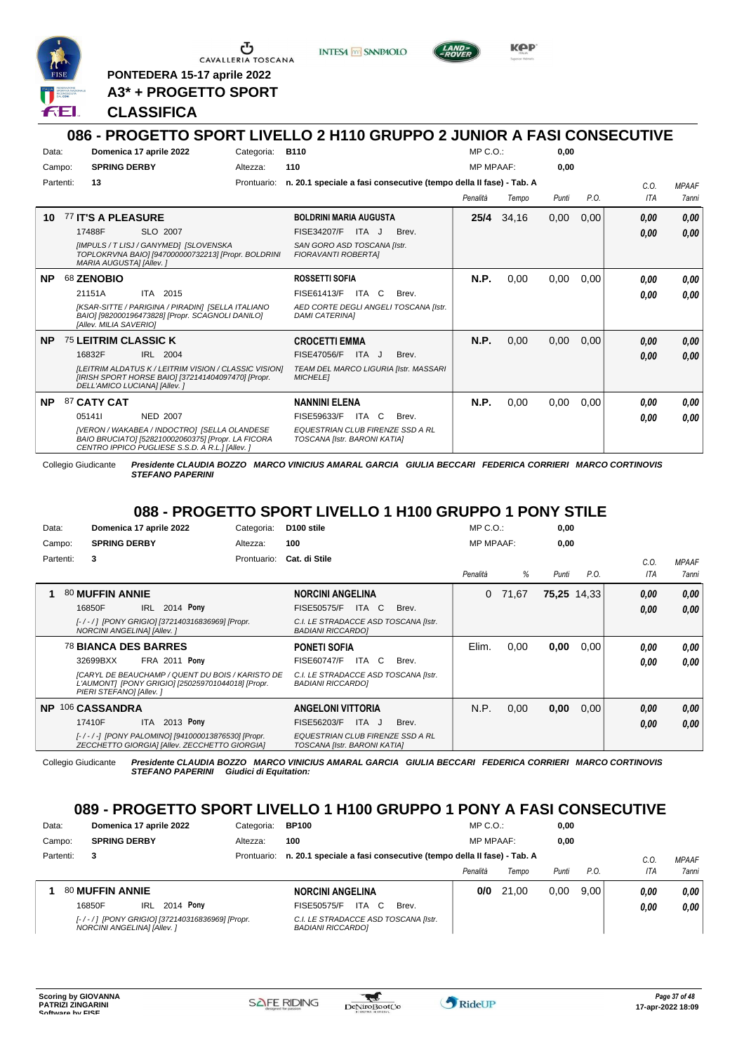PONTEDERA 15-17 aprile 2022

**A3* + PROGETTO SPORT**

**CLASSIFICA**

## 086 - PROGETTO SPORT LIVELLO 2 H110 GRUPPO 2 JUNIOR A FASI CONSECUTIVE

Data: **Domenica 17 aprile 2022** Categoria: **B110** MP C.O.: **0,00**

Campo: **SPRING DERBY** Altezza: **110** MP MPAAF: **0,00**

Partenti: **13** Prontuario: **n. 20.1 speciale a fasi consecutive (tempo della II fase) - Tab. A**

| | Cavallo | Cavaliere | Penalità | Tempo | Punti | P.O. | C.O. ITA | MPAAF 7anni |
|---|---|---|---|---|---|---|---|---|
| **10** | 77 **IT'S A PLEASURE** 17488F SLO 2007 *[IMPULS / T LISJ / GANYMED] [SLOVENSKA TOPLOKRVNA BAIO] [947000000732213] [Propr. BOLDRINI MARIA AUGUSTA] [Allev. ]* | **BOLDRINI MARIA AUGUSTA** FISE34207/F ITA J Brev. *SAN GORO ASD TOSCANA [Istr. FIORAVANTI ROBERTA]* | **25/4** | 34,16 | 0,00 | 0,00 | ***0,00*** ***0,00*** | ***0,00*** ***0,00*** |
| **NP** | 68 **ZENOBIO** 21151A ITA 2015 *[KSAR-SITTE / PARIGINA / PIRADIN] [SELLA ITALIANO BAIO] [982000196473828] [Propr. SCAGNOLI DANILO] [Allev. MILIA SAVERIO]* | **ROSSETTI SOFIA** FISE61413/F ITA C Brev. *AED CORTE DEGLI ANGELI TOSCANA [Istr. DAMI CATERINA]* | **N.P.** | 0,00 | 0,00 | 0,00 | ***0,00*** ***0,00*** | ***0,00*** ***0,00*** |
| **NP** | 75 **LEITRIM CLASSIC K** 16832F IRL 2004 *[LEITRIM ALDATUS K / LEITRIM VISION / CLASSIC VISION] [IRISH SPORT HORSE BAIO] [372141404097470] [Propr. DELL'AMICO LUCIANA] [Allev. ]* | **CROCETTI EMMA** FISE47056/F ITA J Brev. *TEAM DEL MARCO LIGURIA [Istr. MASSARI MICHELE]* | **N.P.** | 0,00 | 0,00 | 0,00 | ***0,00*** ***0,00*** | ***0,00*** ***0,00*** |
| **NP** | 87 **CATY CAT** 05141I NED 2007 *[VERON / WAKABEA / INDOCTRO] [SELLA OLANDESE BAIO BRUCIATO] [528210002060375] [Propr. LA FICORA CENTRO IPPICO PUGLIESE S.S.D. A R.L.] [Allev. ]* | **NANNINI ELENA** FISE59633/F ITA C Brev. *EQUESTRIAN CLUB FIRENZE SSD A RL TOSCANA [Istr. BARONI KATIA]* | **N.P.** | 0,00 | 0,00 | 0,00 | ***0,00*** ***0,00*** | ***0,00*** ***0,00*** |

Collegio Giudicante ***Presidente CLAUDIA BOZZO MARCO VINICIUS AMARAL GARCIA GIULIA BECCARI FEDERICA CORRIERI MARCO CORTINOVIS STEFANO PAPERINI***

## 088 - PROGETTO SPORT LIVELLO 1 H100 GRUPPO 1 PONY STILE

Data: **Domenica 17 aprile 2022** Categoria: **D100 stile** MP C.O.: **0,00**

Campo: **SPRING DERBY** Altezza: **100** MP MPAAF: **0,00**

Partenti: **3** Prontuario: **Cat. di Stile**

| | Cavallo | Cavaliere | Penalità | % | Punti | P.O. | C.O. ITA | MPAAF 7anni |
|---|---|---|---|---|---|---|---|---|
| **1** | 80 **MUFFIN ANNIE** 16850F IRL 2014 **Pony** *[- / - / ] [PONY GRIGIO] [372140316836969] [Propr. NORCINI ANGELINA] [Allev. ]* | **NORCINI ANGELINA** FISE50575/F ITA C Brev. *C.I. LE STRADACCE ASD TOSCANA [Istr. BADIANI RICCARDO]* | 0 | 71,67 | **75,25** | 14,33 | ***0,00*** ***0,00*** | ***0,00*** ***0,00*** |
| | 78 **BIANCA DES BARRES** 32699BXX FRA 2011 **Pony** *[CARYL DE BEAUCHAMP / QUENT DU BOIS / KARISTO DE L'AUMONT] [PONY GRIGIO] [250259701044018] [Propr. PIERI STEFANO] [Allev. ]* | **PONETI SOFIA** FISE60747/F ITA C Brev. *C.I. LE STRADACCE ASD TOSCANA [Istr. BADIANI RICCARDO]* | Elim. | 0,00 | **0,00** | 0,00 | ***0,00*** ***0,00*** | ***0,00*** ***0,00*** |
| **NP** | 106 **CASSANDRA** 17410F ITA 2013 **Pony** *[- / - / -] [PONY PALOMINO] [941000013876530] [Propr. ZECCHETTO GIORGIA] [Allev. ZECCHETTO GIORGIA]* | **ANGELONI VITTORIA** FISE56203/F ITA J Brev. *EQUESTRIAN CLUB FIRENZE SSD A RL TOSCANA [Istr. BARONI KATIA]* | N.P. | 0,00 | **0,00** | 0,00 | ***0,00*** ***0,00*** | ***0,00*** ***0,00*** |

Collegio Giudicante ***Presidente CLAUDIA BOZZO MARCO VINICIUS AMARAL GARCIA GIULIA BECCARI FEDERICA CORRIERI MARCO CORTINOVIS STEFANO PAPERINI Giudici di Equitation:***

## 089 - PROGETTO SPORT LIVELLO 1 H100 GRUPPO 1 PONY A FASI CONSECUTIVE

Data: **Domenica 17 aprile 2022** Categoria: **BP100** MP C.O.: **0,00**

Campo: **SPRING DERBY** Altezza: **100** MP MPAAF: **0,00**

Partenti: **3** Prontuario: **n. 20.1 speciale a fasi consecutive (tempo della II fase) - Tab. A**

| | Cavallo | Cavaliere | Penalità | Tempo | Punti | P.O. | C.O. ITA | MPAAF 7anni |
|---|---|---|---|---|---|---|---|---|
| **1** | 80 **MUFFIN ANNIE** 16850F IRL 2014 **Pony** *[- / - / ] [PONY GRIGIO] [372140316836969] [Propr. NORCINI ANGELINA] [Allev. ]* | **NORCINI ANGELINA** FISE50575/F ITA C Brev. *C.I. LE STRADACCE ASD TOSCANA [Istr. BADIANI RICCARDO]* | **0/0** | 21,00 | 0,00 | 9,00 | ***0,00*** ***0,00*** | ***0,00*** ***0,00*** |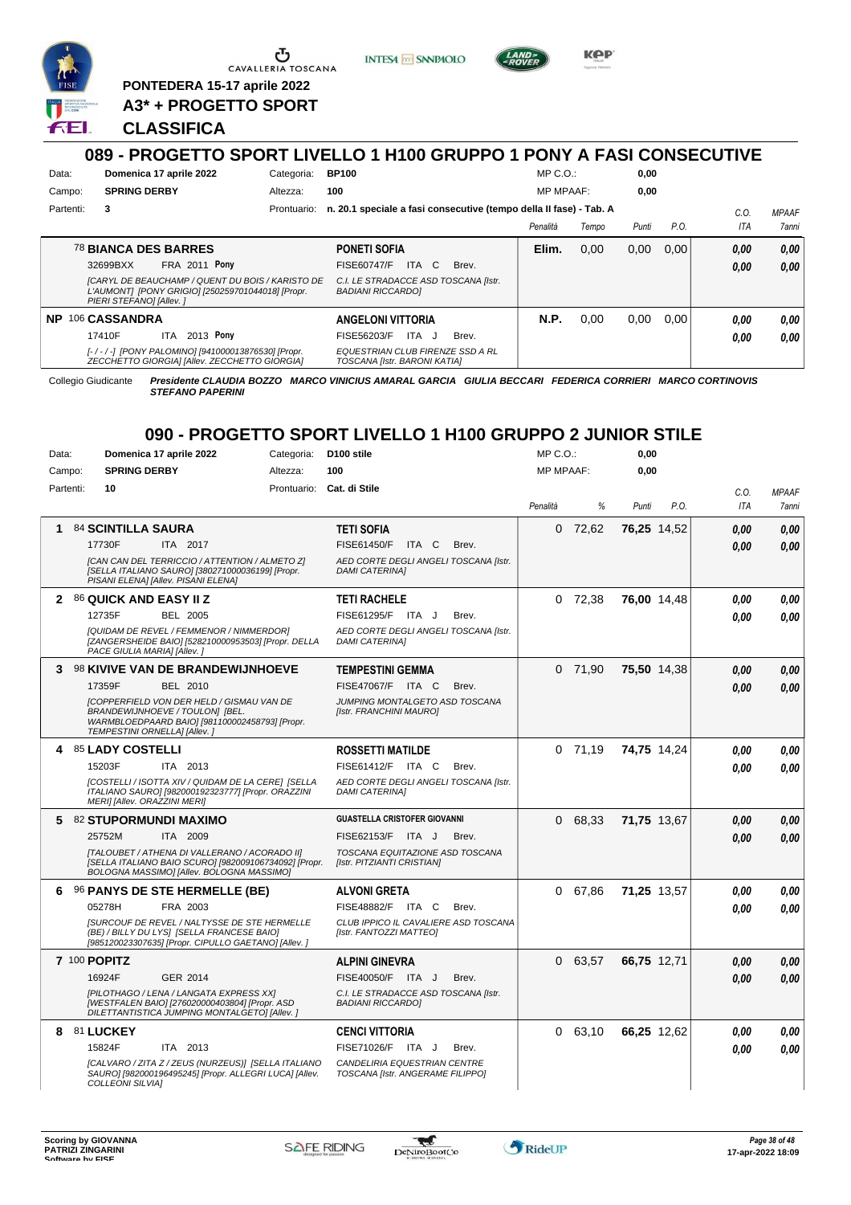PONTEDERA 15-17 aprile 2022

A3* + PROGETTO SPORT

## CLASSIFICA

## 089 - PROGETTO SPORT LIVELLO 1 H100 GRUPPO 1 PONY A FASI CONSECUTIVE

Data: Domenica 17 aprile 2022 — Categoria: BP100 — MP C.O.: 0,00
Campo: SPRING DERBY — Altezza: 100 — MP MPAAF: 0,00
Partenti: 3 — Prontuario: n. 20.1 speciale a fasi consecutive (tempo della II fase) - Tab. A

| | Cavallo | Cavaliere | Penalità | Tempo | Punti | P.O. | C.O. ITA | MPAAF 7anni |
|---|---|---|---|---|---|---|---|---|
| | 78 BIANCA DES BARRES<br>32699BXX FRA 2011 Pony<br>*[CARYL DE BEAUCHAMP / QUENT DU BOIS / KARISTO DE L'AUMONT] [PONY GRIGIO] [250259701044018] [Propr. PIERI STEFANO] [Allev. ]* | PONETI SOFIA<br>FISE60747/F ITA C Brev.<br>*C.I. LE STRADACCE ASD TOSCANA [Istr. BADIANI RICCARDO]* | Elim. | 0,00 | 0,00 | 0,00 | 0,00<br>0,00 | 0,00<br>0,00 |
| NP | 106 CASSANDRA<br>17410F ITA 2013 Pony<br>*[- / - / -] [PONY PALOMINO] [941000013876530] [Propr. ZECCHETTO GIORGIA] [Allev. ZECCHETTO GIORGIA]* | ANGELONI VITTORIA<br>FISE56203/F ITA J Brev.<br>*EQUESTRIAN CLUB FIRENZE SSD A RL TOSCANA [Istr. BARONI KATIA]* | N.P. | 0,00 | 0,00 | 0,00 | 0,00<br>0,00 | 0,00<br>0,00 |

Collegio Giudicante *Presidente CLAUDIA BOZZO MARCO VINICIUS AMARAL GARCIA GIULIA BECCARI FEDERICA CORRIERI MARCO CORTINOVIS STEFANO PAPERINI*

## 090 - PROGETTO SPORT LIVELLO 1 H100 GRUPPO 2 JUNIOR STILE

Data: Domenica 17 aprile 2022 — Categoria: D100 stile — MP C.O.: 0,00
Campo: SPRING DERBY — Altezza: 100 — MP MPAAF: 0,00
Partenti: 10 — Prontuario: Cat. di Stile

| | Cavallo | Cavaliere | Penalità | % | Punti | P.O. | C.O. ITA | MPAAF 7anni |
|---|---|---|---|---|---|---|---|---|
| 1 | 84 SCINTILLA SAURA<br>17730F ITA 2017<br>*[CAN CAN DEL TERRICCIO / ATTENTION / ALMETO Z] [SELLA ITALIANO SAURO] [380271000036199] [Propr. PISANI ELENA] [Allev. PISANI ELENA]* | TETI SOFIA<br>FISE61450/F ITA C Brev.<br>*AED CORTE DEGLI ANGELI TOSCANA [Istr. DAMI CATERINA]* | 0 | 72,62 | 76,25 | 14,52 | 0,00<br>0,00 | 0,00<br>0,00 |
| 2 | 86 QUICK AND EASY II Z<br>12735F BEL 2005<br>*[QUIDAM DE REVEL / FEMMENOR / NIMMERDOR] [ZANGERSHEIDE BAIO] [528210000953503] [Propr. DELLA PACE GIULIA MARIA] [Allev. ]* | TETI RACHELE<br>FISE61295/F ITA J Brev.<br>*AED CORTE DEGLI ANGELI TOSCANA [Istr. DAMI CATERINA]* | 0 | 72,38 | 76,00 | 14,48 | 0,00<br>0,00 | 0,00<br>0,00 |
| 3 | 98 KIVIVE VAN DE BRANDEWIJNHOEVE<br>17359F BEL 2010<br>*[COPPERFIELD VON DER HELD / GISMAU VAN DE BRANDEWIJNHOEVE / TOULON] [BEL. WARMBLOEDPAARD BAIO] [981100002458793] [Propr. TEMPESTINI ORNELLA] [Allev. ]* | TEMPESTINI GEMMA<br>FISE47067/F ITA C Brev.<br>*JUMPING MONTALGETO ASD TOSCANA [Istr. FRANCHINI MAURO]* | 0 | 71,90 | 75,50 | 14,38 | 0,00<br>0,00 | 0,00<br>0,00 |
| 4 | 85 LADY COSTELLI<br>15203F ITA 2013<br>*[COSTELLI / ISOTTA XIV / QUIDAM DE LA CERE] [SELLA ITALIANO SAURO] [982000192323777] [Propr. ORAZZINI MERI] [Allev. ORAZZINI MERI]* | ROSSETTI MATILDE<br>FISE61412/F ITA C Brev.<br>*AED CORTE DEGLI ANGELI TOSCANA [Istr. DAMI CATERINA]* | 0 | 71,19 | 74,75 | 14,24 | 0,00<br>0,00 | 0,00<br>0,00 |
| 5 | 82 STUPORMUNDI MAXIMO<br>25752M ITA 2009<br>*[TALOUBET / ATHENA DI VALLERANO / ACORADO II] [SELLA ITALIANO BAIO SCURO] [982009106734092] [Propr. BOLOGNA MASSIMO] [Allev. BOLOGNA MASSIMO]* | GUASTELLA CRISTOFER GIOVANNI<br>FISE62153/F ITA J Brev.<br>*TOSCANA EQUITAZIONE ASD TOSCANA [Istr. PITZIANTI CRISTIAN]* | 0 | 68,33 | 71,75 | 13,67 | 0,00<br>0,00 | 0,00<br>0,00 |
| 6 | 96 PANYS DE STE HERMELLE (BE)<br>05278H FRA 2003<br>*[SURCOUF DE REVEL / NALTYSSE DE STE HERMELLE (BE) / BILLY DU LYS] [SELLA FRANCESE BAIO] [985120023307635] [Propr. CIPULLO GAETANO] [Allev. ]* | ALVONI GRETA<br>FISE48882/F ITA C Brev.<br>*CLUB IPPICO IL CAVALIERE ASD TOSCANA [Istr. FANTOZZI MATTEO]* | 0 | 67,86 | 71,25 | 13,57 | 0,00<br>0,00 | 0,00<br>0,00 |
| 7 | 100 POPITZ<br>16924F GER 2014<br>*[PILOTHAGO / LENA / LANGATA EXPRESS XX] [WESTFALEN BAIO] [276020000403804] [Propr. ASD DILETTANTISTICA JUMPING MONTALGETO] [Allev. ]* | ALPINI GINEVRA<br>FISE40050/F ITA J Brev.<br>*C.I. LE STRADACCE ASD TOSCANA [Istr. BADIANI RICCARDO]* | 0 | 63,57 | 66,75 | 12,71 | 0,00<br>0,00 | 0,00<br>0,00 |
| 8 | 81 LUCKEY<br>15824F ITA 2013<br>*[CALVARO / ZITA Z / ZEUS (NURZEUS)] [SELLA ITALIANO SAURO] [982000196495245] [Propr. ALLEGRI LUCA] [Allev. COLLEONI SILVIA]* | CENCI VITTORIA<br>FISE71026/F ITA J Brev.<br>*CANDELIRIA EQUESTRIAN CENTRE TOSCANA [Istr. ANGERAME FILIPPO]* | 0 | 63,10 | 66,25 | 12,62 | 0,00<br>0,00 | 0,00<br>0,00 |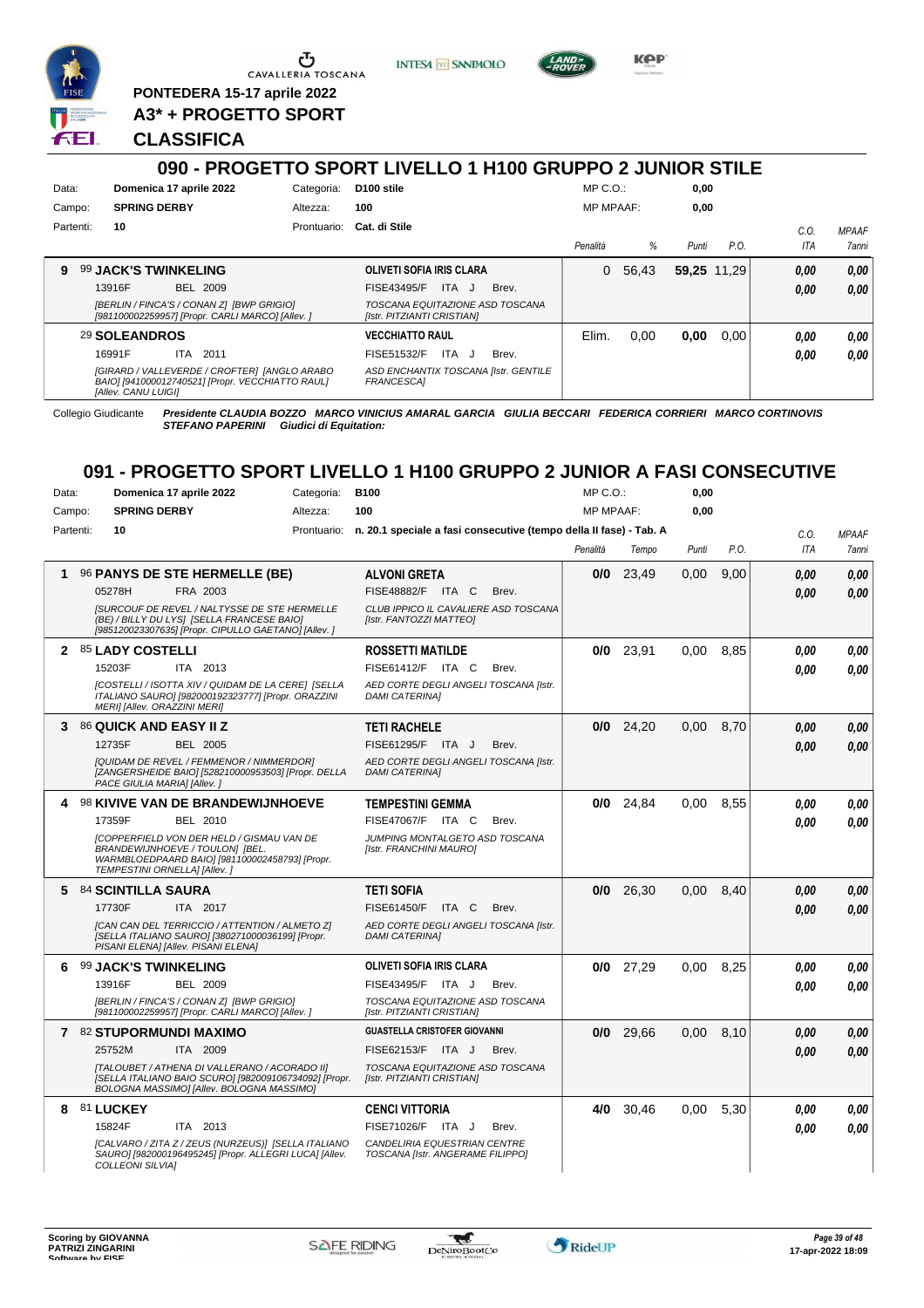PONTEDERA 15-17 aprile 2022

A3* + PROGETTO SPORT

**CLASSIFICA**

## 090 - PROGETTO SPORT LIVELLO 1 H100 GRUPPO 2 JUNIOR STILE

Data: **Domenica 17 aprile 2022** Categoria: **D100 stile** MP C.O.: **0,00**
Campo: **SPRING DERBY** Altezza: **100** MP MPAAF: **0,00**
Partenti: **10** Prontuario: **Cat. di Stile**

| | Cavallo | Cavaliere | Penalità | % | Punti | P.O. | C.O. ITA | MPAAF 7anni |
|---|---|---|---|---|---|---|---|---|
| 9 | 99 **JACK'S TWINKELING** 13916F BEL 2009 *[BERLIN / FINCA'S / CONAN Z] [BWP GRIGIO] [981100002259957] [Propr. CARLI MARCO] [Allev. ]* | **OLIVETI SOFIA IRIS CLARA** FISE43495/F ITA J Brev. *TOSCANA EQUITAZIONE ASD TOSCANA [Istr. PITZIANTI CRISTIAN]* | 0 | 56,43 | **59,25** | 11,29 | **0,00** **0,00** | **0,00** **0,00** |
| | 29 **SOLEANDROS** 16991F ITA 2011 *[GIRARD / VALLEVERDE / CROFTER] [ANGLO ARABO BAIO] [941000012740521] [Propr. VECCHIATTO RAUL] [Allev. CANU LUIGI]* | **VECCHIATTO RAUL** FISE51532/F ITA J Brev. *ASD ENCHANTIX TOSCANA [Istr. GENTILE FRANCESCA]* | Elim. | 0,00 | **0,00** | 0,00 | **0,00** **0,00** | **0,00** **0,00** |

Collegio Giudicante *Presidente CLAUDIA BOZZO MARCO VINICIUS AMARAL GARCIA GIULIA BECCARI FEDERICA CORRIERI MARCO CORTINOVIS STEFANO PAPERINI Giudici di Equitation:*

## 091 - PROGETTO SPORT LIVELLO 1 H100 GRUPPO 2 JUNIOR A FASI CONSECUTIVE

Data: **Domenica 17 aprile 2022** Categoria: **B100** MP C.O.: **0,00**
Campo: **SPRING DERBY** Altezza: **100** MP MPAAF: **0,00**
Partenti: **10** Prontuario: **n. 20.1 speciale a fasi consecutive (tempo della II fase) - Tab. A**

| | Cavallo | Cavaliere | Penalità | Tempo | Punti | P.O. | C.O. ITA | MPAAF 7anni |
|---|---|---|---|---|---|---|---|---|
| 1 | 96 **PANYS DE STE HERMELLE (BE)** 05278H FRA 2003 *[SURCOUF DE REVEL / NALTYSSE DE STE HERMELLE (BE) / BILLY DU LYS] [SELLA FRANCESE BAIO] [985120023307635] [Propr. CIPULLO GAETANO] [Allev. ]* | **ALVONI GRETA** FISE48882/F ITA C Brev. *CLUB IPPICO IL CAVALIERE ASD TOSCANA [Istr. FANTOZZI MATTEO]* | **0/0** | 23,49 | 0,00 | 9,00 | **0,00** **0,00** | **0,00** **0,00** |
| 2 | 85 **LADY COSTELLI** 15203F ITA 2013 *[COSTELLI / ISOTTA XIV / QUIDAM DE LA CERE] [SELLA ITALIANO SAURO] [982000192323777] [Propr. ORAZZINI MERI] [Allev. ORAZZINI MERI]* | **ROSSETTI MATILDE** FISE61412/F ITA C Brev. *AED CORTE DEGLI ANGELI TOSCANA [Istr. DAMI CATERINA]* | **0/0** | 23,91 | 0,00 | 8,85 | **0,00** **0,00** | **0,00** **0,00** |
| 3 | 86 **QUICK AND EASY II Z** 12735F BEL 2005 *[QUIDAM DE REVEL / FEMMENOR / NIMMERDOR] [ZANGERSHEIDE BAIO] [528210000953503] [Propr. DELLA PACE GIULIA MARIA] [Allev. ]* | **TETI RACHELE** FISE61295/F ITA J Brev. *AED CORTE DEGLI ANGELI TOSCANA [Istr. DAMI CATERINA]* | **0/0** | 24,20 | 0,00 | 8,70 | **0,00** **0,00** | **0,00** **0,00** |
| 4 | 98 **KIVIVE VAN DE BRANDEWIJNHOEVE** 17359F BEL 2010 *[COPPERFIELD VON DER HELD / GISMAU VAN DE BRANDEWIJNHOEVE / TOULON] [BEL. WARMBLOEDPAARD BAIO] [981100002458793] [Propr. TEMPESTINI ORNELLA] [Allev. ]* | **TEMPESTINI GEMMA** FISE47067/F ITA C Brev. *JUMPING MONTALGETO ASD TOSCANA [Istr. FRANCHINI MAURO]* | **0/0** | 24,84 | 0,00 | 8,55 | **0,00** **0,00** | **0,00** **0,00** |
| 5 | 84 **SCINTILLA SAURA** 17730F ITA 2017 *[CAN CAN DEL TERRICCIO / ATTENTION / ALMETO Z] [SELLA ITALIANO SAURO] [380271000036199] [Propr. PISANI ELENA] [Allev. PISANI ELENA]* | **TETI SOFIA** FISE61450/F ITA C Brev. *AED CORTE DEGLI ANGELI TOSCANA [Istr. DAMI CATERINA]* | **0/0** | 26,30 | 0,00 | 8,40 | **0,00** **0,00** | **0,00** **0,00** |
| 6 | 99 **JACK'S TWINKELING** 13916F BEL 2009 *[BERLIN / FINCA'S / CONAN Z] [BWP GRIGIO] [981100002259957] [Propr. CARLI MARCO] [Allev. ]* | **OLIVETI SOFIA IRIS CLARA** FISE43495/F ITA J Brev. *TOSCANA EQUITAZIONE ASD TOSCANA [Istr. PITZIANTI CRISTIAN]* | **0/0** | 27,29 | 0,00 | 8,25 | **0,00** **0,00** | **0,00** **0,00** |
| 7 | 82 **STUPORMUNDI MAXIMO** 25752M ITA 2009 *[TALOUBET / ATHENA DI VALLERANO / ACORADO II] [SELLA ITALIANO BAIO SCURO] [982009106734092] [Propr. BOLOGNA MASSIMO] [Allev. BOLOGNA MASSIMO]* | **GUASTELLA CRISTOFER GIOVANNI** FISE62153/F ITA J Brev. *TOSCANA EQUITAZIONE ASD TOSCANA [Istr. PITZIANTI CRISTIAN]* | **0/0** | 29,66 | 0,00 | 8,10 | **0,00** **0,00** | **0,00** **0,00** |
| 8 | 81 **LUCKEY** 15824F ITA 2013 *[CALVARO / ZITA Z / ZEUS (NURZEUS)] [SELLA ITALIANO SAURO] [982000196495245] [Propr. ALLEGRI LUCA] [Allev. COLLEONI SILVIA]* | **CENCI VITTORIA** FISE71026/F ITA J Brev. *CANDELIRIA EQUESTRIAN CENTRE TOSCANA [Istr. ANGERAME FILIPPO]* | **4/0** | 30,46 | 0,00 | 5,30 | **0,00** **0,00** | **0,00** **0,00** |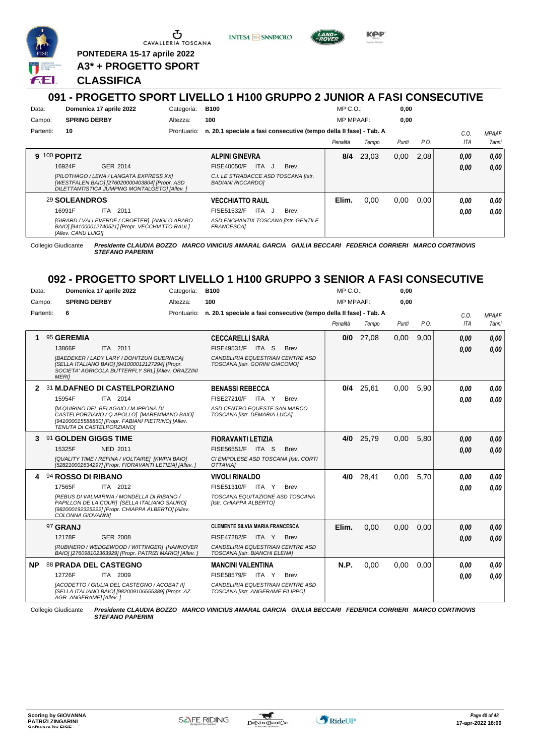PONTEDERA 15-17 aprile 2022

**A3* + PROGETTO SPORT**

**CLASSIFICA**

## 091 - PROGETTO SPORT LIVELLO 1 H100 GRUPPO 2 JUNIOR A FASI CONSECUTIVE

Data: **Domenica 17 aprile 2022** Categoria: **B100** MP C.O.: **0,00**

Campo: **SPRING DERBY** Altezza: **100** MP MPAAF: **0,00**

Partenti: **10** Prontuario: **n. 20.1 speciale a fasi consecutive (tempo della II fase) - Tab. A**

| | Cavallo | Cavaliere | Penalità | Tempo | Punti | P.O. | C.O. ITA | MPAAF 7anni |
|---|---|---|---|---|---|---|---|---|
| **9** | 100 **POPITZ**<br>16924F GER 2014<br>*[PILOTHAGO / LENA / LANGATA EXPRESS XX] [WESTFALEN BAIO] [276020000403804] [Propr. ASD DILETTANTISTICA JUMPING MONTALGETO] [Allev. ]* | **ALPINI GINEVRA**<br>FISE40050/F ITA J Brev.<br>*C.I. LE STRADACCE ASD TOSCANA [Istr. BADIANI RICCARDO]* | **8/4** | 23,03 | 0,00 | 2,08 | *0,00*<br>*0,00* | *0,00*<br>*0,00* |
| | 29 **SOLEANDROS**<br>16991F ITA 2011<br>*[GIRARD / VALLEVERDE / CROFTER] [ANGLO ARABO BAIO] [941000012740521] [Propr. VECCHIATTO RAUL] [Allev. CANU LUIGI]* | **VECCHIATTO RAUL**<br>FISE51532/F ITA J Brev.<br>*ASD ENCHANTIX TOSCANA [Istr. GENTILE FRANCESCA]* | **Elim.** | 0,00 | 0,00 | 0,00 | *0,00*<br>*0,00* | *0,00*<br>*0,00* |

Collegio Giudicante *Presidente CLAUDIA BOZZO MARCO VINICIUS AMARAL GARCIA GIULIA BECCARI FEDERICA CORRIERI MARCO CORTINOVIS STEFANO PAPERINI*

## 092 - PROGETTO SPORT LIVELLO 1 H100 GRUPPO 3 SENIOR A FASI CONSECUTIVE

Data: **Domenica 17 aprile 2022** Categoria: **B100** MP C.O.: **0,00**

Campo: **SPRING DERBY** Altezza: **100** MP MPAAF: **0,00**

Partenti: **6** Prontuario: **n. 20.1 speciale a fasi consecutive (tempo della II fase) - Tab. A**

| | Cavallo | Cavaliere | Penalità | Tempo | Punti | P.O. | C.O. ITA | MPAAF 7anni |
|---|---|---|---|---|---|---|---|---|
| **1** | 95 **GEREMIA**<br>13866F ITA 2011<br>*[BAEDEKER / LADY LARY / DOHITZUN GUERNICA] [SELLA ITALIANO BAIO] [941000012127294] [Propr. SOCIETA' AGRICOLA BUTTERFLY SRL] [Allev. ORAZZINI MERI]* | **CECCARELLI SARA**<br>FISE49531/F ITA S Brev.<br>*CANDELIRIA EQUESTRIAN CENTRE ASD TOSCANA [Istr. GORINI GIACOMO]* | **0/0** | 27,08 | 0,00 | 9,00 | *0,00*<br>*0,00* | *0,00*<br>*0,00* |
| **2** | 31 **M.DAFNEO DI CASTELPORZIANO**<br>15954F ITA 2014<br>*[M.QUIRINO DEL BELAGAIO / M.IPPONA DI CASTELPORZIANO / Q.APOLLO] [MAREMMANO BAIO] [941000015588860] [Propr. FABIANI PIETRINO] [Allev. TENUTA DI CASTELPORZIANO]* | **BENASSI REBECCA**<br>FISE27210/F ITA Y Brev.<br>*ASD CENTRO EQUESTE SAN MARCO TOSCANA [Istr. DEMARIA LUCA]* | **0/4** | 25,61 | 0,00 | 5,90 | *0,00*<br>*0,00* | *0,00*<br>*0,00* |
| **3** | 91 **GOLDEN GIGGS TIME**<br>15325F NED 2011<br>*[QUALITY TIME / REFINA / VOLTAIRE] [KWPN BAIO] [528210002634297] [Propr. FIORAVANTI LETIZIA] [Allev. ]* | **FIORAVANTI LETIZIA**<br>FISE56551/F ITA S Brev.<br>*CI EMPOLESE ASD TOSCANA [Istr. CORTI OTTAVIA]* | **4/0** | 25,79 | 0,00 | 5,80 | *0,00*<br>*0,00* | *0,00*<br>*0,00* |
| **4** | 94 **ROSSO DI RIBANO**<br>17565F ITA 2012<br>*[REBUS DI VALMARINA / MONDELLA DI RIBANO / PAPILLON DE LA COUR] [SELLA ITALIANO SAURO] [982000192325222] [Propr. CHIAPPA ALBERTO] [Allev. COLONNA GIOVANNI]* | **VIVOLI RINALDO**<br>FISE51310/F ITA Y Brev.<br>*TOSCANA EQUITAZIONE ASD TOSCANA [Istr. CHIAPPA ALBERTO]* | **4/0** | 28,41 | 0,00 | 5,70 | *0,00*<br>*0,00* | *0,00*<br>*0,00* |
| | 97 **GRANJ**<br>12178F GER 2008<br>*[RUBINERO / WEDGEWOOD / WITTINGER] [HANNOVER BAIO] [276098102363929] [Propr. PATRIZI MARIO] [Allev. ]* | **CLEMENTE SILVIA MARIA FRANCESCA**<br>FISE47282/F ITA Y Brev.<br>*CANDELIRIA EQUESTRIAN CENTRE ASD TOSCANA [Istr. BIANCHI ELENA]* | **Elim.** | 0,00 | 0,00 | 0,00 | *0,00*<br>*0,00* | *0,00*<br>*0,00* |
| **NP** | 88 **PRADA DEL CASTEGNO**<br>12726F ITA 2009<br>*[ACODETTO / GIULIA DEL CASTEGNO / ACOBAT II] [SELLA ITALIANO BAIO] [982009106555389] [Propr. AZ. AGR. ANGERAME] [Allev. ]* | **MANCINI VALENTINA**<br>FISE58579/F ITA Y Brev.<br>*CANDELIRIA EQUESTRIAN CENTRE ASD TOSCANA [Istr. ANGERAME FILIPPO]* | **N.P.** | 0,00 | 0,00 | 0,00 | *0,00*<br>*0,00* | *0,00*<br>*0,00* |

Collegio Giudicante *Presidente CLAUDIA BOZZO MARCO VINICIUS AMARAL GARCIA GIULIA BECCARI FEDERICA CORRIERI MARCO CORTINOVIS STEFANO PAPERINI*

**Scoring by GIOVANNA PATRIZI ZINGARINI**
**Software by FISE**

*17-apr-2022 18:09*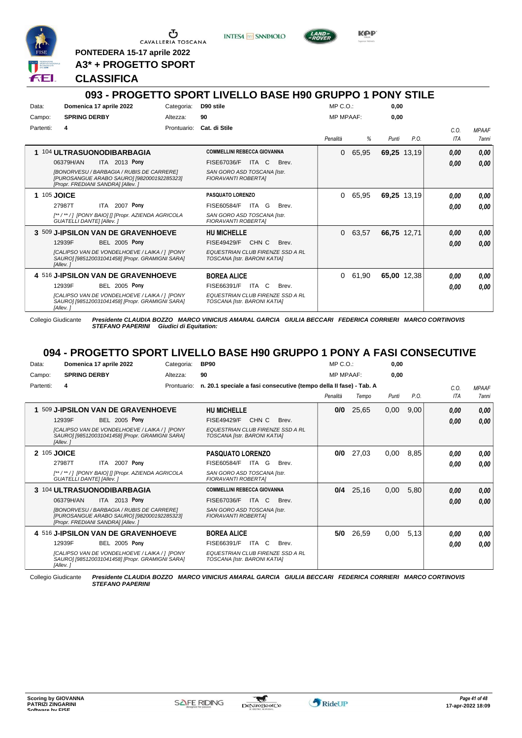PONTEDERA 15-17 aprile 2022

**A3* + PROGETTO SPORT**

**CLASSIFICA**

## 093 - PROGETTO SPORT LIVELLO BASE H90 GRUPPO 1 PONY STILE

Data: **Domenica 17 aprile 2022** Categoria: **D90 stile** MP C.O.: **0,00**
Campo: **SPRING DERBY** Altezza: **90** MP MPAAF: **0,00**
Partenti: **4** Prontuario: **Cat. di Stile**

| Cl. | N. | Cavallo | Cavaliere | Penalità | % | Punti | P.O. | C.O. ITA | MPAAF 7anni |
|---|---|---|---|---|---|---|---|---|---|
| 1 | 104 | **ULTRASUONODIBARBAGIA** 06379H/AN ITA 2013 **Pony** *[BONORVESU / BARBAGIA / RUBIS DE CARRERE] [PUROSANGUE ARABO SAURO] [982000192285323] [Propr. FREDIANI SANDRA] [Allev. ]* | **COMMELLINI REBECCA GIOVANNA** FISE67036/F ITA C Brev. *SAN GORO ASD TOSCANA [Istr. FIORAVANTI ROBERTA]* | 0 | 65,95 | **69,25** | 13,19 | **0,00** **0,00** | **0,00** **0,00** |
| 1 | 105 | **JOICE** 27987T ITA 2007 **Pony** *[** / ** / ] [PONY BAIO] [] [Propr. AZIENDA AGRICOLA GUATELLI DANTE] [Allev. ]* | **PASQUATO LORENZO** FISE60584/F ITA G Brev. *SAN GORO ASD TOSCANA [Istr. FIORAVANTI ROBERTA]* | 0 | 65,95 | **69,25** | 13,19 | **0,00** **0,00** | **0,00** **0,00** |
| 3 | 509 | **J-IPSILON VAN DE GRAVENHOEVE** 12939F BEL 2005 **Pony** *[CALIPSO VAN DE VONDELHOEVE / LAIKA / ] [PONY SAURO] [985120031041458] [Propr. GRAMIGNI SARA] [Allev. ]* | **HU MICHELLE** FISE49429/F CHN C Brev. *EQUESTRIAN CLUB FIRENZE SSD A RL TOSCANA [Istr. BARONI KATIA]* | 0 | 63,57 | **66,75** | 12,71 | **0,00** **0,00** | **0,00** **0,00** |
| 4 | 516 | **J-IPSILON VAN DE GRAVENHOEVE** 12939F BEL 2005 **Pony** *[CALIPSO VAN DE VONDELHOEVE / LAIKA / ] [PONY SAURO] [985120031041458] [Propr. GRAMIGNI SARA] [Allev. ]* | **BOREA ALICE** FISE66391/F ITA C Brev. *EQUESTRIAN CLUB FIRENZE SSD A RL TOSCANA [Istr. BARONI KATIA]* | 0 | 61,90 | **65,00** | 12,38 | **0,00** **0,00** | **0,00** **0,00** |

Collegio Giudicante ***Presidente CLAUDIA BOZZO MARCO VINICIUS AMARAL GARCIA GIULIA BECCARI FEDERICA CORRIERI MARCO CORTINOVIS STEFANO PAPERINI Giudici di Equitation:***

## 094 - PROGETTO SPORT LIVELLO BASE H90 GRUPPO 1 PONY A FASI CONSECUTIVE

Data: **Domenica 17 aprile 2022** Categoria: **BP90** MP C.O.: **0,00**
Campo: **SPRING DERBY** Altezza: **90** MP MPAAF: **0,00**
Partenti: **4** Prontuario: **n. 20.1 speciale a fasi consecutive (tempo della II fase) - Tab. A**

| Cl. | N. | Cavallo | Cavaliere | Penalità | Tempo | Punti | P.O. | C.O. ITA | MPAAF 7anni |
|---|---|---|---|---|---|---|---|---|---|
| 1 | 509 | **J-IPSILON VAN DE GRAVENHOEVE** 12939F BEL 2005 **Pony** *[CALIPSO VAN DE VONDELHOEVE / LAIKA / ] [PONY SAURO] [985120031041458] [Propr. GRAMIGNI SARA] [Allev. ]* | **HU MICHELLE** FISE49429/F CHN C Brev. *EQUESTRIAN CLUB FIRENZE SSD A RL TOSCANA [Istr. BARONI KATIA]* | **0/0** | 25,65 | 0,00 | 9,00 | **0,00** **0,00** | **0,00** **0,00** |
| 2 | 105 | **JOICE** 27987T ITA 2007 **Pony** *[** / ** / ] [PONY BAIO] [] [Propr. AZIENDA AGRICOLA GUATELLI DANTE] [Allev. ]* | **PASQUATO LORENZO** FISE60584/F ITA G Brev. *SAN GORO ASD TOSCANA [Istr. FIORAVANTI ROBERTA]* | **0/0** | 27,03 | 0,00 | 8,85 | **0,00** **0,00** | **0,00** **0,00** |
| 3 | 104 | **ULTRASUONODIBARBAGIA** 06379H/AN ITA 2013 **Pony** *[BONORVESU / BARBAGIA / RUBIS DE CARRERE] [PUROSANGUE ARABO SAURO] [982000192285323] [Propr. FREDIANI SANDRA] [Allev. ]* | **COMMELLINI REBECCA GIOVANNA** FISE67036/F ITA C Brev. *SAN GORO ASD TOSCANA [Istr. FIORAVANTI ROBERTA]* | **0/4** | 25,16 | 0,00 | 5,80 | **0,00** **0,00** | **0,00** **0,00** |
| 4 | 516 | **J-IPSILON VAN DE GRAVENHOEVE** 12939F BEL 2005 **Pony** *[CALIPSO VAN DE VONDELHOEVE / LAIKA / ] [PONY SAURO] [985120031041458] [Propr. GRAMIGNI SARA] [Allev. ]* | **BOREA ALICE** FISE66391/F ITA C Brev. *EQUESTRIAN CLUB FIRENZE SSD A RL TOSCANA [Istr. BARONI KATIA]* | **5/0** | 26,59 | 0,00 | 5,13 | **0,00** **0,00** | **0,00** **0,00** |

Collegio Giudicante ***Presidente CLAUDIA BOZZO MARCO VINICIUS AMARAL GARCIA GIULIA BECCARI FEDERICA CORRIERI MARCO CORTINOVIS STEFANO PAPERINI***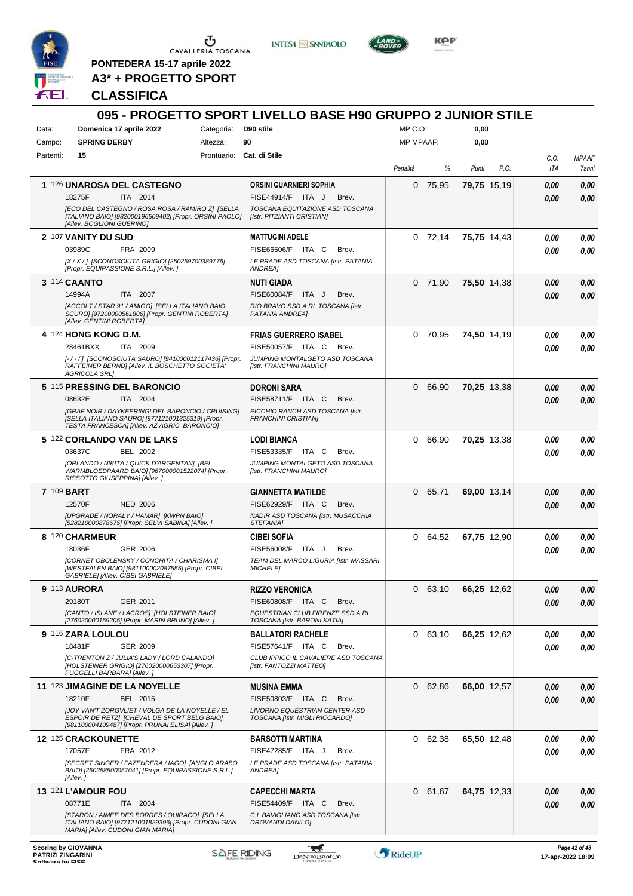PONTEDERA 15-17 aprile 2022

A3* + PROGETTO SPORT

**CLASSIFICA**

## 095 - PROGETTO SPORT LIVELLO BASE H90 GRUPPO 2 JUNIOR STILE

| | | | | | |
|---|---|---|---|---|---|
| Data: | Domenica 17 aprile 2022 | Categoria: | D90 stile | MP C.O.: | 0,00 |
| Campo: | SPRING DERBY | Altezza: | 90 | MP MPAAF: | 0,00 |
| Partenti: | 15 | Prontuario: | Cat. di Stile | | |

| Cl. | N. | Cavallo | Cavaliere | Penalità | % | Punti | P.O. | C.O. ITA | MPAAF 7anni |
|---|---|---|---|---|---|---|---|---|---|
| 1 | 126 | **UNAROSA DEL CASTEGNO** 18275F ITA 2014 *[ECO DEL CASTEGNO / ROSA ROSA / RAMIRO Z] [SELLA ITALIANO BAIO] [982000196509402] [Propr. ORSINI PAOLO] [Allev. BOGLIONI GUERINO]* | **ORSINI GUARNIERI SOPHIA** FISE44914/F ITA J Brev. *TOSCANA EQUITAZIONE ASD TOSCANA [Istr. PITZIANTI CRISTIAN]* | 0 | 75,95 | **79,75** | 15,19 | 0,00 / 0,00 | 0,00 / 0,00 |
| 2 | 107 | **VANITY DU SUD** 03989C FRA 2009 *[X / X / ] [SCONOSCIUTA GRIGIO] [250259700389776] [Propr. EQUIPASSIONE S.R.L.] [Allev. ]* | **MATTUGINI ADELE** FISE66506/F ITA C Brev. *LE PRADE ASD TOSCANA [Istr. PATANIA ANDREA]* | 0 | 72,14 | **75,75** | 14,43 | 0,00 / 0,00 | 0,00 / 0,00 |
| 3 | 114 | **CAANTO** 14994A ITA 2007 *[ACCOLT / STAR 91 / AMIGO] [SELLA ITALIANO BAIO SCURO] [97200000561806] [Propr. GENTINI ROBERTA] [Allev. GENTINI ROBERTA]* | **NUTI GIADA** FISE60084/F ITA J Brev. *RIO BRAVO SSD A RL TOSCANA [Istr. PATANIA ANDREA]* | 0 | 71,90 | **75,50** | 14,38 | 0,00 / 0,00 | 0,00 / 0,00 |
| 4 | 124 | **HONG KONG D.M.** 28461BXX ITA 2009 *[- / - / ] [SCONOSCIUTA SAURO] [941000012117436] [Propr. RAFFEINER BERND] [Allev. IL BOSCHETTO SOCIETA' AGRICOLA SRL]* | **FRIAS GUERRERO ISABEL** FISE50057/F ITA C Brev. *JUMPING MONTALGETO ASD TOSCANA [Istr. FRANCHINI MAURO]* | 0 | 70,95 | **74,50** | 14,19 | 0,00 / 0,00 | 0,00 / 0,00 |
| 5 | 115 | **PRESSING DEL BARONCIO** 08632E ITA 2004 *[GRAF NOIR / DAYKEERINGI DEL BARONCIO / CRUISING] [SELLA ITALIANO SAURO] [977121001325319] [Propr. TESTA FRANCESCA] [Allev. AZ.AGRIC. BARONCIO]* | **DORONI SARA** FISE58711/F ITA C Brev. *PICCHIO RANCH ASD TOSCANA [Istr. FRANCHINI CRISTIAN]* | 0 | 66,90 | **70,25** | 13,38 | 0,00 / 0,00 | 0,00 / 0,00 |
| 5 | 122 | **CORLANDO VAN DE LAKS** 03637C BEL 2002 *[ORLANDO / NIKITA / QUICK D'ARGENTAN] [BEL. WARMBLOEDPAARD BAIO] [967000001522074] [Propr. RISSOTTO GIUSEPPINA] [Allev. ]* | **LODI BIANCA** FISE53335/F ITA C Brev. *JUMPING MONTALGETO ASD TOSCANA [Istr. FRANCHINI MAURO]* | 0 | 66,90 | **70,25** | 13,38 | 0,00 / 0,00 | 0,00 / 0,00 |
| 7 | 109 | **BART** 12570F NED 2006 *[UPGRADE / NORALY / HAMAR] [KWPN BAIO] [528210000878675] [Propr. SELVI SABINA] [Allev. ]* | **GIANNETTA MATILDE** FISE62929/F ITA C Brev. *NADIR ASD TOSCANA [Istr. MUSACCHIA STEFANIA]* | 0 | 65,71 | **69,00** | 13,14 | 0,00 / 0,00 | 0,00 / 0,00 |
| 8 | 120 | **CHARMEUR** 18036F GER 2006 *[CORNET OBOLENSKY / CONCHITA / CHARISMA I] [WESTFALEN BAIO] [981100002087555] [Propr. CIBEI GABRIELE] [Allev. CIBEI GABRIELE]* | **CIBEI SOFIA** FISE56008/F ITA J Brev. *TEAM DEL MARCO LIGURIA [Istr. MASSARI MICHELE]* | 0 | 64,52 | **67,75** | 12,90 | 0,00 / 0,00 | 0,00 / 0,00 |
| 9 | 113 | **AURORA** 29180T GER 2011 *[CANTO / ISLANE / LACROS] [HOLSTEINER BAIO] [276020000159205] [Propr. MARIN BRUNO] [Allev. ]* | **RIZZO VERONICA** FISE60808/F ITA C Brev. *EQUESTRIAN CLUB FIRENZE SSD A RL TOSCANA [Istr. BARONI KATIA]* | 0 | 63,10 | **66,25** | 12,62 | 0,00 / 0,00 | 0,00 / 0,00 |
| 9 | 116 | **ZARA LOULOU** 18481F GER 2009 *[C-TRENTON Z / JULIA'S LADY / LORD CALANDO] [HOLSTEINER GRIGIO] [276020000653307] [Propr. PUGGELLI BARBARA] [Allev. ]* | **BALLATORI RACHELE** FISE57641/F ITA C Brev. *CLUB IPPICO IL CAVALIERE ASD TOSCANA [Istr. FANTOZZI MATTEO]* | 0 | 63,10 | **66,25** | 12,62 | 0,00 / 0,00 | 0,00 / 0,00 |
| 11 | 123 | **JIMAGINE DE LA NOYELLE** 18210F BEL 2015 *[JOY VAN'T ZORGVLIET / VOLGA DE LA NOYELLE / EL ESPOIR DE RETZ] [CHEVAL DE SPORT BELG BAIO] [981100004109487] [Propr. PRUNAI ELISA] [Allev. ]* | **MUSINA EMMA** FISE50803/F ITA C Brev. *LIVORNO EQUESTRIAN CENTER ASD TOSCANA [Istr. MIGLI RICCARDO]* | 0 | 62,86 | **66,00** | 12,57 | 0,00 / 0,00 | 0,00 / 0,00 |
| 12 | 125 | **CRACKOUNETTE** 17057F FRA 2012 *[SECRET SINGER / FAZENDERA / IAGO] [ANGLO ARABO BAIO] [250258500057041] [Propr. EQUIPASSIONE S.R.L.] [Allev. ]* | **BARSOTTI MARTINA** FISE47285/F ITA J Brev. *LE PRADE ASD TOSCANA [Istr. PATANIA ANDREA]* | 0 | 62,38 | **65,50** | 12,48 | 0,00 / 0,00 | 0,00 / 0,00 |
| 13 | 121 | **L'AMOUR FOU** 08771E ITA 2004 *[STARON / AIMEE DES BORDES / QUIRACO] [SELLA ITALIANO BAIO] [977121001829396] [Propr. CUDONI GIAN MARIA] [Allev. CUDONI GIAN MARIA]* | **CAPECCHI MARTA** FISE54409/F ITA C Brev. *C.I. BAVIGLIANO ASD TOSCANA [Istr. DROVANDI DANILO]* | 0 | 61,67 | **64,75** | 12,33 | 0,00 / 0,00 | 0,00 / 0,00 |

Scoring by GIOVANNA PATRIZI ZINGARINI

17-apr-2022 18:09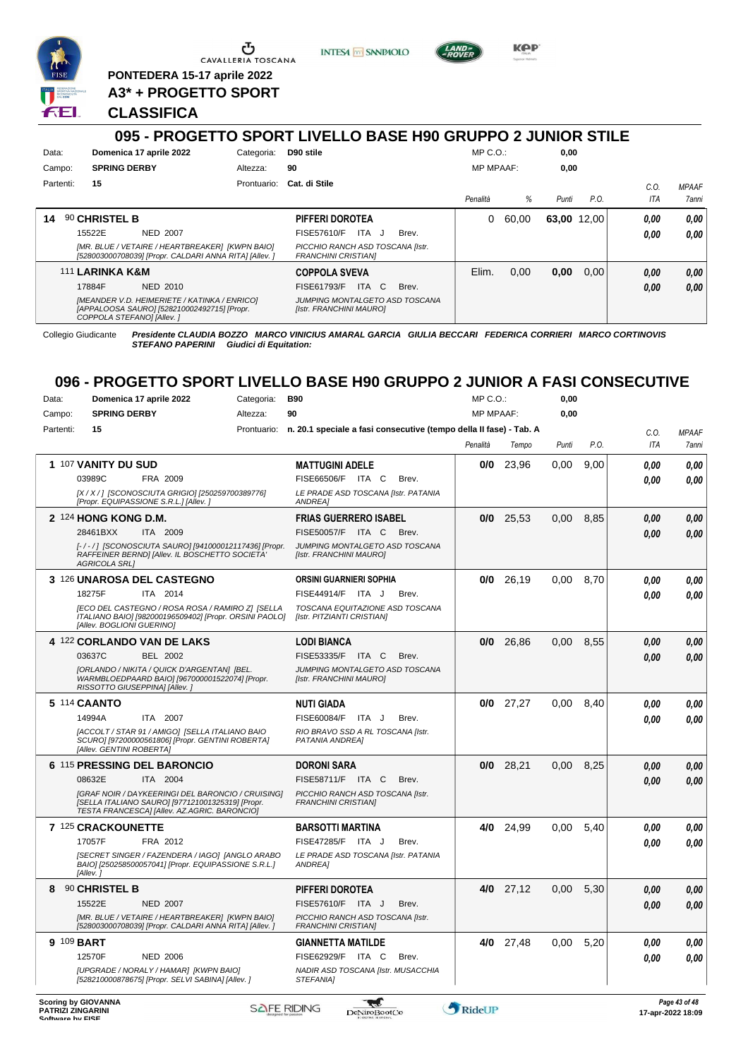PONTEDERA 15-17 aprile 2022

**A3* + PROGETTO SPORT**

**CLASSIFICA**

## 095 - PROGETTO SPORT LIVELLO BASE H90 GRUPPO 2 JUNIOR STILE

Data: Domenica 17 aprile 2022 — Categoria: D90 stile — MP C.O.: 0,00
Campo: SPRING DERBY — Altezza: 90 — MP MPAAF: 0,00
Partenti: 15 — Prontuario: Cat. di Stile

| | Cavallo | Cavaliere | Penalità | % | Punti | P.O. | C.O. ITA | MPAAF 7anni |
|---|---|---|---|---|---|---|---|---|
| 14 | 90 **CHRISTEL B** 15522E NED 2007 *[MR. BLUE / VETAIRE / HEARTBREAKER] [KWPN BAIO] [528003000708039] [Propr. CALDARI ANNA RITA] [Allev. ]* | **PIFFERI DOROTEA** FISE57610/F ITA J Brev. *PICCHIO RANCH ASD TOSCANA [Istr. FRANCHINI CRISTIAN]* | 0 | 60,00 | **63,00** | 12,00 | *0,00* *0,00* | *0,00* *0,00* |
| | 111 **LARINKA K&M** 17884F NED 2010 *[MEANDER V.D. HEIMERIETE / KATINKA / ENRICO] [APPALOOSA SAURO] [528210002492715] [Propr. COPPOLA STEFANO] [Allev. ]* | **COPPOLA SVEVA** FISE61793/F ITA C Brev. *JUMPING MONTALGETO ASD TOSCANA [Istr. FRANCHINI MAURO]* | Elim. | 0,00 | **0,00** | 0,00 | *0,00* *0,00* | *0,00* *0,00* |

Collegio Giudicante ***Presidente CLAUDIA BOZZO MARCO VINICIUS AMARAL GARCIA GIULIA BECCARI FEDERICA CORRIERI MARCO CORTINOVIS STEFANO PAPERINI Giudici di Equitation:***

## 096 - PROGETTO SPORT LIVELLO BASE H90 GRUPPO 2 JUNIOR A FASI CONSECUTIVE

Data: Domenica 17 aprile 2022 — Categoria: B90 — MP C.O.: 0,00
Campo: SPRING DERBY — Altezza: 90 — MP MPAAF: 0,00
Partenti: 15 — Prontuario: n. 20.1 speciale a fasi consecutive (tempo della II fase) - Tab. A

| | Cavallo | Cavaliere | Penalità | Tempo | Punti | P.O. | C.O. ITA | MPAAF 7anni |
|---|---|---|---|---|---|---|---|---|
| 1 | 107 **VANITY DU SUD** 03989C FRA 2009 *[X / X / ] [SCONOSCIUTA GRIGIO] [250259700389776] [Propr. EQUIPASSIONE S.R.L.] [Allev. ]* | **MATTUGINI ADELE** FISE66506/F ITA C Brev. *LE PRADE ASD TOSCANA [Istr. PATANIA ANDREA]* | **0/0** | 23,96 | 0,00 | 9,00 | *0,00* *0,00* | *0,00* *0,00* |
| 2 | 124 **HONG KONG D.M.** 28461BXX ITA 2009 *[- / - / ] [SCONOSCIUTA SAURO] [941000012117436] [Propr. RAFFEINER BERND] [Allev. IL BOSCHETTO SOCIETA' AGRICOLA SRL]* | **FRIAS GUERRERO ISABEL** FISE50057/F ITA C Brev. *JUMPING MONTALGETO ASD TOSCANA [Istr. FRANCHINI MAURO]* | **0/0** | 25,53 | 0,00 | 8,85 | *0,00* *0,00* | *0,00* *0,00* |
| 3 | 126 **UNAROSA DEL CASTEGNO** 18275F ITA 2014 *[ECO DEL CASTEGNO / ROSA ROSA / RAMIRO Z] [SELLA ITALIANO BAIO] [982000196509402] [Propr. ORSINI PAOLO] [Allev. BOGLIONI GUERINO]* | **ORSINI GUARNIERI SOPHIA** FISE44914/F ITA J Brev. *TOSCANA EQUITAZIONE ASD TOSCANA [Istr. PITZIANTI CRISTIAN]* | **0/0** | 26,19 | 0,00 | 8,70 | *0,00* *0,00* | *0,00* *0,00* |
| 4 | 122 **CORLANDO VAN DE LAKS** 03637C BEL 2002 *[ORLANDO / NIKITA / QUICK D'ARGENTAN] [BEL. WARMBLOEDPAARD BAIO] [967000001522074] [Propr. RISSOTTO GIUSEPPINA] [Allev. ]* | **LODI BIANCA** FISE53335/F ITA C Brev. *JUMPING MONTALGETO ASD TOSCANA [Istr. FRANCHINI MAURO]* | **0/0** | 26,86 | 0,00 | 8,55 | *0,00* *0,00* | *0,00* *0,00* |
| 5 | 114 **CAANTO** 14994A ITA 2007 *[ACCOLT / STAR 91 / AMIGO] [SELLA ITALIANO BAIO SCURO] [97200000561806] [Propr. GENTINI ROBERTA] [Allev. GENTINI ROBERTA]* | **NUTI GIADA** FISE60084/F ITA J Brev. *RIO BRAVO SSD A RL TOSCANA [Istr. PATANIA ANDREA]* | **0/0** | 27,27 | 0,00 | 8,40 | *0,00* *0,00* | *0,00* *0,00* |
| 6 | 115 **PRESSING DEL BARONCIO** 08632E ITA 2004 *[GRAF NOIR / DAYKEERINGI DEL BARONCIO / CRUISING] [SELLA ITALIANO SAURO] [977121001325319] [Propr. TESTA FRANCESCA] [Allev. AZ.AGRIC. BARONCIO]* | **DORONI SARA** FISE58711/F ITA C Brev. *PICCHIO RANCH ASD TOSCANA [Istr. FRANCHINI CRISTIAN]* | **0/0** | 28,21 | 0,00 | 8,25 | *0,00* *0,00* | *0,00* *0,00* |
| 7 | 125 **CRACKOUNETTE** 17057F FRA 2012 *[SECRET SINGER / FAZENDERA / IAGO] [ANGLO ARABO BAIO] [250258500057041] [Propr. EQUIPASSIONE S.R.L.] [Allev. ]* | **BARSOTTI MARTINA** FISE47285/F ITA J Brev. *LE PRADE ASD TOSCANA [Istr. PATANIA ANDREA]* | **4/0** | 24,99 | 0,00 | 5,40 | *0,00* *0,00* | *0,00* *0,00* |
| 8 | 90 **CHRISTEL B** 15522E NED 2007 *[MR. BLUE / VETAIRE / HEARTBREAKER] [KWPN BAIO] [528003000708039] [Propr. CALDARI ANNA RITA] [Allev. ]* | **PIFFERI DOROTEA** FISE57610/F ITA J Brev. *PICCHIO RANCH ASD TOSCANA [Istr. FRANCHINI CRISTIAN]* | **4/0** | 27,12 | 0,00 | 5,30 | *0,00* *0,00* | *0,00* *0,00* |
| 9 | 109 **BART** 12570F NED 2006 *[UPGRADE / NORALY / HAMAR] [KWPN BAIO] [528210000878675] [Propr. SELVI SABINA] [Allev. ]* | **GIANNETTA MATILDE** FISE62929/F ITA C Brev. *NADIR ASD TOSCANA [Istr. MUSACCHIA STEFANIA]* | **4/0** | 27,48 | 0,00 | 5,20 | *0,00* *0,00* | *0,00* *0,00* |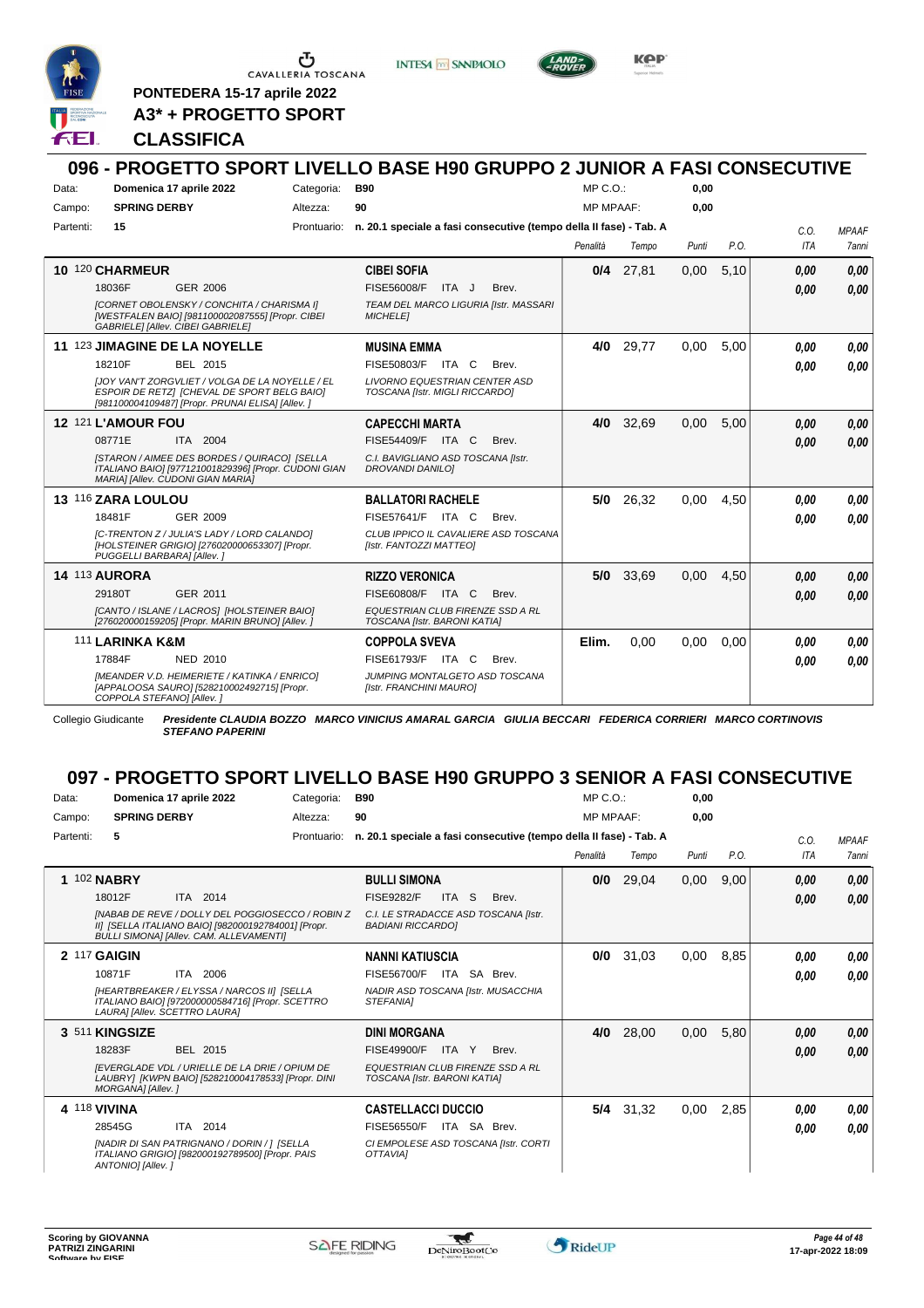PONTEDERA 15-17 aprile 2022

A3* + PROGETTO SPORT

CLASSIFICA

## 096 - PROGETTO SPORT LIVELLO BASE H90 GRUPPO 2 JUNIOR A FASI CONSECUTIVE

Data: Domenica 17 aprile 2022 — Categoria: B90 — MP C.O.: 0,00
Campo: SPRING DERBY — Altezza: 90 — MP MPAAF: 0,00
Partenti: 15 — Prontuario: n. 20.1 speciale a fasi consecutive (tempo della II fase) - Tab. A

| | Cavallo | Cavaliere | Penalità | Tempo | Punti | P.O. | C.O. ITA | MPAAF 7anni |
|---|---|---|---|---|---|---|---|---|
| 10 | 120 CHARMEUR<br>18036F GER 2006<br>[CORNET OBOLENSKY / CONCHITA / CHARISMA I] [WESTFALEN BAIO] [981100002087555] [Propr. CIBEI GABRIELE] [Allev. CIBEI GABRIELE] | CIBEI SOFIA<br>FISE56008/F ITA J Brev.<br>TEAM DEL MARCO LIGURIA [Istr. MASSARI MICHELE] | 0/4 | 27,81 | 0,00 | 5,10 | 0,00<br>0,00 | 0,00<br>0,00 |
| 11 | 123 JIMAGINE DE LA NOYELLE<br>18210F BEL 2015<br>[JOY VAN'T ZORGVLIET / VOLGA DE LA NOYELLE / EL ESPOIR DE RETZ] [CHEVAL DE SPORT BELG BAIO] [981100004109487] [Propr. PRUNAI ELISA] [Allev. ] | MUSINA EMMA<br>FISE50803/F ITA C Brev.<br>LIVORNO EQUESTRIAN CENTER ASD TOSCANA [Istr. MIGLI RICCARDO] | 4/0 | 29,77 | 0,00 | 5,00 | 0,00<br>0,00 | 0,00<br>0,00 |
| 12 | 121 L'AMOUR FOU<br>08771E ITA 2004<br>[STARON / AIMEE DES BORDES / QUIRACO] [SELLA ITALIANO BAIO] [977121001829396] [Propr. CUDONI GIAN MARIA] [Allev. CUDONI GIAN MARIA] | CAPECCHI MARTA<br>FISE54409/F ITA C Brev.<br>C.I. BAVIGLIANO ASD TOSCANA [Istr. DROVANDI DANILO] | 4/0 | 32,69 | 0,00 | 5,00 | 0,00<br>0,00 | 0,00<br>0,00 |
| 13 | 116 ZARA LOULOU<br>18481F GER 2009<br>[C-TRENTON Z / JULIA'S LADY / LORD CALANDO] [HOLSTEINER GRIGIO] [276020000653307] [Propr. PUGGELLI BARBARA] [Allev. ] | BALLATORI RACHELE<br>FISE57641/F ITA C Brev.<br>CLUB IPPICO IL CAVALIERE ASD TOSCANA [Istr. FANTOZZI MATTEO] | 5/0 | 26,32 | 0,00 | 4,50 | 0,00<br>0,00 | 0,00<br>0,00 |
| 14 | 113 AURORA<br>29180T GER 2011<br>[CANTO / ISLANE / LACROS] [HOLSTEINER BAIO] [276020000159205] [Propr. MARIN BRUNO] [Allev. ] | RIZZO VERONICA<br>FISE60808/F ITA C Brev.<br>EQUESTRIAN CLUB FIRENZE SSD A RL TOSCANA [Istr. BARONI KATIA] | 5/0 | 33,69 | 0,00 | 4,50 | 0,00<br>0,00 | 0,00<br>0,00 |
| | 111 LARINKA K&M<br>17884F NED 2010<br>[MEANDER V.D. HEIMERIETE / KATINKA / ENRICO] [APPALOOSA SAURO] [528210002492715] [Propr. COPPOLA STEFANO] [Allev. ] | COPPOLA SVEVA<br>FISE61793/F ITA C Brev.<br>JUMPING MONTALGETO ASD TOSCANA [Istr. FRANCHINI MAURO] | Elim. | 0,00 | 0,00 | 0,00 | 0,00<br>0,00 | 0,00<br>0,00 |

Collegio Giudicante: *Presidente CLAUDIA BOZZO MARCO VINICIUS AMARAL GARCIA GIULIA BECCARI FEDERICA CORRIERI MARCO CORTINOVIS STEFANO PAPERINI*

## 097 - PROGETTO SPORT LIVELLO BASE H90 GRUPPO 3 SENIOR A FASI CONSECUTIVE

Data: Domenica 17 aprile 2022 — Categoria: B90 — MP C.O.: 0,00
Campo: SPRING DERBY — Altezza: 90 — MP MPAAF: 0,00
Partenti: 5 — Prontuario: n. 20.1 speciale a fasi consecutive (tempo della II fase) - Tab. A

| | Cavallo | Cavaliere | Penalità | Tempo | Punti | P.O. | C.O. ITA | MPAAF 7anni |
|---|---|---|---|---|---|---|---|---|
| 1 | 102 NABRY<br>18012F ITA 2014<br>[NABAB DE REVE / DOLLY DEL POGGIOSECCO / ROBIN Z II] [SELLA ITALIANO BAIO] [982000192784001] [Propr. BULLI SIMONA] [Allev. CAM. ALLEVAMENTI] | BULLI SIMONA<br>FISE9282/F ITA S Brev.<br>C.I. LE STRADACCE ASD TOSCANA [Istr. BADIANI RICCARDO] | 0/0 | 29,04 | 0,00 | 9,00 | 0,00<br>0,00 | 0,00<br>0,00 |
| 2 | 117 GAIGIN<br>10871F ITA 2006<br>[HEARTBREAKER / ELYSSA / NARCOS II] [SELLA ITALIANO BAIO] [972000000584716] [Propr. SCETTRO LAURA] [Allev. SCETTRO LAURA] | NANNI KATIUSCIA<br>FISE56700/F ITA SA Brev.<br>NADIR ASD TOSCANA [Istr. MUSACCHIA STEFANIA] | 0/0 | 31,03 | 0,00 | 8,85 | 0,00<br>0,00 | 0,00<br>0,00 |
| 3 | 511 KINGSIZE<br>18283F BEL 2015<br>[EVERGLADE VDL / URIELLE DE LA DRIE / OPIUM DE LAUBRY] [KWPN BAIO] [528210004178533] [Propr. DINI MORGANA] [Allev. ] | DINI MORGANA<br>FISE49900/F ITA Y Brev.<br>EQUESTRIAN CLUB FIRENZE SSD A RL TOSCANA [Istr. BARONI KATIA] | 4/0 | 28,00 | 0,00 | 5,80 | 0,00<br>0,00 | 0,00<br>0,00 |
| 4 | 118 VIVINA<br>28545G ITA 2014<br>[NADIR DI SAN PATRIGNANO / DORIN / ] [SELLA ITALIANO GRIGIO] [982000192789500] [Propr. PAIS ANTONIO] [Allev. ] | CASTELLACCI DUCCIO<br>FISE56550/F ITA SA Brev.<br>CI EMPOLESE ASD TOSCANA [Istr. CORTI OTTAVIA] | 5/4 | 31,32 | 0,00 | 2,85 | 0,00<br>0,00 | 0,00<br>0,00 |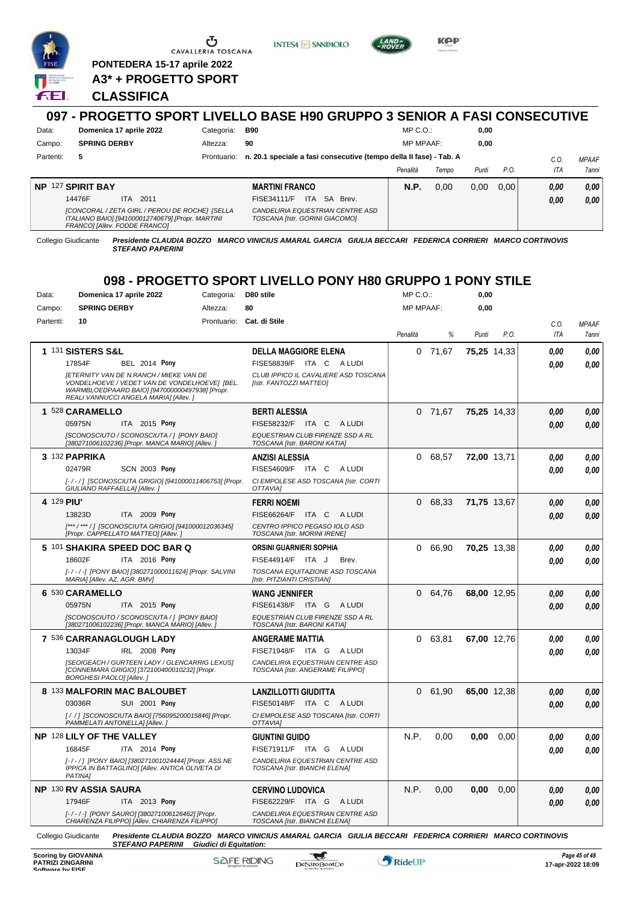PONTEDERA 15-17 aprile 2022

A3* + PROGETTO SPORT

CLASSIFICA

## 097 - PROGETTO SPORT LIVELLO BASE H90 GRUPPO 3 SENIOR A FASI CONSECUTIVE

Data: Domenica 17 aprile 2022 — Categoria: B90 — MP C.O.: 0,00

Campo: SPRING DERBY — Altezza: 90 — MP MPAAF: 0,00

Partenti: 5 — Prontuario: n. 20.1 speciale a fasi consecutive (tempo della II fase) - Tab. A

| Class. | Cavallo | Cavaliere | Penalità | Tempo | Punti | P.O. | C.O. ITA | MPAAF 7anni |
|---|---|---|---|---|---|---|---|---|
| NP | 127 SPIRIT BAY<br>14476F ITA 2011<br>[CONCORAL / ZETA GIRL / PEROU DE ROCHE] [SELLA ITALIANO BAIO] [941000012740679] [Propr. MARTINI FRANCO] [Allev. FODDE FRANCO] | MARTINI FRANCO<br>FISE34111/F ITA SA Brev.<br>CANDELIRIA EQUESTRIAN CENTRE ASD TOSCANA [Istr. GORINI GIACOMO] | N.P. | 0,00 | 0,00 | 0,00 | 0,00<br>0,00 | 0,00<br>0,00 |

Collegio Giudicante *Presidente CLAUDIA BOZZO MARCO VINICIUS AMARAL GARCIA GIULIA BECCARI FEDERICA CORRIERI MARCO CORTINOVIS STEFANO PAPERINI*

## 098 - PROGETTO SPORT LIVELLO PONY H80 GRUPPO 1 PONY STILE

Data: Domenica 17 aprile 2022 — Categoria: D80 stile — MP C.O.: 0,00

Campo: SPRING DERBY — Altezza: 80 — MP MPAAF: 0,00

Partenti: 10 — Prontuario: Cat. di Stile

| Class. | Cavallo | Cavaliere | Penalità | % | Punti | P.O. | C.O. ITA | MPAAF 7anni |
|---|---|---|---|---|---|---|---|---|
| 1 | 131 SISTERS S&L<br>17854F BEL 2014 Pony<br>[ETERNITY VAN DE N.RANCH / MIEKE VAN DE VONDELHOEVE / VEDET VAN DE VONDELHOEVE] [BEL. WARMBLOEDPAARD BAIO] [947000000497938] [Propr. REALI VANNUCCI ANGELA MARIA] [Allev. ] | DELLA MAGGIORE ELENA<br>FISE58839/F ITA C A LUDI<br>CLUB IPPICO IL CAVALIERE ASD TOSCANA [Istr. FANTOZZI MATTEO] | 0 | 71,67 | 75,25 | 14,33 | 0,00<br>0,00 | 0,00<br>0,00 |
| 1 | 528 CARAMELLO<br>05975N ITA 2015 Pony<br>[SCONOSCIUTO / SCONOSCIUTA / ] [PONY BAIO] [380271006102236] [Propr. MANCA MARIO] [Allev. ] | BERTI ALESSIA<br>FISE58232/F ITA C A LUDI<br>EQUESTRIAN CLUB FIRENZE SSD A RL TOSCANA [Istr. BARONI KATIA] | 0 | 71,67 | 75,25 | 14,33 | 0,00<br>0,00 | 0,00<br>0,00 |
| 3 | 132 PAPRIKA<br>02479R SCN 2003 Pony<br>[- / - / ] [SCONOSCIUTA GRIGIO] [941000011406753] [Propr. GIULIANO RAFFAELLA] [Allev. ] | ANZISI ALESSIA<br>FISE54609/F ITA C A LUDI<br>CI EMPOLESE ASD TOSCANA [Istr. CORTI OTTAVIA] | 0 | 68,57 | 72,00 | 13,71 | 0,00<br>0,00 | 0,00<br>0,00 |
| 4 | 129 PIU'<br>13823D ITA 2009 Pony<br>[*** / *** / ] [SCONOSCIUTA GRIGIO] [941000012036345] [Propr. CAPPELLATO MATTEO] [Allev. ] | FERRI NOEMI<br>FISE66264/F ITA C A LUDI<br>CENTRO IPPICO PEGASO IOLO ASD TOSCANA [Istr. MORINI IRENE] | 0 | 68,33 | 71,75 | 13,67 | 0,00<br>0,00 | 0,00<br>0,00 |
| 5 | 101 SHAKIRA SPEED DOC BAR Q<br>18602F ITA 2016 Pony<br>[- / - / -] [PONY BAIO] [380271000011624] [Propr. SALVINI MARIA] [Allev. AZ. AGR. BMV] | ORSINI GUARNIERI SOPHIA<br>FISE44914/F ITA J Brev.<br>TOSCANA EQUITAZIONE ASD TOSCANA [Istr. PITZIANTI CRISTIAN] | 0 | 66,90 | 70,25 | 13,38 | 0,00<br>0,00 | 0,00<br>0,00 |
| 6 | 530 CARAMELLO<br>05975N ITA 2015 Pony<br>[SCONOSCIUTO / SCONOSCIUTA / ] [PONY BAIO] [380271006102236] [Propr. MANCA MARIO] [Allev. ] | WANG JENNIFER<br>FISE61438/F ITA G A LUDI<br>EQUESTRIAN CLUB FIRENZE SSD A RL TOSCANA [Istr. BARONI KATIA] | 0 | 64,76 | 68,00 | 12,95 | 0,00<br>0,00 | 0,00<br>0,00 |
| 7 | 536 CARRANAGLOUGH LADY<br>13034F IRL 2008 Pony<br>[SEOIGEACH / GURTEEN LADY / GLENCARRIG LEXUS] [CONNEMARA GRIGIO] [372100400010232] [Propr. BORGHESI PAOLO] [Allev. ] | ANGERAME MATTIA<br>FISE71948/F ITA G A LUDI<br>CANDELIRIA EQUESTRIAN CENTRE ASD TOSCANA [Istr. ANGERAME FILIPPO] | 0 | 63,81 | 67,00 | 12,76 | 0,00<br>0,00 | 0,00<br>0,00 |
| 8 | 133 MALFORIN MAC BALOUBET<br>03036R SUI 2001 Pony<br>[ / / ] [SCONOSCIUTA BAIO] [756095200015846] [Propr. PAMMELATI ANTONELLA] [Allev. ] | LANZILLOTTI GIUDITTA<br>FISE50148/F ITA C A LUDI<br>CI EMPOLESE ASD TOSCANA [Istr. CORTI OTTAVIA] | 0 | 61,90 | 65,00 | 12,38 | 0,00<br>0,00 | 0,00<br>0,00 |
| NP | 128 LILY OF THE VALLEY<br>16845F ITA 2014 Pony<br>[- / - / ] [PONY BAIO] [380271001024444] [Propr. ASS.NE IPPICA IN BATTAGLINO] [Allev. ANTICA OLIVETA DI PATINA] | GIUNTINI GUIDO<br>FISE71911/F ITA G A LUDI<br>CANDELIRIA EQUESTRIAN CENTRE ASD TOSCANA [Istr. BIANCHI ELENA] | N.P. | 0,00 | 0,00 | 0,00 | 0,00<br>0,00 | 0,00<br>0,00 |
| NP | 130 RV ASSIA SAURA<br>17946F ITA 2013 Pony<br>[- / - / -] [PONY SAURO] [380271006126462] [Propr. CHIARENZA FILIPPO] [Allev. CHIARENZA FILIPPO] | CERVINO LUDOVICA<br>FISE62229/F ITA G A LUDI<br>CANDELIRIA EQUESTRIAN CENTRE ASD TOSCANA [Istr. BIANCHI ELENA] | N.P. | 0,00 | 0,00 | 0,00 | 0,00<br>0,00 | 0,00<br>0,00 |

Collegio Giudicante *Presidente CLAUDIA BOZZO MARCO VINICIUS AMARAL GARCIA GIULIA BECCARI FEDERICA CORRIERI MARCO CORTINOVIS STEFANO PAPERINI Giudici di Equitation:*

Scoring by GIOVANNA PATRIZI ZINGARINI — 17-apr-2022 18:09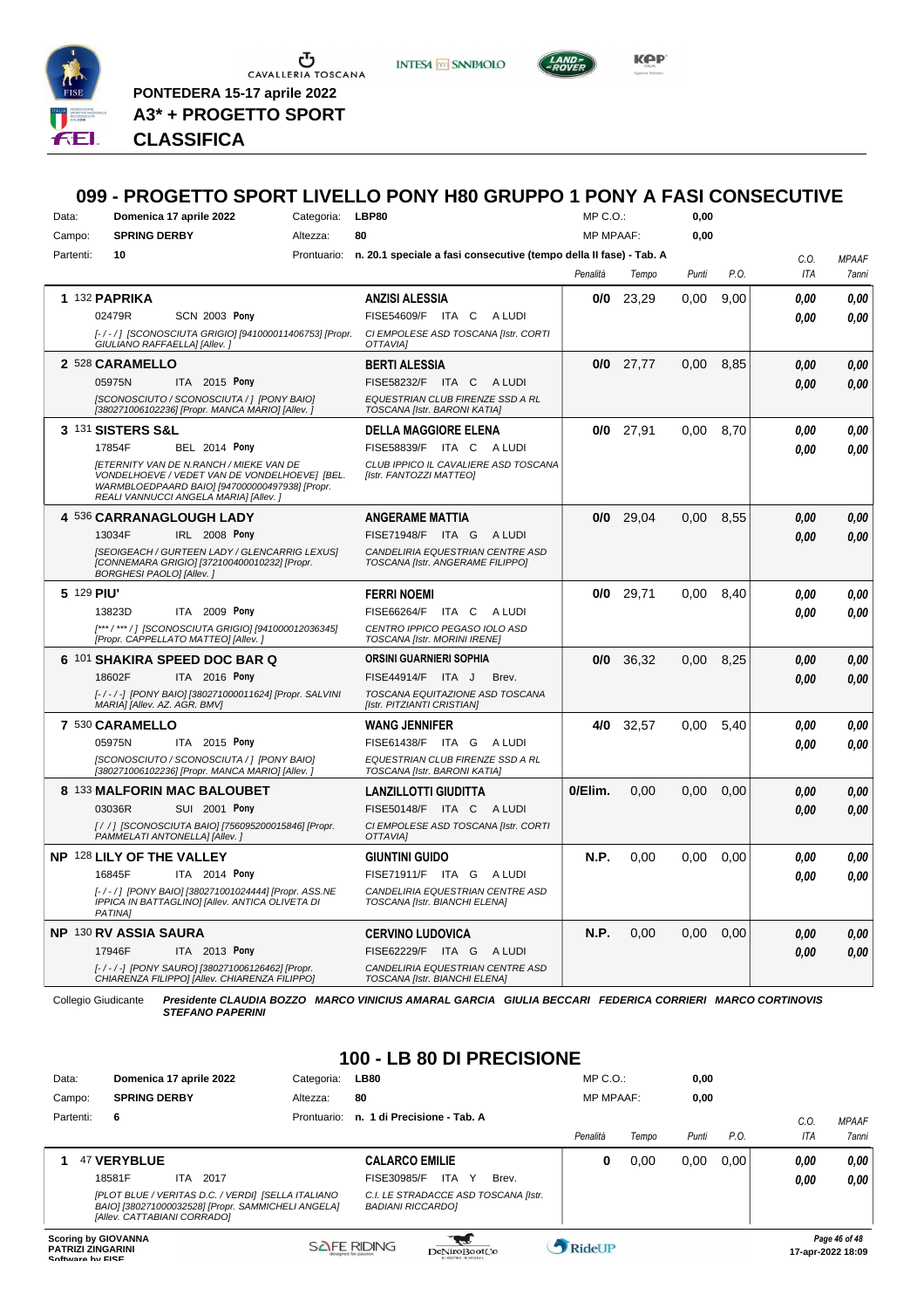PONTEDERA 15-17 aprile 2022

**A3* + PROGETTO SPORT**

**CLASSIFICA**

## 099 - PROGETTO SPORT LIVELLO PONY H80 GRUPPO 1 PONY A FASI CONSECUTIVE

Data: **Domenica 17 aprile 2022** Categoria: **LBP80** MP C.O.: **0,00**

Campo: **SPRING DERBY** Altezza: **80** MP MPAAF: **0,00**

Partenti: **10** Prontuario: **n. 20.1 speciale a fasi consecutive (tempo della II fase) - Tab. A**

| | Cavallo | Cavaliere | Penalità | Tempo | Punti | P.O. | C.O. ITA | MPAAF 7anni |
|---|---|---|---|---|---|---|---|---|
| 1 | 132 **PAPRIKA**<br>02479R SCN 2003 **Pony**<br>*[-/-/] [SCONOSCIUTA GRIGIO] [941000011406753] [Propr. GIULIANO RAFFAELLA] [Allev. ]* | **ANZISI ALESSIA**<br>FISE54609/F ITA C A LUDI<br>*CI EMPOLESE ASD TOSCANA [Istr. CORTI OTTAVIA]* | **0/0** | 23,29 | 0,00 | 9,00 | **0,00**<br>**0,00** | **0,00**<br>**0,00** |
| 2 | 528 **CARAMELLO**<br>05975N ITA 2015 **Pony**<br>*[SCONOSCIUTO / SCONOSCIUTA / ] [PONY BAIO] [380271006102236] [Propr. MANCA MARIO] [Allev. ]* | **BERTI ALESSIA**<br>FISE58232/F ITA C A LUDI<br>*EQUESTRIAN CLUB FIRENZE SSD A RL TOSCANA [Istr. BARONI KATIA]* | **0/0** | 27,77 | 0,00 | 8,85 | **0,00**<br>**0,00** | **0,00**<br>**0,00** |
| 3 | 131 **SISTERS S&L**<br>17854F BEL 2014 **Pony**<br>*[ETERNITY VAN DE N.RANCH / MIEKE VAN DE VONDELHOEVE / VEDET VAN DE VONDELHOEVE] [BEL. WARMBLOEDPAARD BAIO] [947000000497938] [Propr. REALI VANNUCCI ANGELA MARIA] [Allev. ]* | **DELLA MAGGIORE ELENA**<br>FISE58839/F ITA C A LUDI<br>*CLUB IPPICO IL CAVALIERE ASD TOSCANA [Istr. FANTOZZI MATTEO]* | **0/0** | 27,91 | 0,00 | 8,70 | **0,00**<br>**0,00** | **0,00**<br>**0,00** |
| 4 | 536 **CARRANAGLOUGH LADY**<br>13034F IRL 2008 **Pony**<br>*[SEOIGEACH / GURTEEN LADY / GLENCARRIG LEXUS] [CONNEMARA GRIGIO] [372100400010232] [Propr. BORGHESI PAOLO] [Allev. ]* | **ANGERAME MATTIA**<br>FISE71948/F ITA G A LUDI<br>*CANDELIRIA EQUESTRIAN CENTRE ASD TOSCANA [Istr. ANGERAME FILIPPO]* | **0/0** | 29,04 | 0,00 | 8,55 | **0,00**<br>**0,00** | **0,00**<br>**0,00** |
| 5 | 129 **PIU'**<br>13823D ITA 2009 **Pony**<br>*[*** / *** / ] [SCONOSCIUTA GRIGIO] [941000012036345] [Propr. CAPPELLATO MATTEO] [Allev. ]* | **FERRI NOEMI**<br>FISE66264/F ITA C A LUDI<br>*CENTRO IPPICO PEGASO IOLO ASD TOSCANA [Istr. MORINI IRENE]* | **0/0** | 29,71 | 0,00 | 8,40 | **0,00**<br>**0,00** | **0,00**<br>**0,00** |
| 6 | 101 **SHAKIRA SPEED DOC BAR Q**<br>18602F ITA 2016 **Pony**<br>*[-/-/-] [PONY BAIO] [380271000011624] [Propr. SALVINI MARIA] [Allev. AZ. AGR. BMV]* | **ORSINI GUARNIERI SOPHIA**<br>FISE44914/F ITA J Brev.<br>*TOSCANA EQUITAZIONE ASD TOSCANA [Istr. PITZIANTI CRISTIAN]* | **0/0** | 36,32 | 0,00 | 8,25 | **0,00**<br>**0,00** | **0,00**<br>**0,00** |
| 7 | 530 **CARAMELLO**<br>05975N ITA 2015 **Pony**<br>*[SCONOSCIUTO / SCONOSCIUTA / ] [PONY BAIO] [380271006102236] [Propr. MANCA MARIO] [Allev. ]* | **WANG JENNIFER**<br>FISE61438/F ITA G A LUDI<br>*EQUESTRIAN CLUB FIRENZE SSD A RL TOSCANA [Istr. BARONI KATIA]* | **4/0** | 32,57 | 0,00 | 5,40 | **0,00**<br>**0,00** | **0,00**<br>**0,00** |
| 8 | 133 **MALFORIN MAC BALOUBET**<br>03036R SUI 2001 **Pony**<br>*[ / / ] [SCONOSCIUTA BAIO] [756095200015846] [Propr. PAMMELATI ANTONELLA] [Allev. ]* | **LANZILLOTTI GIUDITTA**<br>FISE50148/F ITA C A LUDI<br>*CI EMPOLESE ASD TOSCANA [Istr. CORTI OTTAVIA]* | **0/Elim.** | 0,00 | 0,00 | 0,00 | **0,00**<br>**0,00** | **0,00**<br>**0,00** |
| NP | 128 **LILY OF THE VALLEY**<br>16845F ITA 2014 **Pony**<br>*[-/-/] [PONY BAIO] [380271001024444] [Propr. ASS.NE IPPICA IN BATTAGLINO] [Allev. ANTICA OLIVETA DI PATINA]* | **GIUNTINI GUIDO**<br>FISE71911/F ITA G A LUDI<br>*CANDELIRIA EQUESTRIAN CENTRE ASD TOSCANA [Istr. BIANCHI ELENA]* | **N.P.** | 0,00 | 0,00 | 0,00 | **0,00**<br>**0,00** | **0,00**<br>**0,00** |
| NP | 130 **RV ASSIA SAURA**<br>17946F ITA 2013 **Pony**<br>*[-/-/-] [PONY SAURO] [380271006126462] [Propr. CHIARENZA FILIPPO] [Allev. CHIARENZA FILIPPO]* | **CERVINO LUDOVICA**<br>FISE62229/F ITA G A LUDI<br>*CANDELIRIA EQUESTRIAN CENTRE ASD TOSCANA [Istr. BIANCHI ELENA]* | **N.P.** | 0,00 | 0,00 | 0,00 | **0,00**<br>**0,00** | **0,00**<br>**0,00** |

Collegio Giudicante ***Presidente CLAUDIA BOZZO MARCO VINICIUS AMARAL GARCIA GIULIA BECCARI FEDERICA CORRIERI MARCO CORTINOVIS STEFANO PAPERINI***

## 100 - LB 80 DI PRECISIONE

Data: **Domenica 17 aprile 2022** Categoria: **LB80** MP C.O.: **0,00**

Campo: **SPRING DERBY** Altezza: **80** MP MPAAF: **0,00**

Partenti: **6** Prontuario: **n. 1 di Precisione - Tab. A**

| | Cavallo | Cavaliere | Penalità | Tempo | Punti | P.O. | C.O. ITA | MPAAF 7anni |
|---|---|---|---|---|---|---|---|---|
| 1 | 47 **VERYBLUE**<br>18581F ITA 2017<br>*[PLOT BLUE / VERITAS D.C. / VERDI] [SELLA ITALIANO BAIO] [380271000032528] [Propr. SAMMICHELI ANGELA] [Allev. CATTABIANI CORRADO]* | **CALARCO EMILIE**<br>FISE30985/F ITA Y Brev.<br>*C.I. LE STRADACCE ASD TOSCANA [Istr. BADIANI RICCARDO]* | **0** | 0,00 | 0,00 | 0,00 | **0,00**<br>**0,00** | **0,00**<br>**0,00** |

**Scoring by GIOVANNA PATRIZI ZINGARINI**

17-apr-2022 18:09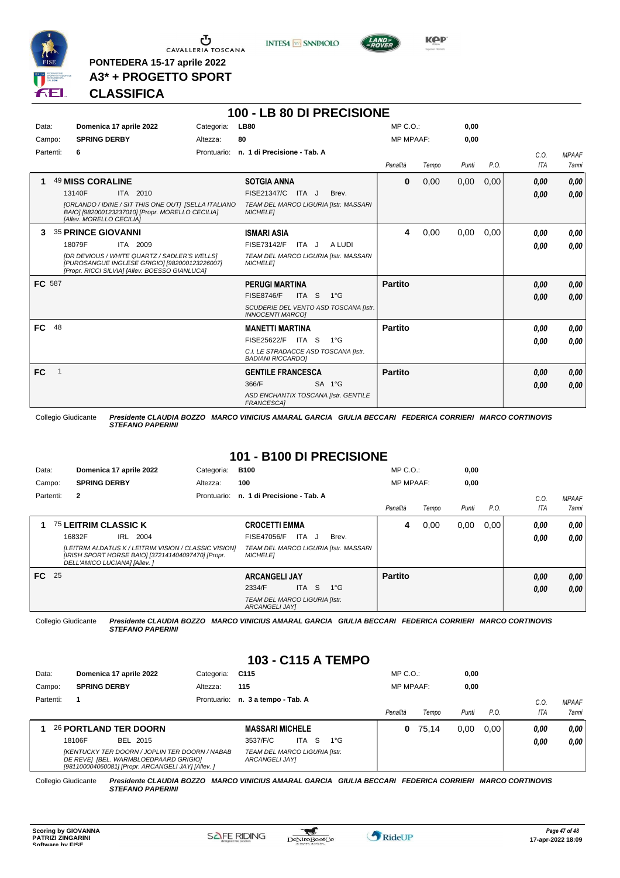PONTEDERA 15-17 aprile 2022

A3* + PROGETTO SPORT

**CLASSIFICA**

## 100 - LB 80 DI PRECISIONE

| Data: | Domenica 17 aprile 2022 | Categoria: | LB80 | MP C.O.: | 0,00 |
|---|---|---|---|---|---|
| Campo: | SPRING DERBY | Altezza: | 80 | MP MPAAF: | 0,00 |
| Partenti: | 6 | Prontuario: | n. 1 di Precisione - Tab. A | | |

| Pos. | Cavallo | Cavaliere | Penalità | Tempo | Punti | P.O. | C.O. ITA | MPAAF 7anni |
|---|---|---|---|---|---|---|---|---|
| 1 | 49 **MISS CORALINE** 13140F ITA 2010 *[ORLANDO / IDINE / SIT THIS ONE OUT] [SELLA ITALIANO BAIO] [982000123237010] [Propr. MORELLO CECILIA] [Allev. MORELLO CECILIA]* | **SOTGIA ANNA** FISE21347/C ITA J Brev. *TEAM DEL MARCO LIGURIA [Istr. MASSARI MICHELE]* | 0 | 0,00 | 0,00 | 0,00 | 0,00 / 0,00 | 0,00 / 0,00 |
| 3 | 35 **PRINCE GIOVANNI** 18079F ITA 2009 *[DR DEVIOUS / WHITE QUARTZ / SADLER'S WELLS] [PUROSANGUE INGLESE GRIGIO] [982000123226007] [Propr. RICCI SILVIA] [Allev. BOESSO GIANLUCA]* | **ISMARI ASIA** FISE73142/F ITA J A LUDI *TEAM DEL MARCO LIGURIA [Istr. MASSARI MICHELE]* | 4 | 0,00 | 0,00 | 0,00 | 0,00 / 0,00 | 0,00 / 0,00 |
| FC | 587 | **PERUGI MARTINA** FISE8746/F ITA S 1°G *SCUDERIE DEL VENTO ASD TOSCANA [Istr. INNOCENTI MARCO]* | Partito | | | | 0,00 / 0,00 | 0,00 / 0,00 |
| FC | 48 | **MANETTI MARTINA** FISE25622/F ITA S 1°G *C.I. LE STRADACCE ASD TOSCANA [Istr. BADIANI RICCARDO]* | Partito | | | | 0,00 / 0,00 | 0,00 / 0,00 |
| FC | 1 | **GENTILE FRANCESCA** 366/F SA 1°G *ASD ENCHANTIX TOSCANA [Istr. GENTILE FRANCESCA]* | Partito | | | | 0,00 / 0,00 | 0,00 / 0,00 |

Collegio Giudicante *Presidente CLAUDIA BOZZO MARCO VINICIUS AMARAL GARCIA GIULIA BECCARI FEDERICA CORRIERI MARCO CORTINOVIS STEFANO PAPERINI*

## 101 - B100 DI PRECISIONE

| Data: | Domenica 17 aprile 2022 | Categoria: | B100 | MP C.O.: | 0,00 |
|---|---|---|---|---|---|
| Campo: | SPRING DERBY | Altezza: | 100 | MP MPAAF: | 0,00 |
| Partenti: | 2 | Prontuario: | n. 1 di Precisione - Tab. A | | |

| Pos. | Cavallo | Cavaliere | Penalità | Tempo | Punti | P.O. | C.O. ITA | MPAAF 7anni |
|---|---|---|---|---|---|---|---|---|
| 1 | 75 **LEITRIM CLASSIC K** 16832F IRL 2004 *[LEITRIM ALDATUS K / LEITRIM VISION / CLASSIC VISION] [IRISH SPORT HORSE BAIO] [372141404097470] [Propr. DELL'AMICO LUCIANA] [Allev. ]* | **CROCETTI EMMA** FISE47056/F ITA J Brev. *TEAM DEL MARCO LIGURIA [Istr. MASSARI MICHELE]* | 4 | 0,00 | 0,00 | 0,00 | 0,00 / 0,00 | 0,00 / 0,00 |
| FC | 25 | **ARCANGELI JAY** 2334/F ITA S 1°G *TEAM DEL MARCO LIGURIA [Istr. ARCANGELI JAY]* | Partito | | | | 0,00 / 0,00 | 0,00 / 0,00 |

Collegio Giudicante *Presidente CLAUDIA BOZZO MARCO VINICIUS AMARAL GARCIA GIULIA BECCARI FEDERICA CORRIERI MARCO CORTINOVIS STEFANO PAPERINI*

## 103 - C115 A TEMPO

| Data: | Domenica 17 aprile 2022 | Categoria: | C115 | MP C.O.: | 0,00 |
|---|---|---|---|---|---|
| Campo: | SPRING DERBY | Altezza: | 115 | MP MPAAF: | 0,00 |
| Partenti: | 1 | Prontuario: | n. 3 a tempo - Tab. A | | |

| Pos. | Cavallo | Cavaliere | Penalità | Tempo | Punti | P.O. | C.O. ITA | MPAAF 7anni |
|---|---|---|---|---|---|---|---|---|
| 1 | 26 **PORTLAND TER DOORN** 18106F BEL 2015 *[KENTUCKY TER DOORN / JOPLIN TER DOORN / NABAB DE REVE] [BEL. WARMBLOEDPAARD GRIGIO] [981100004060081] [Propr. ARCANGELI JAY] [Allev. ]* | **MASSARI MICHELE** 3537/F/C ITA S 1°G *TEAM DEL MARCO LIGURIA [Istr. ARCANGELI JAY]* | 0 | 75,14 | 0,00 | 0,00 | 0,00 / 0,00 | 0,00 / 0,00 |

Collegio Giudicante *Presidente CLAUDIA BOZZO MARCO VINICIUS AMARAL GARCIA GIULIA BECCARI FEDERICA CORRIERI MARCO CORTINOVIS STEFANO PAPERINI*

Scoring by GIOVANNA PATRIZI ZINGARINI — Software by FISE

17-apr-2022 18:09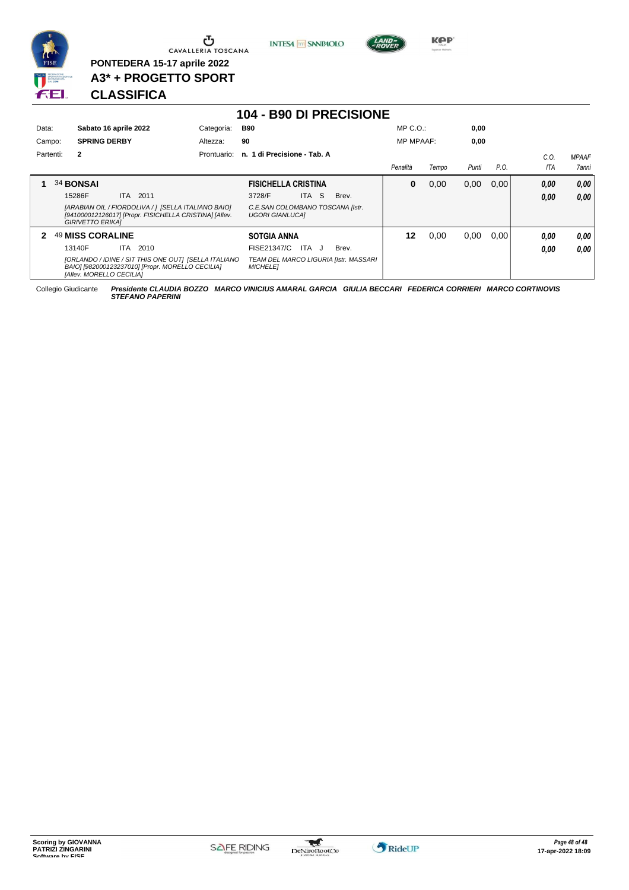PONTEDERA 15-17 aprile 2022

**A3* + PROGETTO SPORT**

**CLASSIFICA**

# 104 - B90 DI PRECISIONE

| | | | | | |
|---|---|---|---|---|---|
| Data: | **Sabato 16 aprile 2022** | Categoria: | **B90** | MP C.O.: | **0,00** |
| Campo: | **SPRING DERBY** | Altezza: | **90** | MP MPAAF: | **0,00** |
| Partenti: | **2** | Prontuario: | **n. 1 di Precisione - Tab. A** | | |

| | Cavallo | Cavaliere | Penalità | Tempo | Punti | P.O. | C.O. ITA | MPAAF 7anni |
|---|---|---|---|---|---|---|---|---|
| **1** | 34 **BONSAI**<br>15286F ITA 2011<br>*[ARABIAN OIL / FIORDOLIVA / ] [SELLA ITALIANO BAIO] [941000012126017] [Propr. FISICHELLA CRISTINA] [Allev. GIRIVETTO ERIKA]* | **FISICHELLA CRISTINA**<br>3728/F ITA S Brev.<br>*C.E.SAN COLOMBANO TOSCANA [Istr. UGORI GIANLUCA]* | **0** | 0,00 | 0,00 | 0,00 | ***0,00***<br>***0,00*** | ***0,00***<br>***0,00*** |
| **2** | 49 **MISS CORALINE**<br>13140F ITA 2010<br>*[ORLANDO / IDINE / SIT THIS ONE OUT] [SELLA ITALIANO BAIO] [982000123237010] [Propr. MORELLO CECILIA] [Allev. MORELLO CECILIA]* | **SOTGIA ANNA**<br>FISE21347/C ITA J Brev.<br>*TEAM DEL MARCO LIGURIA [Istr. MASSARI MICHELE]* | **12** | 0,00 | 0,00 | 0,00 | ***0,00***<br>***0,00*** | ***0,00***<br>***0,00*** |

Collegio Giudicante *Presidente CLAUDIA BOZZO MARCO VINICIUS AMARAL GARCIA GIULIA BECCARI FEDERICA CORRIERI MARCO CORTINOVIS STEFANO PAPERINI*

Scoring by GIOVANNA PATRIZI ZINGARINI Software by FISE

17-apr-2022 18:09